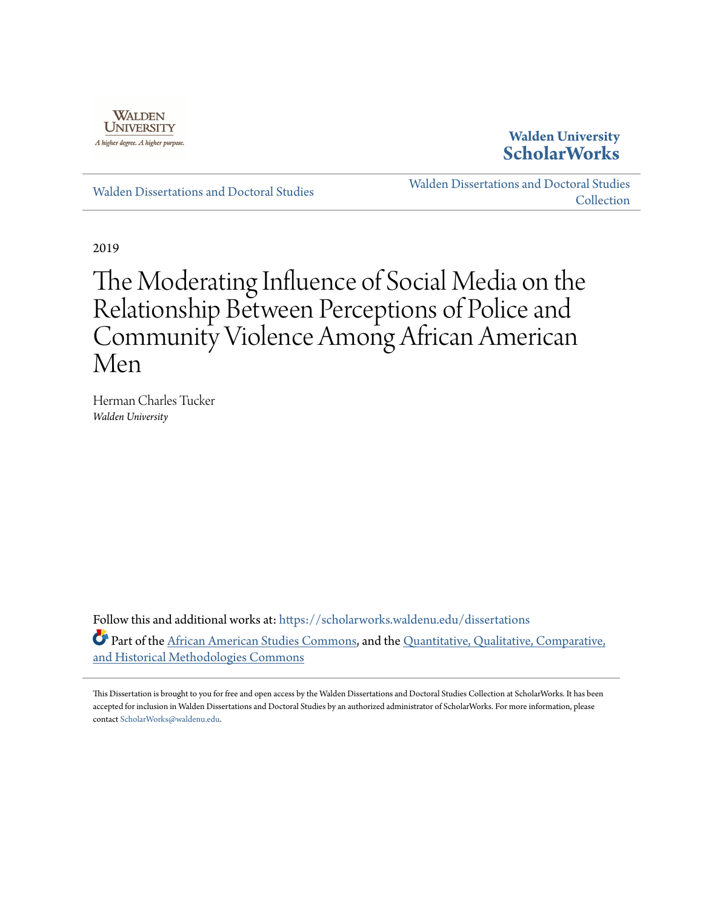Walden University

A higher degree. A higher purpose.

**Walden University ScholarWorks**

Walden Dissertations and Doctoral Studies

Walden Dissertations and Doctoral Studies Collection

2019

# The Moderating Influence of Social Media on the Relationship Between Perceptions of Police and Community Violence Among African American Men

Herman Charles Tucker
*Walden University*

Follow this and additional works at: https://scholarworks.waldenu.edu/dissertations

Part of the African American Studies Commons, and the Quantitative, Qualitative, Comparative, and Historical Methodologies Commons

This Dissertation is brought to you for free and open access by the Walden Dissertations and Doctoral Studies Collection at ScholarWorks. It has been accepted for inclusion in Walden Dissertations and Doctoral Studies by an authorized administrator of ScholarWorks. For more information, please contact ScholarWorks@waldenu.edu.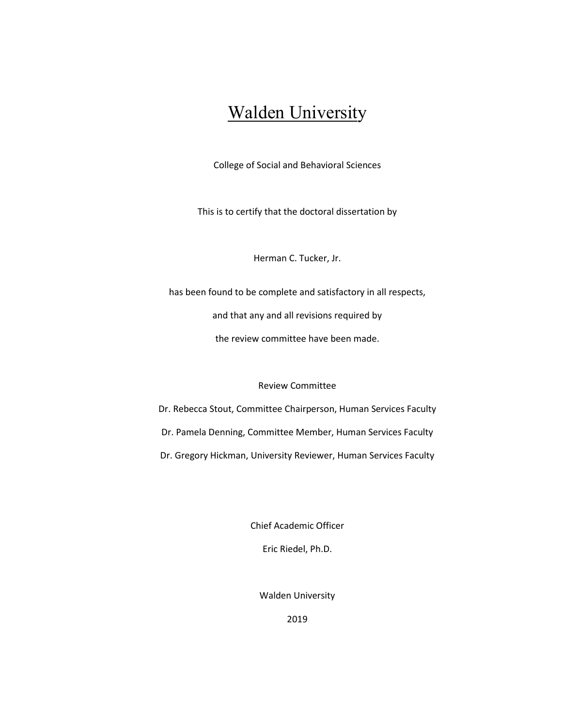# Walden University

College of Social and Behavioral Sciences

This is to certify that the doctoral dissertation by

Herman C. Tucker, Jr.

has been found to be complete and satisfactory in all respects,

and that any and all revisions required by

the review committee have been made.

Review Committee

Dr. Rebecca Stout, Committee Chairperson, Human Services Faculty

Dr. Pamela Denning, Committee Member, Human Services Faculty

Dr. Gregory Hickman, University Reviewer, Human Services Faculty

Chief Academic Officer

Eric Riedel, Ph.D.

Walden University

2019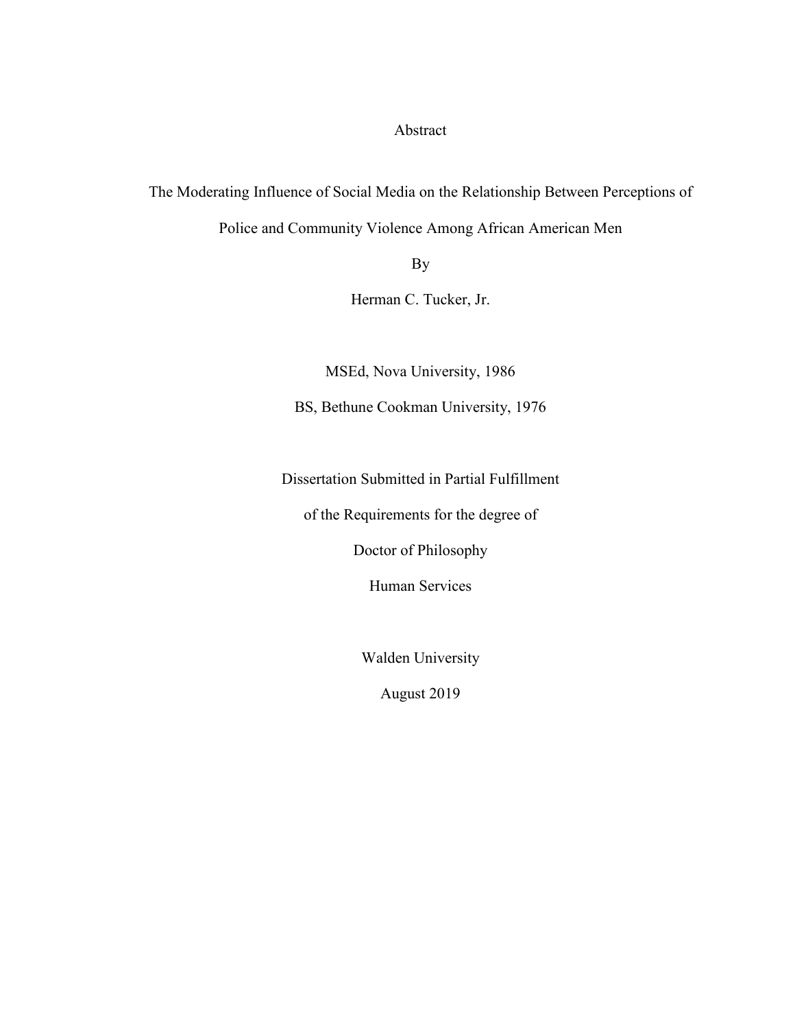Abstract

The Moderating Influence of Social Media on the Relationship Between Perceptions of Police and Community Violence Among African American Men

By

Herman C. Tucker, Jr.

MSEd, Nova University, 1986

BS, Bethune Cookman University, 1976

Dissertation Submitted in Partial Fulfillment

of the Requirements for the degree of

Doctor of Philosophy

Human Services

Walden University

August 2019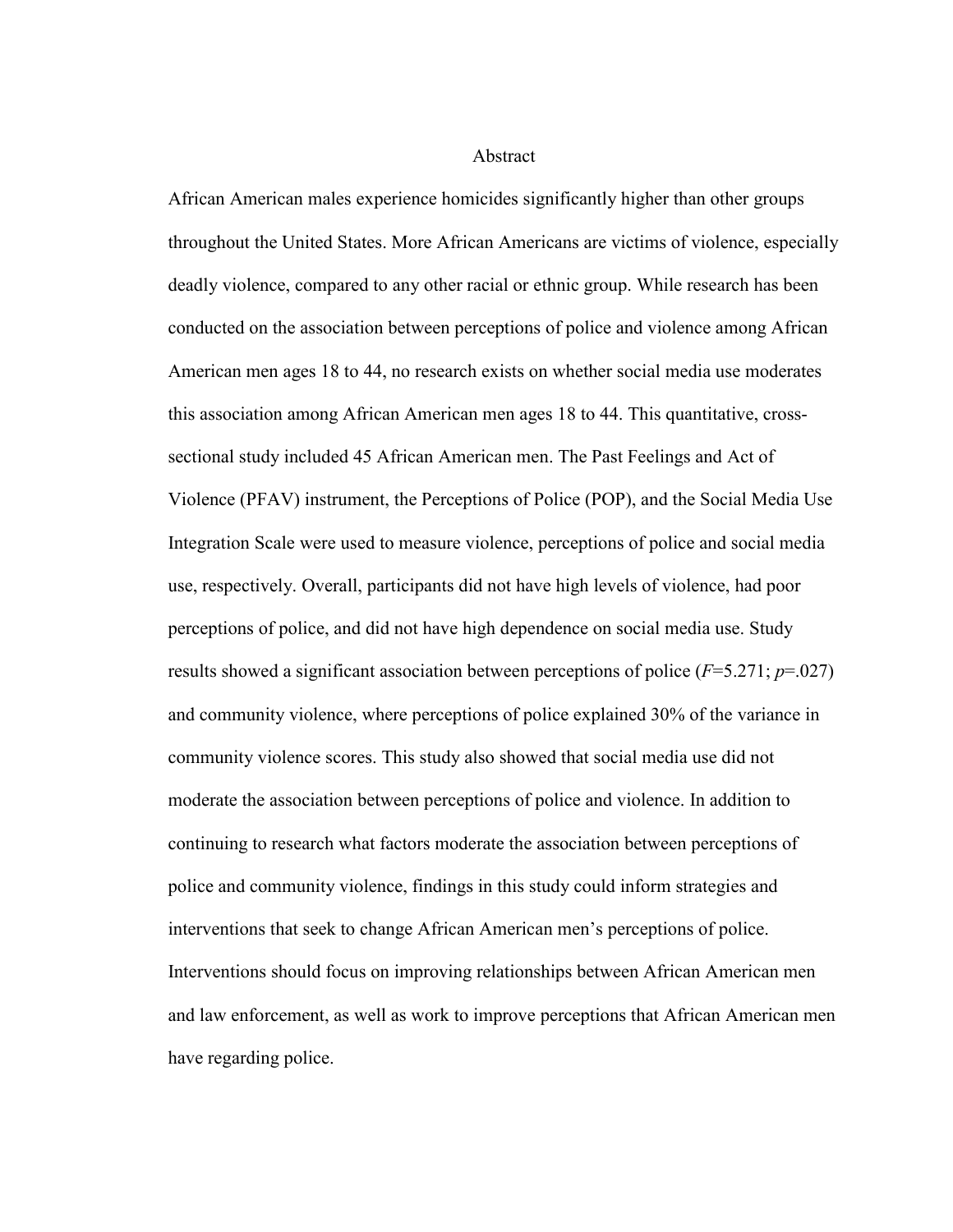# Abstract

African American males experience homicides significantly higher than other groups throughout the United States. More African Americans are victims of violence, especially deadly violence, compared to any other racial or ethnic group. While research has been conducted on the association between perceptions of police and violence among African American men ages 18 to 44, no research exists on whether social media use moderates this association among African American men ages 18 to 44. This quantitative, cross-sectional study included 45 African American men. The Past Feelings and Act of Violence (PFAV) instrument, the Perceptions of Police (POP), and the Social Media Use Integration Scale were used to measure violence, perceptions of police and social media use, respectively. Overall, participants did not have high levels of violence, had poor perceptions of police, and did not have high dependence on social media use. Study results showed a significant association between perceptions of police ($F$=5.271; $p$=.027) and community violence, where perceptions of police explained 30% of the variance in community violence scores. This study also showed that social media use did not moderate the association between perceptions of police and violence. In addition to continuing to research what factors moderate the association between perceptions of police and community violence, findings in this study could inform strategies and interventions that seek to change African American men's perceptions of police. Interventions should focus on improving relationships between African American men and law enforcement, as well as work to improve perceptions that African American men have regarding police.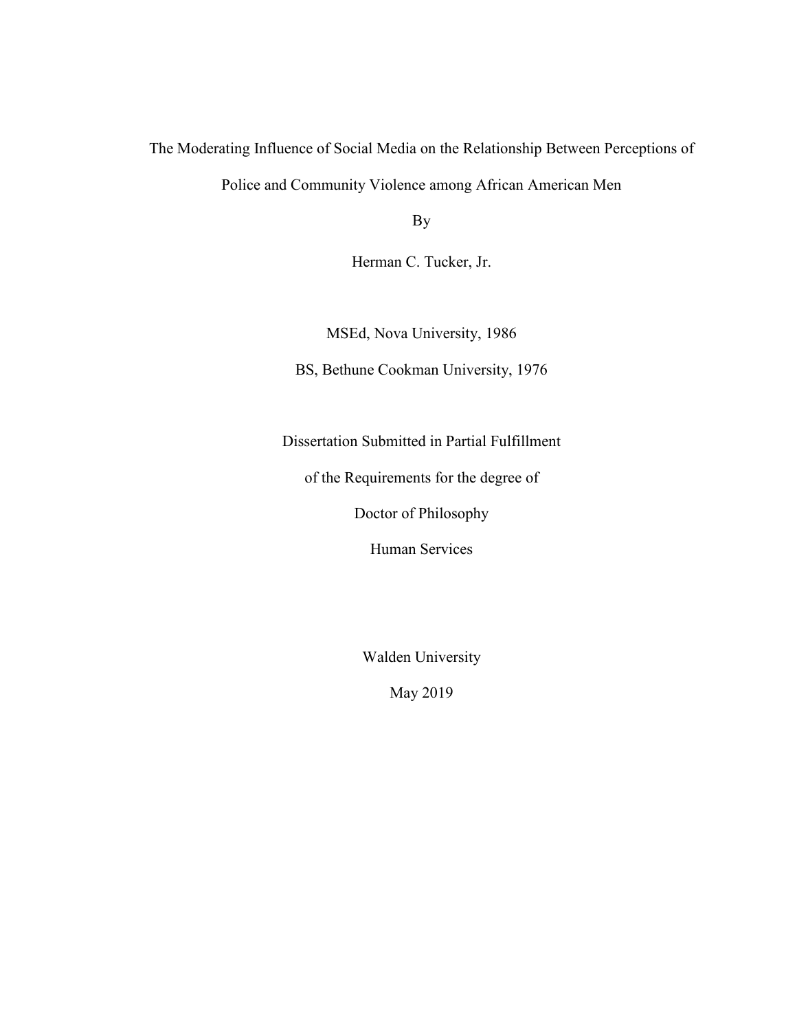The Moderating Influence of Social Media on the Relationship Between Perceptions of Police and Community Violence among African American Men

By

Herman C. Tucker, Jr.

MSEd, Nova University, 1986

BS, Bethune Cookman University, 1976

Dissertation Submitted in Partial Fulfillment

of the Requirements for the degree of

Doctor of Philosophy

Human Services

Walden University

May 2019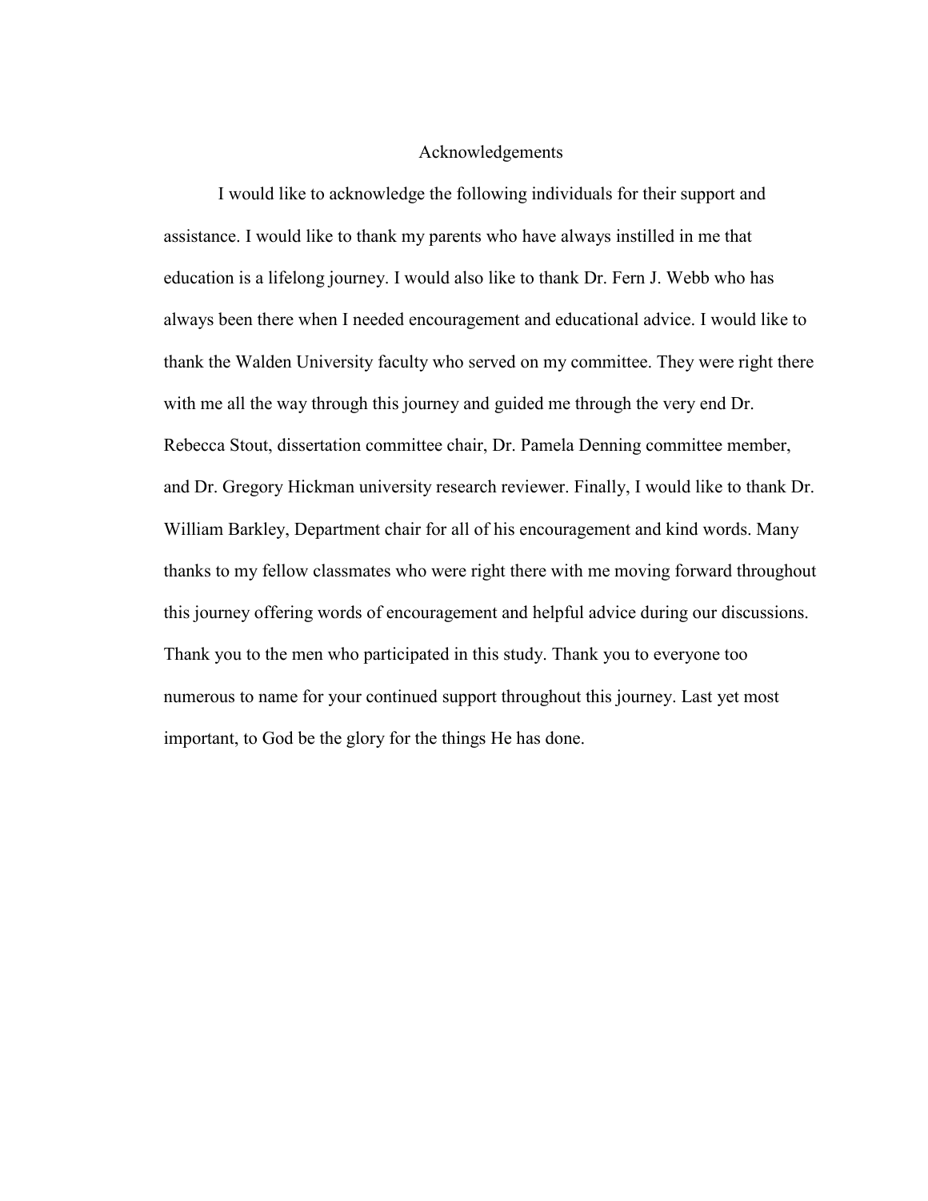# Acknowledgements

I would like to acknowledge the following individuals for their support and assistance. I would like to thank my parents who have always instilled in me that education is a lifelong journey. I would also like to thank Dr. Fern J. Webb who has always been there when I needed encouragement and educational advice. I would like to thank the Walden University faculty who served on my committee. They were right there with me all the way through this journey and guided me through the very end Dr. Rebecca Stout, dissertation committee chair, Dr. Pamela Denning committee member, and Dr. Gregory Hickman university research reviewer. Finally, I would like to thank Dr. William Barkley, Department chair for all of his encouragement and kind words. Many thanks to my fellow classmates who were right there with me moving forward throughout this journey offering words of encouragement and helpful advice during our discussions. Thank you to the men who participated in this study. Thank you to everyone too numerous to name for your continued support throughout this journey. Last yet most important, to God be the glory for the things He has done.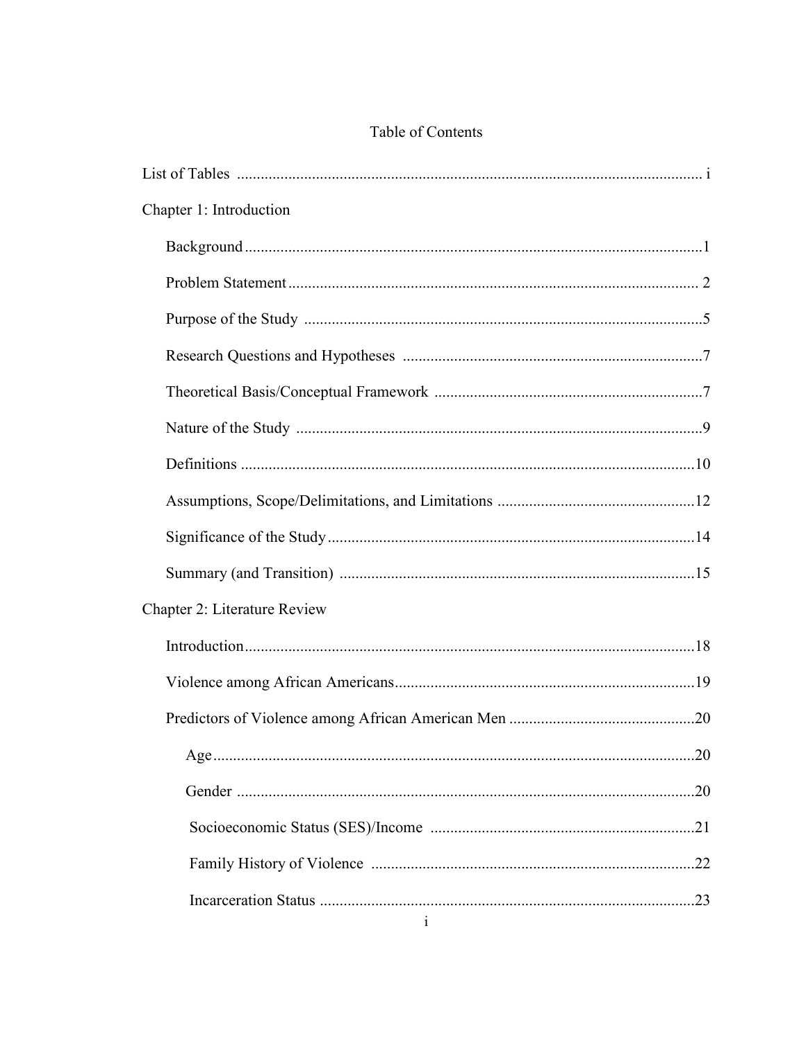# Table of Contents

List of Tables ........................................................................................................ i

Chapter 1: Introduction

- Background ........................................................................................................1
- Problem Statement ............................................................................................. 2
- Purpose of the Study .............................................................................................5
- Research Questions and Hypotheses .....................................................................7
- Theoretical Basis/Conceptual Framework ..............................................................7
- Nature of the Study ...............................................................................................9
- Definitions ..........................................................................................................10
- Assumptions, Scope/Delimitations, and Limitations ...........................................12
- Significance of the Study ....................................................................................14
- Summary (and Transition) ..................................................................................15

Chapter 2: Literature Review

- Introduction .........................................................................................................18
- Violence among African Americans ...................................................................19
- Predictors of Violence among African American Men .......................................20
  - Age ..............................................................................................................20
  - Gender ........................................................................................................20
  - Socioeconomic Status (SES)/Income ..........................................................21
  - Family History of Violence .........................................................................22
  - Incarceration Status .....................................................................................23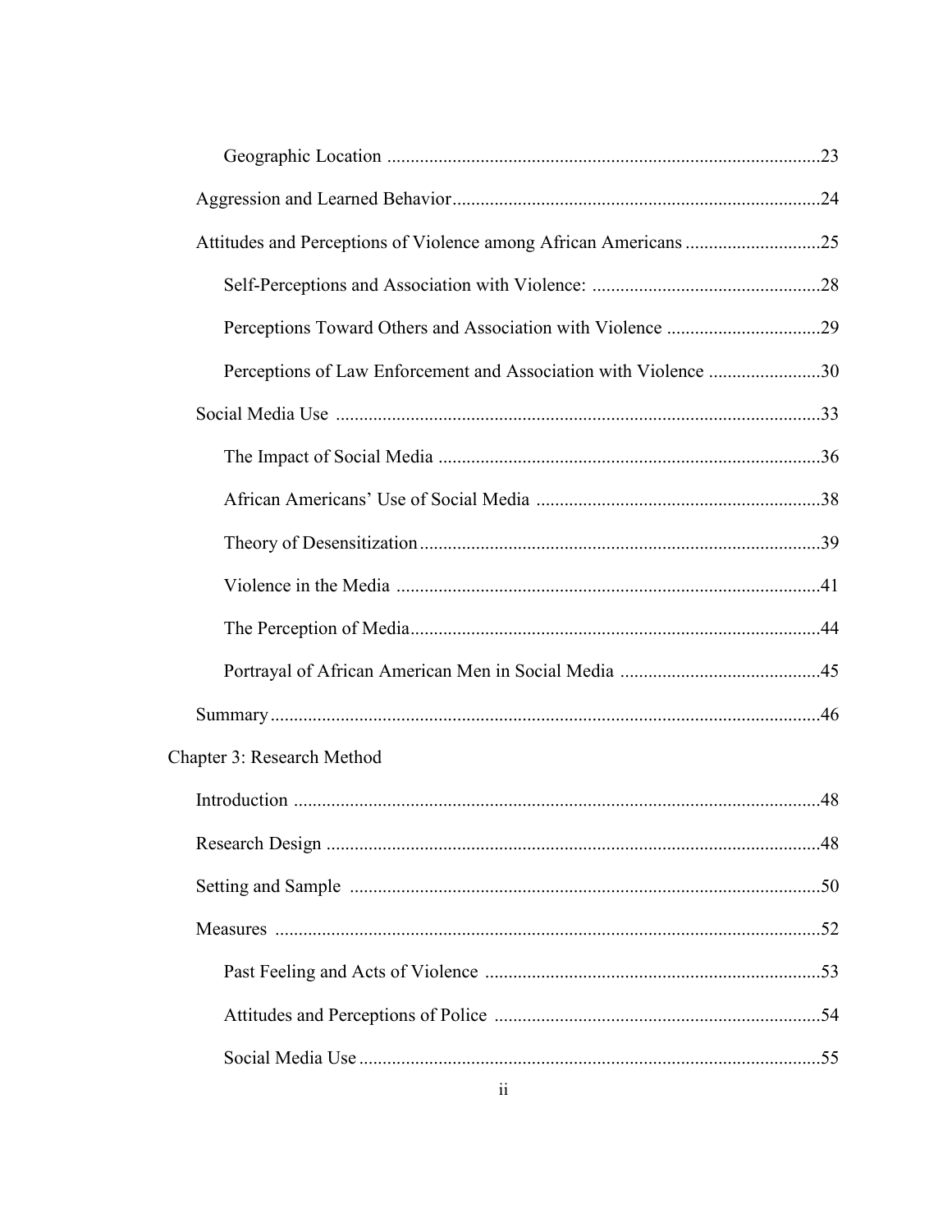Geographic Location ....................................................................................23

Aggression and Learned Behavior......................................................................24

Attitudes and Perceptions of Violence among African Americans ............................25

Self-Perceptions and Association with Violence: ................................................28

Perceptions Toward Others and Association with Violence .................................29

Perceptions of Law Enforcement and Association with Violence ........................30

Social Media Use ...............................................................................................33

The Impact of Social Media ..............................................................................36

African Americans' Use of Social Media ............................................................38

Theory of Desensitization..................................................................................39

Violence in the Media .......................................................................................41

The Perception of Media....................................................................................44

Portrayal of African American Men in Social Media ..........................................45

Summary.........................................................................................................46

Chapter 3: Research Method

Introduction ....................................................................................................48

Research Design ..............................................................................................48

Setting and Sample ..........................................................................................50

Measures .........................................................................................................52

Past Feeling and Acts of Violence ......................................................................53

Attitudes and Perceptions of Police .....................................................................54

Social Media Use ..............................................................................................55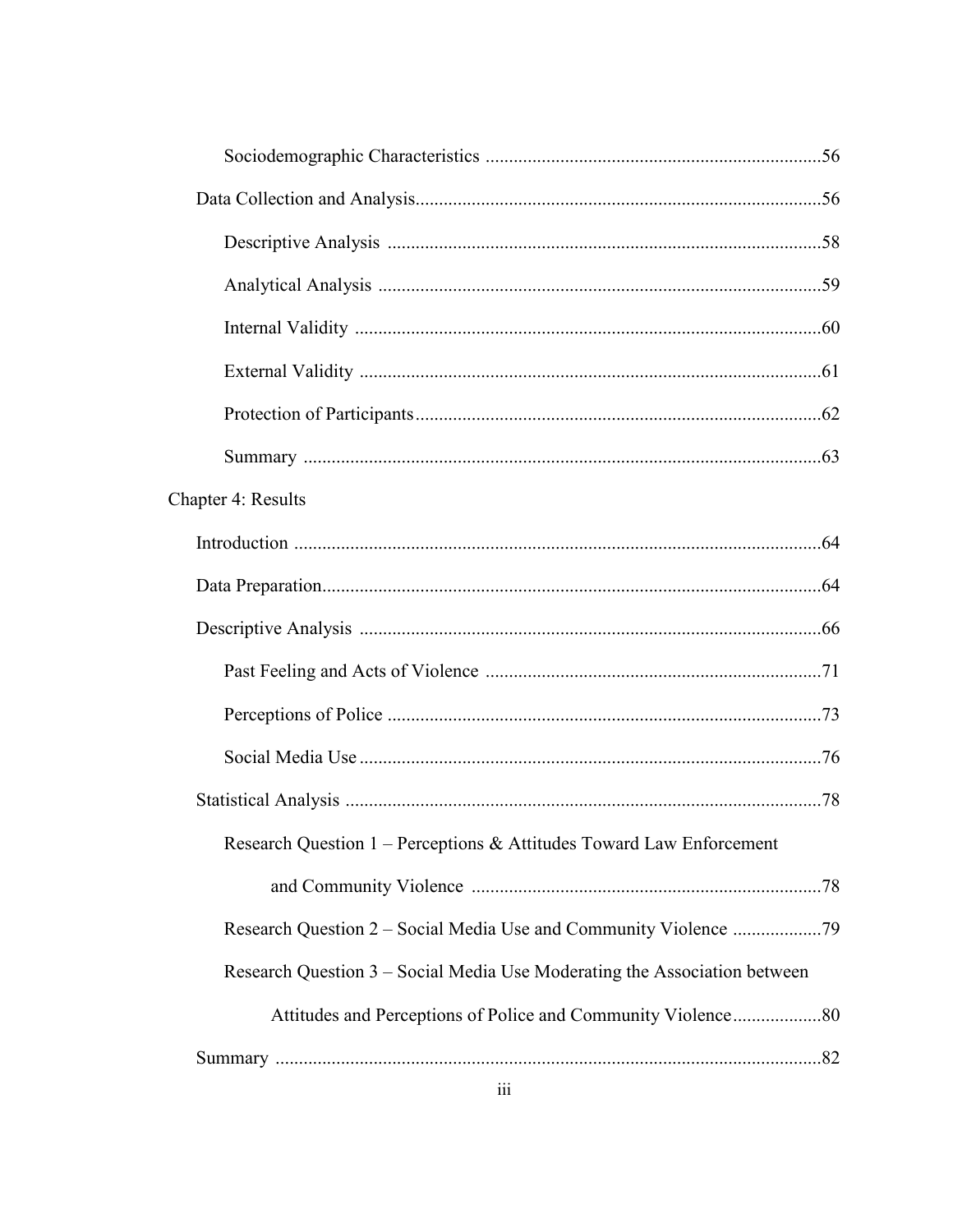Sociodemographic Characteristics ........................................................................56

Data Collection and Analysis.......................................................................................56

Descriptive Analysis ............................................................................................58

Analytical Analysis ..............................................................................................59

Internal Validity ...................................................................................................60

External Validity ..................................................................................................61

Protection of Participants......................................................................................62

Summary ..............................................................................................................63

Chapter 4: Results

Introduction ..................................................................................................................64

Data Preparation...........................................................................................................64

Descriptive Analysis ...................................................................................................66

Past Feeling and Acts of Violence ........................................................................71

Perceptions of Police ............................................................................................73

Social Media Use ..................................................................................................76

Statistical Analysis ......................................................................................................78

Research Question 1 – Perceptions & Attitudes Toward Law Enforcement and Community Violence ..........................................................................78

Research Question 2 – Social Media Use and Community Violence ...................79

Research Question 3 – Social Media Use Moderating the Association between Attitudes and Perceptions of Police and Community Violence...................80

Summary ......................................................................................................................82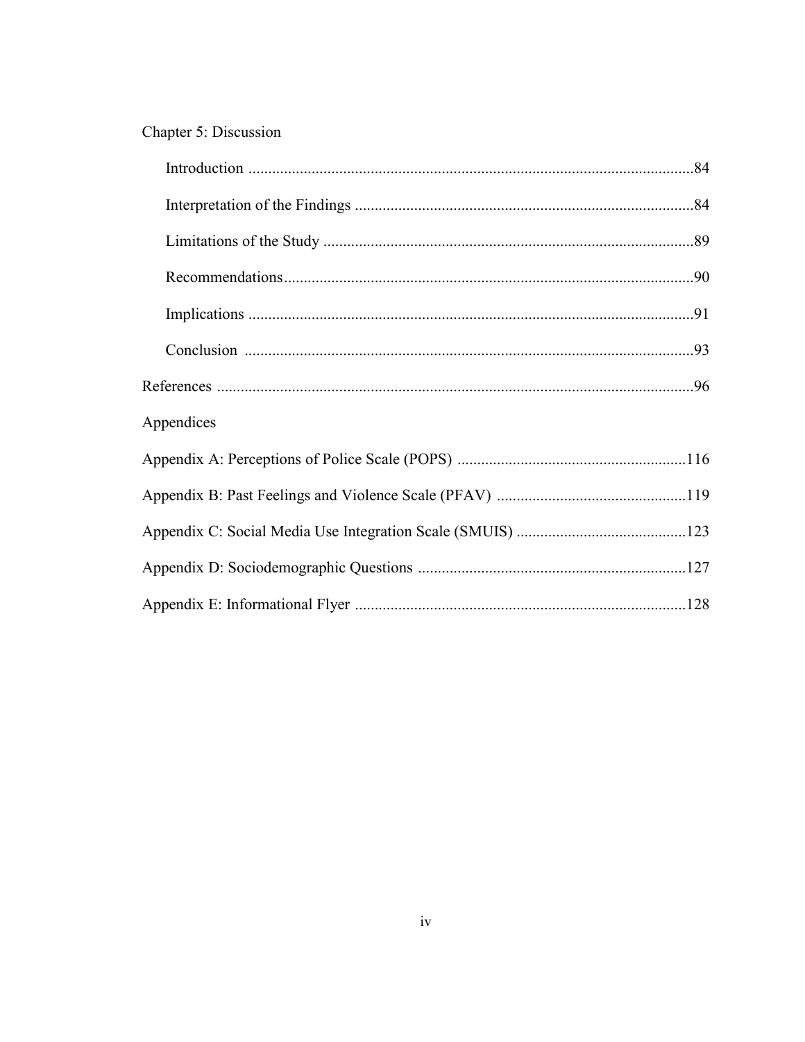Chapter 5: Discussion

Introduction ....................................................................................................84

Interpretation of the Findings .......................................................................84

Limitations of the Study ...............................................................................89

Recommendations..........................................................................................90

Implications ...................................................................................................91

Conclusion ....................................................................................................93

References ............................................................................................................96

Appendices

Appendix A: Perceptions of Police Scale (POPS) ............................................116

Appendix B: Past Feelings and Violence Scale (PFAV) ..................................119

Appendix C: Social Media Use Integration Scale (SMUIS) ............................123

Appendix D: Sociodemographic Questions .....................................................127

Appendix E: Informational Flyer ....................................................................128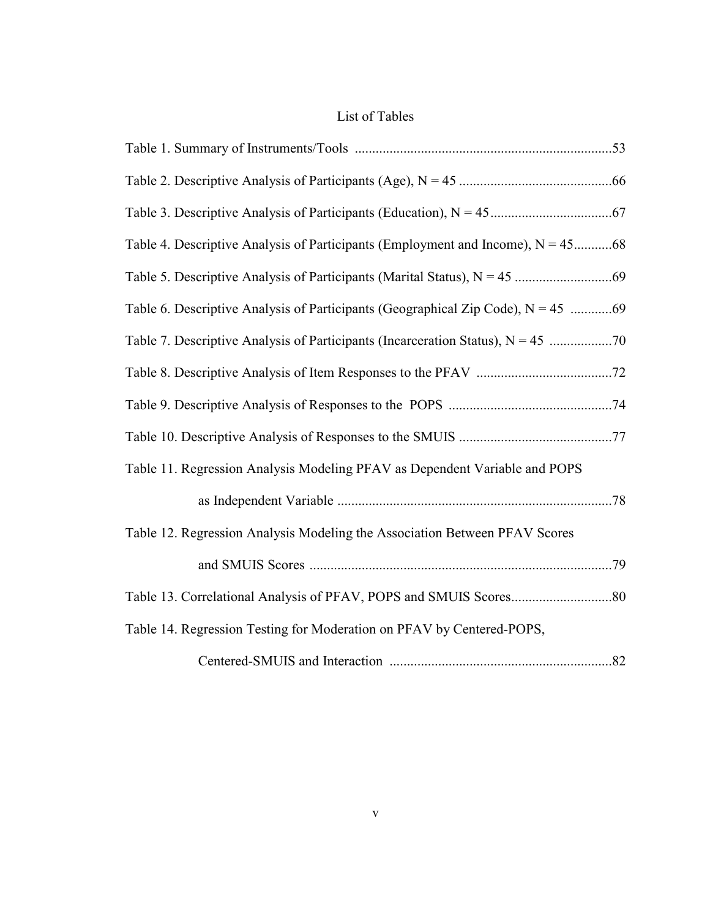## List of Tables

Table 1. Summary of Instruments/Tools ..........................................................................53

Table 2. Descriptive Analysis of Participants (Age), N = 45 ............................................66

Table 3. Descriptive Analysis of Participants (Education), N = 45...................................67

Table 4. Descriptive Analysis of Participants (Employment and Income), N = 45...........68

Table 5. Descriptive Analysis of Participants (Marital Status), N = 45 ............................69

Table 6. Descriptive Analysis of Participants (Geographical Zip Code), N = 45 ............69

Table 7. Descriptive Analysis of Participants (Incarceration Status), N = 45 ..................70

Table 8. Descriptive Analysis of Item Responses to the PFAV .......................................72

Table 9. Descriptive Analysis of Responses to the POPS ...............................................74

Table 10. Descriptive Analysis of Responses to the SMUIS ............................................77

Table 11. Regression Analysis Modeling PFAV as Dependent Variable and POPS as Independent Variable ...............................................................................78

Table 12. Regression Analysis Modeling the Association Between PFAV Scores and SMUIS Scores .......................................................................................79

Table 13. Correlational Analysis of PFAV, POPS and SMUIS Scores.............................80

Table 14. Regression Testing for Moderation on PFAV by Centered-POPS, Centered-SMUIS and Interaction ................................................................82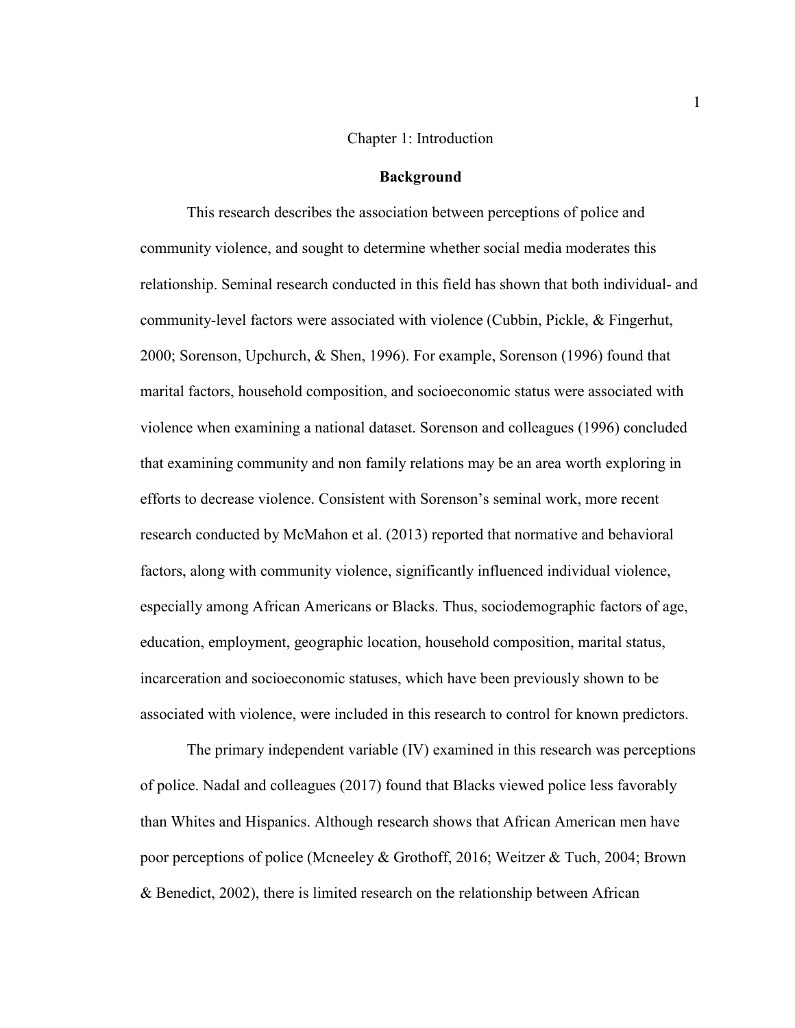# Chapter 1: Introduction

## Background

This research describes the association between perceptions of police and community violence, and sought to determine whether social media moderates this relationship. Seminal research conducted in this field has shown that both individual- and community-level factors were associated with violence (Cubbin, Pickle, & Fingerhut, 2000; Sorenson, Upchurch, & Shen, 1996). For example, Sorenson (1996) found that marital factors, household composition, and socioeconomic status were associated with violence when examining a national dataset. Sorenson and colleagues (1996) concluded that examining community and non family relations may be an area worth exploring in efforts to decrease violence. Consistent with Sorenson's seminal work, more recent research conducted by McMahon et al. (2013) reported that normative and behavioral factors, along with community violence, significantly influenced individual violence, especially among African Americans or Blacks. Thus, sociodemographic factors of age, education, employment, geographic location, household composition, marital status, incarceration and socioeconomic statuses, which have been previously shown to be associated with violence, were included in this research to control for known predictors.

The primary independent variable (IV) examined in this research was perceptions of police. Nadal and colleagues (2017) found that Blacks viewed police less favorably than Whites and Hispanics. Although research shows that African American men have poor perceptions of police (Mcneeley & Grothoff, 2016; Weitzer & Tuch, 2004; Brown & Benedict, 2002), there is limited research on the relationship between African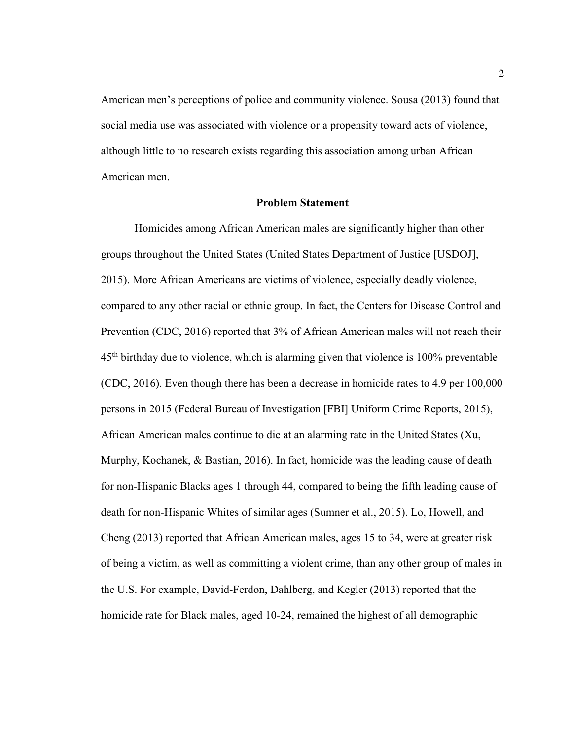American men's perceptions of police and community violence. Sousa (2013) found that social media use was associated with violence or a propensity toward acts of violence, although little to no research exists regarding this association among urban African American men.

## Problem Statement

Homicides among African American males are significantly higher than other groups throughout the United States (United States Department of Justice [USDOJ], 2015). More African Americans are victims of violence, especially deadly violence, compared to any other racial or ethnic group. In fact, the Centers for Disease Control and Prevention (CDC, 2016) reported that 3% of African American males will not reach their 45th birthday due to violence, which is alarming given that violence is 100% preventable (CDC, 2016). Even though there has been a decrease in homicide rates to 4.9 per 100,000 persons in 2015 (Federal Bureau of Investigation [FBI] Uniform Crime Reports, 2015), African American males continue to die at an alarming rate in the United States (Xu, Murphy, Kochanek, & Bastian, 2016). In fact, homicide was the leading cause of death for non-Hispanic Blacks ages 1 through 44, compared to being the fifth leading cause of death for non-Hispanic Whites of similar ages (Sumner et al., 2015). Lo, Howell, and Cheng (2013) reported that African American males, ages 15 to 34, were at greater risk of being a victim, as well as committing a violent crime, than any other group of males in the U.S. For example, David-Ferdon, Dahlberg, and Kegler (2013) reported that the homicide rate for Black males, aged 10-24, remained the highest of all demographic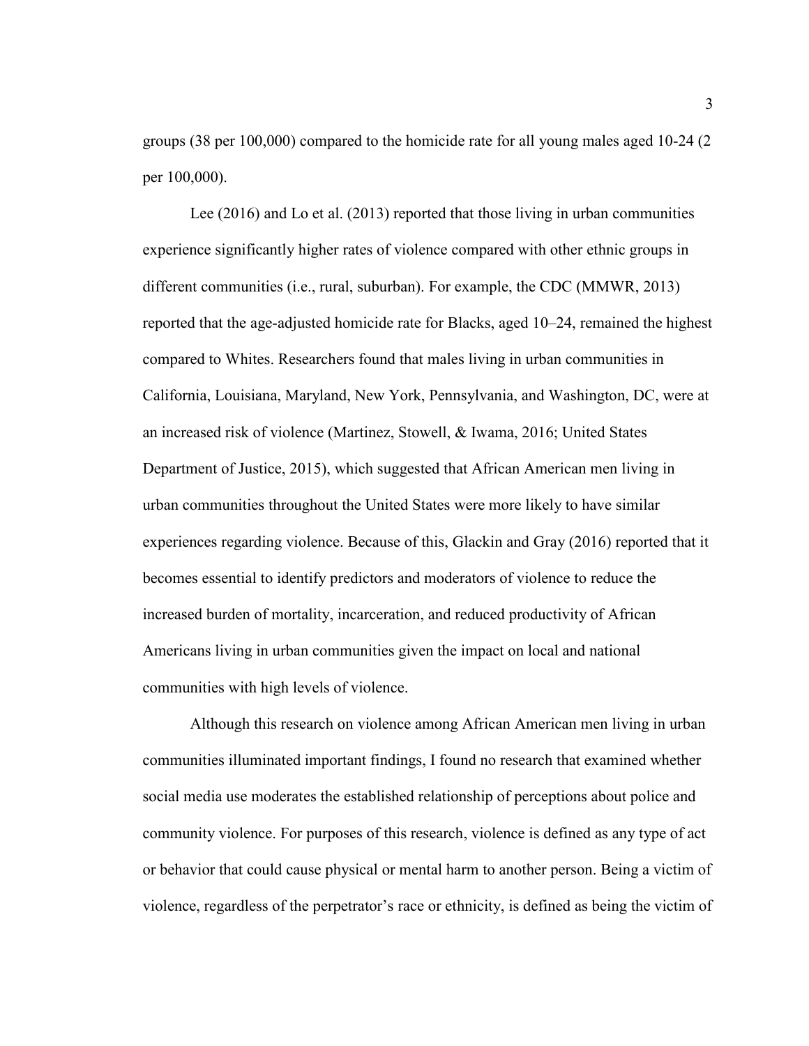groups (38 per 100,000) compared to the homicide rate for all young males aged 10-24 (2 per 100,000).

Lee (2016) and Lo et al. (2013) reported that those living in urban communities experience significantly higher rates of violence compared with other ethnic groups in different communities (i.e., rural, suburban). For example, the CDC (MMWR, 2013) reported that the age-adjusted homicide rate for Blacks, aged 10–24, remained the highest compared to Whites. Researchers found that males living in urban communities in California, Louisiana, Maryland, New York, Pennsylvania, and Washington, DC, were at an increased risk of violence (Martinez, Stowell, & Iwama, 2016; United States Department of Justice, 2015), which suggested that African American men living in urban communities throughout the United States were more likely to have similar experiences regarding violence. Because of this, Glackin and Gray (2016) reported that it becomes essential to identify predictors and moderators of violence to reduce the increased burden of mortality, incarceration, and reduced productivity of African Americans living in urban communities given the impact on local and national communities with high levels of violence.

Although this research on violence among African American men living in urban communities illuminated important findings, I found no research that examined whether social media use moderates the established relationship of perceptions about police and community violence. For purposes of this research, violence is defined as any type of act or behavior that could cause physical or mental harm to another person. Being a victim of violence, regardless of the perpetrator's race or ethnicity, is defined as being the victim of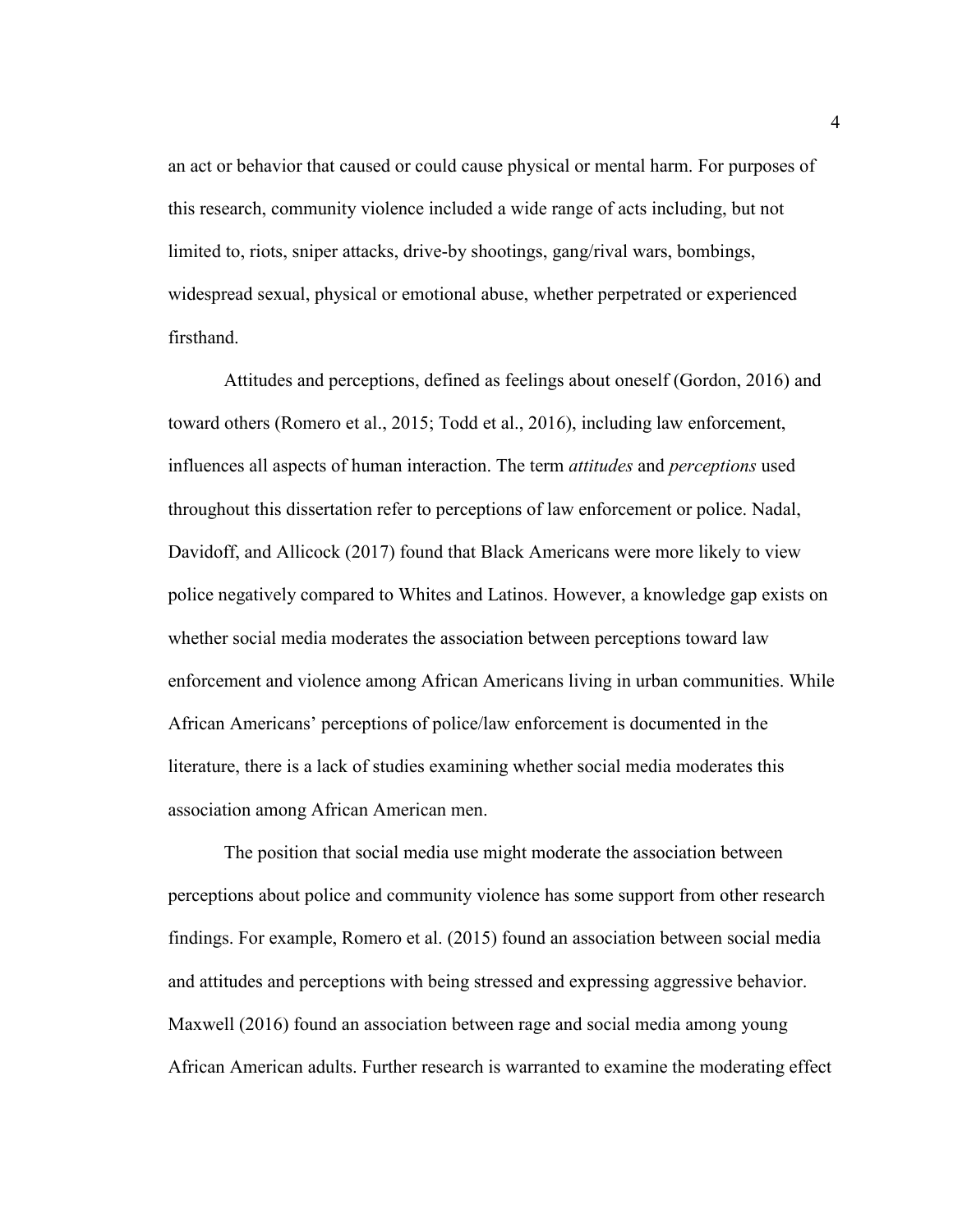an act or behavior that caused or could cause physical or mental harm. For purposes of this research, community violence included a wide range of acts including, but not limited to, riots, sniper attacks, drive-by shootings, gang/rival wars, bombings, widespread sexual, physical or emotional abuse, whether perpetrated or experienced firsthand.

Attitudes and perceptions, defined as feelings about oneself (Gordon, 2016) and toward others (Romero et al., 2015; Todd et al., 2016), including law enforcement, influences all aspects of human interaction. The term *attitudes* and *perceptions* used throughout this dissertation refer to perceptions of law enforcement or police. Nadal, Davidoff, and Allicock (2017) found that Black Americans were more likely to view police negatively compared to Whites and Latinos. However, a knowledge gap exists on whether social media moderates the association between perceptions toward law enforcement and violence among African Americans living in urban communities. While African Americans' perceptions of police/law enforcement is documented in the literature, there is a lack of studies examining whether social media moderates this association among African American men.

The position that social media use might moderate the association between perceptions about police and community violence has some support from other research findings. For example, Romero et al. (2015) found an association between social media and attitudes and perceptions with being stressed and expressing aggressive behavior. Maxwell (2016) found an association between rage and social media among young African American adults. Further research is warranted to examine the moderating effect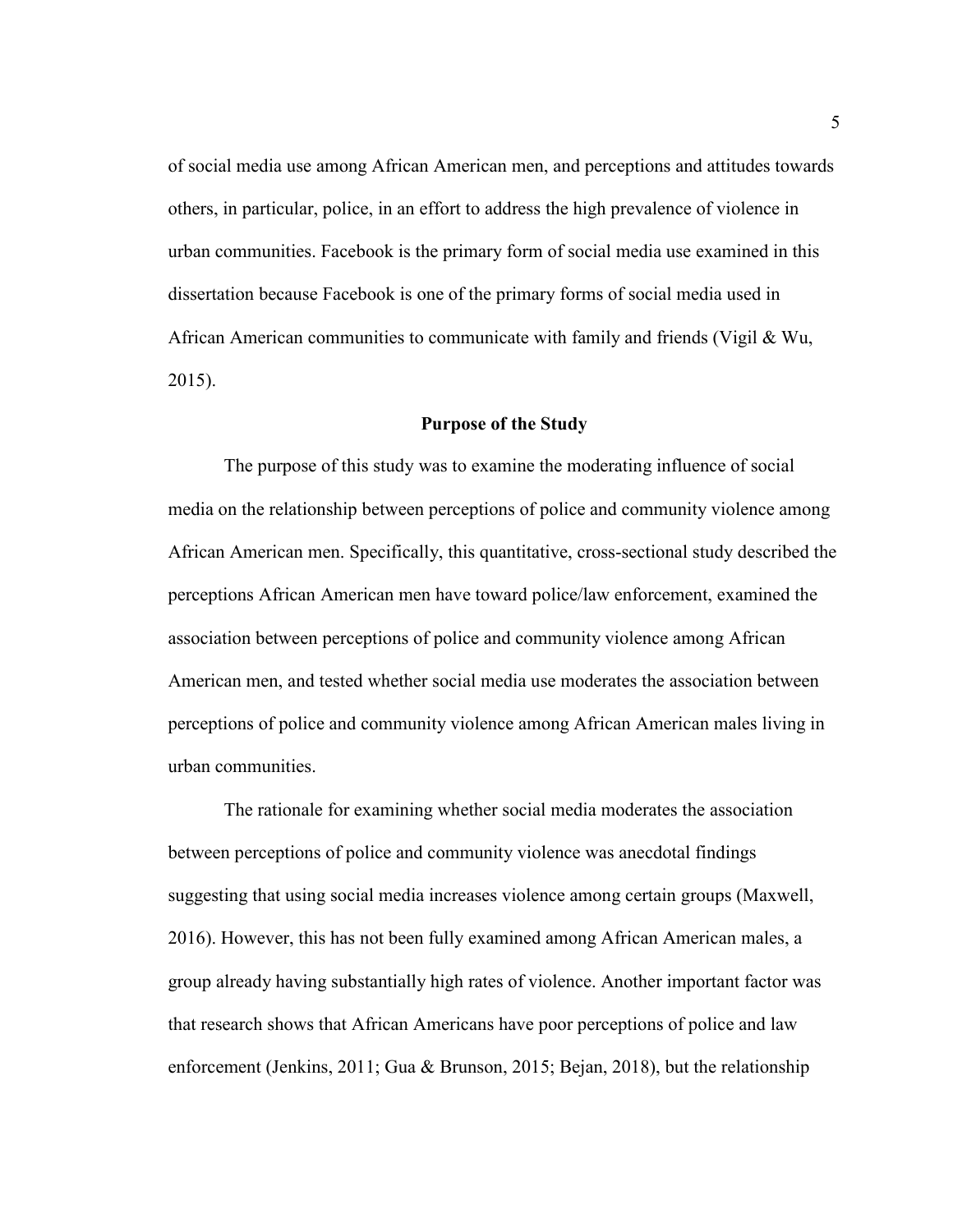of social media use among African American men, and perceptions and attitudes towards others, in particular, police, in an effort to address the high prevalence of violence in urban communities. Facebook is the primary form of social media use examined in this dissertation because Facebook is one of the primary forms of social media used in African American communities to communicate with family and friends (Vigil & Wu, 2015).

## Purpose of the Study

The purpose of this study was to examine the moderating influence of social media on the relationship between perceptions of police and community violence among African American men. Specifically, this quantitative, cross-sectional study described the perceptions African American men have toward police/law enforcement, examined the association between perceptions of police and community violence among African American men, and tested whether social media use moderates the association between perceptions of police and community violence among African American males living in urban communities.

The rationale for examining whether social media moderates the association between perceptions of police and community violence was anecdotal findings suggesting that using social media increases violence among certain groups (Maxwell, 2016). However, this has not been fully examined among African American males, a group already having substantially high rates of violence. Another important factor was that research shows that African Americans have poor perceptions of police and law enforcement (Jenkins, 2011; Gua & Brunson, 2015; Bejan, 2018), but the relationship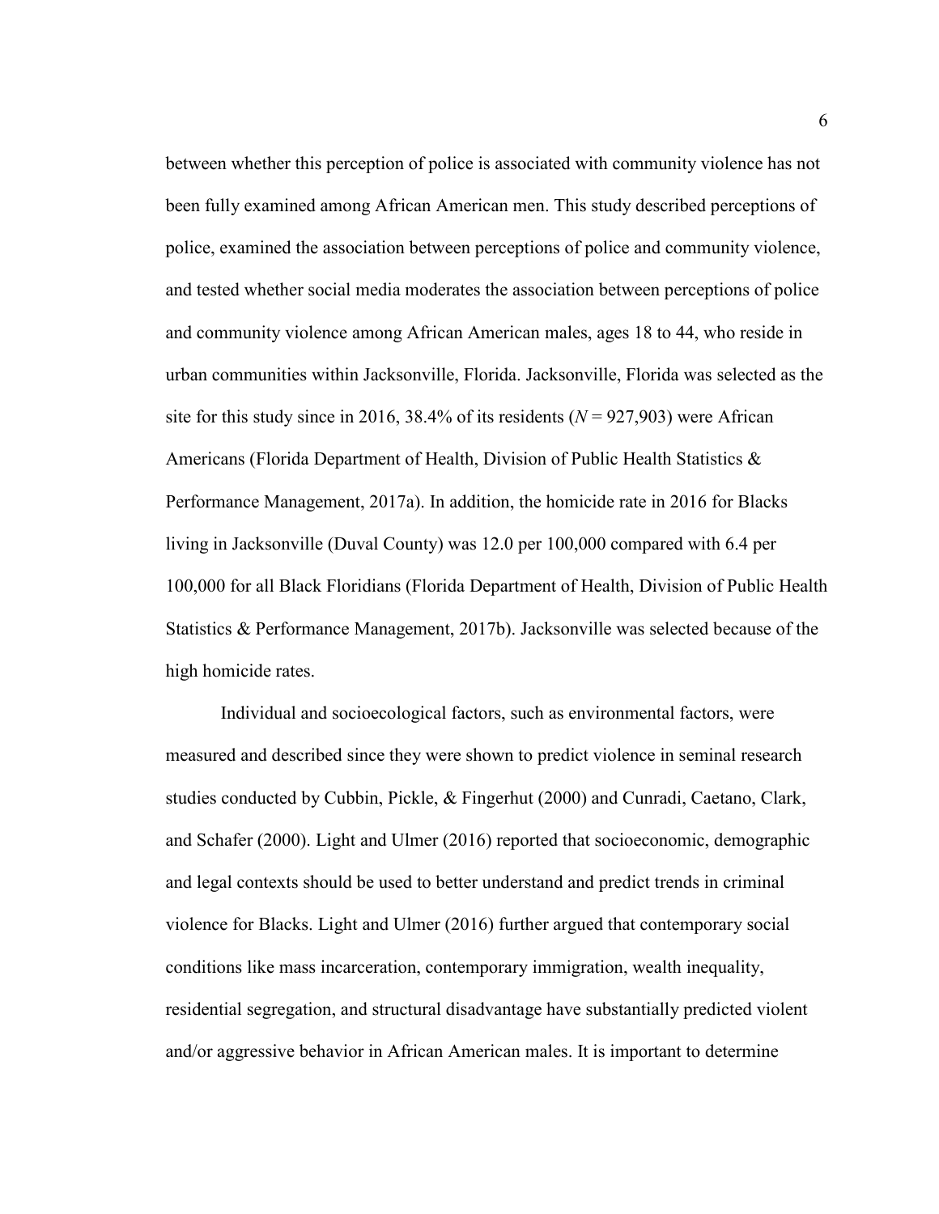between whether this perception of police is associated with community violence has not been fully examined among African American men. This study described perceptions of police, examined the association between perceptions of police and community violence, and tested whether social media moderates the association between perceptions of police and community violence among African American males, ages 18 to 44, who reside in urban communities within Jacksonville, Florida. Jacksonville, Florida was selected as the site for this study since in 2016, 38.4% of its residents ($N$ = 927,903) were African Americans (Florida Department of Health, Division of Public Health Statistics & Performance Management, 2017a). In addition, the homicide rate in 2016 for Blacks living in Jacksonville (Duval County) was 12.0 per 100,000 compared with 6.4 per 100,000 for all Black Floridians (Florida Department of Health, Division of Public Health Statistics & Performance Management, 2017b). Jacksonville was selected because of the high homicide rates.

Individual and socioecological factors, such as environmental factors, were measured and described since they were shown to predict violence in seminal research studies conducted by Cubbin, Pickle, & Fingerhut (2000) and Cunradi, Caetano, Clark, and Schafer (2000). Light and Ulmer (2016) reported that socioeconomic, demographic and legal contexts should be used to better understand and predict trends in criminal violence for Blacks. Light and Ulmer (2016) further argued that contemporary social conditions like mass incarceration, contemporary immigration, wealth inequality, residential segregation, and structural disadvantage have substantially predicted violent and/or aggressive behavior in African American males. It is important to determine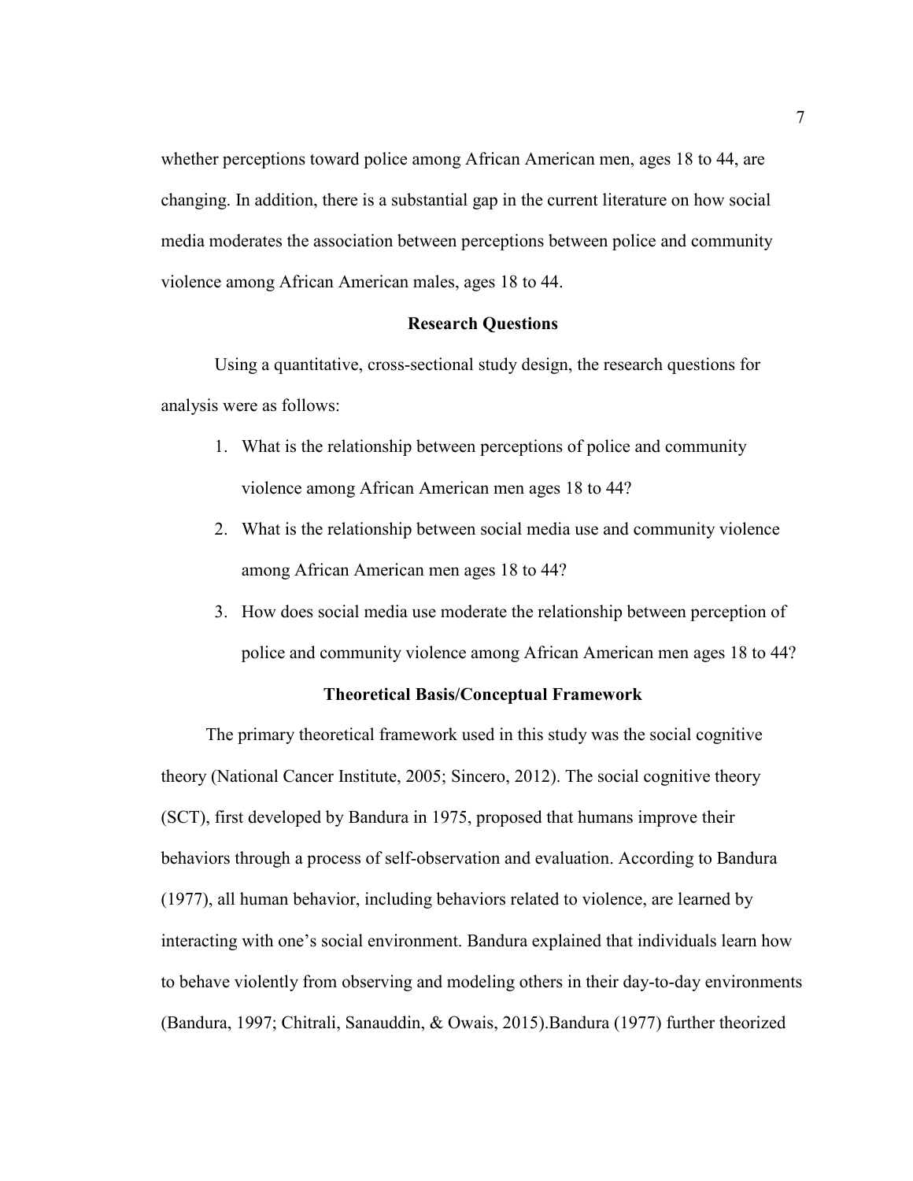whether perceptions toward police among African American men, ages 18 to 44, are changing. In addition, there is a substantial gap in the current literature on how social media moderates the association between perceptions between police and community violence among African American males, ages 18 to 44.

## Research Questions

Using a quantitative, cross-sectional study design, the research questions for analysis were as follows:

1. What is the relationship between perceptions of police and community violence among African American men ages 18 to 44?
2. What is the relationship between social media use and community violence among African American men ages 18 to 44?
3. How does social media use moderate the relationship between perception of police and community violence among African American men ages 18 to 44?

## Theoretical Basis/Conceptual Framework

The primary theoretical framework used in this study was the social cognitive theory (National Cancer Institute, 2005; Sincero, 2012). The social cognitive theory (SCT), first developed by Bandura in 1975, proposed that humans improve their behaviors through a process of self-observation and evaluation. According to Bandura (1977), all human behavior, including behaviors related to violence, are learned by interacting with one's social environment. Bandura explained that individuals learn how to behave violently from observing and modeling others in their day-to-day environments (Bandura, 1997; Chitrali, Sanauddin, & Owais, 2015).Bandura (1977) further theorized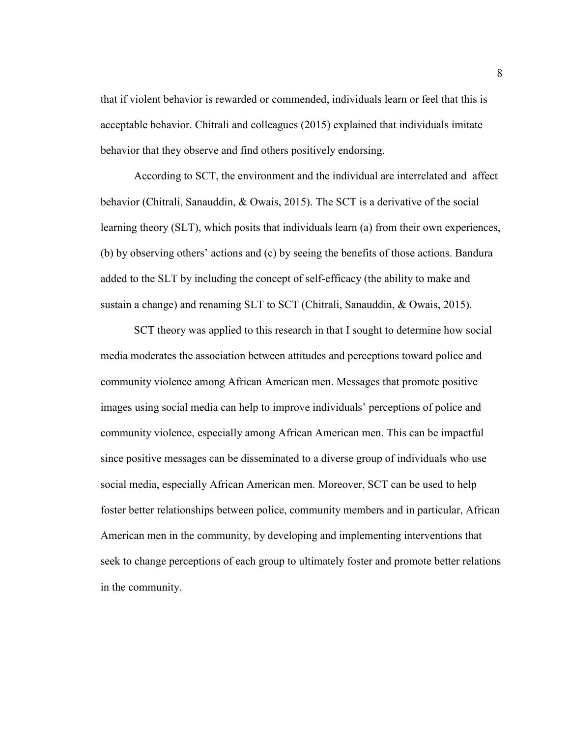that if violent behavior is rewarded or commended, individuals learn or feel that this is acceptable behavior. Chitrali and colleagues (2015) explained that individuals imitate behavior that they observe and find others positively endorsing.

According to SCT, the environment and the individual are interrelated and affect behavior (Chitrali, Sanauddin, & Owais, 2015). The SCT is a derivative of the social learning theory (SLT), which posits that individuals learn (a) from their own experiences, (b) by observing others' actions and (c) by seeing the benefits of those actions. Bandura added to the SLT by including the concept of self-efficacy (the ability to make and sustain a change) and renaming SLT to SCT (Chitrali, Sanauddin, & Owais, 2015).

SCT theory was applied to this research in that I sought to determine how social media moderates the association between attitudes and perceptions toward police and community violence among African American men. Messages that promote positive images using social media can help to improve individuals' perceptions of police and community violence, especially among African American men. This can be impactful since positive messages can be disseminated to a diverse group of individuals who use social media, especially African American men. Moreover, SCT can be used to help foster better relationships between police, community members and in particular, African American men in the community, by developing and implementing interventions that seek to change perceptions of each group to ultimately foster and promote better relations in the community.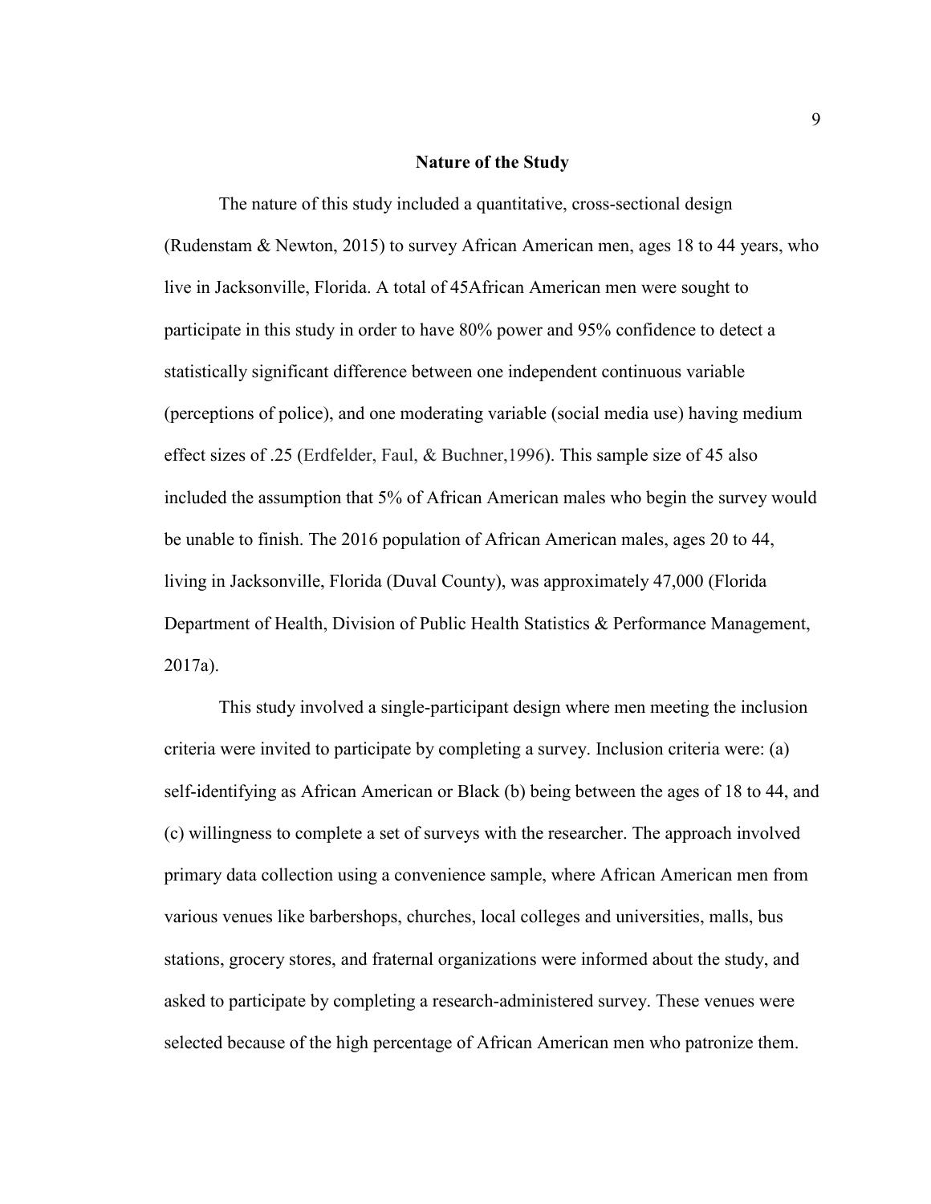## Nature of the Study

The nature of this study included a quantitative, cross-sectional design (Rudenstam & Newton, 2015) to survey African American men, ages 18 to 44 years, who live in Jacksonville, Florida. A total of 45African American men were sought to participate in this study in order to have 80% power and 95% confidence to detect a statistically significant difference between one independent continuous variable (perceptions of police), and one moderating variable (social media use) having medium effect sizes of .25 (Erdfelder, Faul, & Buchner,1996). This sample size of 45 also included the assumption that 5% of African American males who begin the survey would be unable to finish. The 2016 population of African American males, ages 20 to 44, living in Jacksonville, Florida (Duval County), was approximately 47,000 (Florida Department of Health, Division of Public Health Statistics & Performance Management, 2017a).

This study involved a single-participant design where men meeting the inclusion criteria were invited to participate by completing a survey. Inclusion criteria were: (a) self-identifying as African American or Black (b) being between the ages of 18 to 44, and (c) willingness to complete a set of surveys with the researcher. The approach involved primary data collection using a convenience sample, where African American men from various venues like barbershops, churches, local colleges and universities, malls, bus stations, grocery stores, and fraternal organizations were informed about the study, and asked to participate by completing a research-administered survey. These venues were selected because of the high percentage of African American men who patronize them.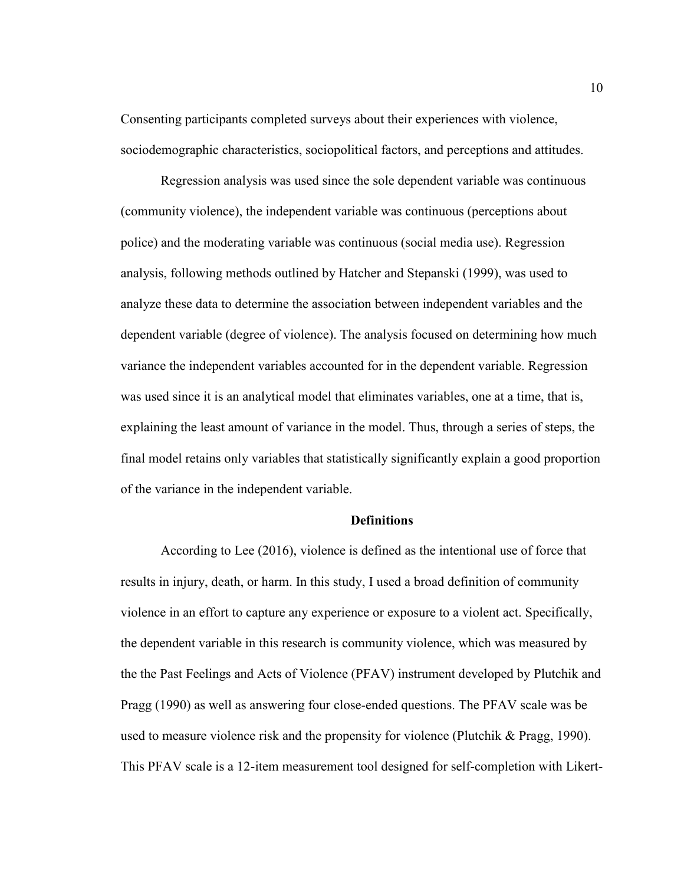Consenting participants completed surveys about their experiences with violence, sociodemographic characteristics, sociopolitical factors, and perceptions and attitudes.

Regression analysis was used since the sole dependent variable was continuous (community violence), the independent variable was continuous (perceptions about police) and the moderating variable was continuous (social media use). Regression analysis, following methods outlined by Hatcher and Stepanski (1999), was used to analyze these data to determine the association between independent variables and the dependent variable (degree of violence). The analysis focused on determining how much variance the independent variables accounted for in the dependent variable. Regression was used since it is an analytical model that eliminates variables, one at a time, that is, explaining the least amount of variance in the model. Thus, through a series of steps, the final model retains only variables that statistically significantly explain a good proportion of the variance in the independent variable.

## Definitions

According to Lee (2016), violence is defined as the intentional use of force that results in injury, death, or harm. In this study, I used a broad definition of community violence in an effort to capture any experience or exposure to a violent act. Specifically, the dependent variable in this research is community violence, which was measured by the the Past Feelings and Acts of Violence (PFAV) instrument developed by Plutchik and Pragg (1990) as well as answering four close-ended questions. The PFAV scale was be used to measure violence risk and the propensity for violence (Plutchik & Pragg, 1990). This PFAV scale is a 12-item measurement tool designed for self-completion with Likert-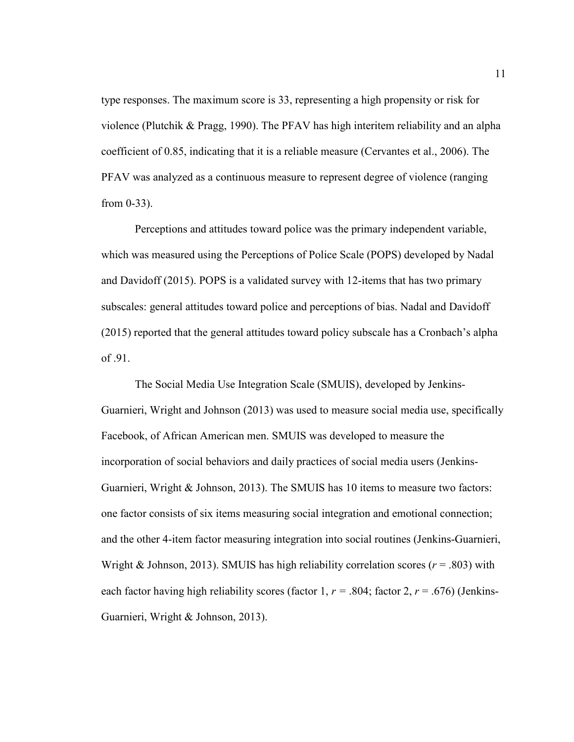type responses. The maximum score is 33, representing a high propensity or risk for violence (Plutchik & Pragg, 1990). The PFAV has high interitem reliability and an alpha coefficient of 0.85, indicating that it is a reliable measure (Cervantes et al., 2006). The PFAV was analyzed as a continuous measure to represent degree of violence (ranging from 0-33).

Perceptions and attitudes toward police was the primary independent variable, which was measured using the Perceptions of Police Scale (POPS) developed by Nadal and Davidoff (2015). POPS is a validated survey with 12-items that has two primary subscales: general attitudes toward police and perceptions of bias. Nadal and Davidoff (2015) reported that the general attitudes toward policy subscale has a Cronbach's alpha of .91.

The Social Media Use Integration Scale (SMUIS), developed by Jenkins-Guarnieri, Wright and Johnson (2013) was used to measure social media use, specifically Facebook, of African American men. SMUIS was developed to measure the incorporation of social behaviors and daily practices of social media users (Jenkins-Guarnieri, Wright & Johnson, 2013). The SMUIS has 10 items to measure two factors: one factor consists of six items measuring social integration and emotional connection; and the other 4-item factor measuring integration into social routines (Jenkins-Guarnieri, Wright & Johnson, 2013). SMUIS has high reliability correlation scores ($r$ = .803) with each factor having high reliability scores (factor 1, $r$ = .804; factor 2, $r$ = .676) (Jenkins-Guarnieri, Wright & Johnson, 2013).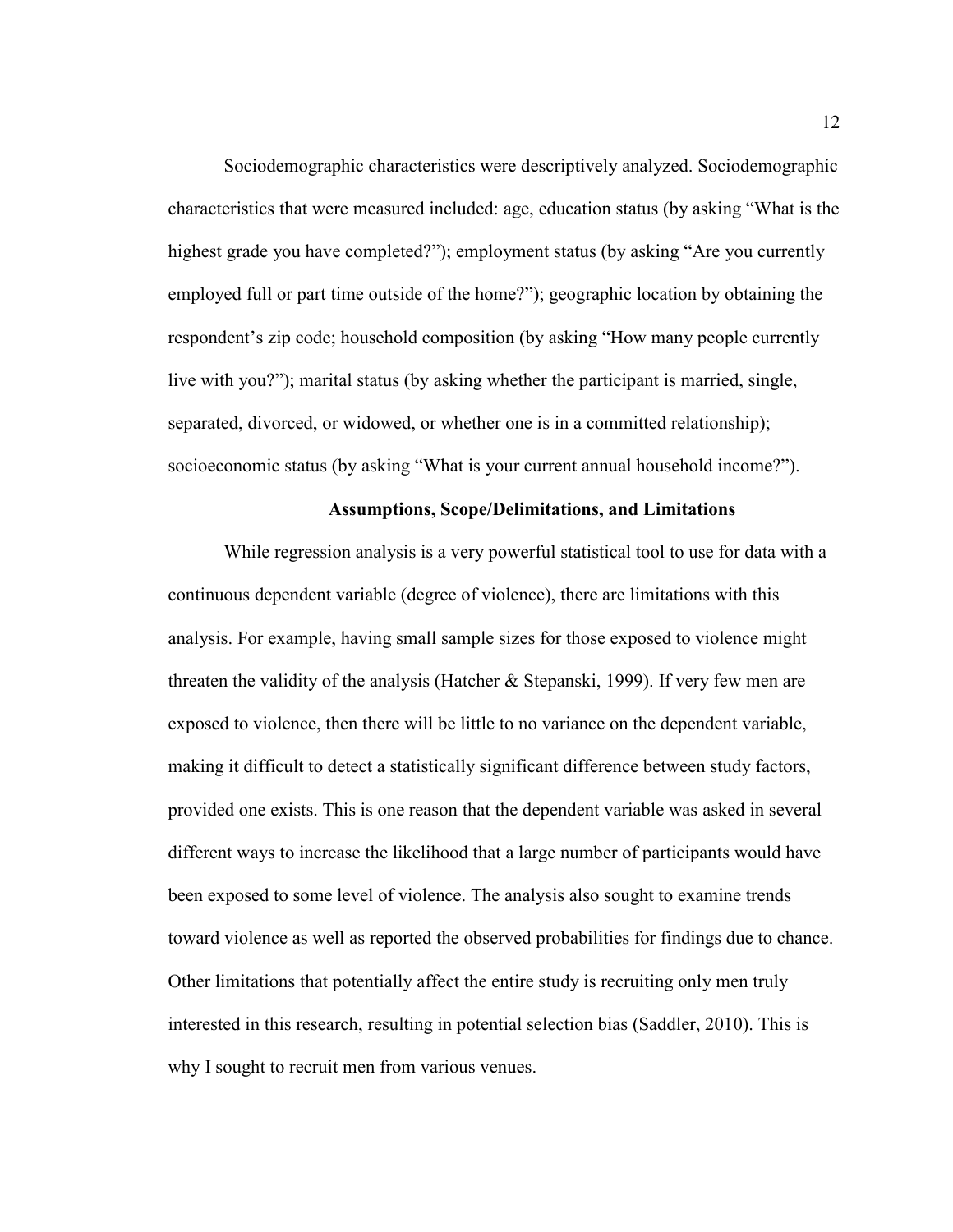Sociodemographic characteristics were descriptively analyzed. Sociodemographic characteristics that were measured included: age, education status (by asking "What is the highest grade you have completed?"); employment status (by asking "Are you currently employed full or part time outside of the home?"); geographic location by obtaining the respondent's zip code; household composition (by asking "How many people currently live with you?"); marital status (by asking whether the participant is married, single, separated, divorced, or widowed, or whether one is in a committed relationship); socioeconomic status (by asking "What is your current annual household income?").

## Assumptions, Scope/Delimitations, and Limitations

While regression analysis is a very powerful statistical tool to use for data with a continuous dependent variable (degree of violence), there are limitations with this analysis. For example, having small sample sizes for those exposed to violence might threaten the validity of the analysis (Hatcher & Stepanski, 1999). If very few men are exposed to violence, then there will be little to no variance on the dependent variable, making it difficult to detect a statistically significant difference between study factors, provided one exists. This is one reason that the dependent variable was asked in several different ways to increase the likelihood that a large number of participants would have been exposed to some level of violence. The analysis also sought to examine trends toward violence as well as reported the observed probabilities for findings due to chance. Other limitations that potentially affect the entire study is recruiting only men truly interested in this research, resulting in potential selection bias (Saddler, 2010). This is why I sought to recruit men from various venues.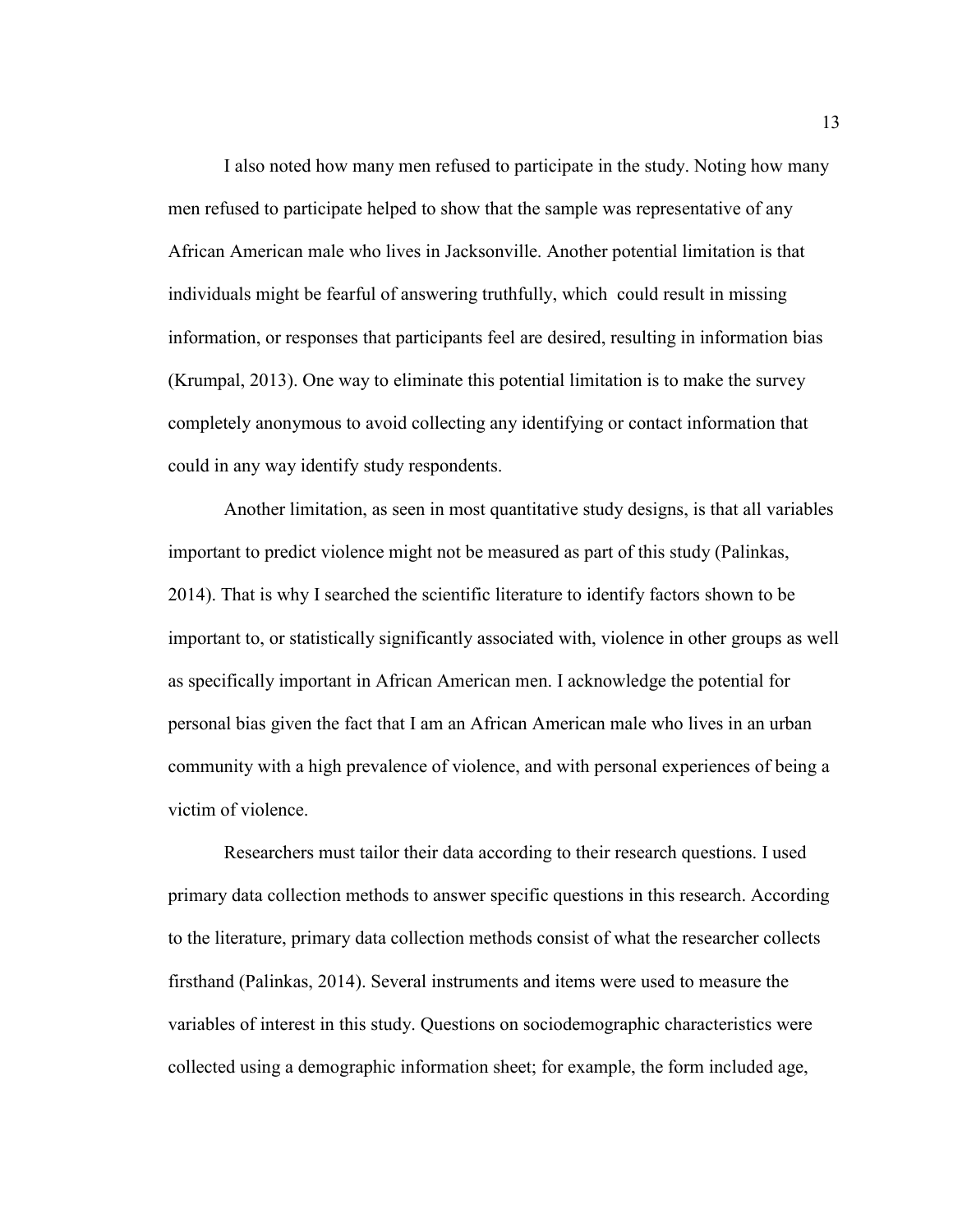I also noted how many men refused to participate in the study. Noting how many men refused to participate helped to show that the sample was representative of any African American male who lives in Jacksonville. Another potential limitation is that individuals might be fearful of answering truthfully, which could result in missing information, or responses that participants feel are desired, resulting in information bias (Krumpal, 2013). One way to eliminate this potential limitation is to make the survey completely anonymous to avoid collecting any identifying or contact information that could in any way identify study respondents.

Another limitation, as seen in most quantitative study designs, is that all variables important to predict violence might not be measured as part of this study (Palinkas, 2014). That is why I searched the scientific literature to identify factors shown to be important to, or statistically significantly associated with, violence in other groups as well as specifically important in African American men. I acknowledge the potential for personal bias given the fact that I am an African American male who lives in an urban community with a high prevalence of violence, and with personal experiences of being a victim of violence.

Researchers must tailor their data according to their research questions. I used primary data collection methods to answer specific questions in this research. According to the literature, primary data collection methods consist of what the researcher collects firsthand (Palinkas, 2014). Several instruments and items were used to measure the variables of interest in this study. Questions on sociodemographic characteristics were collected using a demographic information sheet; for example, the form included age,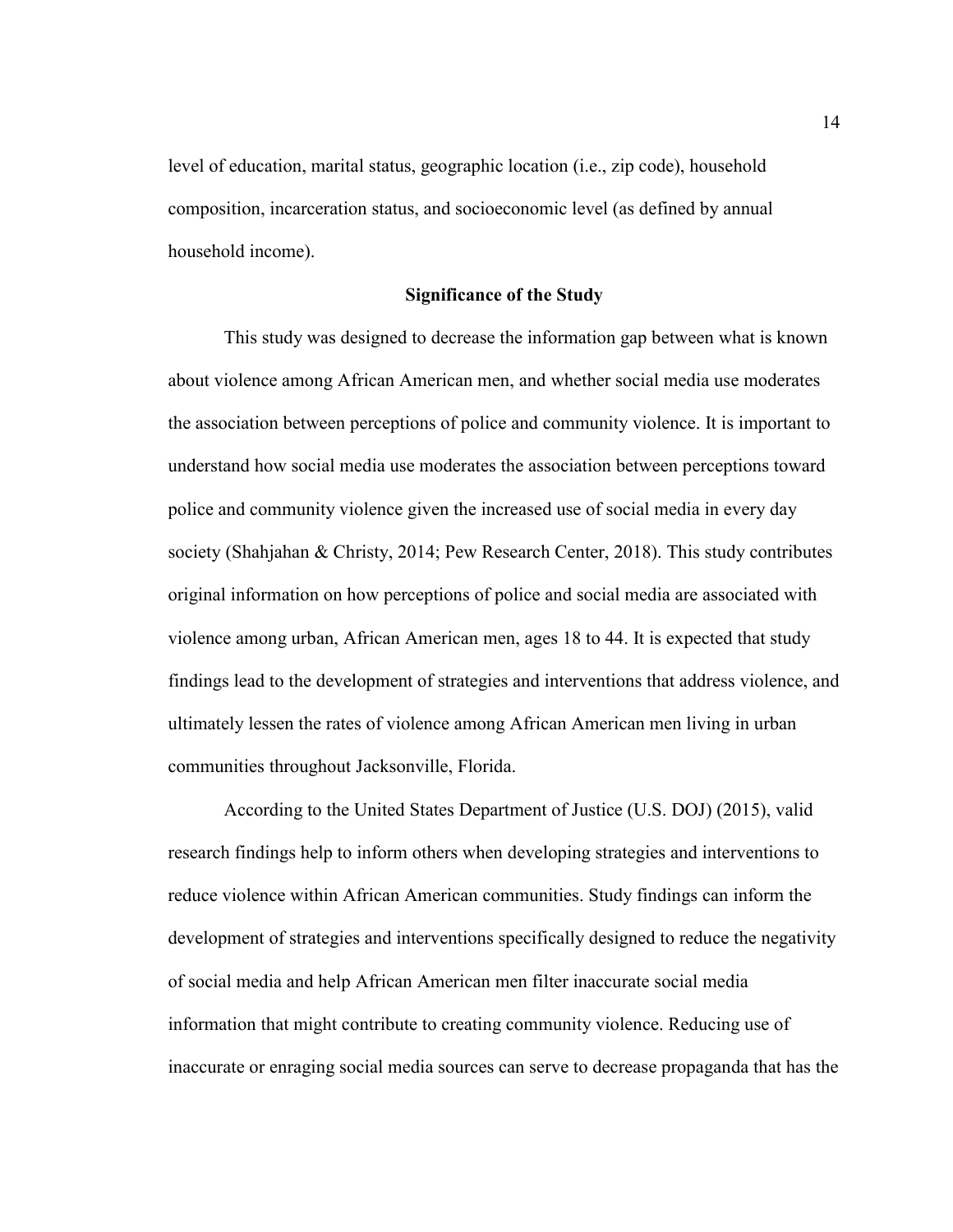level of education, marital status, geographic location (i.e., zip code), household composition, incarceration status, and socioeconomic level (as defined by annual household income).

## Significance of the Study

This study was designed to decrease the information gap between what is known about violence among African American men, and whether social media use moderates the association between perceptions of police and community violence. It is important to understand how social media use moderates the association between perceptions toward police and community violence given the increased use of social media in every day society (Shahjahan & Christy, 2014; Pew Research Center, 2018). This study contributes original information on how perceptions of police and social media are associated with violence among urban, African American men, ages 18 to 44. It is expected that study findings lead to the development of strategies and interventions that address violence, and ultimately lessen the rates of violence among African American men living in urban communities throughout Jacksonville, Florida.

According to the United States Department of Justice (U.S. DOJ) (2015), valid research findings help to inform others when developing strategies and interventions to reduce violence within African American communities. Study findings can inform the development of strategies and interventions specifically designed to reduce the negativity of social media and help African American men filter inaccurate social media information that might contribute to creating community violence. Reducing use of inaccurate or enraging social media sources can serve to decrease propaganda that has the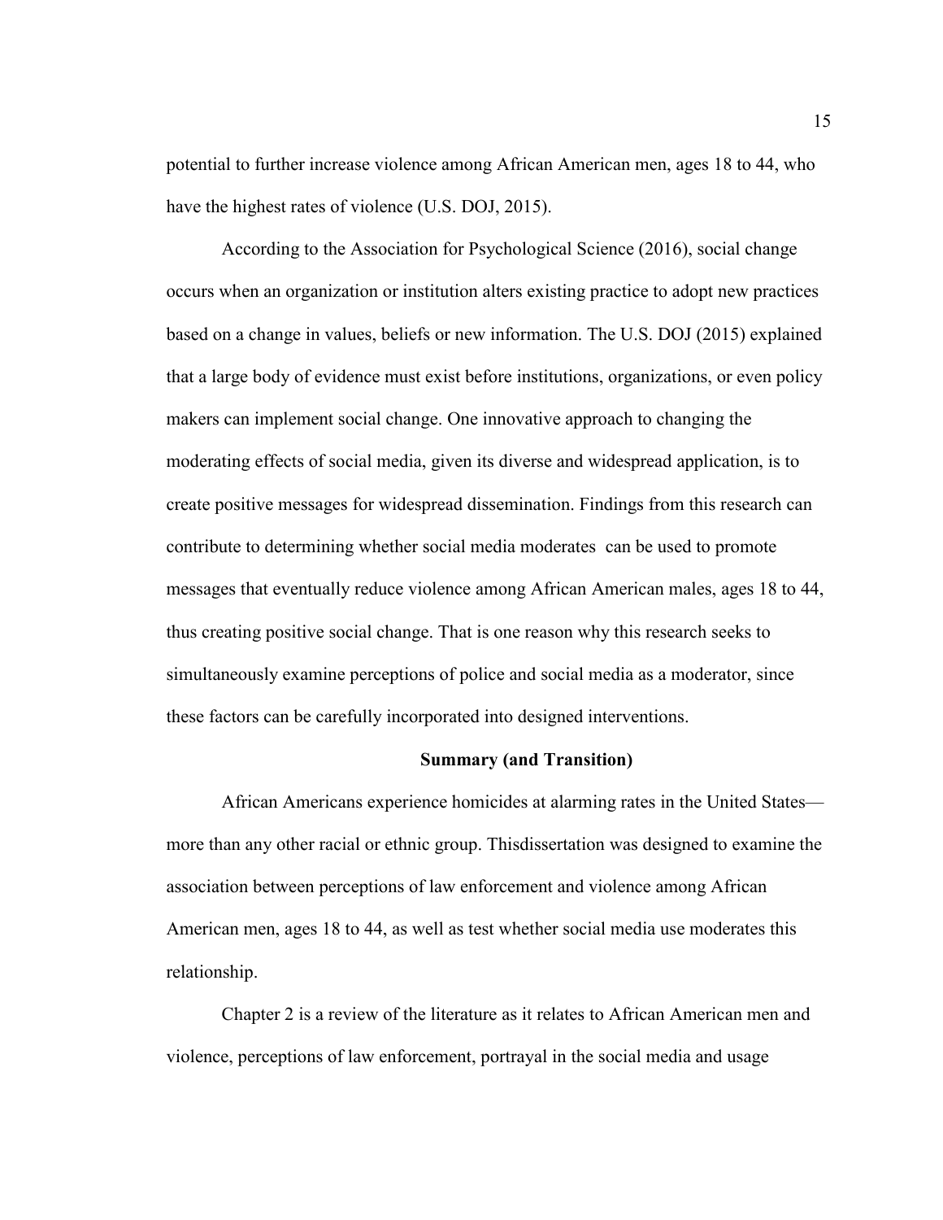potential to further increase violence among African American men, ages 18 to 44, who have the highest rates of violence (U.S. DOJ, 2015).

According to the Association for Psychological Science (2016), social change occurs when an organization or institution alters existing practice to adopt new practices based on a change in values, beliefs or new information. The U.S. DOJ (2015) explained that a large body of evidence must exist before institutions, organizations, or even policy makers can implement social change. One innovative approach to changing the moderating effects of social media, given its diverse and widespread application, is to create positive messages for widespread dissemination. Findings from this research can contribute to determining whether social media moderates can be used to promote messages that eventually reduce violence among African American males, ages 18 to 44, thus creating positive social change. That is one reason why this research seeks to simultaneously examine perceptions of police and social media as a moderator, since these factors can be carefully incorporated into designed interventions.

## Summary (and Transition)

African Americans experience homicides at alarming rates in the United States—more than any other racial or ethnic group. Thisdissertation was designed to examine the association between perceptions of law enforcement and violence among African American men, ages 18 to 44, as well as test whether social media use moderates this relationship.

Chapter 2 is a review of the literature as it relates to African American men and violence, perceptions of law enforcement, portrayal in the social media and usage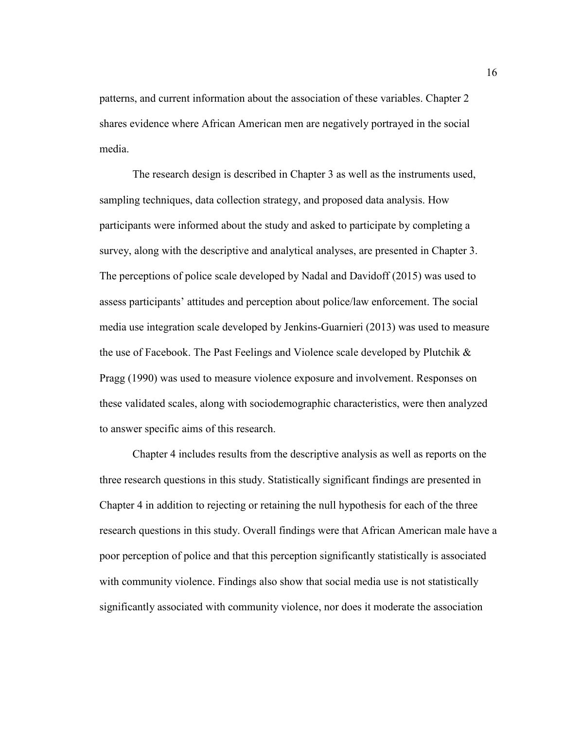patterns, and current information about the association of these variables. Chapter 2 shares evidence where African American men are negatively portrayed in the social media.

The research design is described in Chapter 3 as well as the instruments used, sampling techniques, data collection strategy, and proposed data analysis. How participants were informed about the study and asked to participate by completing a survey, along with the descriptive and analytical analyses, are presented in Chapter 3. The perceptions of police scale developed by Nadal and Davidoff (2015) was used to assess participants' attitudes and perception about police/law enforcement. The social media use integration scale developed by Jenkins-Guarnieri (2013) was used to measure the use of Facebook. The Past Feelings and Violence scale developed by Plutchik & Pragg (1990) was used to measure violence exposure and involvement. Responses on these validated scales, along with sociodemographic characteristics, were then analyzed to answer specific aims of this research.

Chapter 4 includes results from the descriptive analysis as well as reports on the three research questions in this study. Statistically significant findings are presented in Chapter 4 in addition to rejecting or retaining the null hypothesis for each of the three research questions in this study. Overall findings were that African American male have a poor perception of police and that this perception significantly statistically is associated with community violence. Findings also show that social media use is not statistically significantly associated with community violence, nor does it moderate the association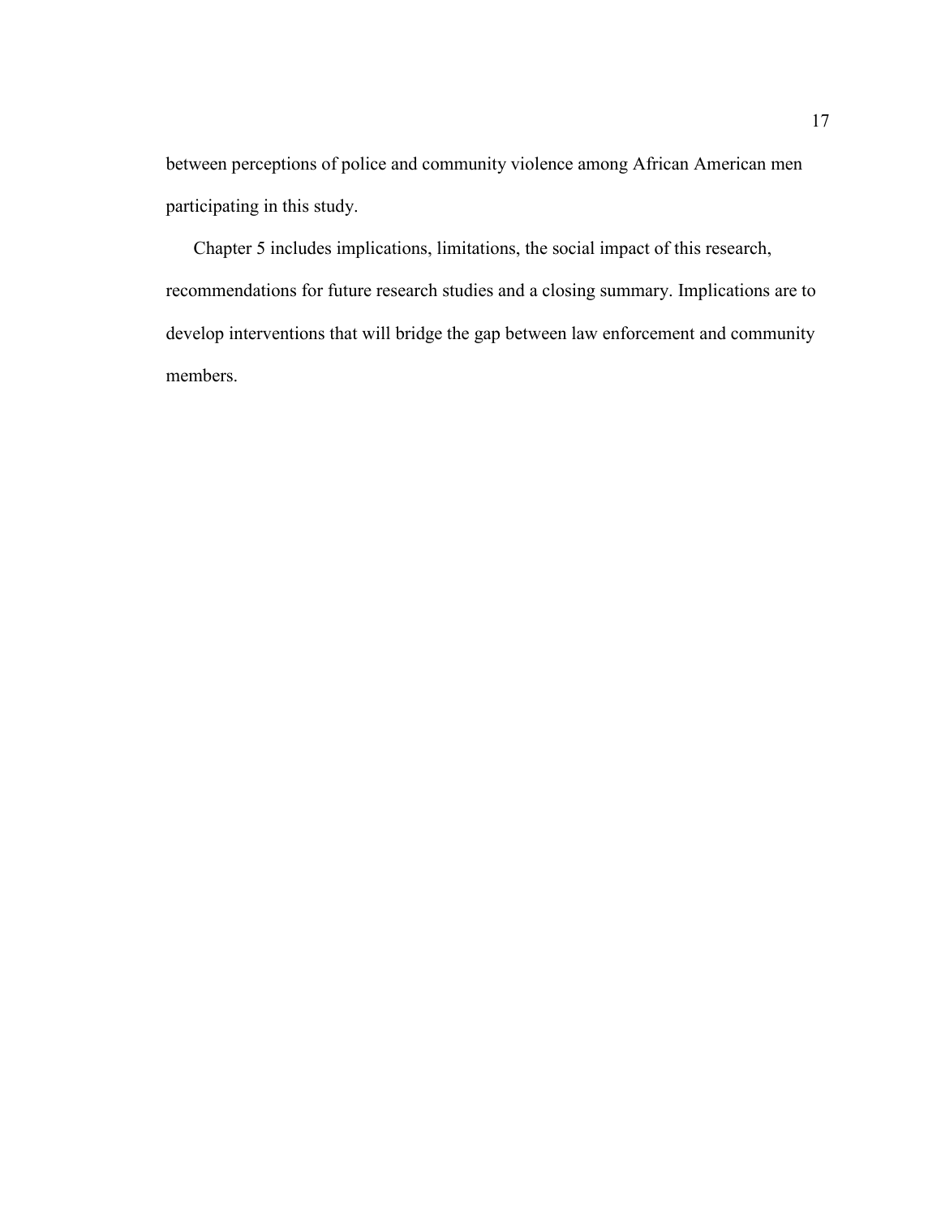between perceptions of police and community violence among African American men participating in this study.

Chapter 5 includes implications, limitations, the social impact of this research, recommendations for future research studies and a closing summary. Implications are to develop interventions that will bridge the gap between law enforcement and community members.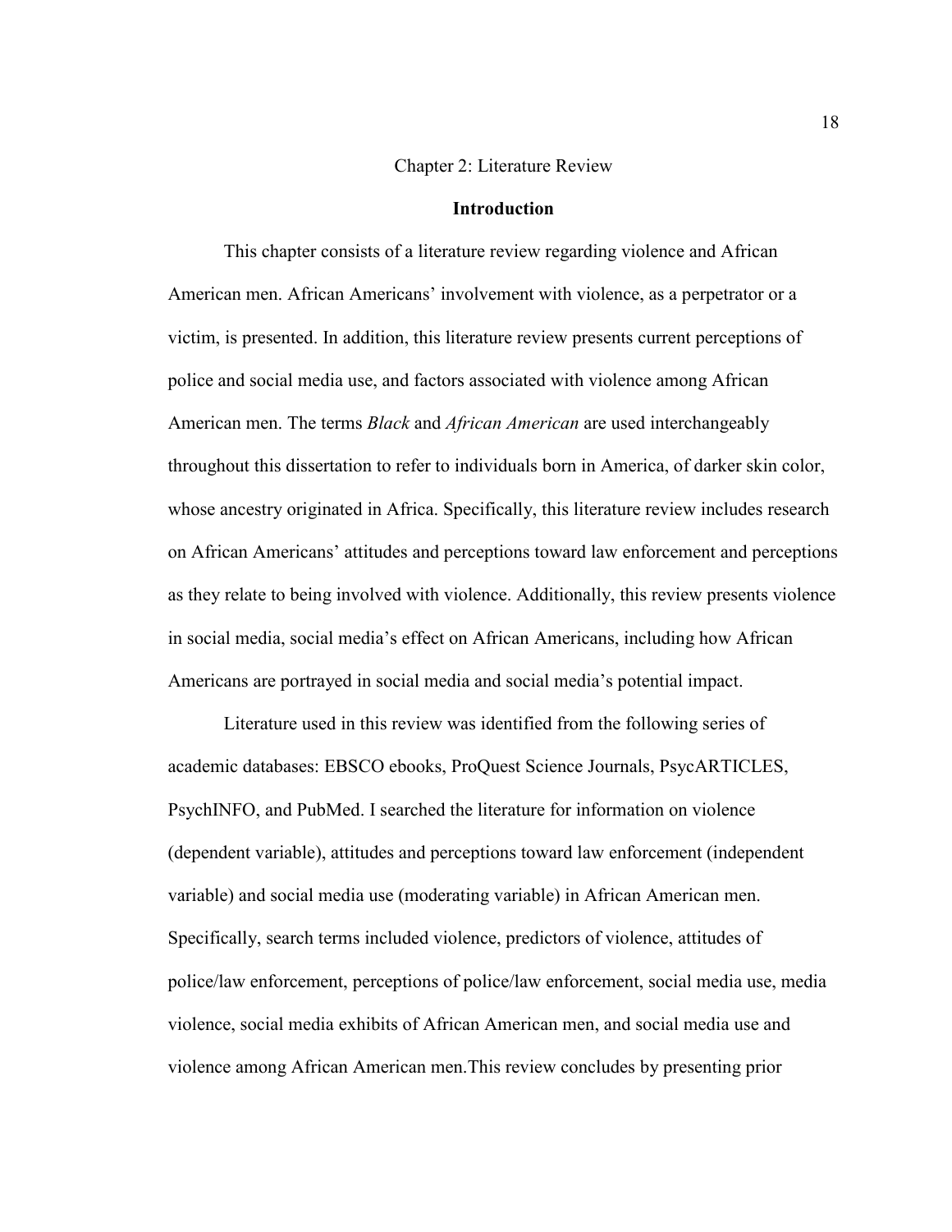# Chapter 2: Literature Review

## Introduction

This chapter consists of a literature review regarding violence and African American men. African Americans' involvement with violence, as a perpetrator or a victim, is presented. In addition, this literature review presents current perceptions of police and social media use, and factors associated with violence among African American men. The terms *Black* and *African American* are used interchangeably throughout this dissertation to refer to individuals born in America, of darker skin color, whose ancestry originated in Africa. Specifically, this literature review includes research on African Americans' attitudes and perceptions toward law enforcement and perceptions as they relate to being involved with violence. Additionally, this review presents violence in social media, social media's effect on African Americans, including how African Americans are portrayed in social media and social media's potential impact.

Literature used in this review was identified from the following series of academic databases: EBSCO ebooks, ProQuest Science Journals, PsycARTICLES, PsychINFO, and PubMed. I searched the literature for information on violence (dependent variable), attitudes and perceptions toward law enforcement (independent variable) and social media use (moderating variable) in African American men. Specifically, search terms included violence, predictors of violence, attitudes of police/law enforcement, perceptions of police/law enforcement, social media use, media violence, social media exhibits of African American men, and social media use and violence among African American men.This review concludes by presenting prior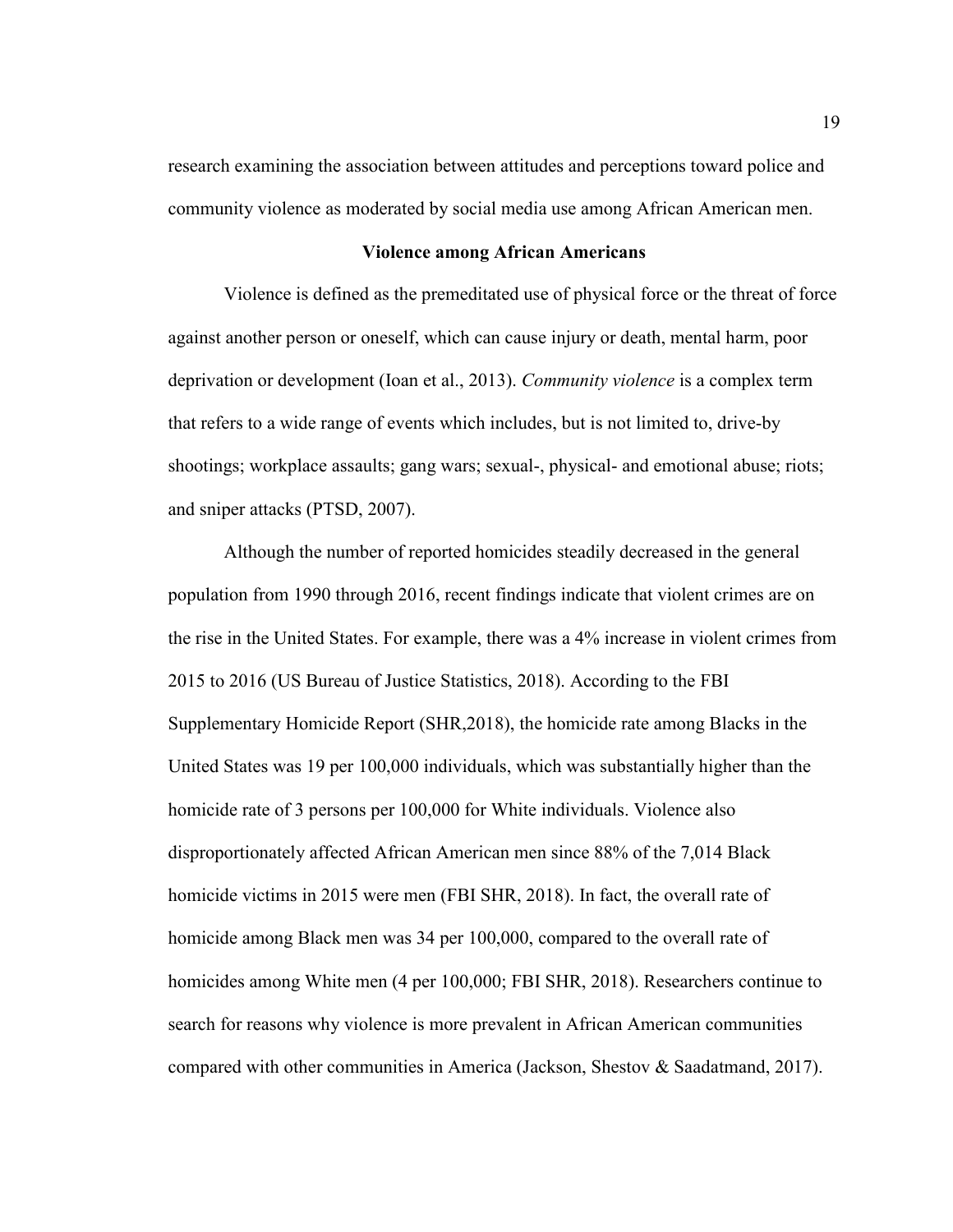research examining the association between attitudes and perceptions toward police and community violence as moderated by social media use among African American men.

## Violence among African Americans

Violence is defined as the premeditated use of physical force or the threat of force against another person or oneself, which can cause injury or death, mental harm, poor deprivation or development (Ioan et al., 2013). *Community violence* is a complex term that refers to a wide range of events which includes, but is not limited to, drive-by shootings; workplace assaults; gang wars; sexual-, physical- and emotional abuse; riots; and sniper attacks (PTSD, 2007).

Although the number of reported homicides steadily decreased in the general population from 1990 through 2016, recent findings indicate that violent crimes are on the rise in the United States. For example, there was a 4% increase in violent crimes from 2015 to 2016 (US Bureau of Justice Statistics, 2018). According to the FBI Supplementary Homicide Report (SHR,2018), the homicide rate among Blacks in the United States was 19 per 100,000 individuals, which was substantially higher than the homicide rate of 3 persons per 100,000 for White individuals. Violence also disproportionately affected African American men since 88% of the 7,014 Black homicide victims in 2015 were men (FBI SHR, 2018). In fact, the overall rate of homicide among Black men was 34 per 100,000, compared to the overall rate of homicides among White men (4 per 100,000; FBI SHR, 2018). Researchers continue to search for reasons why violence is more prevalent in African American communities compared with other communities in America (Jackson, Shestov & Saadatmand, 2017).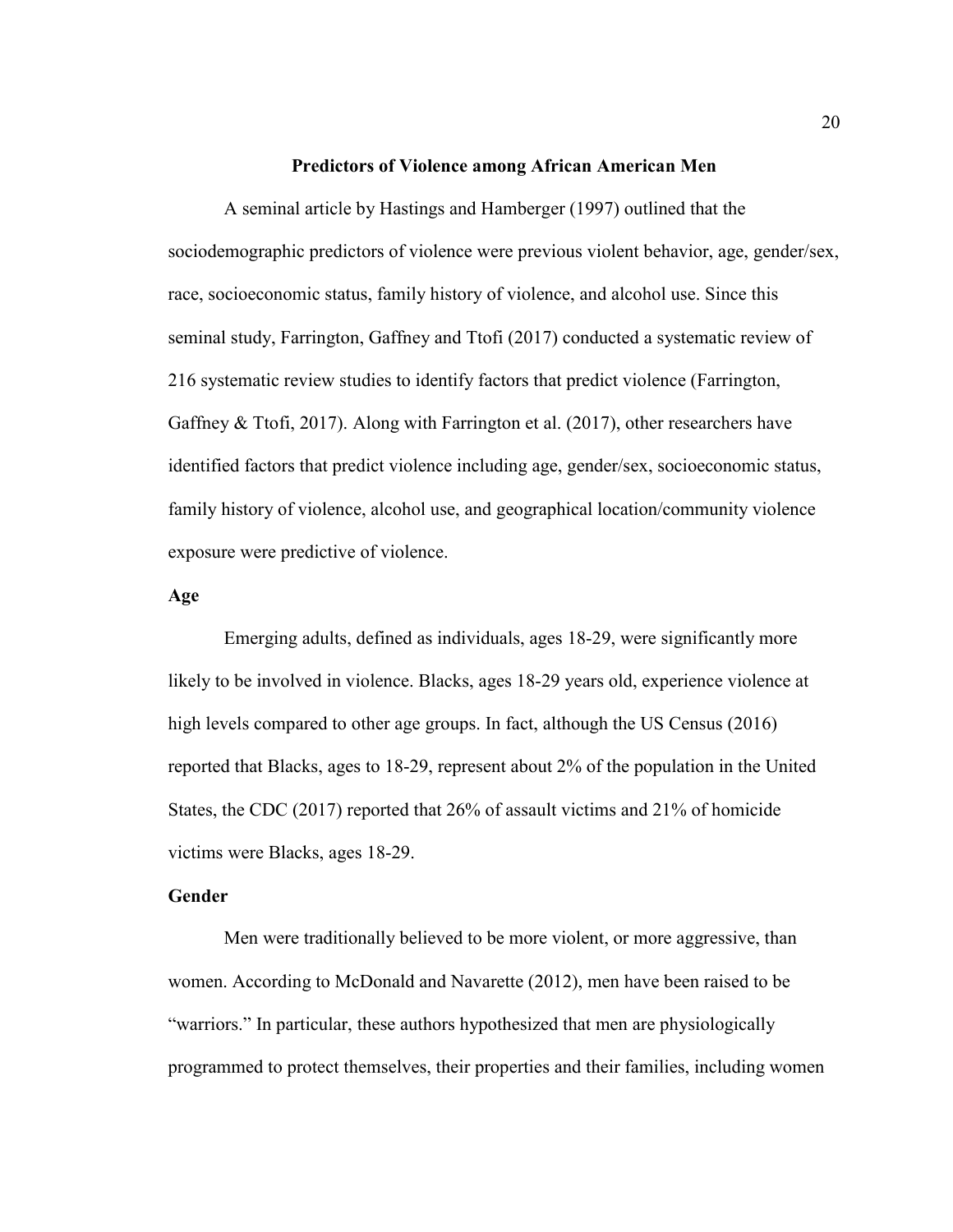## Predictors of Violence among African American Men

A seminal article by Hastings and Hamberger (1997) outlined that the sociodemographic predictors of violence were previous violent behavior, age, gender/sex, race, socioeconomic status, family history of violence, and alcohol use. Since this seminal study, Farrington, Gaffney and Ttofi (2017) conducted a systematic review of 216 systematic review studies to identify factors that predict violence (Farrington, Gaffney & Ttofi, 2017). Along with Farrington et al. (2017), other researchers have identified factors that predict violence including age, gender/sex, socioeconomic status, family history of violence, alcohol use, and geographical location/community violence exposure were predictive of violence.

### Age

Emerging adults, defined as individuals, ages 18-29, were significantly more likely to be involved in violence. Blacks, ages 18-29 years old, experience violence at high levels compared to other age groups. In fact, although the US Census (2016) reported that Blacks, ages to 18-29, represent about 2% of the population in the United States, the CDC (2017) reported that 26% of assault victims and 21% of homicide victims were Blacks, ages 18-29.

### Gender

Men were traditionally believed to be more violent, or more aggressive, than women. According to McDonald and Navarette (2012), men have been raised to be "warriors." In particular, these authors hypothesized that men are physiologically programmed to protect themselves, their properties and their families, including women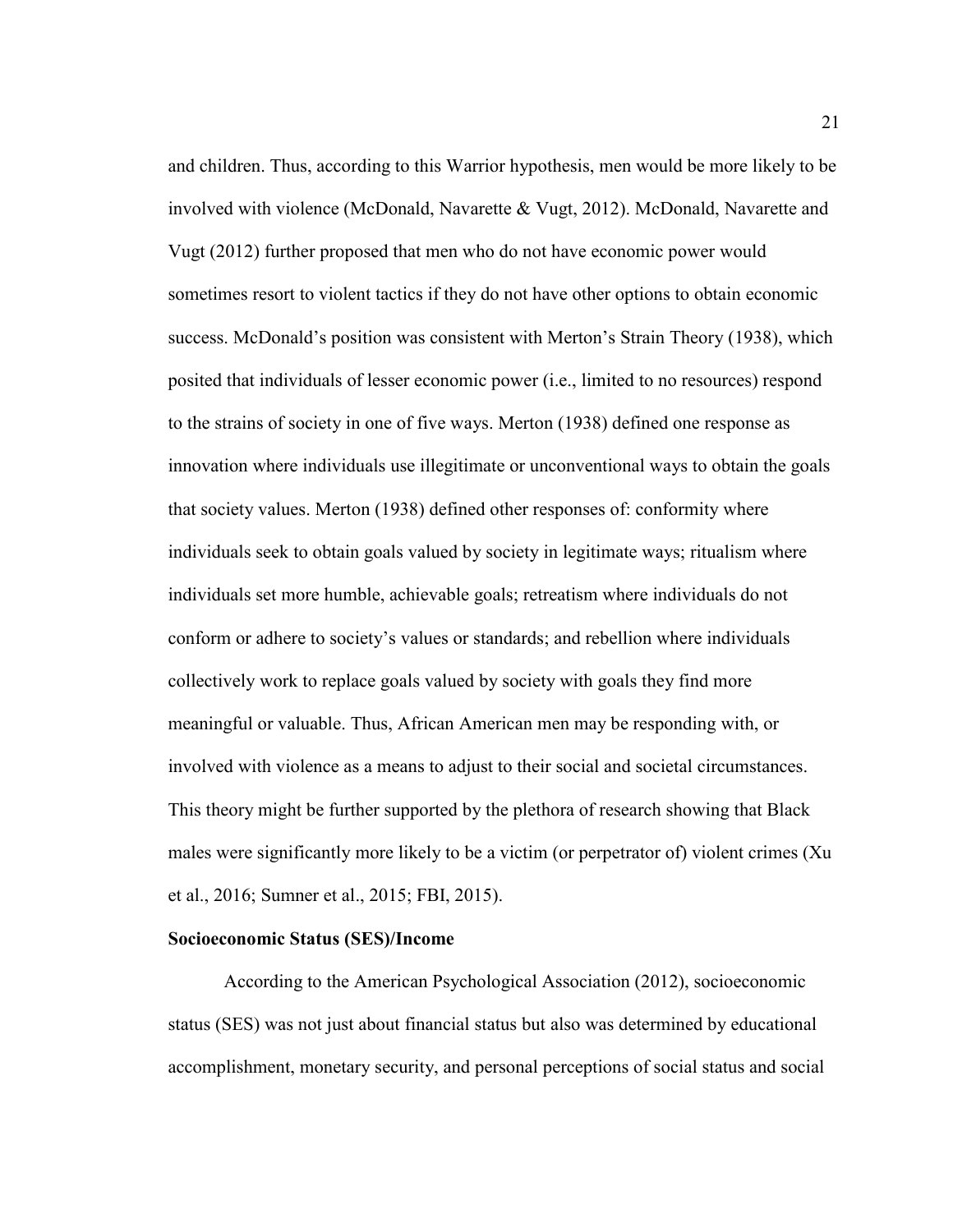and children. Thus, according to this Warrior hypothesis, men would be more likely to be involved with violence (McDonald, Navarette & Vugt, 2012). McDonald, Navarette and Vugt (2012) further proposed that men who do not have economic power would sometimes resort to violent tactics if they do not have other options to obtain economic success. McDonald's position was consistent with Merton's Strain Theory (1938), which posited that individuals of lesser economic power (i.e., limited to no resources) respond to the strains of society in one of five ways. Merton (1938) defined one response as innovation where individuals use illegitimate or unconventional ways to obtain the goals that society values. Merton (1938) defined other responses of: conformity where individuals seek to obtain goals valued by society in legitimate ways; ritualism where individuals set more humble, achievable goals; retreatism where individuals do not conform or adhere to society's values or standards; and rebellion where individuals collectively work to replace goals valued by society with goals they find more meaningful or valuable. Thus, African American men may be responding with, or involved with violence as a means to adjust to their social and societal circumstances. This theory might be further supported by the plethora of research showing that Black males were significantly more likely to be a victim (or perpetrator of) violent crimes (Xu et al., 2016; Sumner et al., 2015; FBI, 2015).

**Socioeconomic Status (SES)/Income**

According to the American Psychological Association (2012), socioeconomic status (SES) was not just about financial status but also was determined by educational accomplishment, monetary security, and personal perceptions of social status and social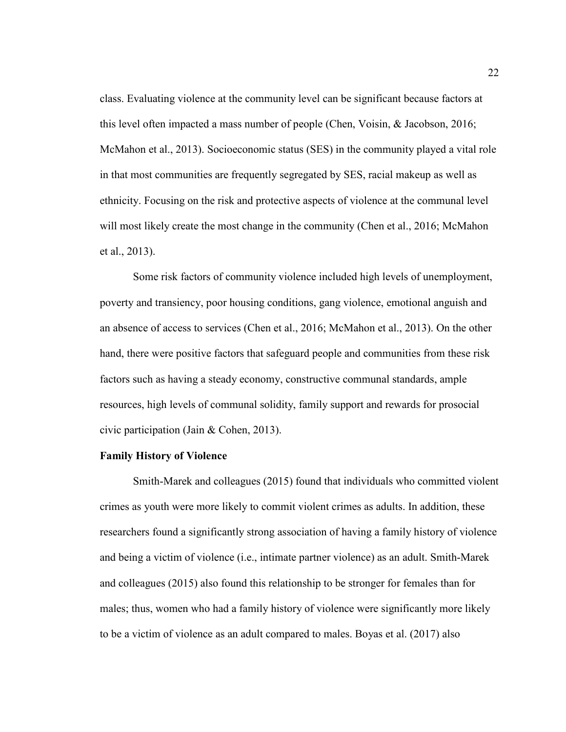class. Evaluating violence at the community level can be significant because factors at this level often impacted a mass number of people (Chen, Voisin, & Jacobson, 2016; McMahon et al., 2013). Socioeconomic status (SES) in the community played a vital role in that most communities are frequently segregated by SES, racial makeup as well as ethnicity. Focusing on the risk and protective aspects of violence at the communal level will most likely create the most change in the community (Chen et al., 2016; McMahon et al., 2013).

Some risk factors of community violence included high levels of unemployment, poverty and transiency, poor housing conditions, gang violence, emotional anguish and an absence of access to services (Chen et al., 2016; McMahon et al., 2013). On the other hand, there were positive factors that safeguard people and communities from these risk factors such as having a steady economy, constructive communal standards, ample resources, high levels of communal solidity, family support and rewards for prosocial civic participation (Jain & Cohen, 2013).

**Family History of Violence**

Smith-Marek and colleagues (2015) found that individuals who committed violent crimes as youth were more likely to commit violent crimes as adults. In addition, these researchers found a significantly strong association of having a family history of violence and being a victim of violence (i.e., intimate partner violence) as an adult. Smith-Marek and colleagues (2015) also found this relationship to be stronger for females than for males; thus, women who had a family history of violence were significantly more likely to be a victim of violence as an adult compared to males. Boyas et al. (2017) also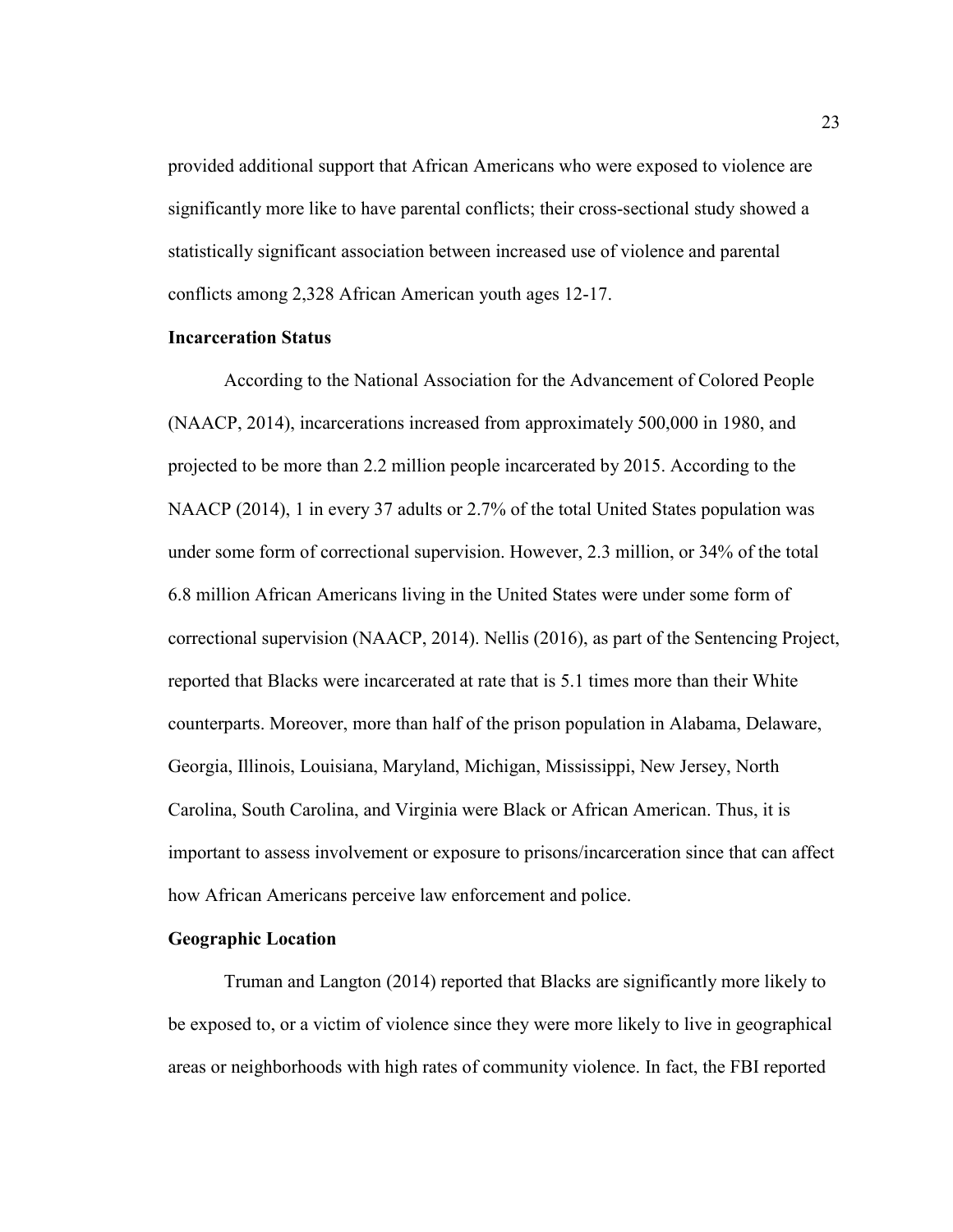provided additional support that African Americans who were exposed to violence are significantly more like to have parental conflicts; their cross-sectional study showed a statistically significant association between increased use of violence and parental conflicts among 2,328 African American youth ages 12-17.

### Incarceration Status

According to the National Association for the Advancement of Colored People (NAACP, 2014), incarcerations increased from approximately 500,000 in 1980, and projected to be more than 2.2 million people incarcerated by 2015. According to the NAACP (2014), 1 in every 37 adults or 2.7% of the total United States population was under some form of correctional supervision. However, 2.3 million, or 34% of the total 6.8 million African Americans living in the United States were under some form of correctional supervision (NAACP, 2014). Nellis (2016), as part of the Sentencing Project, reported that Blacks were incarcerated at rate that is 5.1 times more than their White counterparts. Moreover, more than half of the prison population in Alabama, Delaware, Georgia, Illinois, Louisiana, Maryland, Michigan, Mississippi, New Jersey, North Carolina, South Carolina, and Virginia were Black or African American. Thus, it is important to assess involvement or exposure to prisons/incarceration since that can affect how African Americans perceive law enforcement and police.

### Geographic Location

Truman and Langton (2014) reported that Blacks are significantly more likely to be exposed to, or a victim of violence since they were more likely to live in geographical areas or neighborhoods with high rates of community violence. In fact, the FBI reported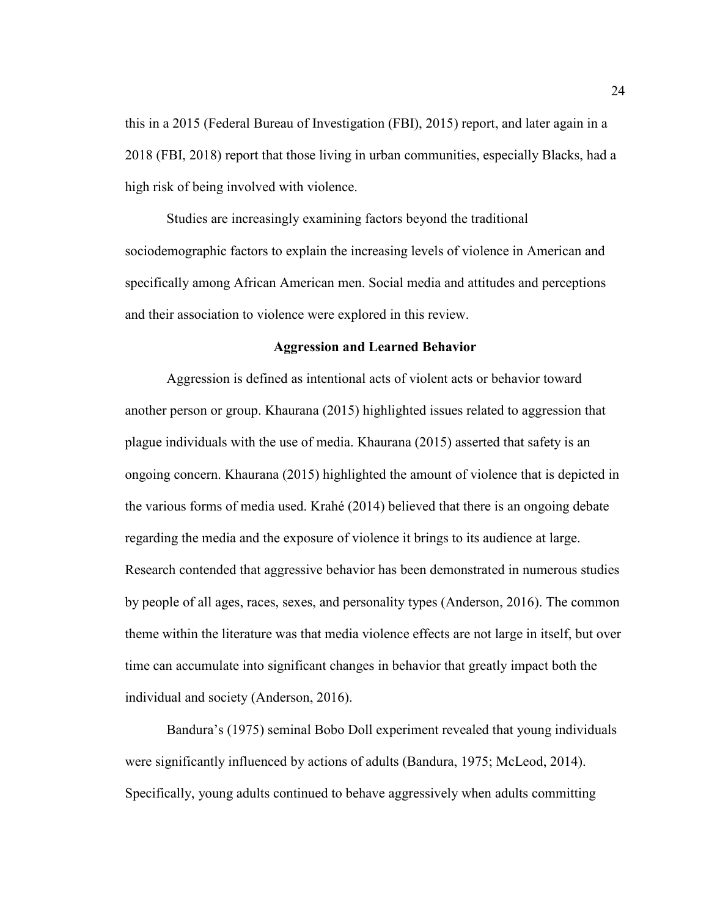this in a 2015 (Federal Bureau of Investigation (FBI), 2015) report, and later again in a 2018 (FBI, 2018) report that those living in urban communities, especially Blacks, had a high risk of being involved with violence.

Studies are increasingly examining factors beyond the traditional sociodemographic factors to explain the increasing levels of violence in American and specifically among African American men. Social media and attitudes and perceptions and their association to violence were explored in this review.

## Aggression and Learned Behavior

Aggression is defined as intentional acts of violent acts or behavior toward another person or group. Khaurana (2015) highlighted issues related to aggression that plague individuals with the use of media. Khaurana (2015) asserted that safety is an ongoing concern. Khaurana (2015) highlighted the amount of violence that is depicted in the various forms of media used. Krahé (2014) believed that there is an ongoing debate regarding the media and the exposure of violence it brings to its audience at large. Research contended that aggressive behavior has been demonstrated in numerous studies by people of all ages, races, sexes, and personality types (Anderson, 2016). The common theme within the literature was that media violence effects are not large in itself, but over time can accumulate into significant changes in behavior that greatly impact both the individual and society (Anderson, 2016).

Bandura's (1975) seminal Bobo Doll experiment revealed that young individuals were significantly influenced by actions of adults (Bandura, 1975; McLeod, 2014). Specifically, young adults continued to behave aggressively when adults committing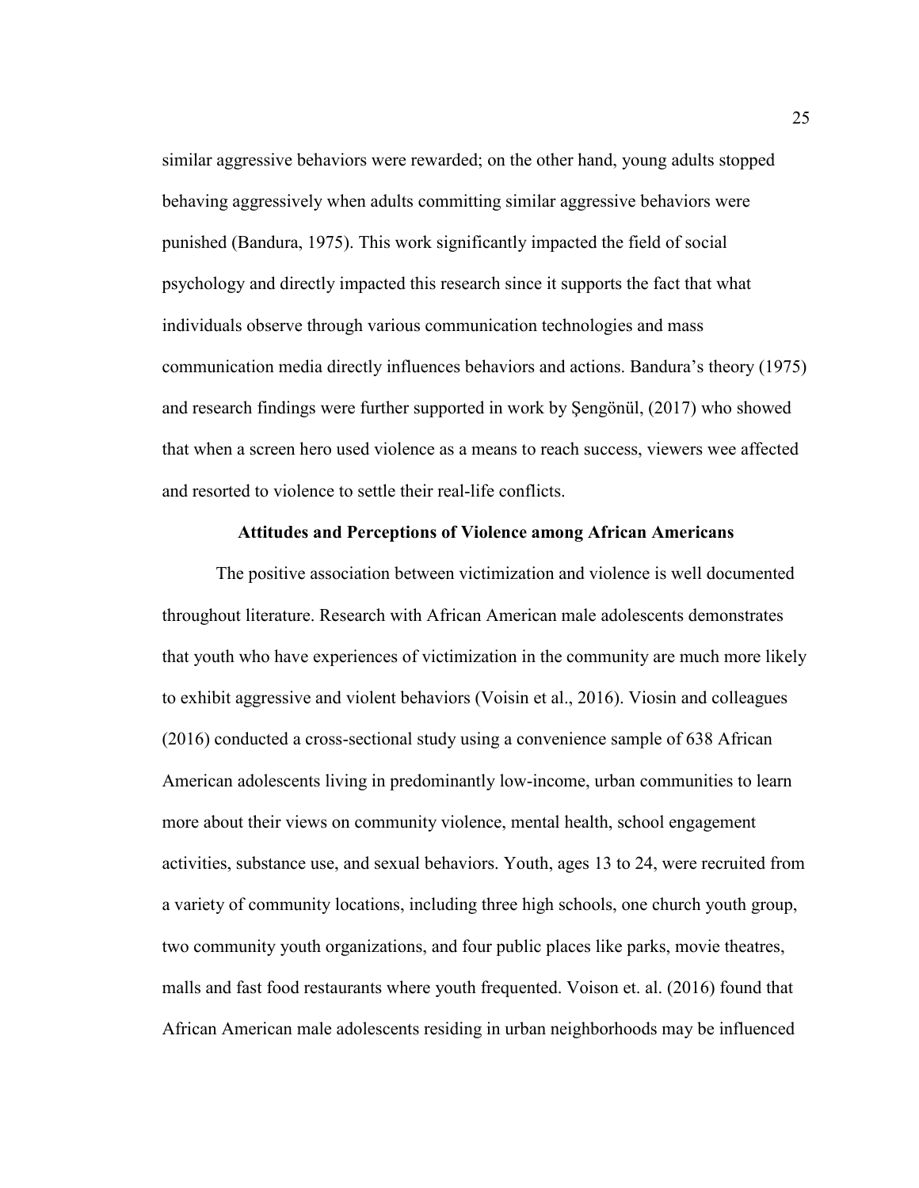similar aggressive behaviors were rewarded; on the other hand, young adults stopped behaving aggressively when adults committing similar aggressive behaviors were punished (Bandura, 1975). This work significantly impacted the field of social psychology and directly impacted this research since it supports the fact that what individuals observe through various communication technologies and mass communication media directly influences behaviors and actions. Bandura's theory (1975) and research findings were further supported in work by Şengönül, (2017) who showed that when a screen hero used violence as a means to reach success, viewers wee affected and resorted to violence to settle their real-life conflicts.

## Attitudes and Perceptions of Violence among African Americans

The positive association between victimization and violence is well documented throughout literature. Research with African American male adolescents demonstrates that youth who have experiences of victimization in the community are much more likely to exhibit aggressive and violent behaviors (Voisin et al., 2016). Viosin and colleagues (2016) conducted a cross-sectional study using a convenience sample of 638 African American adolescents living in predominantly low-income, urban communities to learn more about their views on community violence, mental health, school engagement activities, substance use, and sexual behaviors. Youth, ages 13 to 24, were recruited from a variety of community locations, including three high schools, one church youth group, two community youth organizations, and four public places like parks, movie theatres, malls and fast food restaurants where youth frequented. Voison et. al. (2016) found that African American male adolescents residing in urban neighborhoods may be influenced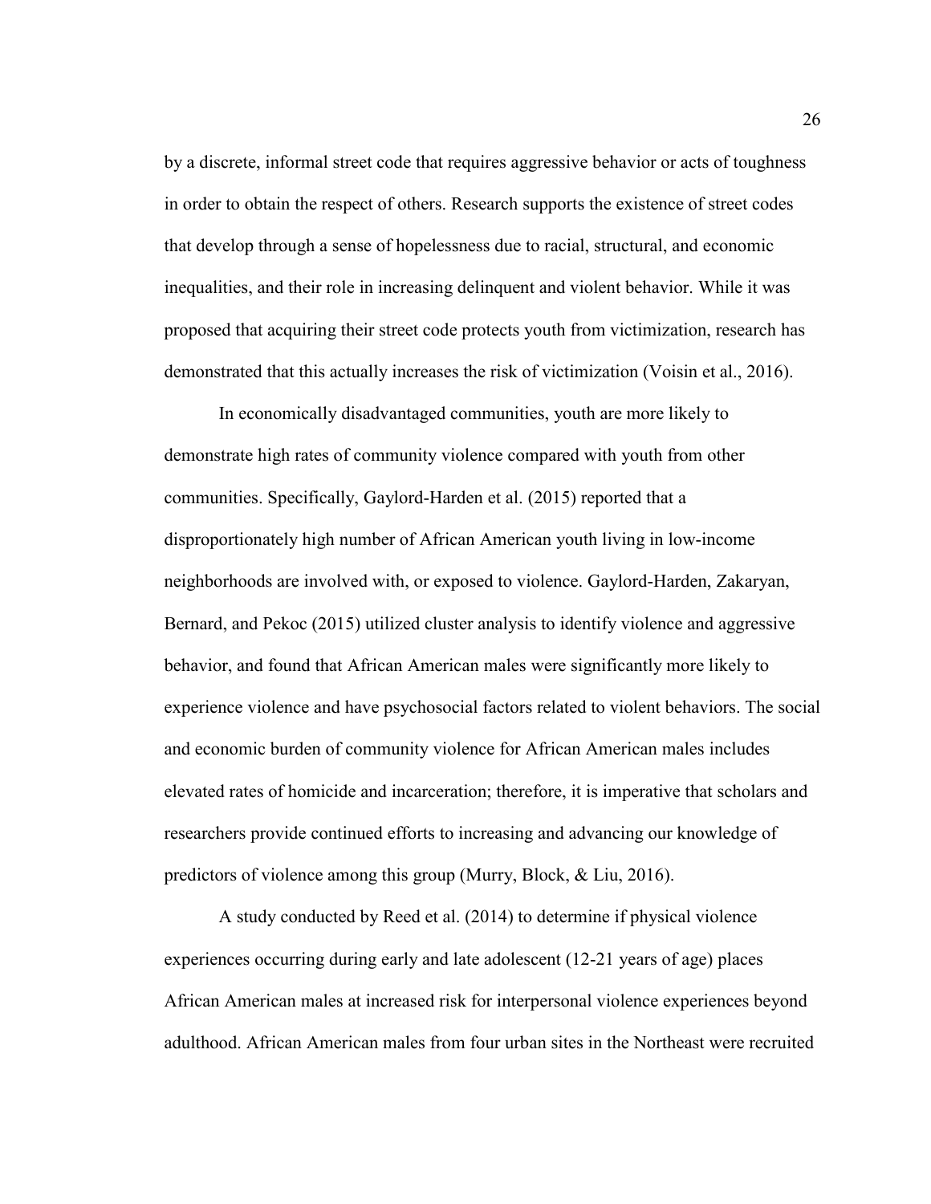by a discrete, informal street code that requires aggressive behavior or acts of toughness in order to obtain the respect of others. Research supports the existence of street codes that develop through a sense of hopelessness due to racial, structural, and economic inequalities, and their role in increasing delinquent and violent behavior. While it was proposed that acquiring their street code protects youth from victimization, research has demonstrated that this actually increases the risk of victimization (Voisin et al., 2016).

In economically disadvantaged communities, youth are more likely to demonstrate high rates of community violence compared with youth from other communities. Specifically, Gaylord-Harden et al. (2015) reported that a disproportionately high number of African American youth living in low-income neighborhoods are involved with, or exposed to violence. Gaylord-Harden, Zakaryan, Bernard, and Pekoc (2015) utilized cluster analysis to identify violence and aggressive behavior, and found that African American males were significantly more likely to experience violence and have psychosocial factors related to violent behaviors. The social and economic burden of community violence for African American males includes elevated rates of homicide and incarceration; therefore, it is imperative that scholars and researchers provide continued efforts to increasing and advancing our knowledge of predictors of violence among this group (Murry, Block, & Liu, 2016).

A study conducted by Reed et al. (2014) to determine if physical violence experiences occurring during early and late adolescent (12-21 years of age) places African American males at increased risk for interpersonal violence experiences beyond adulthood. African American males from four urban sites in the Northeast were recruited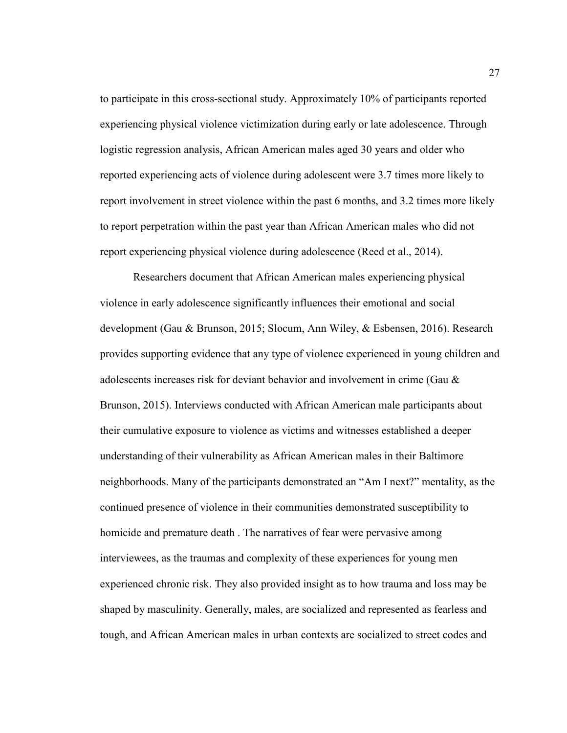to participate in this cross-sectional study. Approximately 10% of participants reported experiencing physical violence victimization during early or late adolescence. Through logistic regression analysis, African American males aged 30 years and older who reported experiencing acts of violence during adolescent were 3.7 times more likely to report involvement in street violence within the past 6 months, and 3.2 times more likely to report perpetration within the past year than African American males who did not report experiencing physical violence during adolescence (Reed et al., 2014).

Researchers document that African American males experiencing physical violence in early adolescence significantly influences their emotional and social development (Gau & Brunson, 2015; Slocum, Ann Wiley, & Esbensen, 2016). Research provides supporting evidence that any type of violence experienced in young children and adolescents increases risk for deviant behavior and involvement in crime (Gau & Brunson, 2015). Interviews conducted with African American male participants about their cumulative exposure to violence as victims and witnesses established a deeper understanding of their vulnerability as African American males in their Baltimore neighborhoods. Many of the participants demonstrated an "Am I next?" mentality, as the continued presence of violence in their communities demonstrated susceptibility to homicide and premature death . The narratives of fear were pervasive among interviewees, as the traumas and complexity of these experiences for young men experienced chronic risk. They also provided insight as to how trauma and loss may be shaped by masculinity. Generally, males, are socialized and represented as fearless and tough, and African American males in urban contexts are socialized to street codes and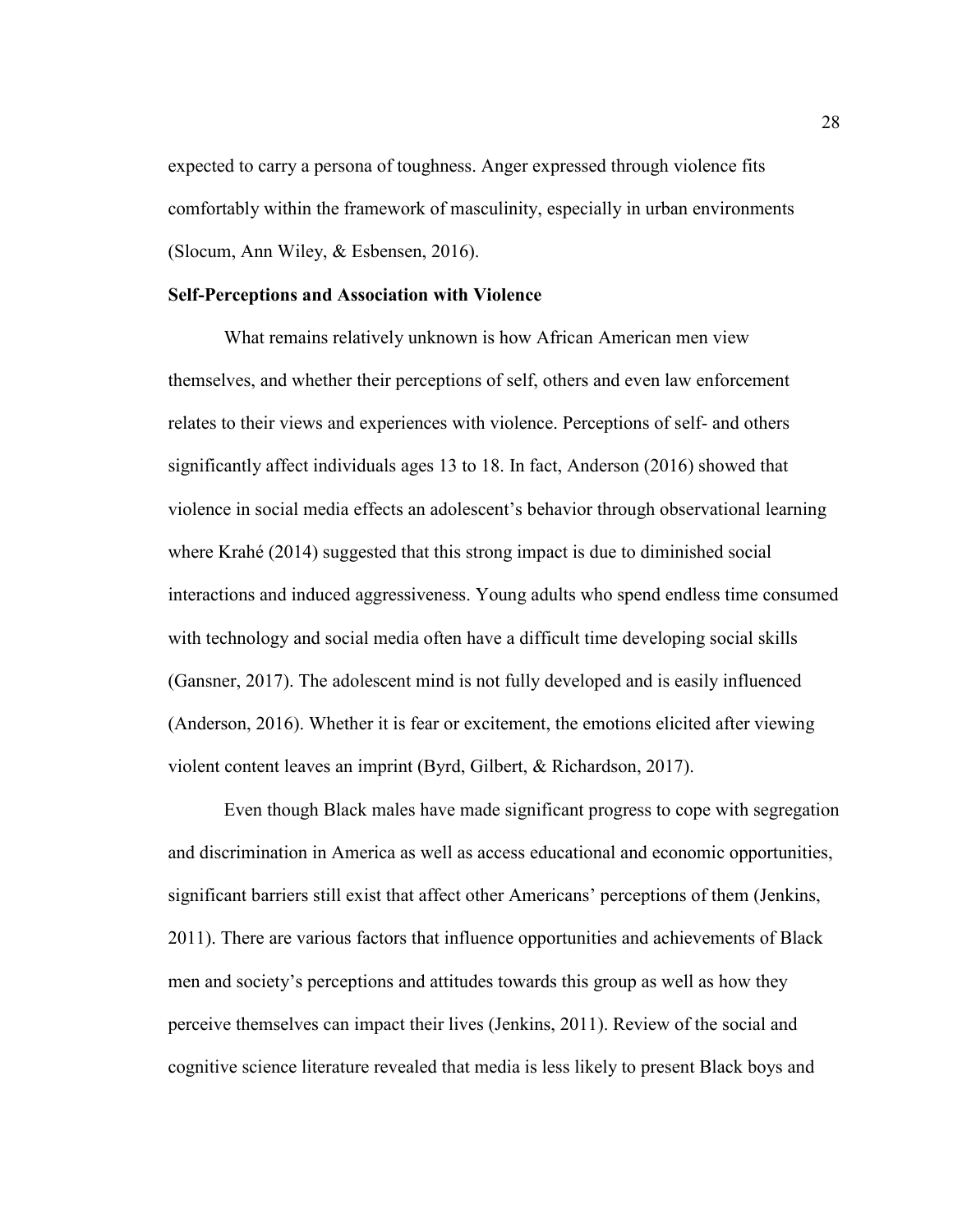expected to carry a persona of toughness. Anger expressed through violence fits comfortably within the framework of masculinity, especially in urban environments (Slocum, Ann Wiley, & Esbensen, 2016).

**Self-Perceptions and Association with Violence**

What remains relatively unknown is how African American men view themselves, and whether their perceptions of self, others and even law enforcement relates to their views and experiences with violence. Perceptions of self- and others significantly affect individuals ages 13 to 18. In fact, Anderson (2016) showed that violence in social media effects an adolescent's behavior through observational learning where Krahé (2014) suggested that this strong impact is due to diminished social interactions and induced aggressiveness. Young adults who spend endless time consumed with technology and social media often have a difficult time developing social skills (Gansner, 2017). The adolescent mind is not fully developed and is easily influenced (Anderson, 2016). Whether it is fear or excitement, the emotions elicited after viewing violent content leaves an imprint (Byrd, Gilbert, & Richardson, 2017).

Even though Black males have made significant progress to cope with segregation and discrimination in America as well as access educational and economic opportunities, significant barriers still exist that affect other Americans' perceptions of them (Jenkins, 2011). There are various factors that influence opportunities and achievements of Black men and society's perceptions and attitudes towards this group as well as how they perceive themselves can impact their lives (Jenkins, 2011). Review of the social and cognitive science literature revealed that media is less likely to present Black boys and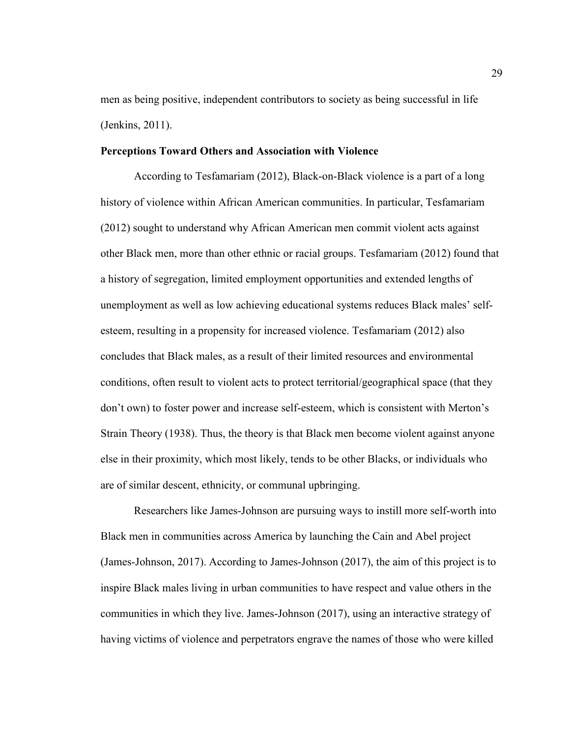men as being positive, independent contributors to society as being successful in life (Jenkins, 2011).

**Perceptions Toward Others and Association with Violence**

According to Tesfamariam (2012), Black-on-Black violence is a part of a long history of violence within African American communities. In particular, Tesfamariam (2012) sought to understand why African American men commit violent acts against other Black men, more than other ethnic or racial groups. Tesfamariam (2012) found that a history of segregation, limited employment opportunities and extended lengths of unemployment as well as low achieving educational systems reduces Black males' self-esteem, resulting in a propensity for increased violence. Tesfamariam (2012) also concludes that Black males, as a result of their limited resources and environmental conditions, often result to violent acts to protect territorial/geographical space (that they don't own) to foster power and increase self-esteem, which is consistent with Merton's Strain Theory (1938). Thus, the theory is that Black men become violent against anyone else in their proximity, which most likely, tends to be other Blacks, or individuals who are of similar descent, ethnicity, or communal upbringing.

Researchers like James-Johnson are pursuing ways to instill more self-worth into Black men in communities across America by launching the Cain and Abel project (James-Johnson, 2017). According to James-Johnson (2017), the aim of this project is to inspire Black males living in urban communities to have respect and value others in the communities in which they live. James-Johnson (2017), using an interactive strategy of having victims of violence and perpetrators engrave the names of those who were killed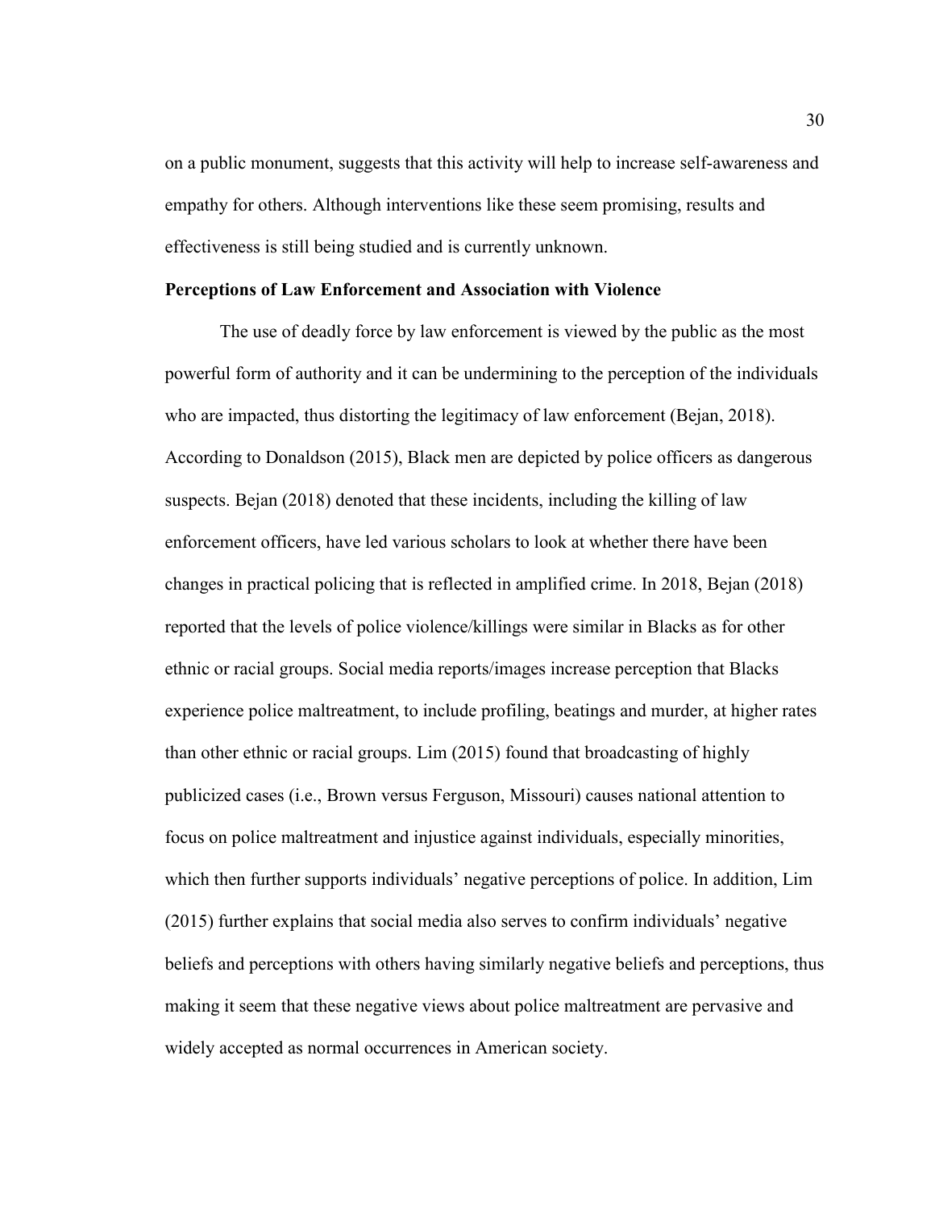on a public monument, suggests that this activity will help to increase self-awareness and empathy for others. Although interventions like these seem promising, results and effectiveness is still being studied and is currently unknown.

**Perceptions of Law Enforcement and Association with Violence**

The use of deadly force by law enforcement is viewed by the public as the most powerful form of authority and it can be undermining to the perception of the individuals who are impacted, thus distorting the legitimacy of law enforcement (Bejan, 2018). According to Donaldson (2015), Black men are depicted by police officers as dangerous suspects. Bejan (2018) denoted that these incidents, including the killing of law enforcement officers, have led various scholars to look at whether there have been changes in practical policing that is reflected in amplified crime. In 2018, Bejan (2018) reported that the levels of police violence/killings were similar in Blacks as for other ethnic or racial groups. Social media reports/images increase perception that Blacks experience police maltreatment, to include profiling, beatings and murder, at higher rates than other ethnic or racial groups. Lim (2015) found that broadcasting of highly publicized cases (i.e., Brown versus Ferguson, Missouri) causes national attention to focus on police maltreatment and injustice against individuals, especially minorities, which then further supports individuals' negative perceptions of police. In addition, Lim (2015) further explains that social media also serves to confirm individuals' negative beliefs and perceptions with others having similarly negative beliefs and perceptions, thus making it seem that these negative views about police maltreatment are pervasive and widely accepted as normal occurrences in American society.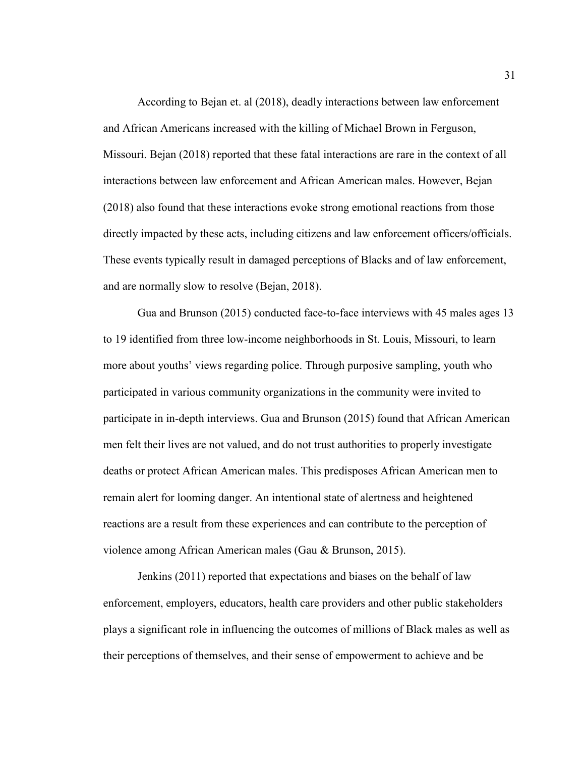According to Bejan et. al (2018), deadly interactions between law enforcement and African Americans increased with the killing of Michael Brown in Ferguson, Missouri. Bejan (2018) reported that these fatal interactions are rare in the context of all interactions between law enforcement and African American males. However, Bejan (2018) also found that these interactions evoke strong emotional reactions from those directly impacted by these acts, including citizens and law enforcement officers/officials. These events typically result in damaged perceptions of Blacks and of law enforcement, and are normally slow to resolve (Bejan, 2018).

Gua and Brunson (2015) conducted face-to-face interviews with 45 males ages 13 to 19 identified from three low-income neighborhoods in St. Louis, Missouri, to learn more about youths' views regarding police. Through purposive sampling, youth who participated in various community organizations in the community were invited to participate in in-depth interviews. Gua and Brunson (2015) found that African American men felt their lives are not valued, and do not trust authorities to properly investigate deaths or protect African American males. This predisposes African American men to remain alert for looming danger. An intentional state of alertness and heightened reactions are a result from these experiences and can contribute to the perception of violence among African American males (Gau & Brunson, 2015).

Jenkins (2011) reported that expectations and biases on the behalf of law enforcement, employers, educators, health care providers and other public stakeholders plays a significant role in influencing the outcomes of millions of Black males as well as their perceptions of themselves, and their sense of empowerment to achieve and be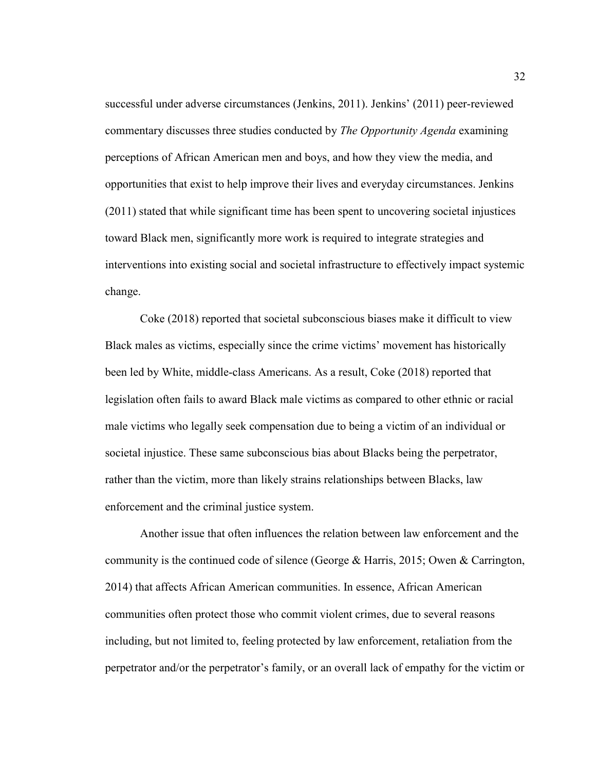successful under adverse circumstances (Jenkins, 2011). Jenkins' (2011) peer-reviewed commentary discusses three studies conducted by *The Opportunity Agenda* examining perceptions of African American men and boys, and how they view the media, and opportunities that exist to help improve their lives and everyday circumstances. Jenkins (2011) stated that while significant time has been spent to uncovering societal injustices toward Black men, significantly more work is required to integrate strategies and interventions into existing social and societal infrastructure to effectively impact systemic change.

Coke (2018) reported that societal subconscious biases make it difficult to view Black males as victims, especially since the crime victims' movement has historically been led by White, middle-class Americans. As a result, Coke (2018) reported that legislation often fails to award Black male victims as compared to other ethnic or racial male victims who legally seek compensation due to being a victim of an individual or societal injustice. These same subconscious bias about Blacks being the perpetrator, rather than the victim, more than likely strains relationships between Blacks, law enforcement and the criminal justice system.

Another issue that often influences the relation between law enforcement and the community is the continued code of silence (George & Harris, 2015; Owen & Carrington, 2014) that affects African American communities. In essence, African American communities often protect those who commit violent crimes, due to several reasons including, but not limited to, feeling protected by law enforcement, retaliation from the perpetrator and/or the perpetrator's family, or an overall lack of empathy for the victim or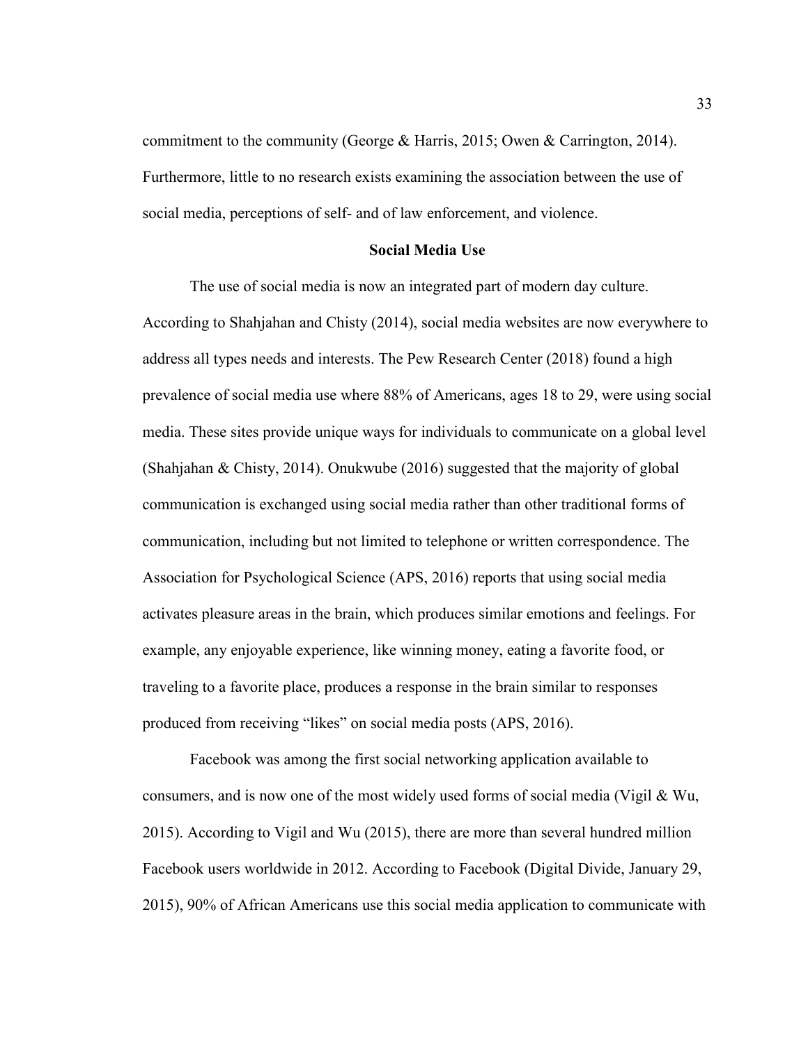commitment to the community (George & Harris, 2015; Owen & Carrington, 2014). Furthermore, little to no research exists examining the association between the use of social media, perceptions of self- and of law enforcement, and violence.

## Social Media Use

The use of social media is now an integrated part of modern day culture. According to Shahjahan and Chisty (2014), social media websites are now everywhere to address all types needs and interests. The Pew Research Center (2018) found a high prevalence of social media use where 88% of Americans, ages 18 to 29, were using social media. These sites provide unique ways for individuals to communicate on a global level (Shahjahan & Chisty, 2014). Onukwube (2016) suggested that the majority of global communication is exchanged using social media rather than other traditional forms of communication, including but not limited to telephone or written correspondence. The Association for Psychological Science (APS, 2016) reports that using social media activates pleasure areas in the brain, which produces similar emotions and feelings. For example, any enjoyable experience, like winning money, eating a favorite food, or traveling to a favorite place, produces a response in the brain similar to responses produced from receiving "likes" on social media posts (APS, 2016).

Facebook was among the first social networking application available to consumers, and is now one of the most widely used forms of social media (Vigil & Wu, 2015). According to Vigil and Wu (2015), there are more than several hundred million Facebook users worldwide in 2012. According to Facebook (Digital Divide, January 29, 2015), 90% of African Americans use this social media application to communicate with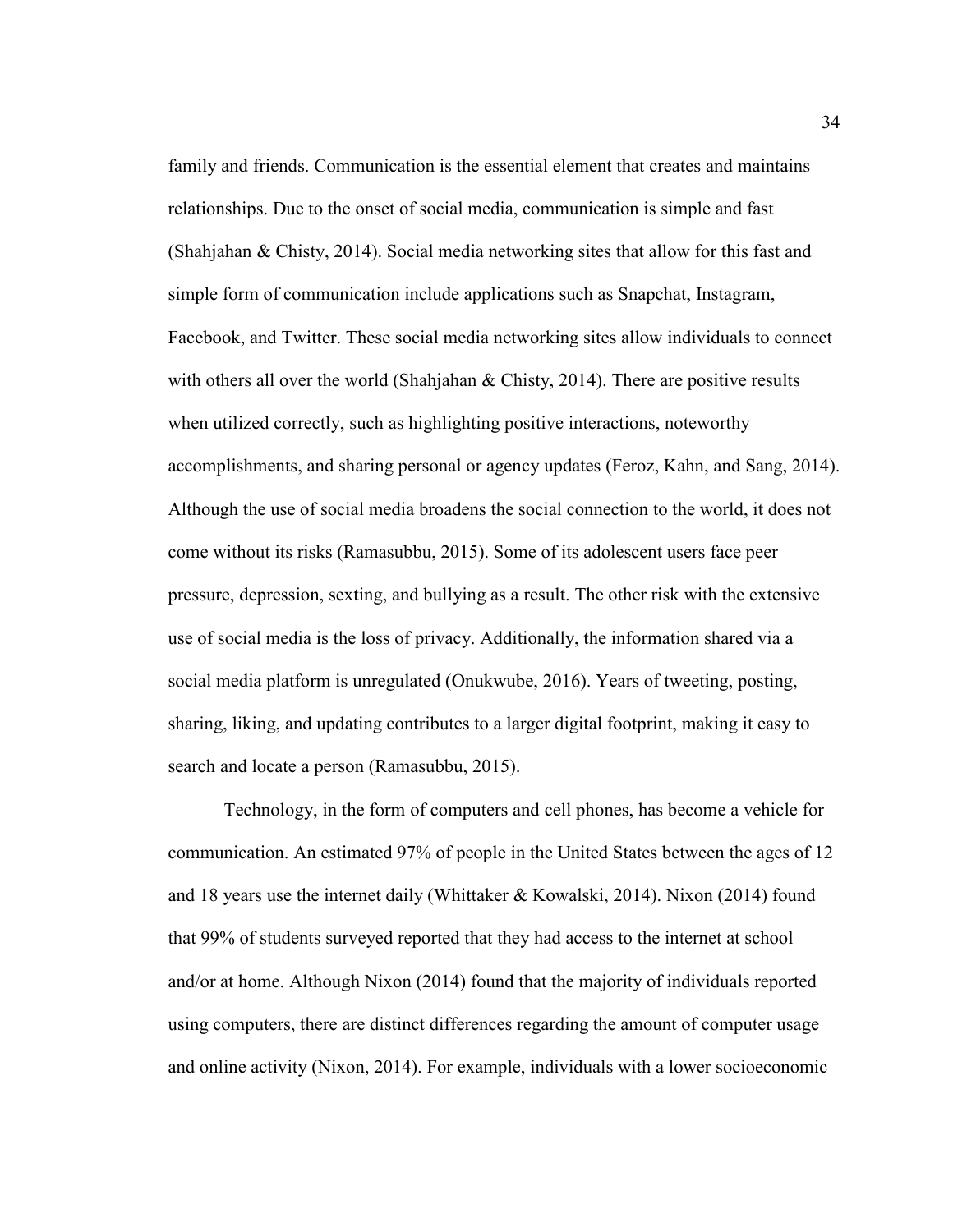family and friends. Communication is the essential element that creates and maintains relationships. Due to the onset of social media, communication is simple and fast (Shahjahan & Chisty, 2014). Social media networking sites that allow for this fast and simple form of communication include applications such as Snapchat, Instagram, Facebook, and Twitter. These social media networking sites allow individuals to connect with others all over the world (Shahjahan & Chisty, 2014). There are positive results when utilized correctly, such as highlighting positive interactions, noteworthy accomplishments, and sharing personal or agency updates (Feroz, Kahn, and Sang, 2014). Although the use of social media broadens the social connection to the world, it does not come without its risks (Ramasubbu, 2015). Some of its adolescent users face peer pressure, depression, sexting, and bullying as a result. The other risk with the extensive use of social media is the loss of privacy. Additionally, the information shared via a social media platform is unregulated (Onukwube, 2016). Years of tweeting, posting, sharing, liking, and updating contributes to a larger digital footprint, making it easy to search and locate a person (Ramasubbu, 2015).

Technology, in the form of computers and cell phones, has become a vehicle for communication. An estimated 97% of people in the United States between the ages of 12 and 18 years use the internet daily (Whittaker & Kowalski, 2014). Nixon (2014) found that 99% of students surveyed reported that they had access to the internet at school and/or at home. Although Nixon (2014) found that the majority of individuals reported using computers, there are distinct differences regarding the amount of computer usage and online activity (Nixon, 2014). For example, individuals with a lower socioeconomic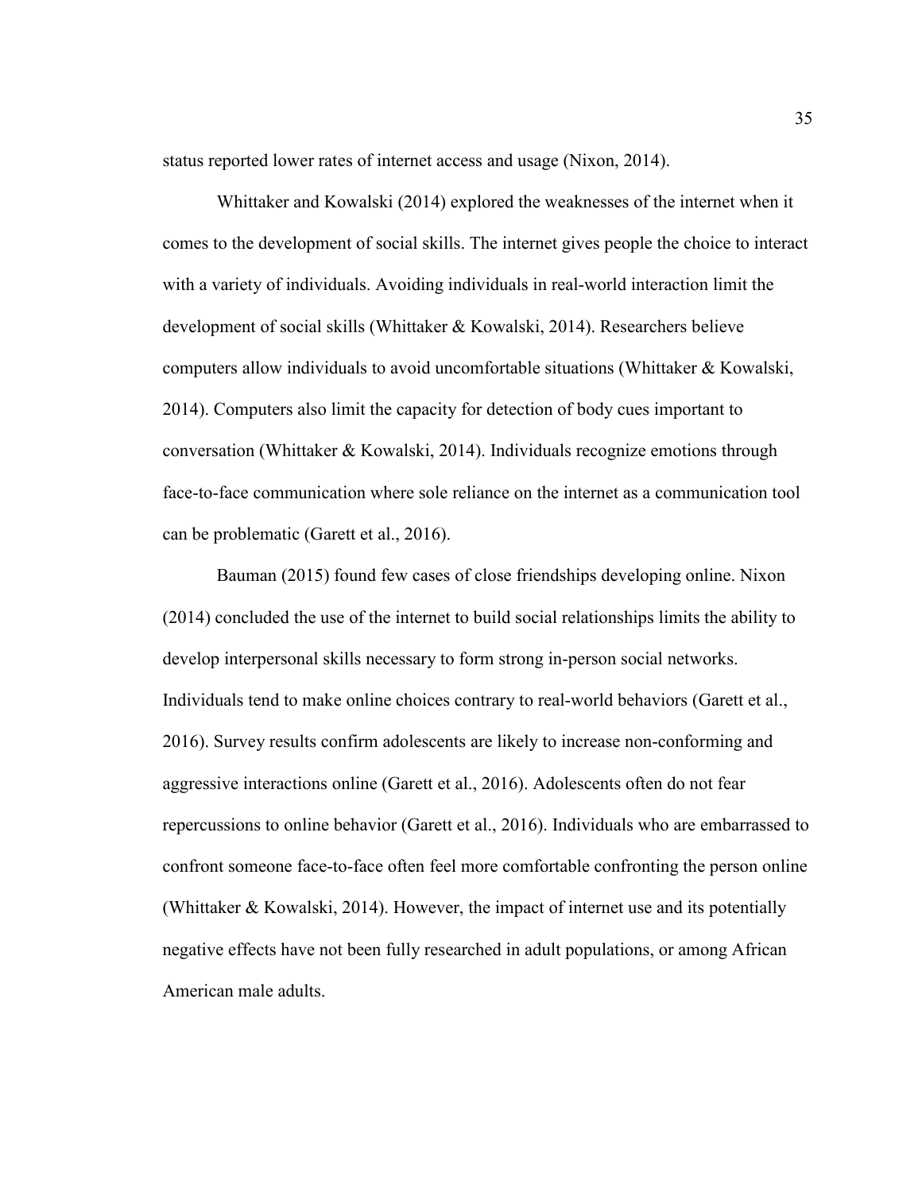status reported lower rates of internet access and usage (Nixon, 2014).

Whittaker and Kowalski (2014) explored the weaknesses of the internet when it comes to the development of social skills. The internet gives people the choice to interact with a variety of individuals. Avoiding individuals in real-world interaction limit the development of social skills (Whittaker & Kowalski, 2014). Researchers believe computers allow individuals to avoid uncomfortable situations (Whittaker & Kowalski, 2014). Computers also limit the capacity for detection of body cues important to conversation (Whittaker & Kowalski, 2014). Individuals recognize emotions through face-to-face communication where sole reliance on the internet as a communication tool can be problematic (Garett et al., 2016).

Bauman (2015) found few cases of close friendships developing online. Nixon (2014) concluded the use of the internet to build social relationships limits the ability to develop interpersonal skills necessary to form strong in-person social networks. Individuals tend to make online choices contrary to real-world behaviors (Garett et al., 2016). Survey results confirm adolescents are likely to increase non-conforming and aggressive interactions online (Garett et al., 2016). Adolescents often do not fear repercussions to online behavior (Garett et al., 2016). Individuals who are embarrassed to confront someone face-to-face often feel more comfortable confronting the person online (Whittaker & Kowalski, 2014). However, the impact of internet use and its potentially negative effects have not been fully researched in adult populations, or among African American male adults.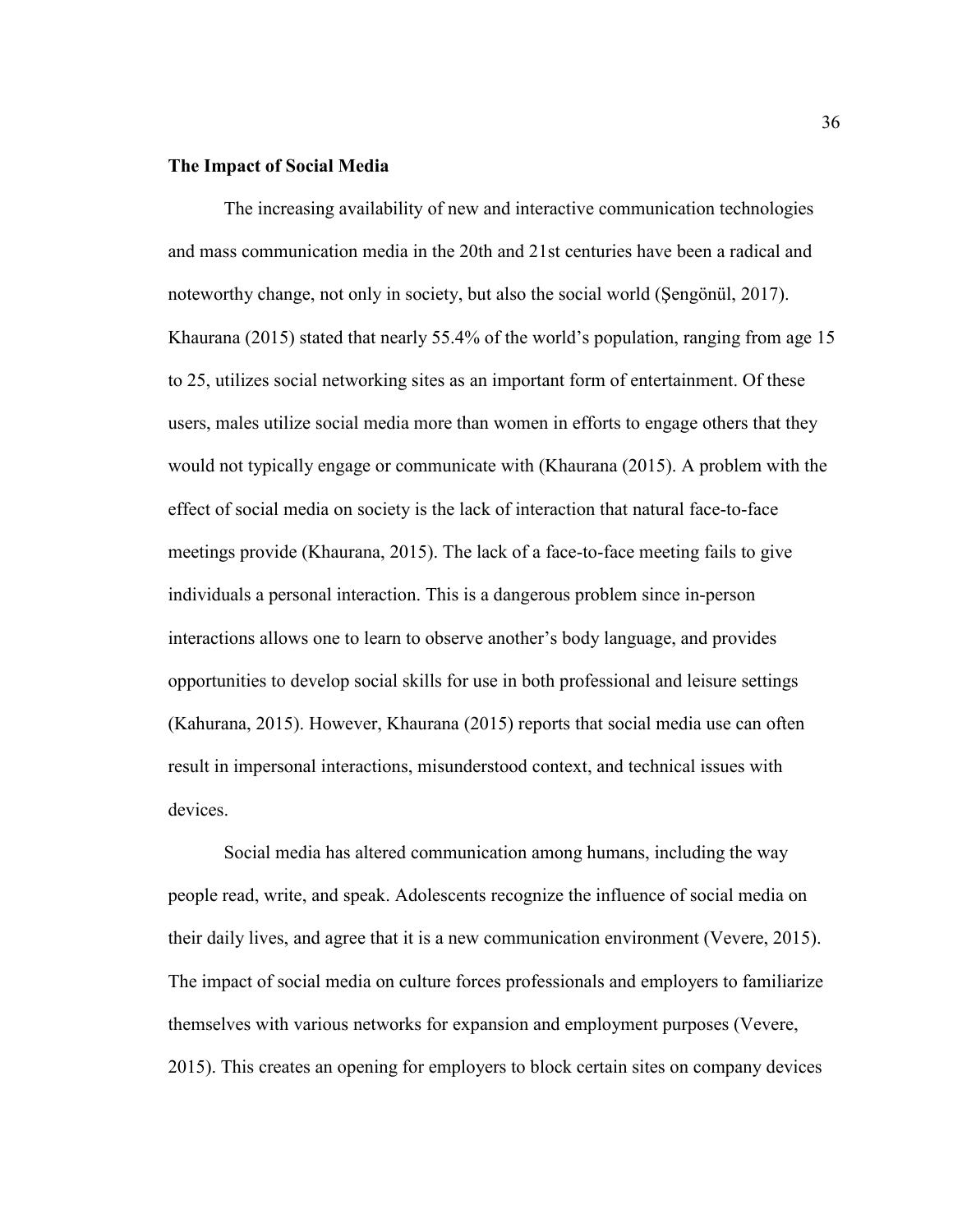**The Impact of Social Media**

The increasing availability of new and interactive communication technologies and mass communication media in the 20th and 21st centuries have been a radical and noteworthy change, not only in society, but also the social world (Şengönül, 2017). Khaurana (2015) stated that nearly 55.4% of the world's population, ranging from age 15 to 25, utilizes social networking sites as an important form of entertainment. Of these users, males utilize social media more than women in efforts to engage others that they would not typically engage or communicate with (Khaurana (2015). A problem with the effect of social media on society is the lack of interaction that natural face-to-face meetings provide (Khaurana, 2015). The lack of a face-to-face meeting fails to give individuals a personal interaction. This is a dangerous problem since in-person interactions allows one to learn to observe another's body language, and provides opportunities to develop social skills for use in both professional and leisure settings (Kahurana, 2015). However, Khaurana (2015) reports that social media use can often result in impersonal interactions, misunderstood context, and technical issues with devices.

Social media has altered communication among humans, including the way people read, write, and speak. Adolescents recognize the influence of social media on their daily lives, and agree that it is a new communication environment (Vevere, 2015). The impact of social media on culture forces professionals and employers to familiarize themselves with various networks for expansion and employment purposes (Vevere, 2015). This creates an opening for employers to block certain sites on company devices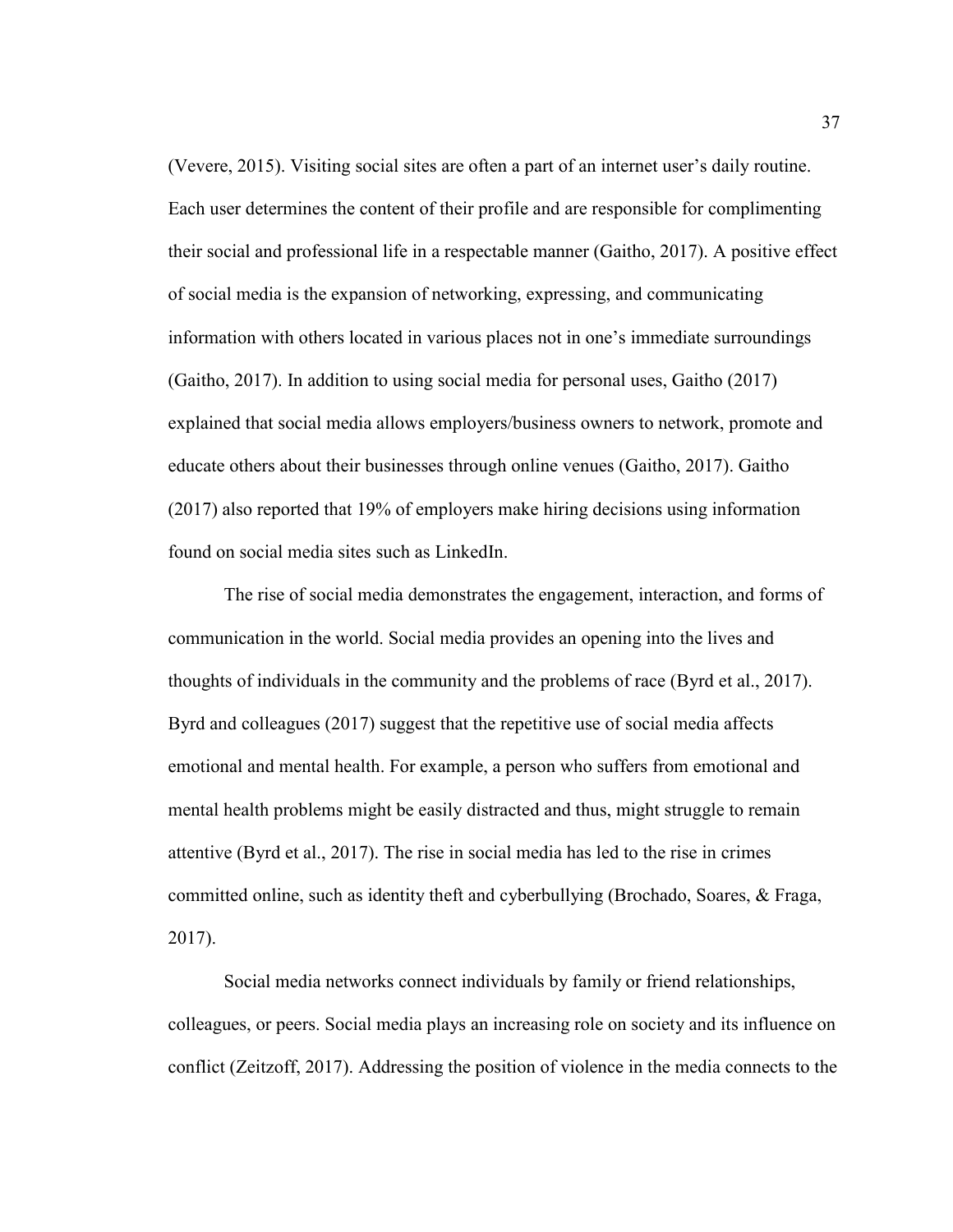(Vevere, 2015). Visiting social sites are often a part of an internet user's daily routine. Each user determines the content of their profile and are responsible for complimenting their social and professional life in a respectable manner (Gaitho, 2017). A positive effect of social media is the expansion of networking, expressing, and communicating information with others located in various places not in one's immediate surroundings (Gaitho, 2017). In addition to using social media for personal uses, Gaitho (2017) explained that social media allows employers/business owners to network, promote and educate others about their businesses through online venues (Gaitho, 2017). Gaitho (2017) also reported that 19% of employers make hiring decisions using information found on social media sites such as LinkedIn.

The rise of social media demonstrates the engagement, interaction, and forms of communication in the world. Social media provides an opening into the lives and thoughts of individuals in the community and the problems of race (Byrd et al., 2017). Byrd and colleagues (2017) suggest that the repetitive use of social media affects emotional and mental health. For example, a person who suffers from emotional and mental health problems might be easily distracted and thus, might struggle to remain attentive (Byrd et al., 2017). The rise in social media has led to the rise in crimes committed online, such as identity theft and cyberbullying (Brochado, Soares, & Fraga, 2017).

Social media networks connect individuals by family or friend relationships, colleagues, or peers. Social media plays an increasing role on society and its influence on conflict (Zeitzoff, 2017). Addressing the position of violence in the media connects to the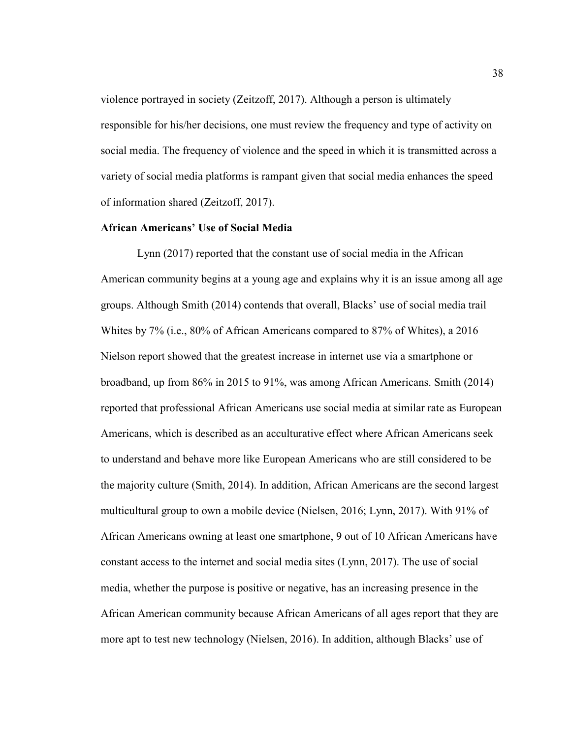violence portrayed in society (Zeitzoff, 2017). Although a person is ultimately responsible for his/her decisions, one must review the frequency and type of activity on social media. The frequency of violence and the speed in which it is transmitted across a variety of social media platforms is rampant given that social media enhances the speed of information shared (Zeitzoff, 2017).

**African Americans' Use of Social Media**

Lynn (2017) reported that the constant use of social media in the African American community begins at a young age and explains why it is an issue among all age groups. Although Smith (2014) contends that overall, Blacks' use of social media trail Whites by 7% (i.e., 80% of African Americans compared to 87% of Whites), a 2016 Nielson report showed that the greatest increase in internet use via a smartphone or broadband, up from 86% in 2015 to 91%, was among African Americans. Smith (2014) reported that professional African Americans use social media at similar rate as European Americans, which is described as an acculturative effect where African Americans seek to understand and behave more like European Americans who are still considered to be the majority culture (Smith, 2014). In addition, African Americans are the second largest multicultural group to own a mobile device (Nielsen, 2016; Lynn, 2017). With 91% of African Americans owning at least one smartphone, 9 out of 10 African Americans have constant access to the internet and social media sites (Lynn, 2017). The use of social media, whether the purpose is positive or negative, has an increasing presence in the African American community because African Americans of all ages report that they are more apt to test new technology (Nielsen, 2016). In addition, although Blacks' use of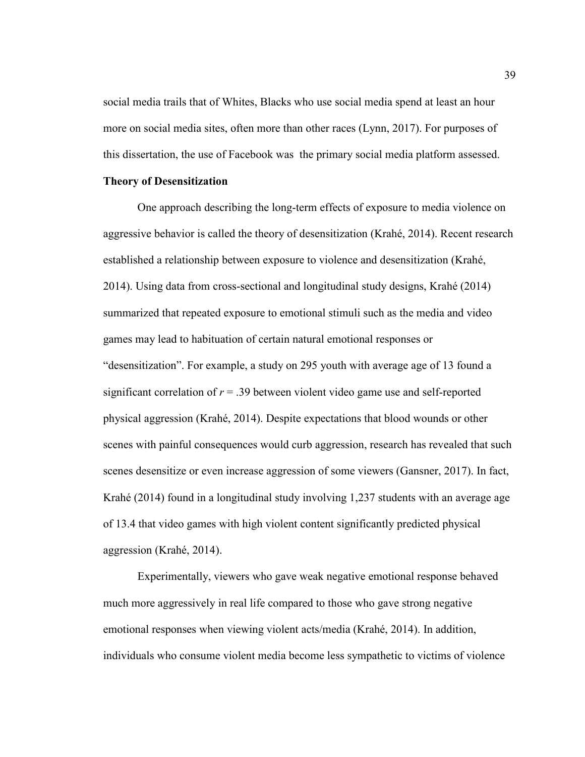social media trails that of Whites, Blacks who use social media spend at least an hour more on social media sites, often more than other races (Lynn, 2017). For purposes of this dissertation, the use of Facebook was  the primary social media platform assessed.

**Theory of Desensitization**

One approach describing the long-term effects of exposure to media violence on aggressive behavior is called the theory of desensitization (Krahé, 2014). Recent research established a relationship between exposure to violence and desensitization (Krahé, 2014). Using data from cross-sectional and longitudinal study designs, Krahé (2014) summarized that repeated exposure to emotional stimuli such as the media and video games may lead to habituation of certain natural emotional responses or "desensitization". For example, a study on 295 youth with average age of 13 found a significant correlation of $r = .39$ between violent video game use and self-reported physical aggression (Krahé, 2014). Despite expectations that blood wounds or other scenes with painful consequences would curb aggression, research has revealed that such scenes desensitize or even increase aggression of some viewers (Gansner, 2017). In fact, Krahé (2014) found in a longitudinal study involving 1,237 students with an average age of 13.4 that video games with high violent content significantly predicted physical aggression (Krahé, 2014).

Experimentally, viewers who gave weak negative emotional response behaved much more aggressively in real life compared to those who gave strong negative emotional responses when viewing violent acts/media (Krahé, 2014). In addition, individuals who consume violent media become less sympathetic to victims of violence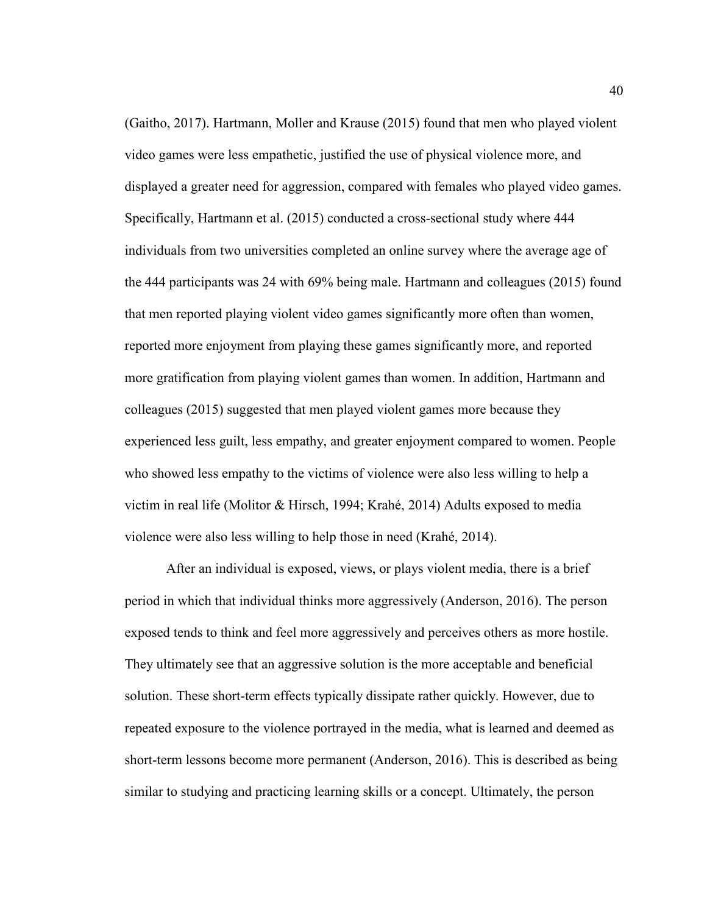(Gaitho, 2017). Hartmann, Moller and Krause (2015) found that men who played violent video games were less empathetic, justified the use of physical violence more, and displayed a greater need for aggression, compared with females who played video games. Specifically, Hartmann et al. (2015) conducted a cross-sectional study where 444 individuals from two universities completed an online survey where the average age of the 444 participants was 24 with 69% being male. Hartmann and colleagues (2015) found that men reported playing violent video games significantly more often than women, reported more enjoyment from playing these games significantly more, and reported more gratification from playing violent games than women. In addition, Hartmann and colleagues (2015) suggested that men played violent games more because they experienced less guilt, less empathy, and greater enjoyment compared to women. People who showed less empathy to the victims of violence were also less willing to help a victim in real life (Molitor & Hirsch, 1994; Krahé, 2014) Adults exposed to media violence were also less willing to help those in need (Krahé, 2014).

After an individual is exposed, views, or plays violent media, there is a brief period in which that individual thinks more aggressively (Anderson, 2016). The person exposed tends to think and feel more aggressively and perceives others as more hostile. They ultimately see that an aggressive solution is the more acceptable and beneficial solution. These short-term effects typically dissipate rather quickly. However, due to repeated exposure to the violence portrayed in the media, what is learned and deemed as short-term lessons become more permanent (Anderson, 2016). This is described as being similar to studying and practicing learning skills or a concept. Ultimately, the person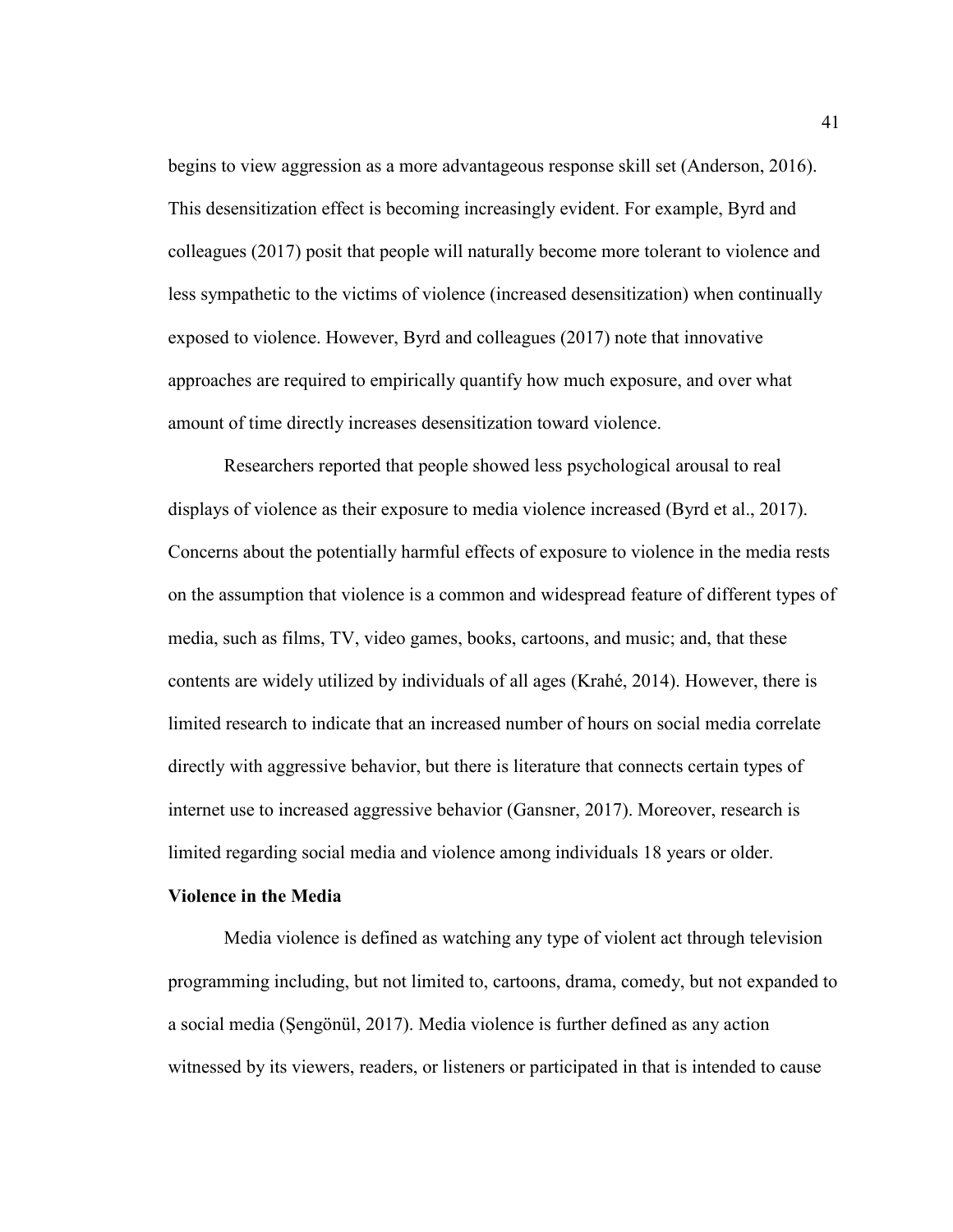begins to view aggression as a more advantageous response skill set (Anderson, 2016). This desensitization effect is becoming increasingly evident. For example, Byrd and colleagues (2017) posit that people will naturally become more tolerant to violence and less sympathetic to the victims of violence (increased desensitization) when continually exposed to violence. However, Byrd and colleagues (2017) note that innovative approaches are required to empirically quantify how much exposure, and over what amount of time directly increases desensitization toward violence.

Researchers reported that people showed less psychological arousal to real displays of violence as their exposure to media violence increased (Byrd et al., 2017). Concerns about the potentially harmful effects of exposure to violence in the media rests on the assumption that violence is a common and widespread feature of different types of media, such as films, TV, video games, books, cartoons, and music; and, that these contents are widely utilized by individuals of all ages (Krahé, 2014). However, there is limited research to indicate that an increased number of hours on social media correlate directly with aggressive behavior, but there is literature that connects certain types of internet use to increased aggressive behavior (Gansner, 2017). Moreover, research is limited regarding social media and violence among individuals 18 years or older.

**Violence in the Media**

Media violence is defined as watching any type of violent act through television programming including, but not limited to, cartoons, drama, comedy, but not expanded to a social media (Şengönül, 2017). Media violence is further defined as any action witnessed by its viewers, readers, or listeners or participated in that is intended to cause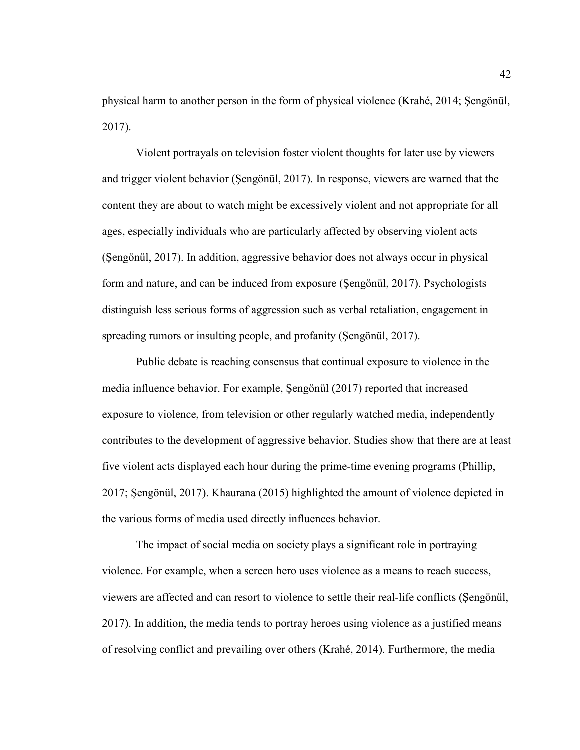physical harm to another person in the form of physical violence (Krahé, 2014; Şengönül, 2017).

Violent portrayals on television foster violent thoughts for later use by viewers and trigger violent behavior (Şengönül, 2017). In response, viewers are warned that the content they are about to watch might be excessively violent and not appropriate for all ages, especially individuals who are particularly affected by observing violent acts (Şengönül, 2017). In addition, aggressive behavior does not always occur in physical form and nature, and can be induced from exposure (Şengönül, 2017). Psychologists distinguish less serious forms of aggression such as verbal retaliation, engagement in spreading rumors or insulting people, and profanity (Şengönül, 2017).

Public debate is reaching consensus that continual exposure to violence in the media influence behavior. For example, Şengönül (2017) reported that increased exposure to violence, from television or other regularly watched media, independently contributes to the development of aggressive behavior. Studies show that there are at least five violent acts displayed each hour during the prime-time evening programs (Phillip, 2017; Şengönül, 2017). Khaurana (2015) highlighted the amount of violence depicted in the various forms of media used directly influences behavior.

The impact of social media on society plays a significant role in portraying violence. For example, when a screen hero uses violence as a means to reach success, viewers are affected and can resort to violence to settle their real-life conflicts (Şengönül, 2017). In addition, the media tends to portray heroes using violence as a justified means of resolving conflict and prevailing over others (Krahé, 2014). Furthermore, the media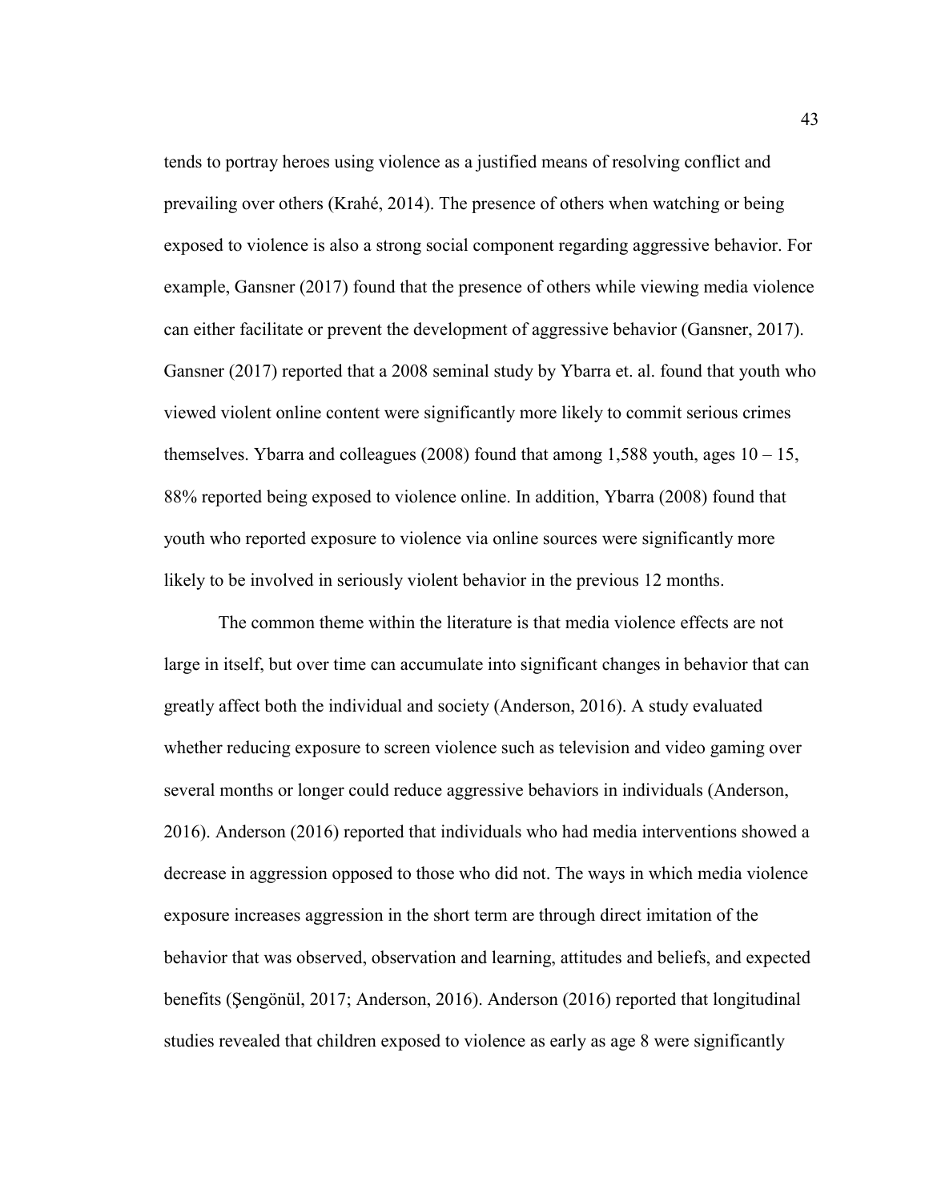tends to portray heroes using violence as a justified means of resolving conflict and prevailing over others (Krahé, 2014). The presence of others when watching or being exposed to violence is also a strong social component regarding aggressive behavior. For example, Gansner (2017) found that the presence of others while viewing media violence can either facilitate or prevent the development of aggressive behavior (Gansner, 2017). Gansner (2017) reported that a 2008 seminal study by Ybarra et. al. found that youth who viewed violent online content were significantly more likely to commit serious crimes themselves. Ybarra and colleagues (2008) found that among 1,588 youth, ages 10 – 15, 88% reported being exposed to violence online. In addition, Ybarra (2008) found that youth who reported exposure to violence via online sources were significantly more likely to be involved in seriously violent behavior in the previous 12 months.

The common theme within the literature is that media violence effects are not large in itself, but over time can accumulate into significant changes in behavior that can greatly affect both the individual and society (Anderson, 2016). A study evaluated whether reducing exposure to screen violence such as television and video gaming over several months or longer could reduce aggressive behaviors in individuals (Anderson, 2016). Anderson (2016) reported that individuals who had media interventions showed a decrease in aggression opposed to those who did not. The ways in which media violence exposure increases aggression in the short term are through direct imitation of the behavior that was observed, observation and learning, attitudes and beliefs, and expected benefits (Şengönül, 2017; Anderson, 2016). Anderson (2016) reported that longitudinal studies revealed that children exposed to violence as early as age 8 were significantly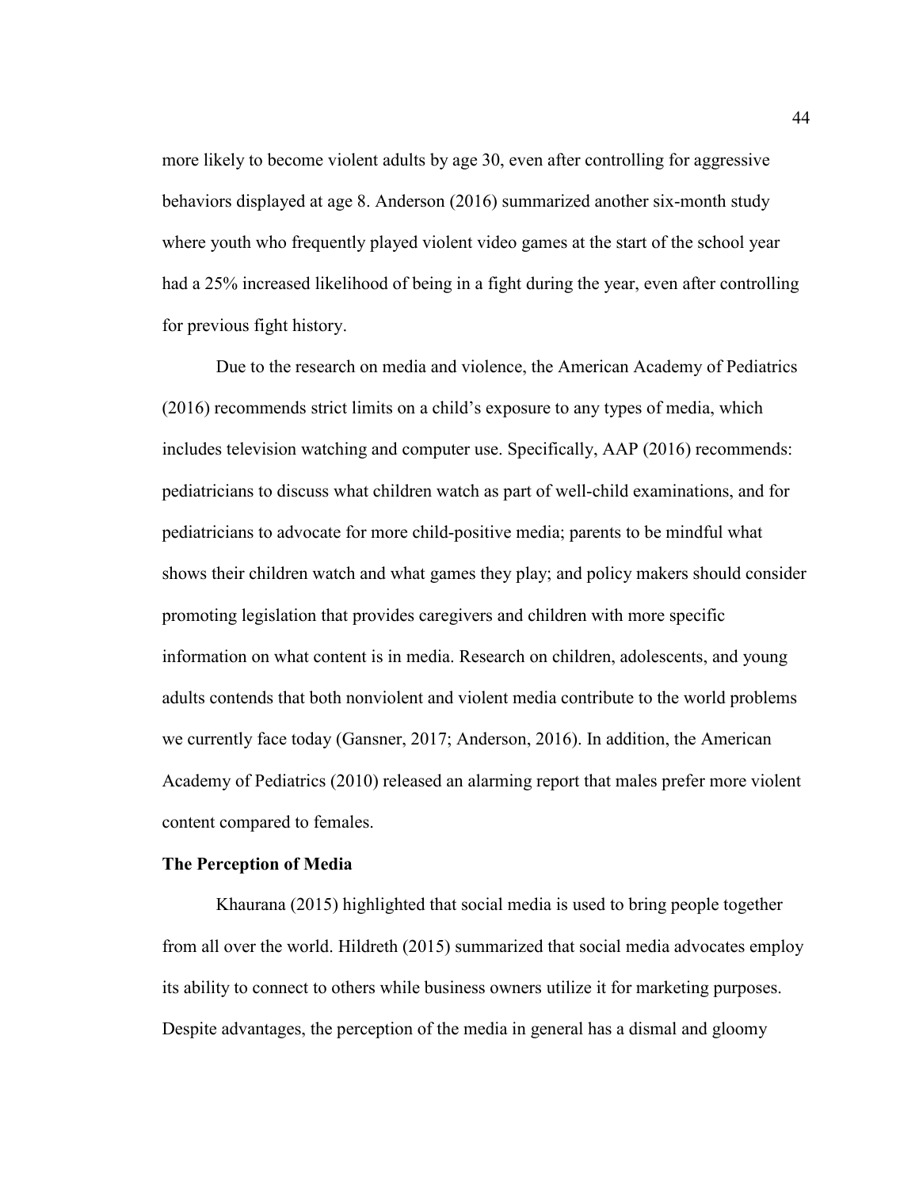more likely to become violent adults by age 30, even after controlling for aggressive behaviors displayed at age 8. Anderson (2016) summarized another six-month study where youth who frequently played violent video games at the start of the school year had a 25% increased likelihood of being in a fight during the year, even after controlling for previous fight history.

Due to the research on media and violence, the American Academy of Pediatrics (2016) recommends strict limits on a child's exposure to any types of media, which includes television watching and computer use. Specifically, AAP (2016) recommends: pediatricians to discuss what children watch as part of well-child examinations, and for pediatricians to advocate for more child-positive media; parents to be mindful what shows their children watch and what games they play; and policy makers should consider promoting legislation that provides caregivers and children with more specific information on what content is in media. Research on children, adolescents, and young adults contends that both nonviolent and violent media contribute to the world problems we currently face today (Gansner, 2017; Anderson, 2016). In addition, the American Academy of Pediatrics (2010) released an alarming report that males prefer more violent content compared to females.

**The Perception of Media**

Khaurana (2015) highlighted that social media is used to bring people together from all over the world. Hildreth (2015) summarized that social media advocates employ its ability to connect to others while business owners utilize it for marketing purposes. Despite advantages, the perception of the media in general has a dismal and gloomy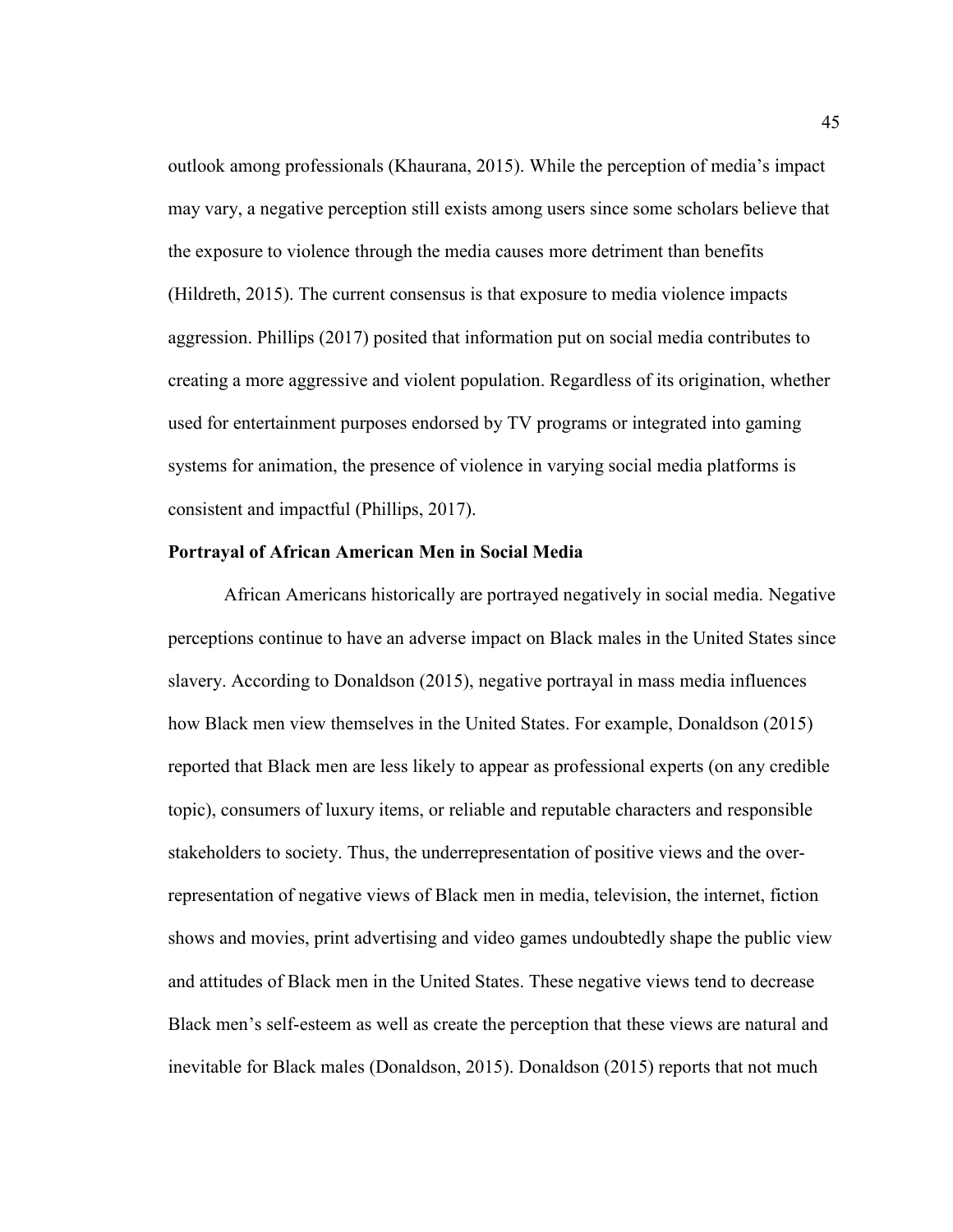outlook among professionals (Khaurana, 2015). While the perception of media's impact may vary, a negative perception still exists among users since some scholars believe that the exposure to violence through the media causes more detriment than benefits (Hildreth, 2015). The current consensus is that exposure to media violence impacts aggression. Phillips (2017) posited that information put on social media contributes to creating a more aggressive and violent population. Regardless of its origination, whether used for entertainment purposes endorsed by TV programs or integrated into gaming systems for animation, the presence of violence in varying social media platforms is consistent and impactful (Phillips, 2017).

### Portrayal of African American Men in Social Media

African Americans historically are portrayed negatively in social media. Negative perceptions continue to have an adverse impact on Black males in the United States since slavery. According to Donaldson (2015), negative portrayal in mass media influences how Black men view themselves in the United States. For example, Donaldson (2015) reported that Black men are less likely to appear as professional experts (on any credible topic), consumers of luxury items, or reliable and reputable characters and responsible stakeholders to society. Thus, the underrepresentation of positive views and the over-representation of negative views of Black men in media, television, the internet, fiction shows and movies, print advertising and video games undoubtedly shape the public view and attitudes of Black men in the United States. These negative views tend to decrease Black men's self-esteem as well as create the perception that these views are natural and inevitable for Black males (Donaldson, 2015). Donaldson (2015) reports that not much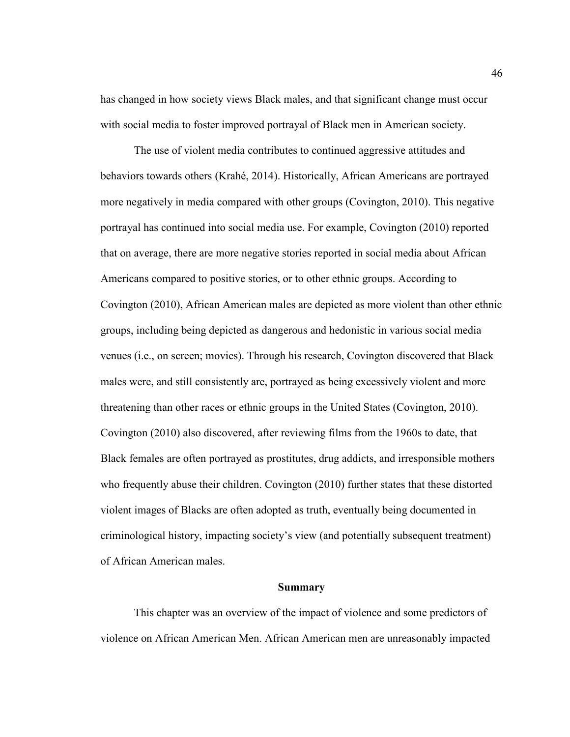has changed in how society views Black males, and that significant change must occur with social media to foster improved portrayal of Black men in American society.

The use of violent media contributes to continued aggressive attitudes and behaviors towards others (Krahé, 2014). Historically, African Americans are portrayed more negatively in media compared with other groups (Covington, 2010). This negative portrayal has continued into social media use. For example, Covington (2010) reported that on average, there are more negative stories reported in social media about African Americans compared to positive stories, or to other ethnic groups. According to Covington (2010), African American males are depicted as more violent than other ethnic groups, including being depicted as dangerous and hedonistic in various social media venues (i.e., on screen; movies). Through his research, Covington discovered that Black males were, and still consistently are, portrayed as being excessively violent and more threatening than other races or ethnic groups in the United States (Covington, 2010). Covington (2010) also discovered, after reviewing films from the 1960s to date, that Black females are often portrayed as prostitutes, drug addicts, and irresponsible mothers who frequently abuse their children. Covington (2010) further states that these distorted violent images of Blacks are often adopted as truth, eventually being documented in criminological history, impacting society's view (and potentially subsequent treatment) of African American males.

## Summary

This chapter was an overview of the impact of violence and some predictors of violence on African American Men. African American men are unreasonably impacted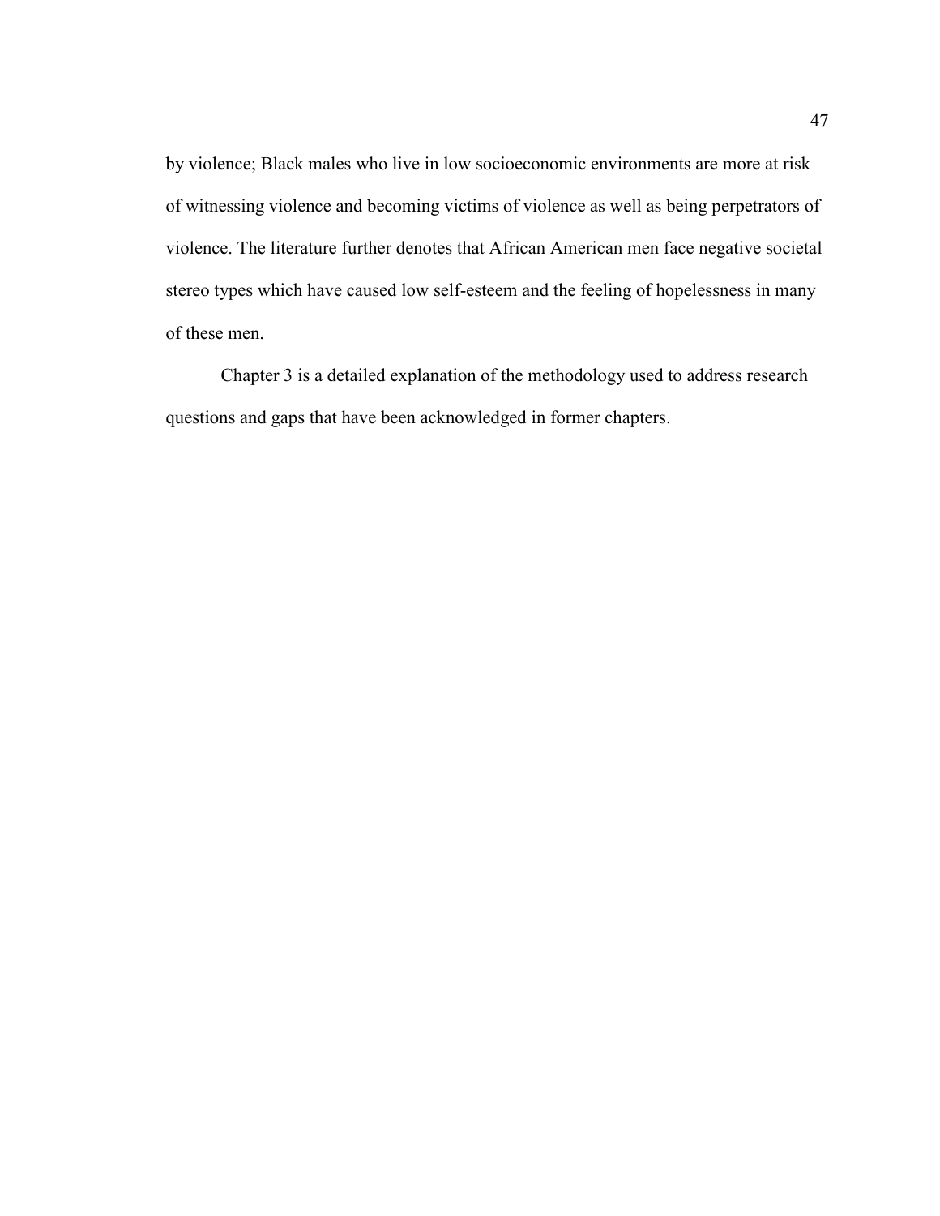by violence; Black males who live in low socioeconomic environments are more at risk of witnessing violence and becoming victims of violence as well as being perpetrators of violence. The literature further denotes that African American men face negative societal stereo types which have caused low self-esteem and the feeling of hopelessness in many of these men.

Chapter 3 is a detailed explanation of the methodology used to address research questions and gaps that have been acknowledged in former chapters.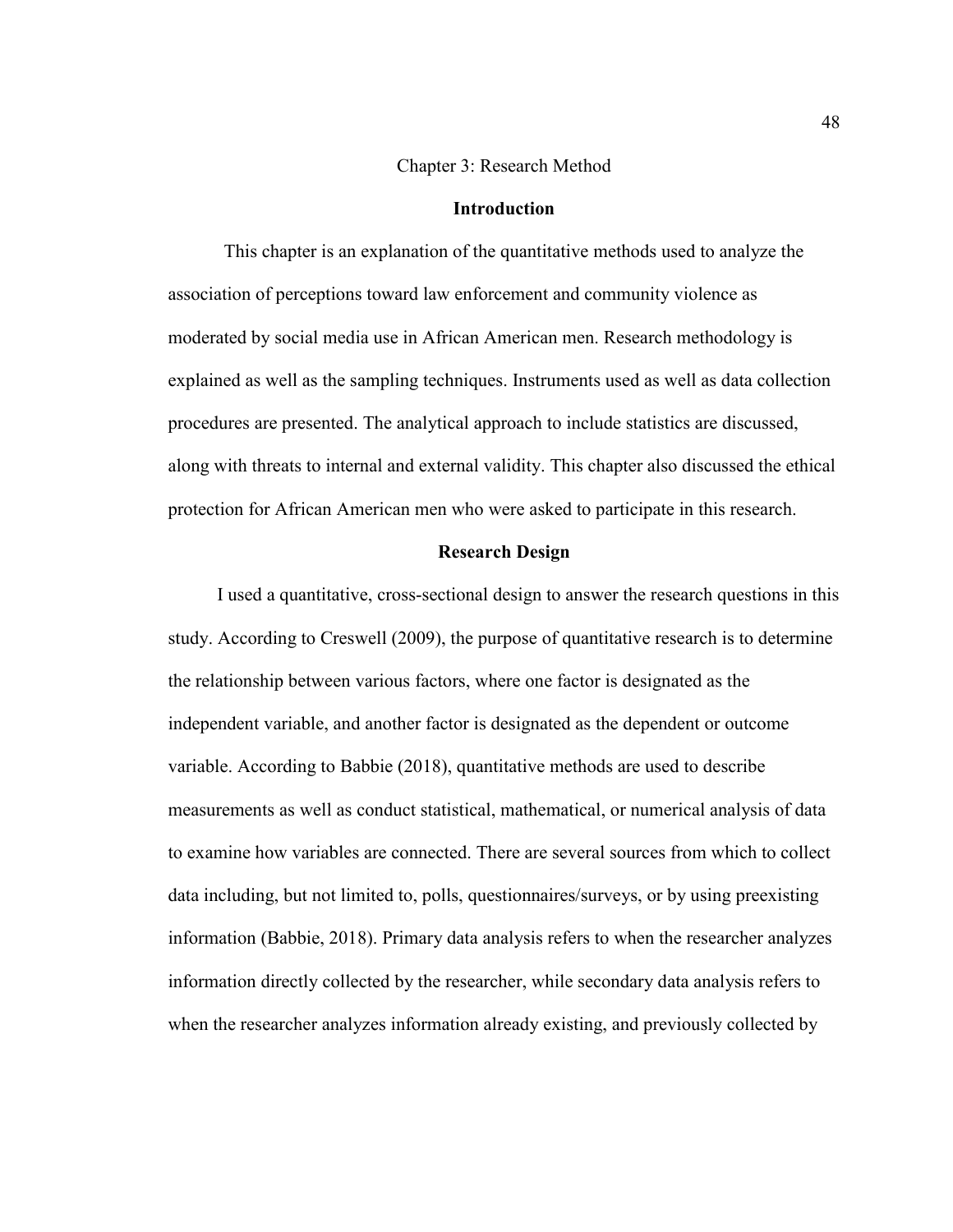# Chapter 3: Research Method

## Introduction

This chapter is an explanation of the quantitative methods used to analyze the association of perceptions toward law enforcement and community violence as moderated by social media use in African American men. Research methodology is explained as well as the sampling techniques. Instruments used as well as data collection procedures are presented. The analytical approach to include statistics are discussed, along with threats to internal and external validity. This chapter also discussed the ethical protection for African American men who were asked to participate in this research.

## Research Design

I used a quantitative, cross-sectional design to answer the research questions in this study. According to Creswell (2009), the purpose of quantitative research is to determine the relationship between various factors, where one factor is designated as the independent variable, and another factor is designated as the dependent or outcome variable. According to Babbie (2018), quantitative methods are used to describe measurements as well as conduct statistical, mathematical, or numerical analysis of data to examine how variables are connected. There are several sources from which to collect data including, but not limited to, polls, questionnaires/surveys, or by using preexisting information (Babbie, 2018). Primary data analysis refers to when the researcher analyzes information directly collected by the researcher, while secondary data analysis refers to when the researcher analyzes information already existing, and previously collected by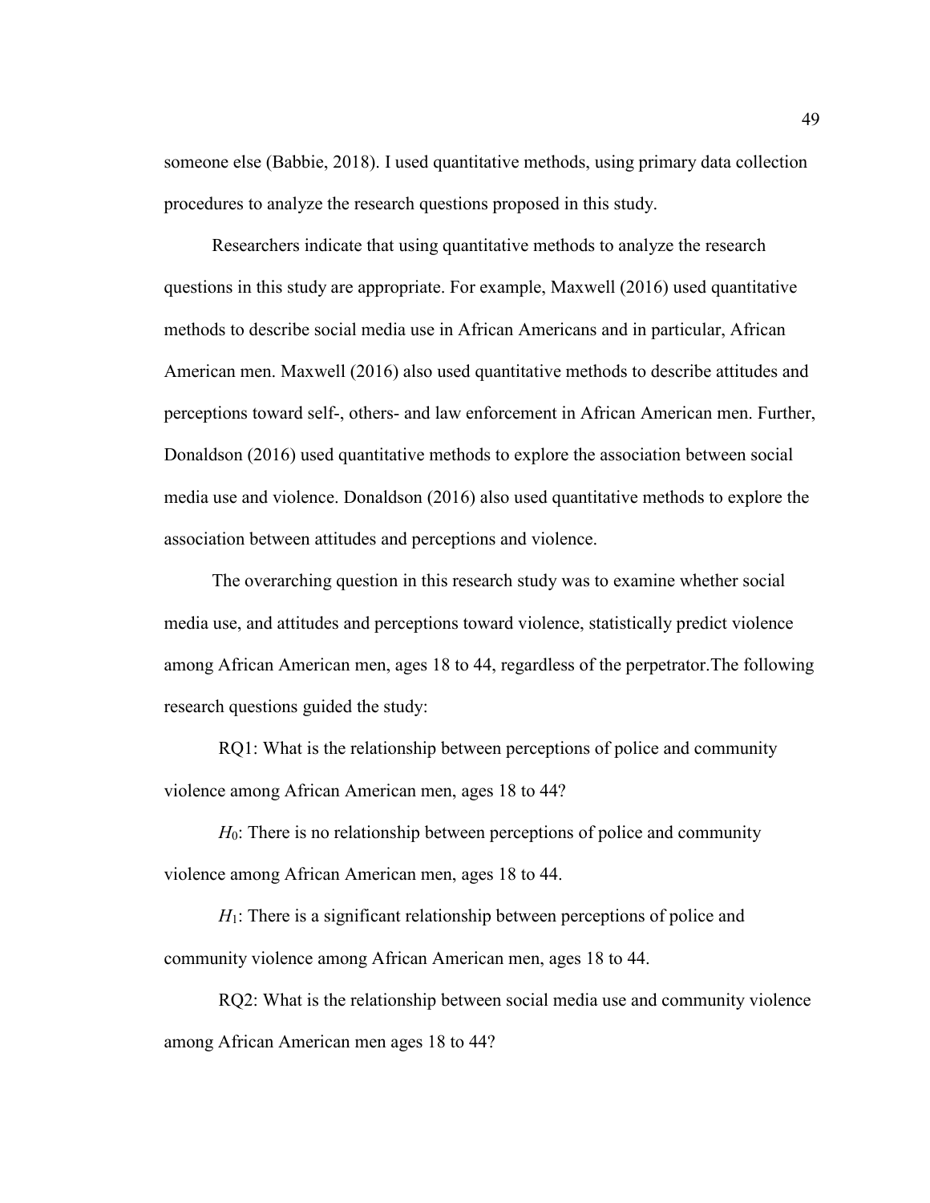someone else (Babbie, 2018). I used quantitative methods, using primary data collection procedures to analyze the research questions proposed in this study.

Researchers indicate that using quantitative methods to analyze the research questions in this study are appropriate. For example, Maxwell (2016) used quantitative methods to describe social media use in African Americans and in particular, African American men. Maxwell (2016) also used quantitative methods to describe attitudes and perceptions toward self-, others- and law enforcement in African American men. Further, Donaldson (2016) used quantitative methods to explore the association between social media use and violence. Donaldson (2016) also used quantitative methods to explore the association between attitudes and perceptions and violence.

The overarching question in this research study was to examine whether social media use, and attitudes and perceptions toward violence, statistically predict violence among African American men, ages 18 to 44, regardless of the perpetrator.The following research questions guided the study:

RQ1: What is the relationship between perceptions of police and community violence among African American men, ages 18 to 44?

$H_0$: There is no relationship between perceptions of police and community violence among African American men, ages 18 to 44.

$H_1$: There is a significant relationship between perceptions of police and community violence among African American men, ages 18 to 44.

RQ2: What is the relationship between social media use and community violence among African American men ages 18 to 44?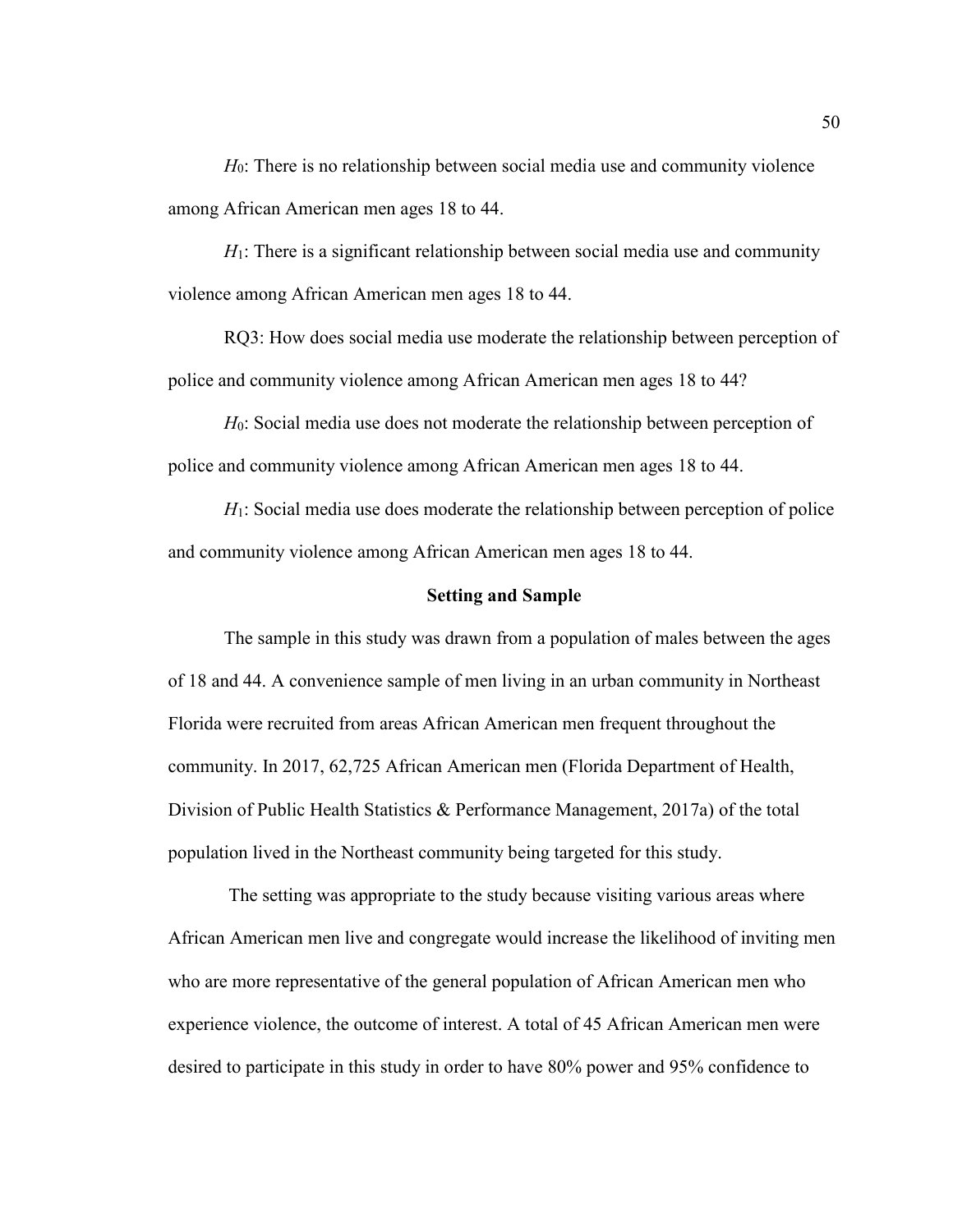$H_0$: There is no relationship between social media use and community violence among African American men ages 18 to 44.

$H_1$: There is a significant relationship between social media use and community violence among African American men ages 18 to 44.

RQ3: How does social media use moderate the relationship between perception of police and community violence among African American men ages 18 to 44?

$H_0$: Social media use does not moderate the relationship between perception of police and community violence among African American men ages 18 to 44.

$H_1$: Social media use does moderate the relationship between perception of police and community violence among African American men ages 18 to 44.

## Setting and Sample

The sample in this study was drawn from a population of males between the ages of 18 and 44. A convenience sample of men living in an urban community in Northeast Florida were recruited from areas African American men frequent throughout the community. In 2017, 62,725 African American men (Florida Department of Health, Division of Public Health Statistics & Performance Management, 2017a) of the total population lived in the Northeast community being targeted for this study.

The setting was appropriate to the study because visiting various areas where African American men live and congregate would increase the likelihood of inviting men who are more representative of the general population of African American men who experience violence, the outcome of interest. A total of 45 African American men were desired to participate in this study in order to have 80% power and 95% confidence to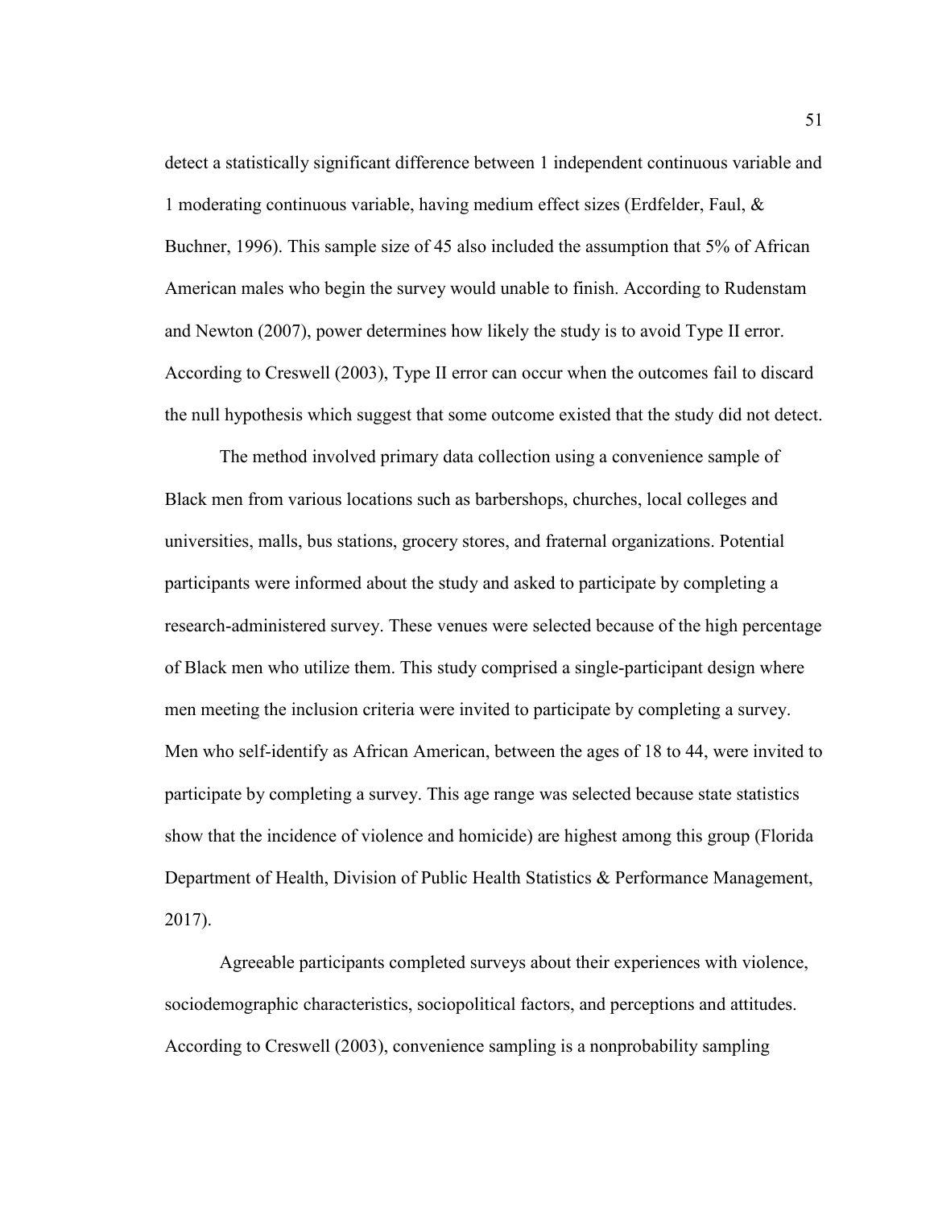detect a statistically significant difference between 1 independent continuous variable and 1 moderating continuous variable, having medium effect sizes (Erdfelder, Faul, & Buchner, 1996). This sample size of 45 also included the assumption that 5% of African American males who begin the survey would unable to finish. According to Rudenstam and Newton (2007), power determines how likely the study is to avoid Type II error. According to Creswell (2003), Type II error can occur when the outcomes fail to discard the null hypothesis which suggest that some outcome existed that the study did not detect.

The method involved primary data collection using a convenience sample of Black men from various locations such as barbershops, churches, local colleges and universities, malls, bus stations, grocery stores, and fraternal organizations. Potential participants were informed about the study and asked to participate by completing a research-administered survey. These venues were selected because of the high percentage of Black men who utilize them. This study comprised a single-participant design where men meeting the inclusion criteria were invited to participate by completing a survey. Men who self-identify as African American, between the ages of 18 to 44, were invited to participate by completing a survey. This age range was selected because state statistics show that the incidence of violence and homicide) are highest among this group (Florida Department of Health, Division of Public Health Statistics & Performance Management, 2017).

Agreeable participants completed surveys about their experiences with violence, sociodemographic characteristics, sociopolitical factors, and perceptions and attitudes. According to Creswell (2003), convenience sampling is a nonprobability sampling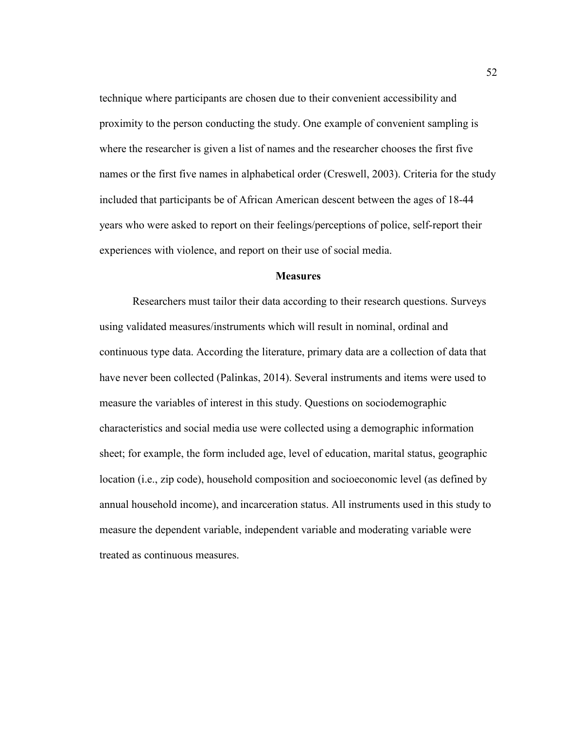technique where participants are chosen due to their convenient accessibility and proximity to the person conducting the study. One example of convenient sampling is where the researcher is given a list of names and the researcher chooses the first five names or the first five names in alphabetical order (Creswell, 2003). Criteria for the study included that participants be of African American descent between the ages of 18-44 years who were asked to report on their feelings/perceptions of police, self-report their experiences with violence, and report on their use of social media.

## Measures

Researchers must tailor their data according to their research questions. Surveys using validated measures/instruments which will result in nominal, ordinal and continuous type data. According the literature, primary data are a collection of data that have never been collected (Palinkas, 2014). Several instruments and items were used to measure the variables of interest in this study. Questions on sociodemographic characteristics and social media use were collected using a demographic information sheet; for example, the form included age, level of education, marital status, geographic location (i.e., zip code), household composition and socioeconomic level (as defined by annual household income), and incarceration status. All instruments used in this study to measure the dependent variable, independent variable and moderating variable were treated as continuous measures.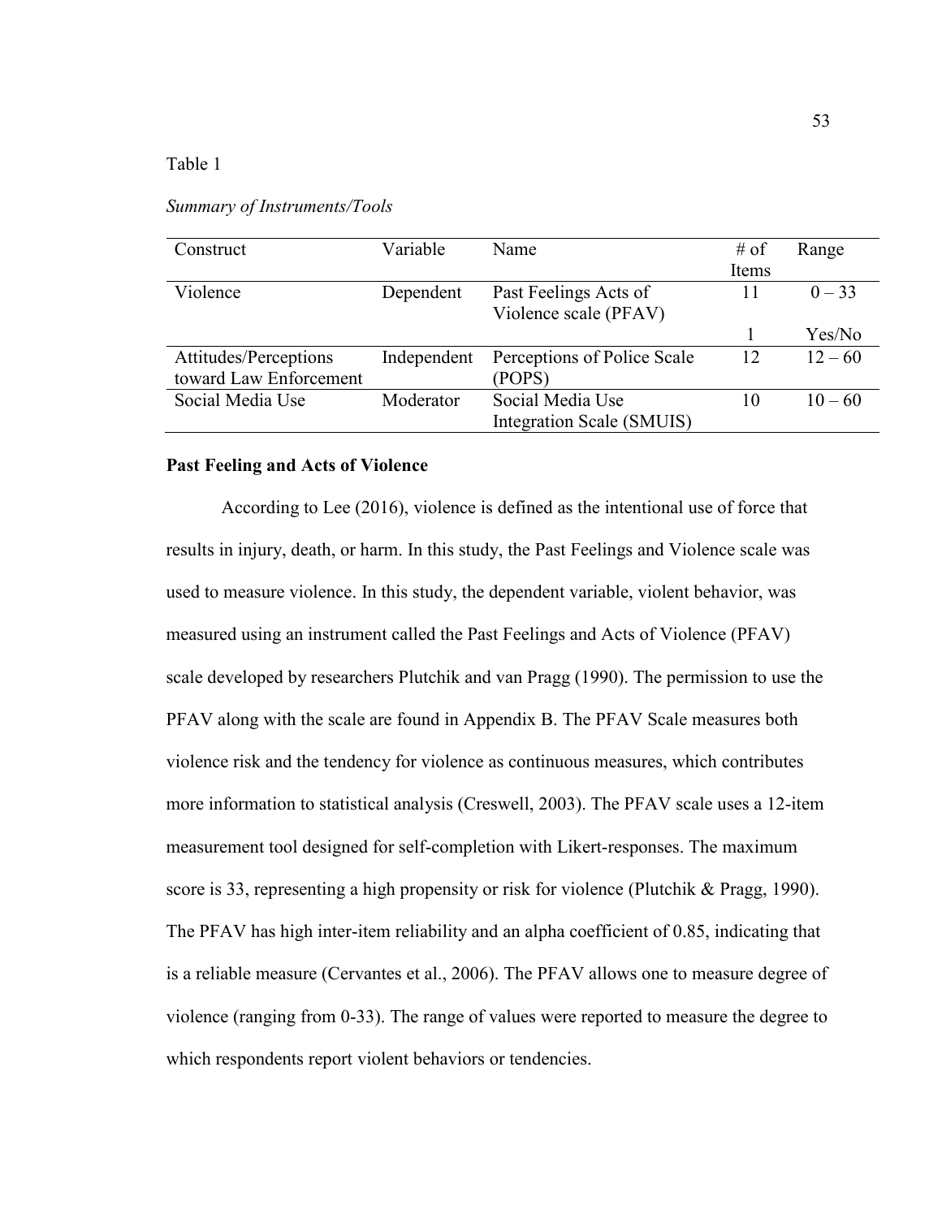Table 1

*Summary of Instruments/Tools*

| Construct | Variable | Name | # of Items | Range |
|---|---|---|---|---|
| Violence | Dependent | Past Feelings Acts of Violence scale (PFAV) | 11 | 0 – 33 |
| | | | 1 | Yes/No |
| Attitudes/Perceptions toward Law Enforcement | Independent | Perceptions of Police Scale (POPS) | 12 | 12 – 60 |
| Social Media Use | Moderator | Social Media Use Integration Scale (SMUIS) | 10 | 10 – 60 |

**Past Feeling and Acts of Violence**

According to Lee (2016), violence is defined as the intentional use of force that results in injury, death, or harm. In this study, the Past Feelings and Violence scale was used to measure violence. In this study, the dependent variable, violent behavior, was measured using an instrument called the Past Feelings and Acts of Violence (PFAV) scale developed by researchers Plutchik and van Pragg (1990). The permission to use the PFAV along with the scale are found in Appendix B. The PFAV Scale measures both violence risk and the tendency for violence as continuous measures, which contributes more information to statistical analysis (Creswell, 2003). The PFAV scale uses a 12-item measurement tool designed for self-completion with Likert-responses. The maximum score is 33, representing a high propensity or risk for violence (Plutchik & Pragg, 1990). The PFAV has high inter-item reliability and an alpha coefficient of 0.85, indicating that is a reliable measure (Cervantes et al., 2006). The PFAV allows one to measure degree of violence (ranging from 0-33). The range of values were reported to measure the degree to which respondents report violent behaviors or tendencies.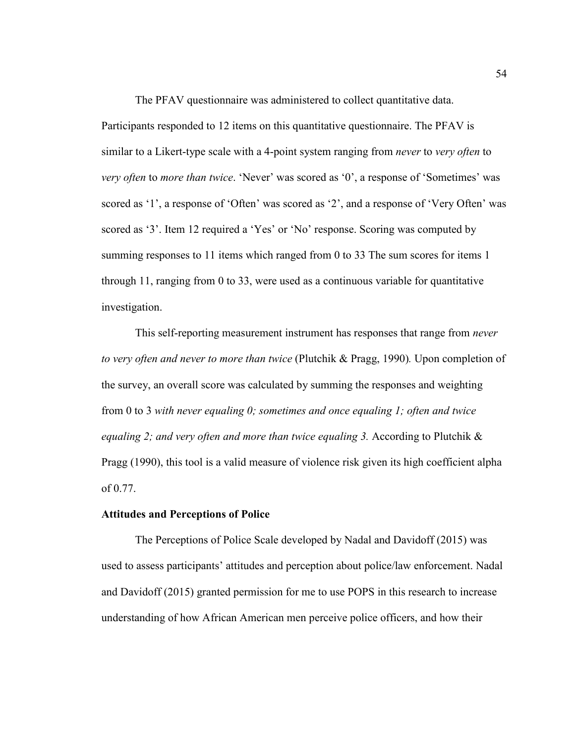The PFAV questionnaire was administered to collect quantitative data. Participants responded to 12 items on this quantitative questionnaire. The PFAV is similar to a Likert-type scale with a 4-point system ranging from *never* to *very often* to *very often* to *more than twice*. 'Never' was scored as '0', a response of 'Sometimes' was scored as '1', a response of 'Often' was scored as '2', and a response of 'Very Often' was scored as '3'. Item 12 required a 'Yes' or 'No' response. Scoring was computed by summing responses to 11 items which ranged from 0 to 33 The sum scores for items 1 through 11, ranging from 0 to 33, were used as a continuous variable for quantitative investigation.

This self-reporting measurement instrument has responses that range from *never to very often and never to more than twice* (Plutchik & Pragg, 1990)*.* Upon completion of the survey, an overall score was calculated by summing the responses and weighting from 0 to 3 *with never equaling 0; sometimes and once equaling 1; often and twice equaling 2; and very often and more than twice equaling 3.* According to Plutchik & Pragg (1990), this tool is a valid measure of violence risk given its high coefficient alpha of 0.77.

**Attitudes and Perceptions of Police**

The Perceptions of Police Scale developed by Nadal and Davidoff (2015) was used to assess participants' attitudes and perception about police/law enforcement. Nadal and Davidoff (2015) granted permission for me to use POPS in this research to increase understanding of how African American men perceive police officers, and how their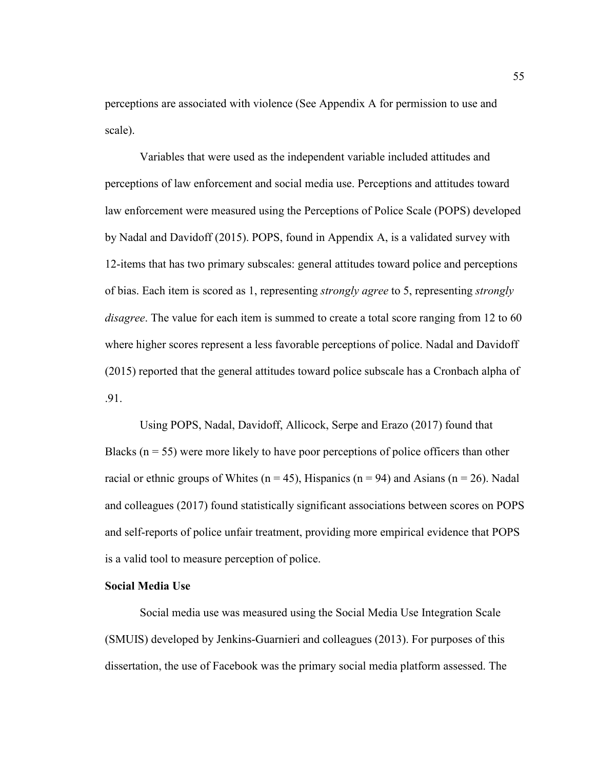perceptions are associated with violence (See Appendix A for permission to use and scale).

Variables that were used as the independent variable included attitudes and perceptions of law enforcement and social media use. Perceptions and attitudes toward law enforcement were measured using the Perceptions of Police Scale (POPS) developed by Nadal and Davidoff (2015). POPS, found in Appendix A, is a validated survey with 12-items that has two primary subscales: general attitudes toward police and perceptions of bias. Each item is scored as 1, representing *strongly agree* to 5, representing *strongly disagree*. The value for each item is summed to create a total score ranging from 12 to 60 where higher scores represent a less favorable perceptions of police. Nadal and Davidoff (2015) reported that the general attitudes toward police subscale has a Cronbach alpha of .91.

Using POPS, Nadal, Davidoff, Allicock, Serpe and Erazo (2017) found that Blacks ($n = 55$) were more likely to have poor perceptions of police officers than other racial or ethnic groups of Whites ($n = 45$), Hispanics ($n = 94$) and Asians ($n = 26$). Nadal and colleagues (2017) found statistically significant associations between scores on POPS and self-reports of police unfair treatment, providing more empirical evidence that POPS is a valid tool to measure perception of police.

**Social Media Use**

Social media use was measured using the Social Media Use Integration Scale (SMUIS) developed by Jenkins-Guarnieri and colleagues (2013). For purposes of this dissertation, the use of Facebook was the primary social media platform assessed. The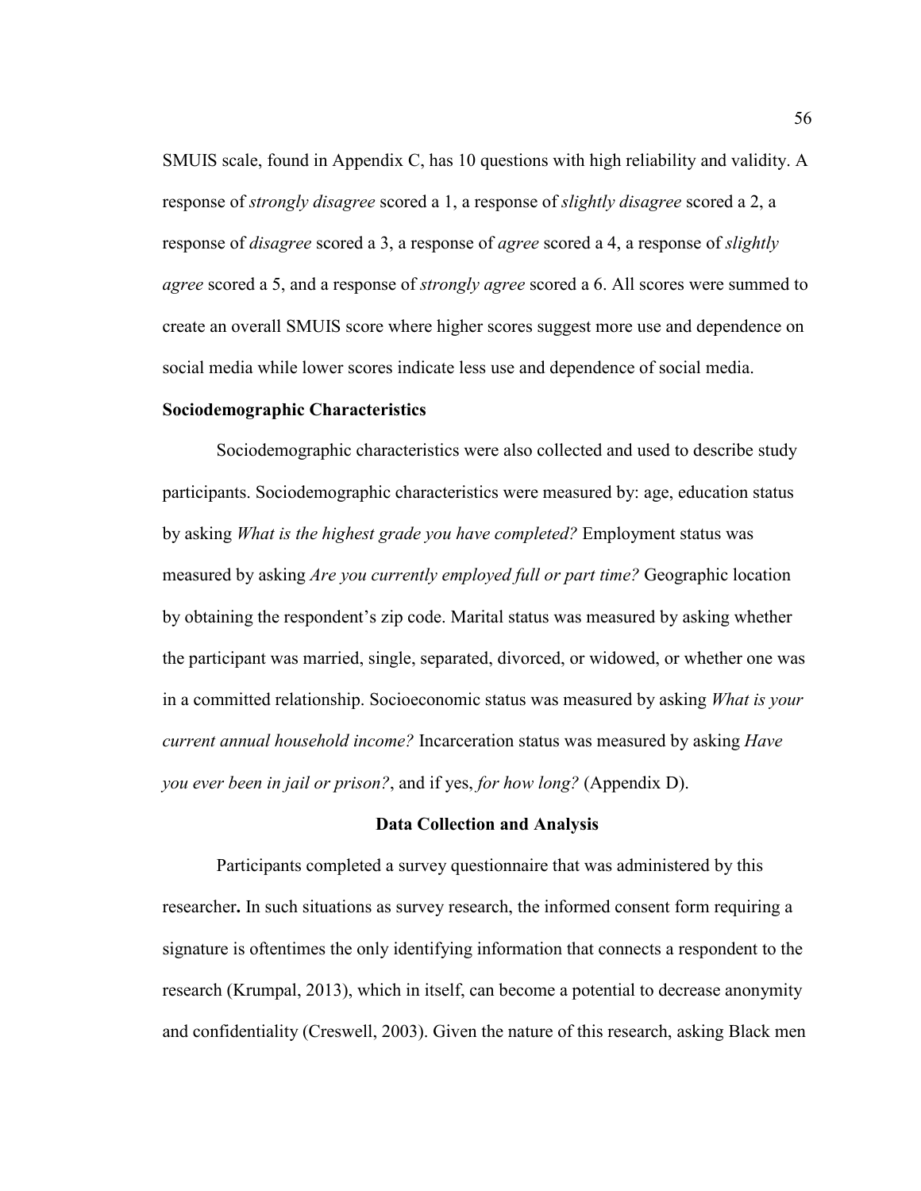SMUIS scale, found in Appendix C, has 10 questions with high reliability and validity. A response of *strongly disagree* scored a 1, a response of *slightly disagree* scored a 2, a response of *disagree* scored a 3, a response of *agree* scored a 4, a response of *slightly agree* scored a 5, and a response of *strongly agree* scored a 6. All scores were summed to create an overall SMUIS score where higher scores suggest more use and dependence on social media while lower scores indicate less use and dependence of social media.

### Sociodemographic Characteristics

Sociodemographic characteristics were also collected and used to describe study participants. Sociodemographic characteristics were measured by: age, education status by asking *What is the highest grade you have completed?* Employment status was measured by asking *Are you currently employed full or part time?* Geographic location by obtaining the respondent's zip code. Marital status was measured by asking whether the participant was married, single, separated, divorced, or widowed, or whether one was in a committed relationship. Socioeconomic status was measured by asking *What is your current annual household income?* Incarceration status was measured by asking *Have you ever been in jail or prison?*, and if yes, *for how long?* (Appendix D).

## Data Collection and Analysis

Participants completed a survey questionnaire that was administered by this researcher**.** In such situations as survey research, the informed consent form requiring a signature is oftentimes the only identifying information that connects a respondent to the research (Krumpal, 2013), which in itself, can become a potential to decrease anonymity and confidentiality (Creswell, 2003). Given the nature of this research, asking Black men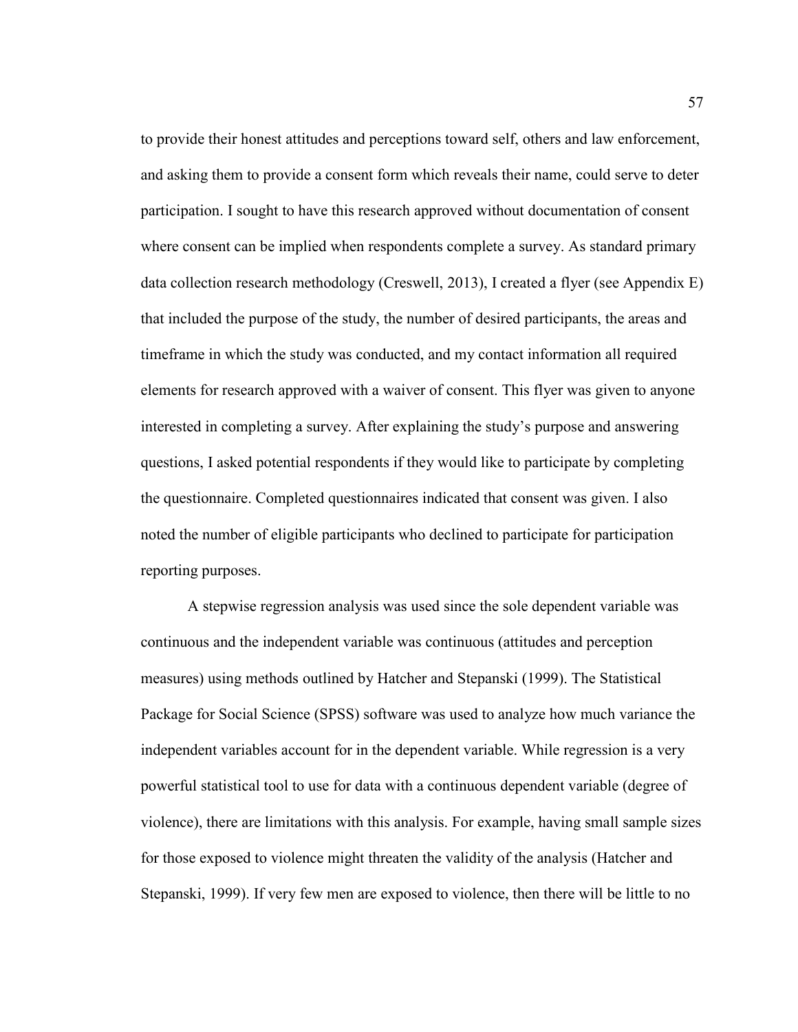to provide their honest attitudes and perceptions toward self, others and law enforcement, and asking them to provide a consent form which reveals their name, could serve to deter participation. I sought to have this research approved without documentation of consent where consent can be implied when respondents complete a survey. As standard primary data collection research methodology (Creswell, 2013), I created a flyer (see Appendix E) that included the purpose of the study, the number of desired participants, the areas and timeframe in which the study was conducted, and my contact information all required elements for research approved with a waiver of consent. This flyer was given to anyone interested in completing a survey. After explaining the study's purpose and answering questions, I asked potential respondents if they would like to participate by completing the questionnaire. Completed questionnaires indicated that consent was given. I also noted the number of eligible participants who declined to participate for participation reporting purposes.

A stepwise regression analysis was used since the sole dependent variable was continuous and the independent variable was continuous (attitudes and perception measures) using methods outlined by Hatcher and Stepanski (1999). The Statistical Package for Social Science (SPSS) software was used to analyze how much variance the independent variables account for in the dependent variable. While regression is a very powerful statistical tool to use for data with a continuous dependent variable (degree of violence), there are limitations with this analysis. For example, having small sample sizes for those exposed to violence might threaten the validity of the analysis (Hatcher and Stepanski, 1999). If very few men are exposed to violence, then there will be little to no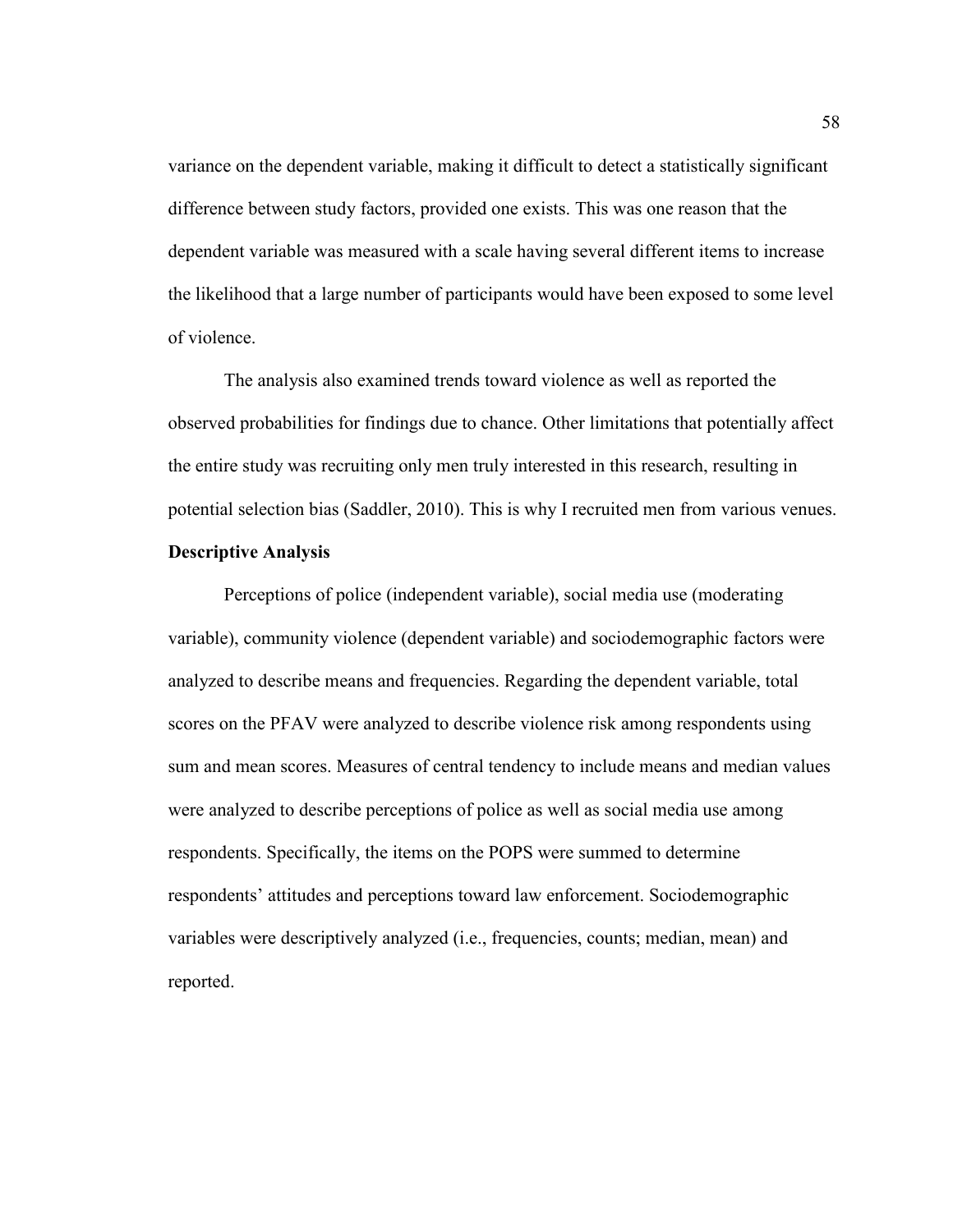variance on the dependent variable, making it difficult to detect a statistically significant difference between study factors, provided one exists. This was one reason that the dependent variable was measured with a scale having several different items to increase the likelihood that a large number of participants would have been exposed to some level of violence.

The analysis also examined trends toward violence as well as reported the observed probabilities for findings due to chance. Other limitations that potentially affect the entire study was recruiting only men truly interested in this research, resulting in potential selection bias (Saddler, 2010). This is why I recruited men from various venues.

**Descriptive Analysis**

Perceptions of police (independent variable), social media use (moderating variable), community violence (dependent variable) and sociodemographic factors were analyzed to describe means and frequencies. Regarding the dependent variable, total scores on the PFAV were analyzed to describe violence risk among respondents using sum and mean scores. Measures of central tendency to include means and median values were analyzed to describe perceptions of police as well as social media use among respondents. Specifically, the items on the POPS were summed to determine respondents' attitudes and perceptions toward law enforcement. Sociodemographic variables were descriptively analyzed (i.e., frequencies, counts; median, mean) and reported.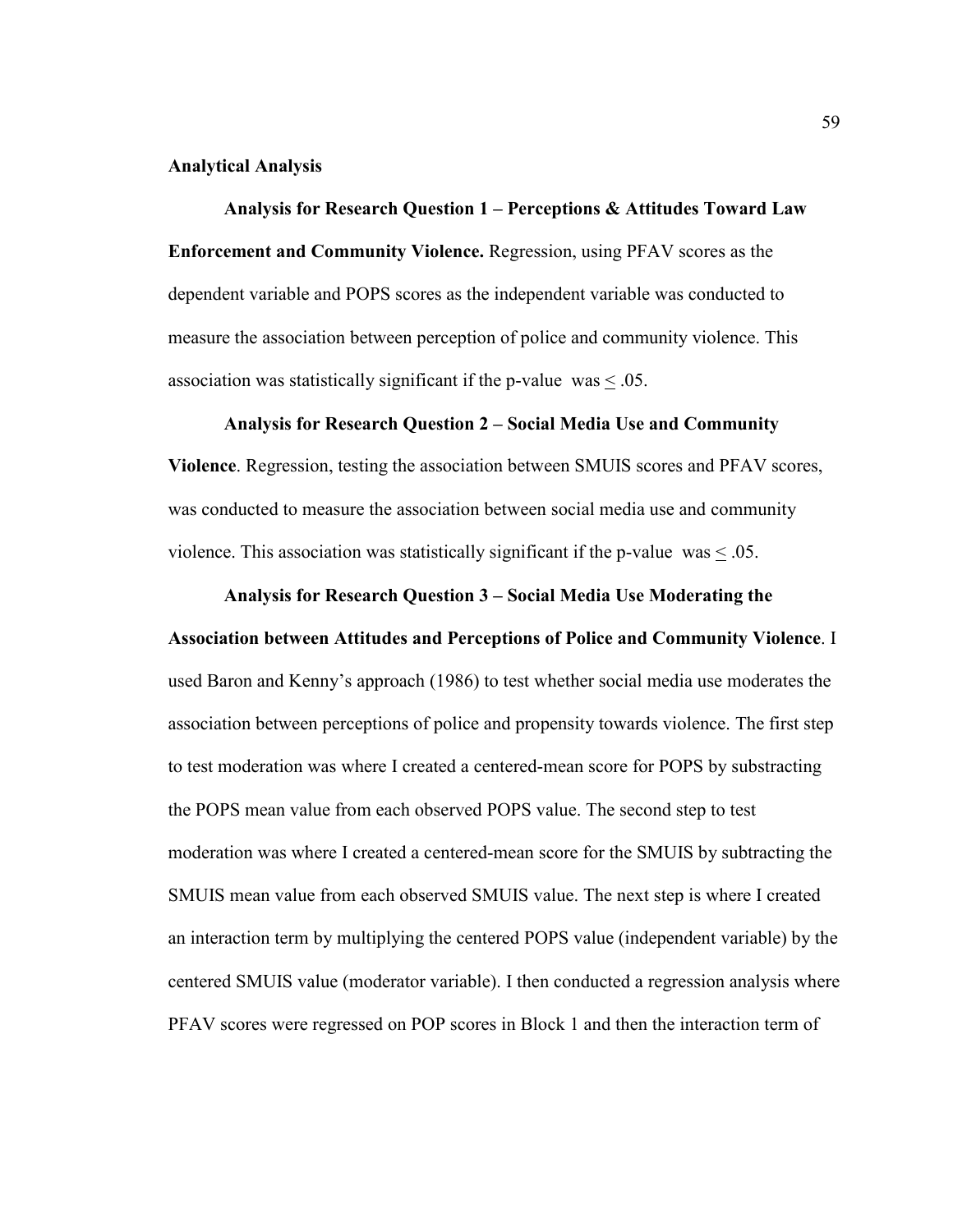**Analytical Analysis**

**Analysis for Research Question 1 – Perceptions & Attitudes Toward Law Enforcement and Community Violence.** Regression, using PFAV scores as the dependent variable and POPS scores as the independent variable was conducted to measure the association between perception of police and community violence. This association was statistically significant if the p-value was $\leq .05$.

**Analysis for Research Question 2 – Social Media Use and Community Violence**. Regression, testing the association between SMUIS scores and PFAV scores, was conducted to measure the association between social media use and community violence. This association was statistically significant if the p-value was $\leq .05$.

**Analysis for Research Question 3 – Social Media Use Moderating the Association between Attitudes and Perceptions of Police and Community Violence**. I used Baron and Kenny's approach (1986) to test whether social media use moderates the association between perceptions of police and propensity towards violence. The first step to test moderation was where I created a centered-mean score for POPS by substracting the POPS mean value from each observed POPS value. The second step to test moderation was where I created a centered-mean score for the SMUIS by subtracting the SMUIS mean value from each observed SMUIS value. The next step is where I created an interaction term by multiplying the centered POPS value (independent variable) by the centered SMUIS value (moderator variable). I then conducted a regression analysis where PFAV scores were regressed on POP scores in Block 1 and then the interaction term of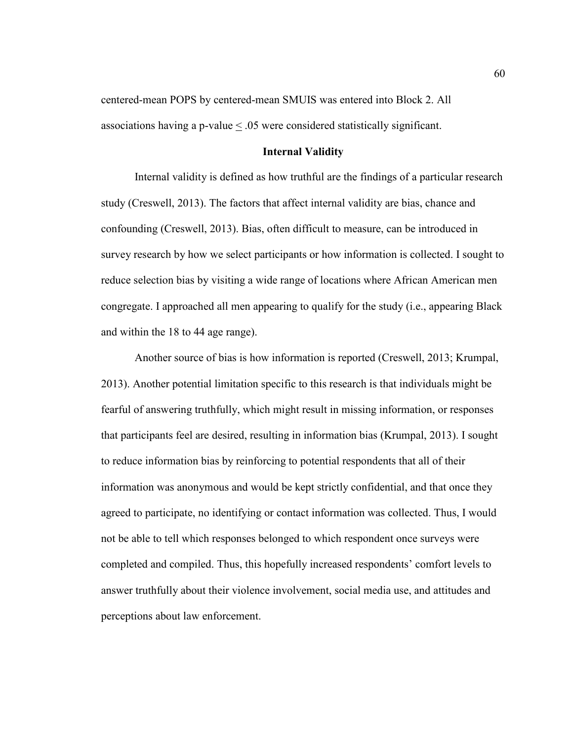centered-mean POPS by centered-mean SMUIS was entered into Block 2. All associations having a p-value $\leq .05$ were considered statistically significant.

## Internal Validity

Internal validity is defined as how truthful are the findings of a particular research study (Creswell, 2013). The factors that affect internal validity are bias, chance and confounding (Creswell, 2013). Bias, often difficult to measure, can be introduced in survey research by how we select participants or how information is collected. I sought to reduce selection bias by visiting a wide range of locations where African American men congregate. I approached all men appearing to qualify for the study (i.e., appearing Black and within the 18 to 44 age range).

Another source of bias is how information is reported (Creswell, 2013; Krumpal, 2013). Another potential limitation specific to this research is that individuals might be fearful of answering truthfully, which might result in missing information, or responses that participants feel are desired, resulting in information bias (Krumpal, 2013). I sought to reduce information bias by reinforcing to potential respondents that all of their information was anonymous and would be kept strictly confidential, and that once they agreed to participate, no identifying or contact information was collected. Thus, I would not be able to tell which responses belonged to which respondent once surveys were completed and compiled. Thus, this hopefully increased respondents' comfort levels to answer truthfully about their violence involvement, social media use, and attitudes and perceptions about law enforcement.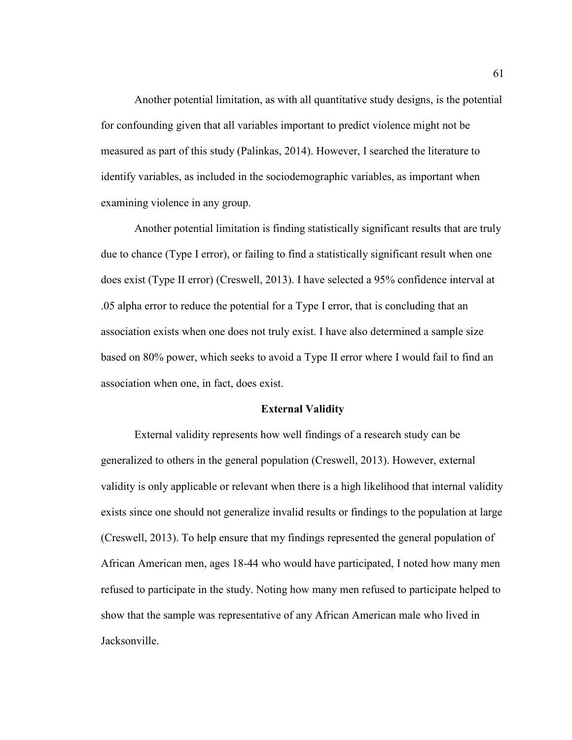Another potential limitation, as with all quantitative study designs, is the potential for confounding given that all variables important to predict violence might not be measured as part of this study (Palinkas, 2014). However, I searched the literature to identify variables, as included in the sociodemographic variables, as important when examining violence in any group.

Another potential limitation is finding statistically significant results that are truly due to chance (Type I error), or failing to find a statistically significant result when one does exist (Type II error) (Creswell, 2013). I have selected a 95% confidence interval at .05 alpha error to reduce the potential for a Type I error, that is concluding that an association exists when one does not truly exist. I have also determined a sample size based on 80% power, which seeks to avoid a Type II error where I would fail to find an association when one, in fact, does exist.

## External Validity

External validity represents how well findings of a research study can be generalized to others in the general population (Creswell, 2013). However, external validity is only applicable or relevant when there is a high likelihood that internal validity exists since one should not generalize invalid results or findings to the population at large (Creswell, 2013). To help ensure that my findings represented the general population of African American men, ages 18-44 who would have participated, I noted how many men refused to participate in the study. Noting how many men refused to participate helped to show that the sample was representative of any African American male who lived in Jacksonville.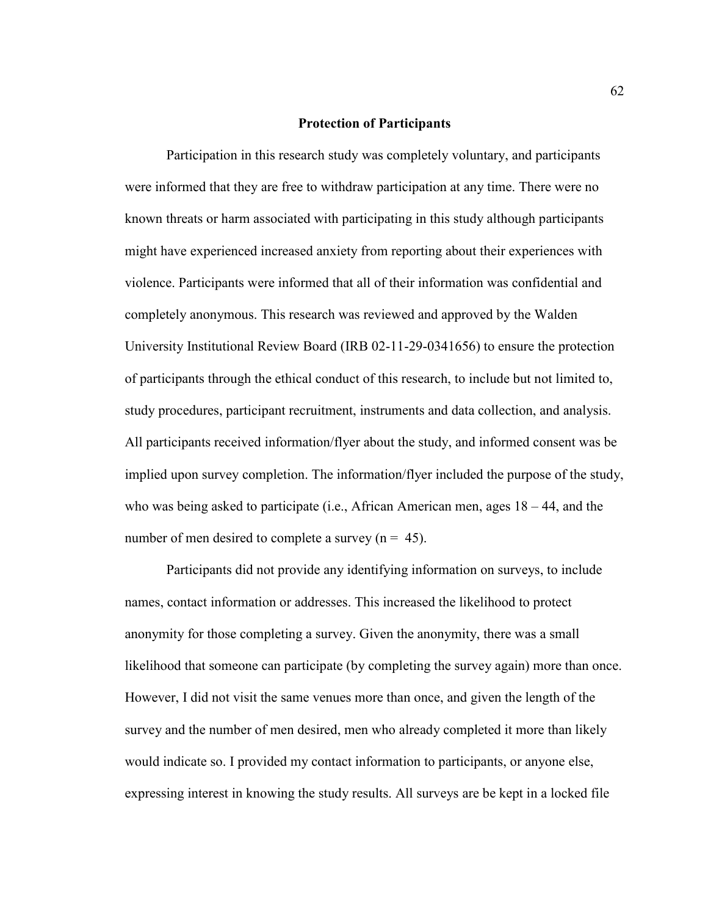## Protection of Participants

Participation in this research study was completely voluntary, and participants were informed that they are free to withdraw participation at any time. There were no known threats or harm associated with participating in this study although participants might have experienced increased anxiety from reporting about their experiences with violence. Participants were informed that all of their information was confidential and completely anonymous. This research was reviewed and approved by the Walden University Institutional Review Board (IRB 02-11-29-0341656) to ensure the protection of participants through the ethical conduct of this research, to include but not limited to, study procedures, participant recruitment, instruments and data collection, and analysis. All participants received information/flyer about the study, and informed consent was be implied upon survey completion. The information/flyer included the purpose of the study, who was being asked to participate (i.e., African American men, ages 18 – 44, and the number of men desired to complete a survey (n = 45).

Participants did not provide any identifying information on surveys, to include names, contact information or addresses. This increased the likelihood to protect anonymity for those completing a survey. Given the anonymity, there was a small likelihood that someone can participate (by completing the survey again) more than once. However, I did not visit the same venues more than once, and given the length of the survey and the number of men desired, men who already completed it more than likely would indicate so. I provided my contact information to participants, or anyone else, expressing interest in knowing the study results. All surveys are be kept in a locked file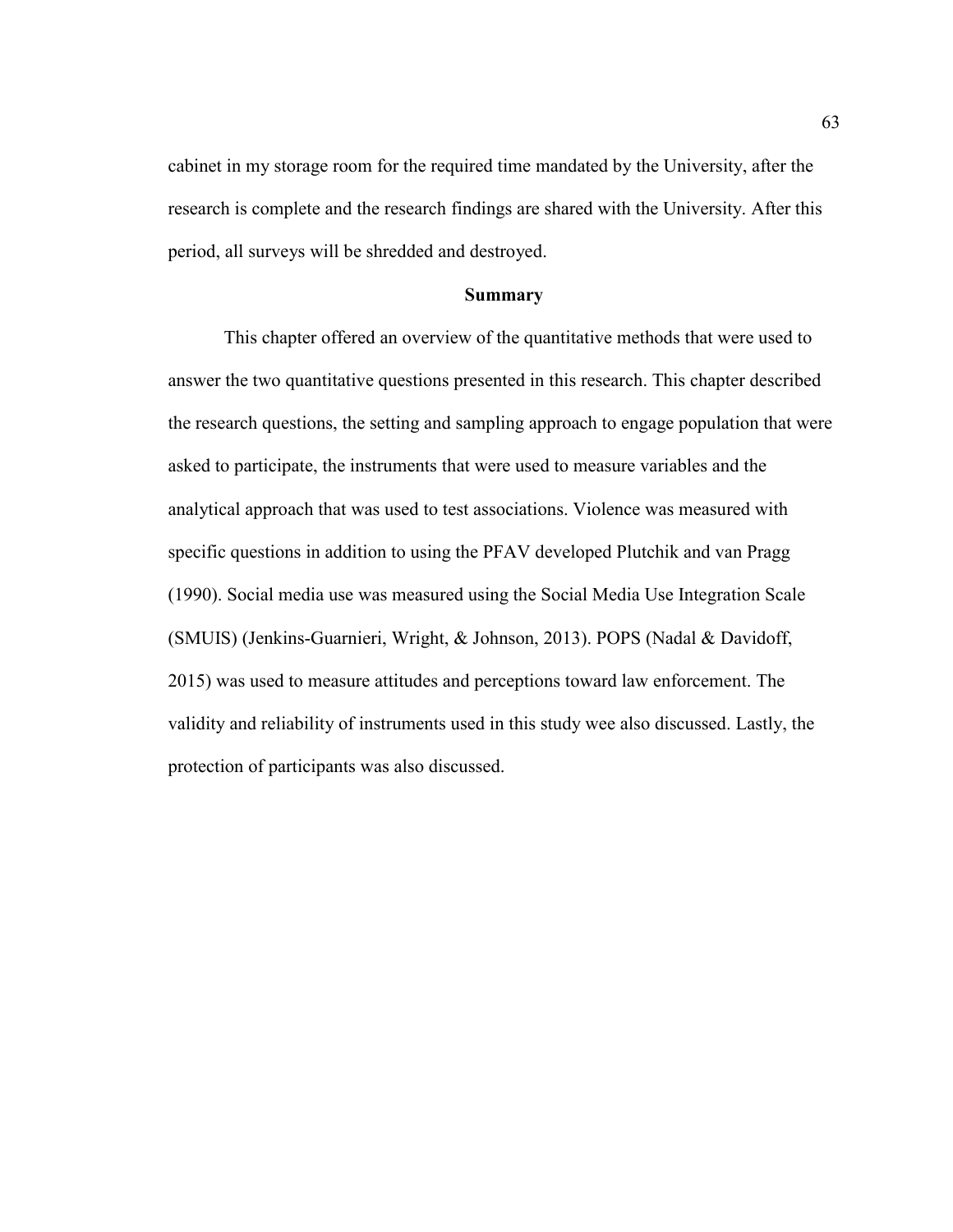cabinet in my storage room for the required time mandated by the University, after the research is complete and the research findings are shared with the University. After this period, all surveys will be shredded and destroyed.

## Summary

This chapter offered an overview of the quantitative methods that were used to answer the two quantitative questions presented in this research. This chapter described the research questions, the setting and sampling approach to engage population that were asked to participate, the instruments that were used to measure variables and the analytical approach that was used to test associations. Violence was measured with specific questions in addition to using the PFAV developed Plutchik and van Pragg (1990). Social media use was measured using the Social Media Use Integration Scale (SMUIS) (Jenkins-Guarnieri, Wright, & Johnson, 2013). POPS (Nadal & Davidoff, 2015) was used to measure attitudes and perceptions toward law enforcement. The validity and reliability of instruments used in this study wee also discussed. Lastly, the protection of participants was also discussed.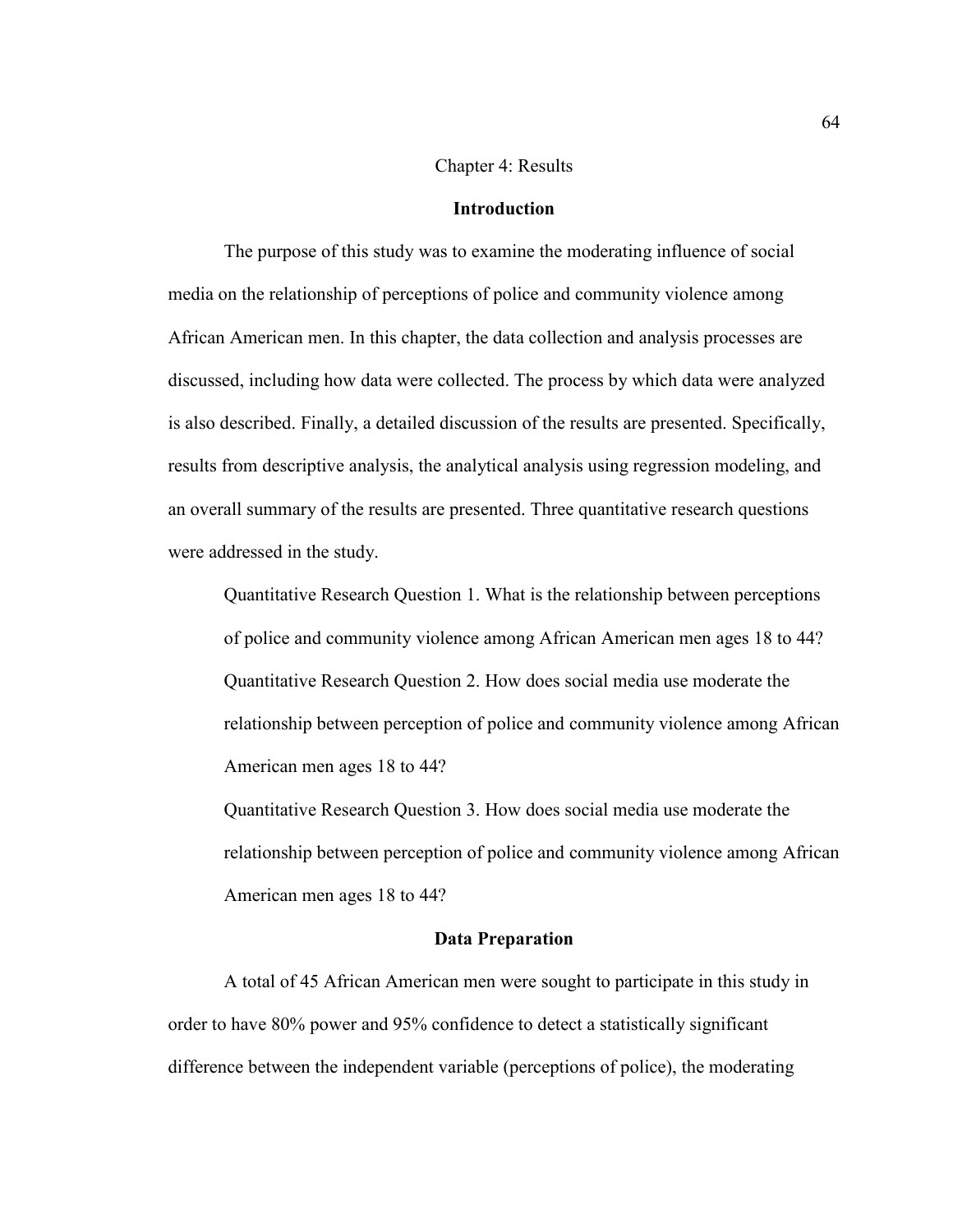# Chapter 4: Results

## Introduction

The purpose of this study was to examine the moderating influence of social media on the relationship of perceptions of police and community violence among African American men. In this chapter, the data collection and analysis processes are discussed, including how data were collected. The process by which data were analyzed is also described. Finally, a detailed discussion of the results are presented. Specifically, results from descriptive analysis, the analytical analysis using regression modeling, and an overall summary of the results are presented. Three quantitative research questions were addressed in the study.

> Quantitative Research Question 1. What is the relationship between perceptions of police and community violence among African American men ages 18 to 44?
>
> Quantitative Research Question 2. How does social media use moderate the relationship between perception of police and community violence among African American men ages 18 to 44?
>
> Quantitative Research Question 3. How does social media use moderate the relationship between perception of police and community violence among African American men ages 18 to 44?

## Data Preparation

A total of 45 African American men were sought to participate in this study in order to have 80% power and 95% confidence to detect a statistically significant difference between the independent variable (perceptions of police), the moderating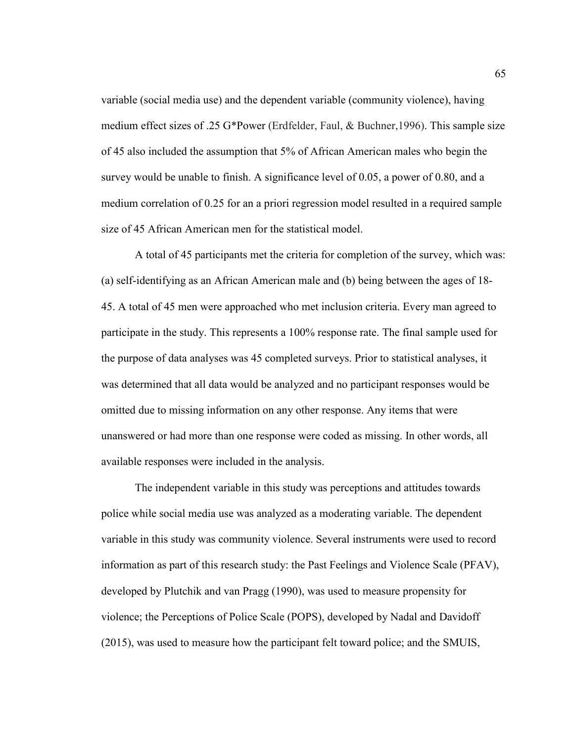variable (social media use) and the dependent variable (community violence), having medium effect sizes of .25 G*Power (Erdfelder, Faul, & Buchner,1996). This sample size of 45 also included the assumption that 5% of African American males who begin the survey would be unable to finish. A significance level of 0.05, a power of 0.80, and a medium correlation of 0.25 for an a priori regression model resulted in a required sample size of 45 African American men for the statistical model.

A total of 45 participants met the criteria for completion of the survey, which was: (a) self-identifying as an African American male and (b) being between the ages of 18-45. A total of 45 men were approached who met inclusion criteria. Every man agreed to participate in the study. This represents a 100% response rate. The final sample used for the purpose of data analyses was 45 completed surveys. Prior to statistical analyses, it was determined that all data would be analyzed and no participant responses would be omitted due to missing information on any other response. Any items that were unanswered or had more than one response were coded as missing. In other words, all available responses were included in the analysis.

The independent variable in this study was perceptions and attitudes towards police while social media use was analyzed as a moderating variable. The dependent variable in this study was community violence. Several instruments were used to record information as part of this research study: the Past Feelings and Violence Scale (PFAV), developed by Plutchik and van Pragg (1990), was used to measure propensity for violence; the Perceptions of Police Scale (POPS), developed by Nadal and Davidoff (2015), was used to measure how the participant felt toward police; and the SMUIS,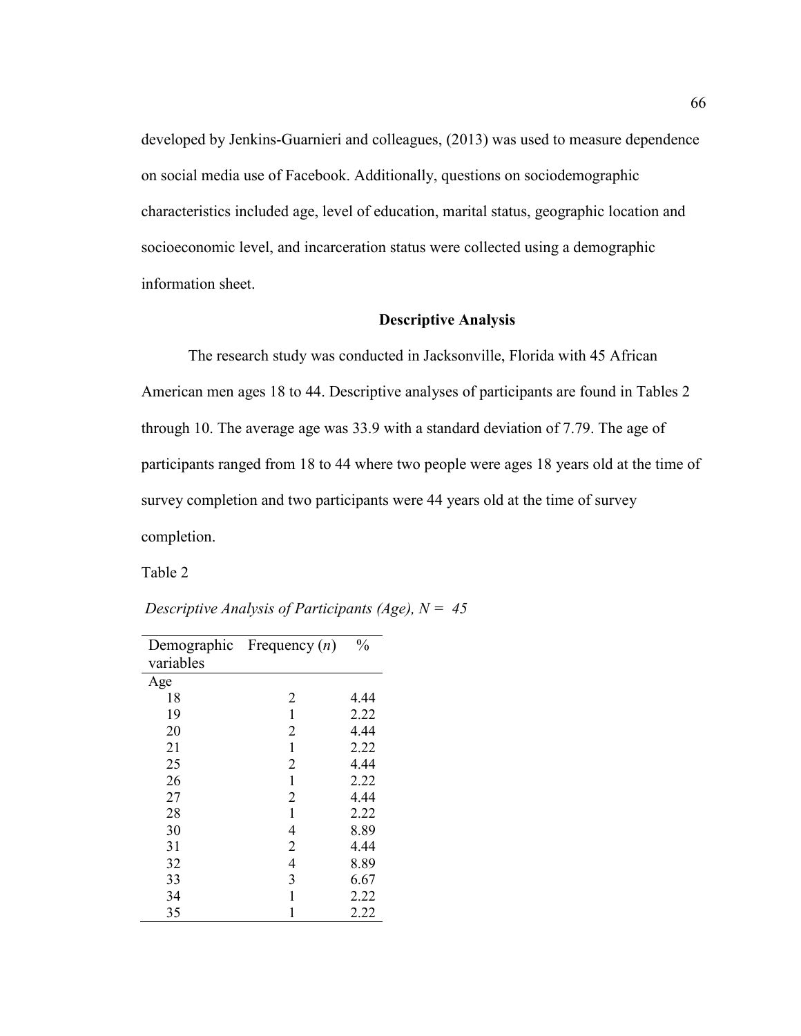developed by Jenkins-Guarnieri and colleagues, (2013) was used to measure dependence on social media use of Facebook. Additionally, questions on sociodemographic characteristics included age, level of education, marital status, geographic location and socioeconomic level, and incarceration status were collected using a demographic information sheet.

## Descriptive Analysis

The research study was conducted in Jacksonville, Florida with 45 African American men ages 18 to 44. Descriptive analyses of participants are found in Tables 2 through 10. The average age was 33.9 with a standard deviation of 7.79. The age of participants ranged from 18 to 44 where two people were ages 18 years old at the time of survey completion and two participants were 44 years old at the time of survey completion.

Table 2

*Descriptive Analysis of Participants (Age), N = 45*

| Demographic variables | Frequency (*n*) | % |
|---|---|---|
| Age | | |
| 18 | 2 | 4.44 |
| 19 | 1 | 2.22 |
| 20 | 2 | 4.44 |
| 21 | 1 | 2.22 |
| 25 | 2 | 4.44 |
| 26 | 1 | 2.22 |
| 27 | 2 | 4.44 |
| 28 | 1 | 2.22 |
| 30 | 4 | 8.89 |
| 31 | 2 | 4.44 |
| 32 | 4 | 8.89 |
| 33 | 3 | 6.67 |
| 34 | 1 | 2.22 |
| 35 | 1 | 2.22 |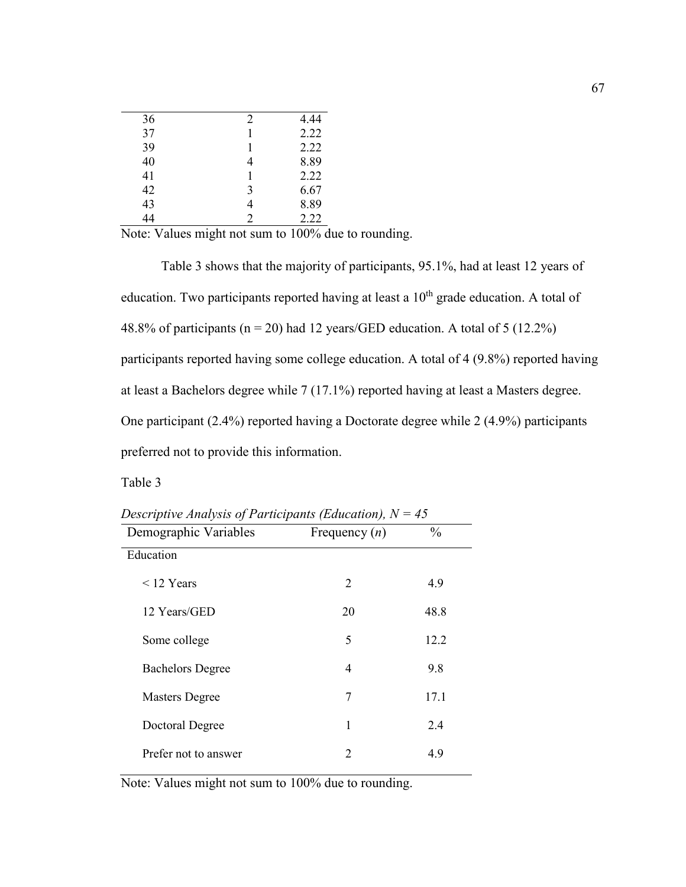| | | |
|---|---|---|
| 36 | 2 | 4.44 |
| 37 | 1 | 2.22 |
| 39 | 1 | 2.22 |
| 40 | 4 | 8.89 |
| 41 | 1 | 2.22 |
| 42 | 3 | 6.67 |
| 43 | 4 | 8.89 |
| 44 | 2 | 2.22 |

Note: Values might not sum to 100% due to rounding.

Table 3 shows that the majority of participants, 95.1%, had at least 12 years of education. Two participants reported having at least a 10th grade education. A total of 48.8% of participants (n = 20) had 12 years/GED education. A total of 5 (12.2%) participants reported having some college education. A total of 4 (9.8%) reported having at least a Bachelors degree while 7 (17.1%) reported having at least a Masters degree. One participant (2.4%) reported having a Doctorate degree while 2 (4.9%) participants preferred not to provide this information.

Table 3

*Descriptive Analysis of Participants (Education), N = 45*

| Demographic Variables | Frequency (*n*) | % |
|---|---|---|
| Education | | |
| < 12 Years | 2 | 4.9 |
| 12 Years/GED | 20 | 48.8 |
| Some college | 5 | 12.2 |
| Bachelors Degree | 4 | 9.8 |
| Masters Degree | 7 | 17.1 |
| Doctoral Degree | 1 | 2.4 |
| Prefer not to answer | 2 | 4.9 |

Note: Values might not sum to 100% due to rounding.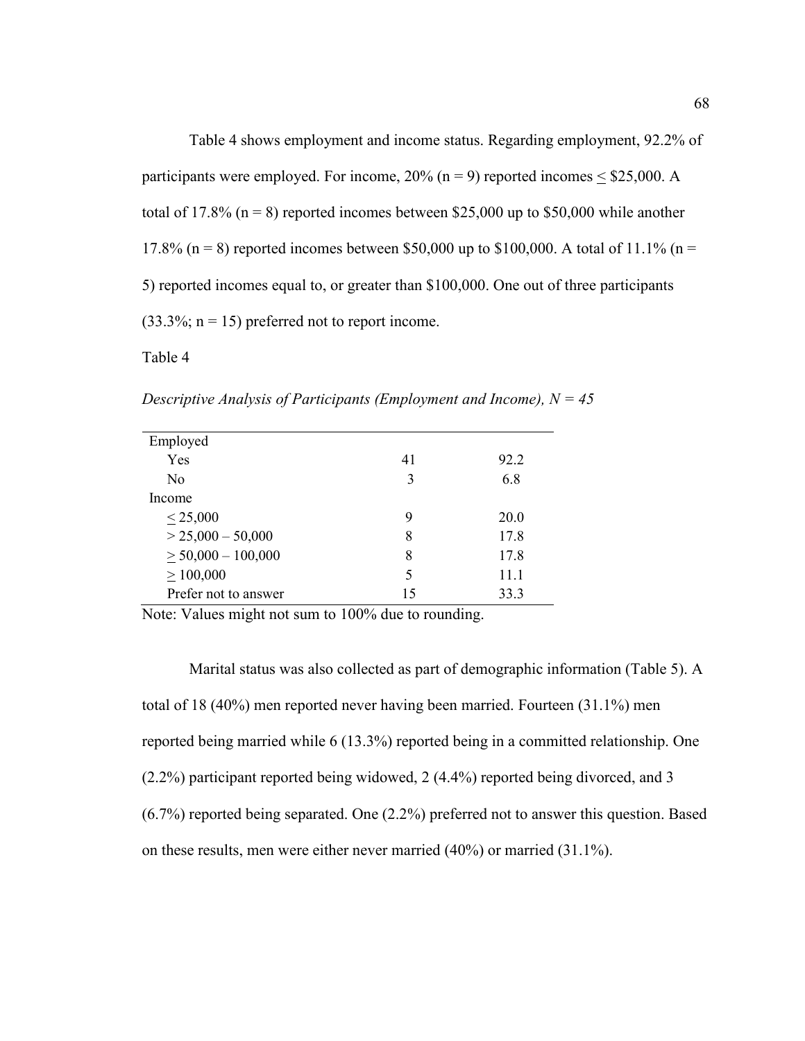Table 4 shows employment and income status. Regarding employment, 92.2% of participants were employed. For income, 20% (n = 9) reported incomes ≤ \$25,000. A total of 17.8% (n = 8) reported incomes between \$25,000 up to \$50,000 while another 17.8% (n = 8) reported incomes between \$50,000 up to \$100,000. A total of 11.1% (n = 5) reported incomes equal to, or greater than \$100,000. One out of three participants (33.3%; n = 15) preferred not to report income.

Table 4

*Descriptive Analysis of Participants (Employment and Income), N = 45*

| | | |
|---|---|---|
| Employed | | |
| Yes | 41 | 92.2 |
| No | 3 | 6.8 |
| Income | | |
| ≤ 25,000 | 9 | 20.0 |
| > 25,000 – 50,000 | 8 | 17.8 |
| ≥ 50,000 – 100,000 | 8 | 17.8 |
| ≥ 100,000 | 5 | 11.1 |
| Prefer not to answer | 15 | 33.3 |

Note: Values might not sum to 100% due to rounding.

Marital status was also collected as part of demographic information (Table 5). A total of 18 (40%) men reported never having been married. Fourteen (31.1%) men reported being married while 6 (13.3%) reported being in a committed relationship. One (2.2%) participant reported being widowed, 2 (4.4%) reported being divorced, and 3 (6.7%) reported being separated. One (2.2%) preferred not to answer this question. Based on these results, men were either never married (40%) or married (31.1%).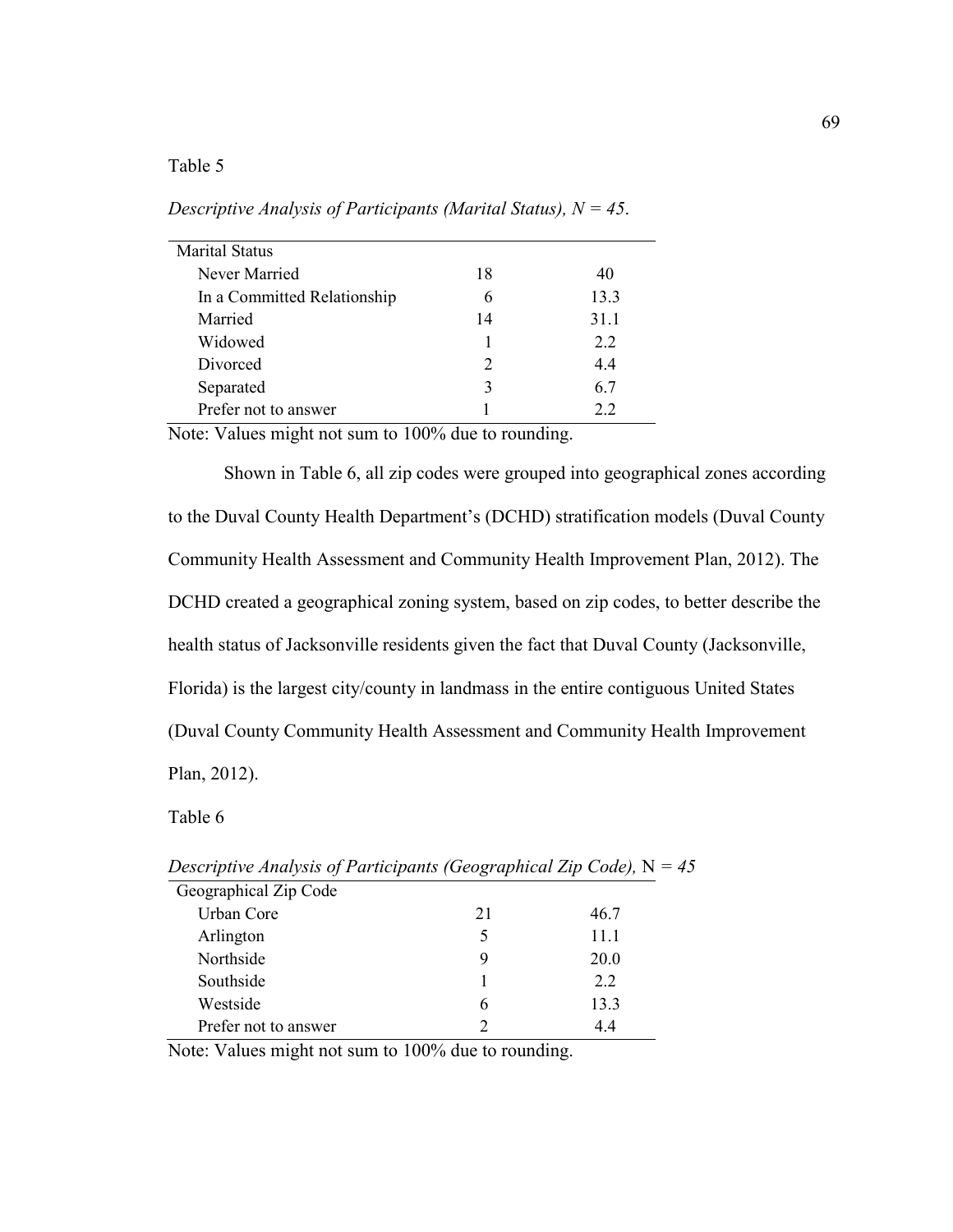Table 5

*Descriptive Analysis of Participants (Marital Status), N = 45*.

| Marital Status | | |
|---|---|---|
| Never Married | 18 | 40 |
| In a Committed Relationship | 6 | 13.3 |
| Married | 14 | 31.1 |
| Widowed | 1 | 2.2 |
| Divorced | 2 | 4.4 |
| Separated | 3 | 6.7 |
| Prefer not to answer | 1 | 2.2 |

Note: Values might not sum to 100% due to rounding.

Shown in Table 6, all zip codes were grouped into geographical zones according to the Duval County Health Department's (DCHD) stratification models (Duval County Community Health Assessment and Community Health Improvement Plan, 2012). The DCHD created a geographical zoning system, based on zip codes, to better describe the health status of Jacksonville residents given the fact that Duval County (Jacksonville, Florida) is the largest city/county in landmass in the entire contiguous United States (Duval County Community Health Assessment and Community Health Improvement Plan, 2012).

Table 6

*Descriptive Analysis of Participants (Geographical Zip Code),* N *= 45*

| Geographical Zip Code | | |
|---|---|---|
| Urban Core | 21 | 46.7 |
| Arlington | 5 | 11.1 |
| Northside | 9 | 20.0 |
| Southside | 1 | 2.2 |
| Westside | 6 | 13.3 |
| Prefer not to answer | 2 | 4.4 |

Note: Values might not sum to 100% due to rounding.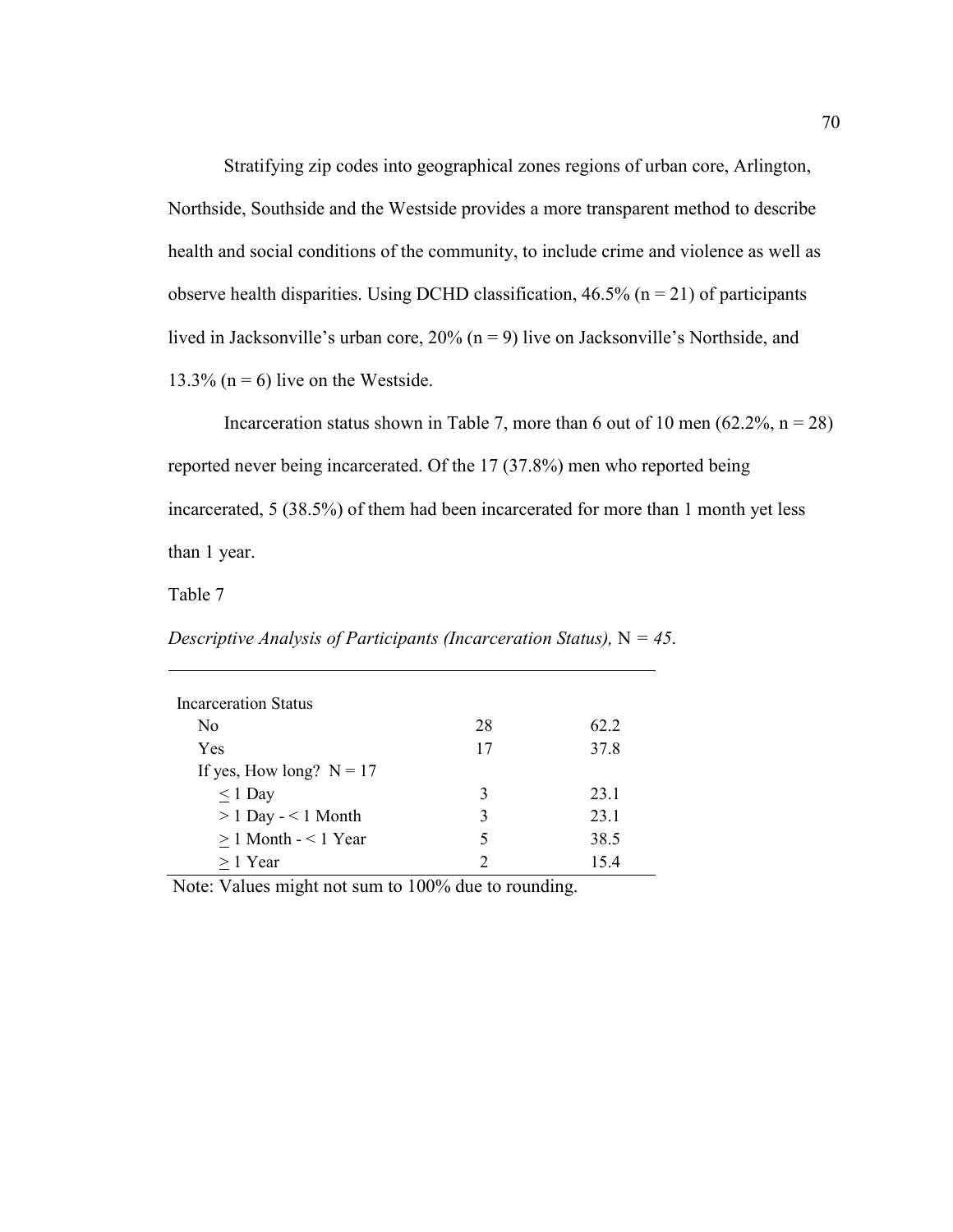Stratifying zip codes into geographical zones regions of urban core, Arlington, Northside, Southside and the Westside provides a more transparent method to describe health and social conditions of the community, to include crime and violence as well as observe health disparities. Using DCHD classification, 46.5% (n = 21) of participants lived in Jacksonville's urban core, 20% (n = 9) live on Jacksonville's Northside, and 13.3% (n = 6) live on the Westside.

Incarceration status shown in Table 7, more than 6 out of 10 men (62.2%, n = 28) reported never being incarcerated. Of the 17 (37.8%) men who reported being incarcerated, 5 (38.5%) of them had been incarcerated for more than 1 month yet less than 1 year.

Table 7

*Descriptive Analysis of Participants (Incarceration Status),* N = *45*.

| | | |
|---|---|---|
| Incarceration Status | | |
| No | 28 | 62.2 |
| Yes | 17 | 37.8 |
| If yes, How long? N = 17 | | |
| ≤ 1 Day | 3 | 23.1 |
| > 1 Day - < 1 Month | 3 | 23.1 |
| ≥ 1 Month - < 1 Year | 5 | 38.5 |
| ≥ 1 Year | 2 | 15.4 |

Note: Values might not sum to 100% due to rounding.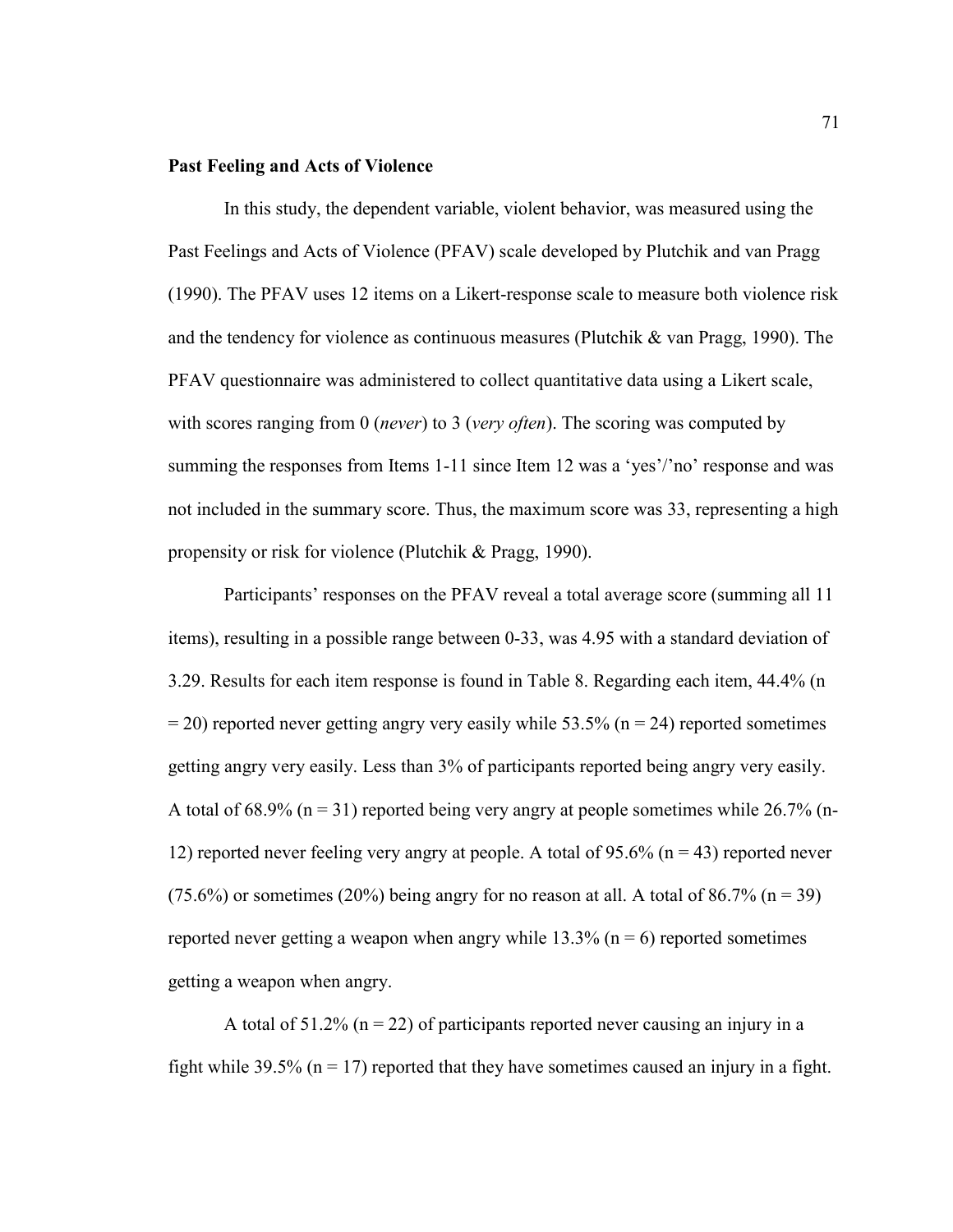**Past Feeling and Acts of Violence**

In this study, the dependent variable, violent behavior, was measured using the Past Feelings and Acts of Violence (PFAV) scale developed by Plutchik and van Pragg (1990). The PFAV uses 12 items on a Likert-response scale to measure both violence risk and the tendency for violence as continuous measures (Plutchik & van Pragg, 1990). The PFAV questionnaire was administered to collect quantitative data using a Likert scale, with scores ranging from 0 (*never*) to 3 (*very often*). The scoring was computed by summing the responses from Items 1-11 since Item 12 was a 'yes'/'no' response and was not included in the summary score. Thus, the maximum score was 33, representing a high propensity or risk for violence (Plutchik & Pragg, 1990).

Participants' responses on the PFAV reveal a total average score (summing all 11 items), resulting in a possible range between 0-33, was 4.95 with a standard deviation of 3.29. Results for each item response is found in Table 8. Regarding each item, 44.4% (n = 20) reported never getting angry very easily while 53.5% (n = 24) reported sometimes getting angry very easily. Less than 3% of participants reported being angry very easily. A total of 68.9% (n = 31) reported being very angry at people sometimes while 26.7% (n-12) reported never feeling very angry at people. A total of 95.6% (n = 43) reported never (75.6%) or sometimes (20%) being angry for no reason at all. A total of 86.7% (n = 39) reported never getting a weapon when angry while 13.3% (n = 6) reported sometimes getting a weapon when angry.

A total of 51.2% (n = 22) of participants reported never causing an injury in a fight while 39.5% (n = 17) reported that they have sometimes caused an injury in a fight.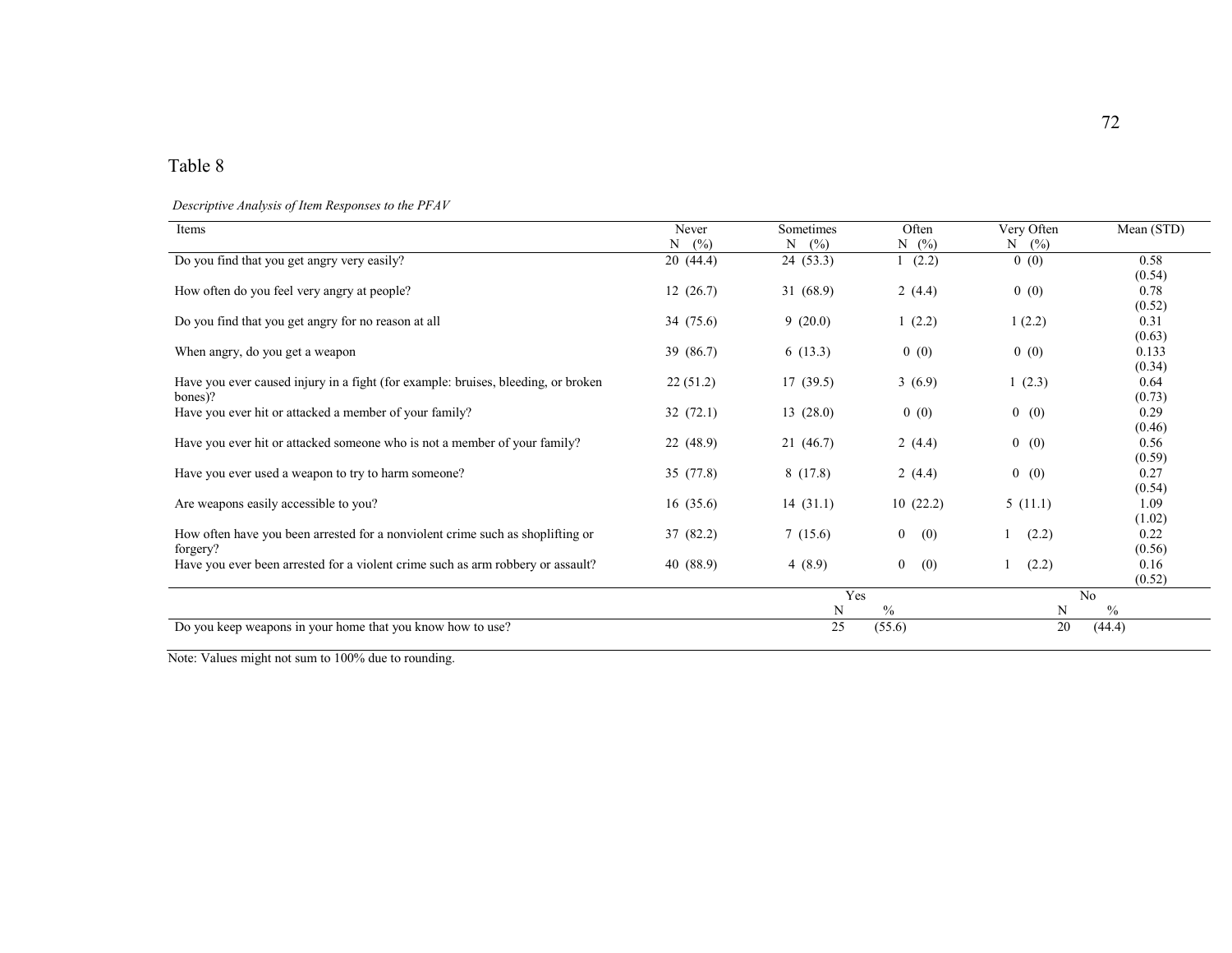Table 8

*Descriptive Analysis of Item Responses to the PFAV*

| Items | Never N (%) | Sometimes N (%) | Often N (%) | Very Often N (%) | Mean (STD) |
|---|---|---|---|---|---|
| Do you find that you get angry very easily? | 20 (44.4) | 24 (53.3) | 1 (2.2) | 0 (0) | 0.58 (0.54) |
| How often do you feel very angry at people? | 12 (26.7) | 31 (68.9) | 2 (4.4) | 0 (0) | 0.78 (0.52) |
| Do you find that you get angry for no reason at all | 34 (75.6) | 9 (20.0) | 1 (2.2) | 1 (2.2) | 0.31 (0.63) |
| When angry, do you get a weapon | 39 (86.7) | 6 (13.3) | 0 (0) | 0 (0) | 0.133 (0.34) |
| Have you ever caused injury in a fight (for example: bruises, bleeding, or broken bones)? | 22 (51.2) | 17 (39.5) | 3 (6.9) | 1 (2.3) | 0.64 (0.73) |
| Have you ever hit or attacked a member of your family? | 32 (72.1) | 13 (28.0) | 0 (0) | 0 (0) | 0.29 (0.46) |
| Have you ever hit or attacked someone who is not a member of your family? | 22 (48.9) | 21 (46.7) | 2 (4.4) | 0 (0) | 0.56 (0.59) |
| Have you ever used a weapon to try to harm someone? | 35 (77.8) | 8 (17.8) | 2 (4.4) | 0 (0) | 0.27 (0.54) |
| Are weapons easily accessible to you? | 16 (35.6) | 14 (31.1) | 10 (22.2) | 5 (11.1) | 1.09 (1.02) |
| How often have you been arrested for a nonviolent crime such as shoplifting or forgery? | 37 (82.2) | 7 (15.6) | 0 (0) | 1 (2.2) | 0.22 (0.56) |
| Have you ever been arrested for a violent crime such as arm robbery or assault? | 40 (88.9) | 4 (8.9) | 0 (0) | 1 (2.2) | 0.16 (0.52) |

| | Yes N | Yes % | No N | No % |
|---|---|---|---|---|
| Do you keep weapons in your home that you know how to use? | 25 | (55.6) | 20 | (44.4) |

Note: Values might not sum to 100% due to rounding.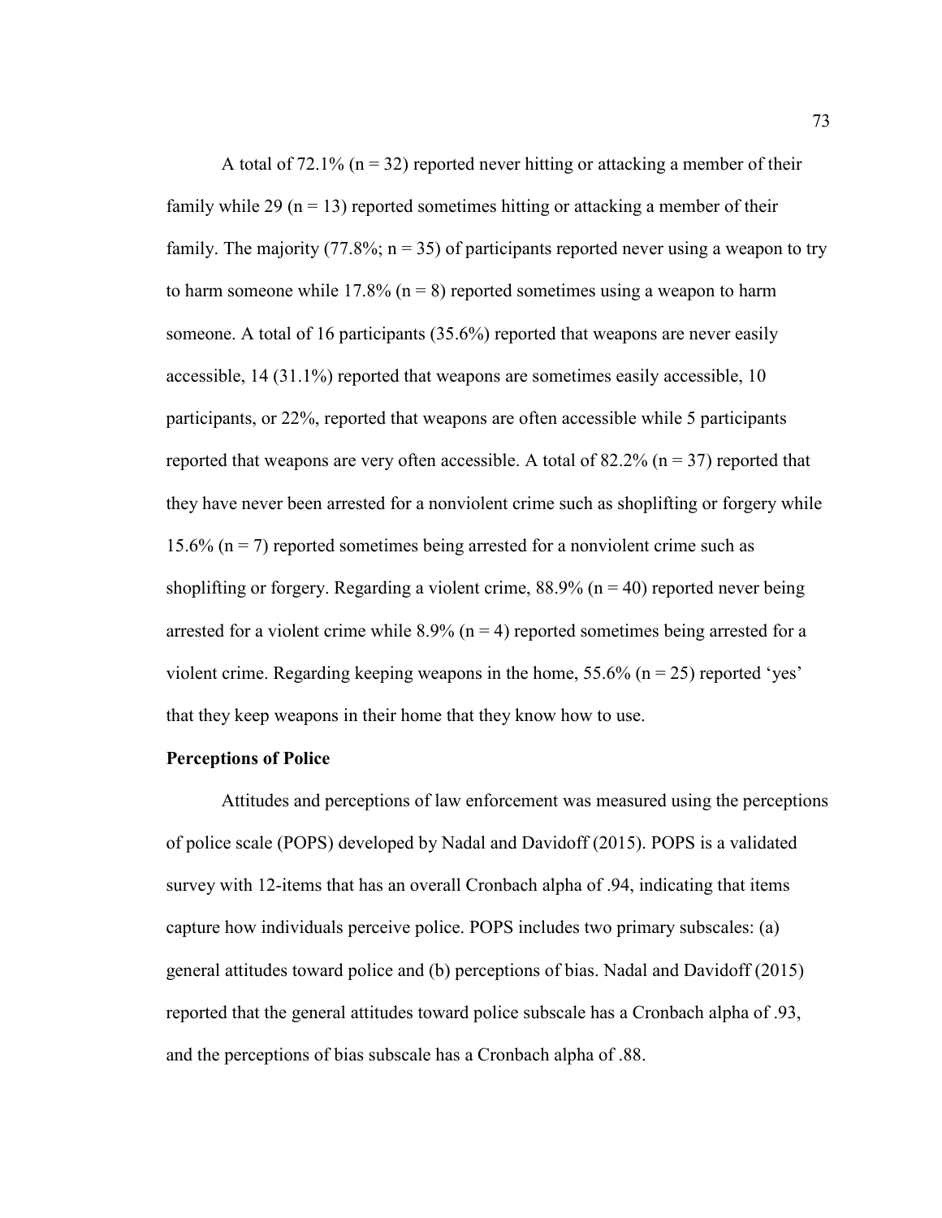A total of 72.1% (n = 32) reported never hitting or attacking a member of their family while 29 (n = 13) reported sometimes hitting or attacking a member of their family. The majority (77.8%; n = 35) of participants reported never using a weapon to try to harm someone while 17.8% (n = 8) reported sometimes using a weapon to harm someone. A total of 16 participants (35.6%) reported that weapons are never easily accessible, 14 (31.1%) reported that weapons are sometimes easily accessible, 10 participants, or 22%, reported that weapons are often accessible while 5 participants reported that weapons are very often accessible. A total of 82.2% (n = 37) reported that they have never been arrested for a nonviolent crime such as shoplifting or forgery while 15.6% (n = 7) reported sometimes being arrested for a nonviolent crime such as shoplifting or forgery. Regarding a violent crime, 88.9% (n = 40) reported never being arrested for a violent crime while 8.9% (n = 4) reported sometimes being arrested for a violent crime. Regarding keeping weapons in the home, 55.6% (n = 25) reported 'yes' that they keep weapons in their home that they know how to use.

**Perceptions of Police**

Attitudes and perceptions of law enforcement was measured using the perceptions of police scale (POPS) developed by Nadal and Davidoff (2015). POPS is a validated survey with 12-items that has an overall Cronbach alpha of .94, indicating that items capture how individuals perceive police. POPS includes two primary subscales: (a) general attitudes toward police and (b) perceptions of bias. Nadal and Davidoff (2015) reported that the general attitudes toward police subscale has a Cronbach alpha of .93, and the perceptions of bias subscale has a Cronbach alpha of .88.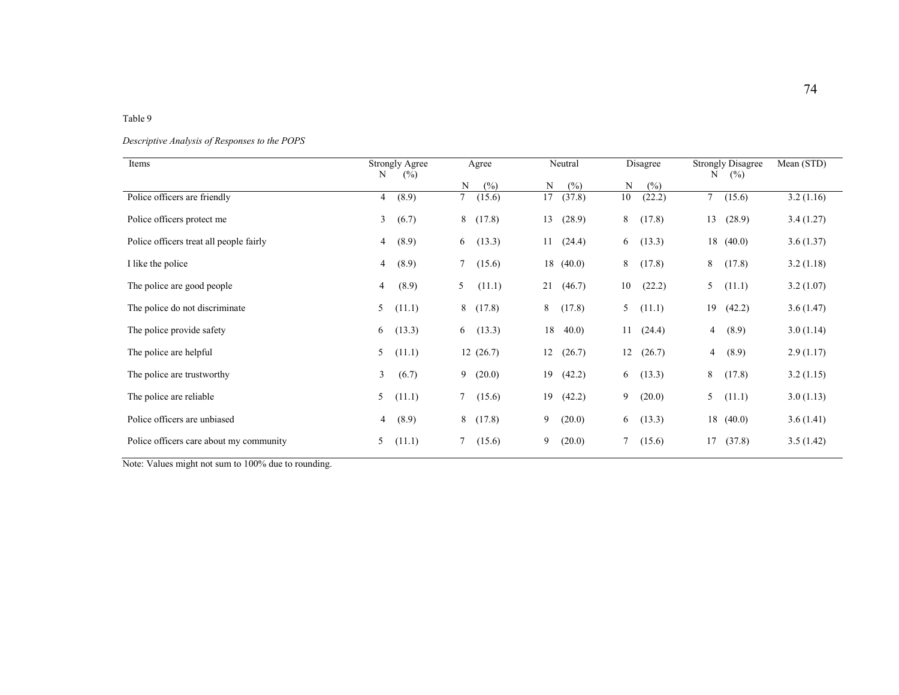Table 9

*Descriptive Analysis of Responses to the POPS*

| Items | Strongly Agree N (%) | Agree N (%) | Neutral N (%) | Disagree N (%) | Strongly Disagree N (%) | Mean (STD) |
|---|---|---|---|---|---|---|
| Police officers are friendly | 4 (8.9) | 7 (15.6) | 17 (37.8) | 10 (22.2) | 7 (15.6) | 3.2 (1.16) |
| Police officers protect me | 3 (6.7) | 8 (17.8) | 13 (28.9) | 8 (17.8) | 13 (28.9) | 3.4 (1.27) |
| Police officers treat all people fairly | 4 (8.9) | 6 (13.3) | 11 (24.4) | 6 (13.3) | 18 (40.0) | 3.6 (1.37) |
| I like the police | 4 (8.9) | 7 (15.6) | 18 (40.0) | 8 (17.8) | 8 (17.8) | 3.2 (1.18) |
| The police are good people | 4 (8.9) | 5 (11.1) | 21 (46.7) | 10 (22.2) | 5 (11.1) | 3.2 (1.07) |
| The police do not discriminate | 5 (11.1) | 8 (17.8) | 8 (17.8) | 5 (11.1) | 19 (42.2) | 3.6 (1.47) |
| The police provide safety | 6 (13.3) | 6 (13.3) | 18 40.0) | 11 (24.4) | 4 (8.9) | 3.0 (1.14) |
| The police are helpful | 5 (11.1) | 12 (26.7) | 12 (26.7) | 12 (26.7) | 4 (8.9) | 2.9 (1.17) |
| The police are trustworthy | 3 (6.7) | 9 (20.0) | 19 (42.2) | 6 (13.3) | 8 (17.8) | 3.2 (1.15) |
| The police are reliable | 5 (11.1) | 7 (15.6) | 19 (42.2) | 9 (20.0) | 5 (11.1) | 3.0 (1.13) |
| Police officers are unbiased | 4 (8.9) | 8 (17.8) | 9 (20.0) | 6 (13.3) | 18 (40.0) | 3.6 (1.41) |
| Police officers care about my community | 5 (11.1) | 7 (15.6) | 9 (20.0) | 7 (15.6) | 17 (37.8) | 3.5 (1.42) |

Note: Values might not sum to 100% due to rounding.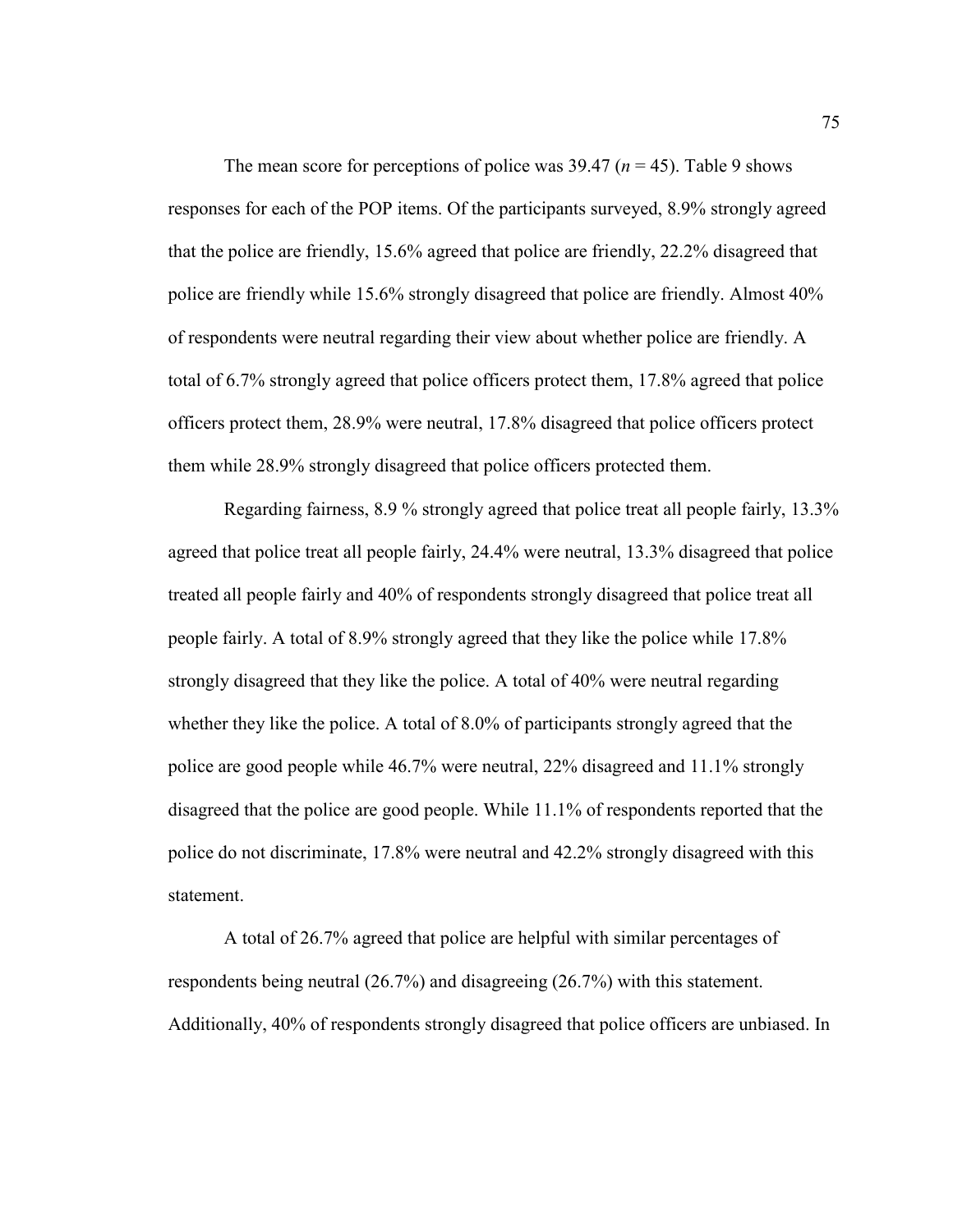The mean score for perceptions of police was 39.47 ($n$ = 45). Table 9 shows responses for each of the POP items. Of the participants surveyed, 8.9% strongly agreed that the police are friendly, 15.6% agreed that police are friendly, 22.2% disagreed that police are friendly while 15.6% strongly disagreed that police are friendly. Almost 40% of respondents were neutral regarding their view about whether police are friendly. A total of 6.7% strongly agreed that police officers protect them, 17.8% agreed that police officers protect them, 28.9% were neutral, 17.8% disagreed that police officers protect them while 28.9% strongly disagreed that police officers protected them.

Regarding fairness, 8.9 % strongly agreed that police treat all people fairly, 13.3% agreed that police treat all people fairly, 24.4% were neutral, 13.3% disagreed that police treated all people fairly and 40% of respondents strongly disagreed that police treat all people fairly. A total of 8.9% strongly agreed that they like the police while 17.8% strongly disagreed that they like the police. A total of 40% were neutral regarding whether they like the police. A total of 8.0% of participants strongly agreed that the police are good people while 46.7% were neutral, 22% disagreed and 11.1% strongly disagreed that the police are good people. While 11.1% of respondents reported that the police do not discriminate, 17.8% were neutral and 42.2% strongly disagreed with this statement.

A total of 26.7% agreed that police are helpful with similar percentages of respondents being neutral (26.7%) and disagreeing (26.7%) with this statement. Additionally, 40% of respondents strongly disagreed that police officers are unbiased. In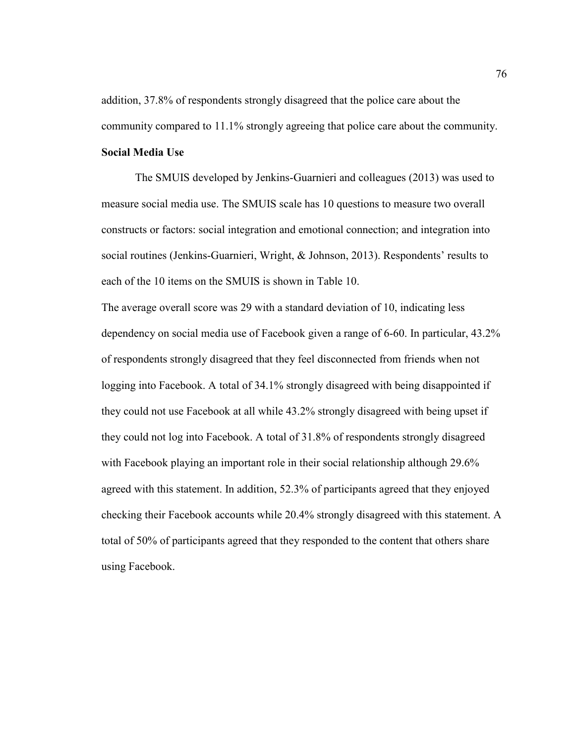addition, 37.8% of respondents strongly disagreed that the police care about the community compared to 11.1% strongly agreeing that police care about the community.

**Social Media Use**

The SMUIS developed by Jenkins-Guarnieri and colleagues (2013) was used to measure social media use. The SMUIS scale has 10 questions to measure two overall constructs or factors: social integration and emotional connection; and integration into social routines (Jenkins-Guarnieri, Wright, & Johnson, 2013). Respondents' results to each of the 10 items on the SMUIS is shown in Table 10.

The average overall score was 29 with a standard deviation of 10, indicating less dependency on social media use of Facebook given a range of 6-60. In particular, 43.2% of respondents strongly disagreed that they feel disconnected from friends when not logging into Facebook. A total of 34.1% strongly disagreed with being disappointed if they could not use Facebook at all while 43.2% strongly disagreed with being upset if they could not log into Facebook. A total of 31.8% of respondents strongly disagreed with Facebook playing an important role in their social relationship although 29.6% agreed with this statement. In addition, 52.3% of participants agreed that they enjoyed checking their Facebook accounts while 20.4% strongly disagreed with this statement. A total of 50% of participants agreed that they responded to the content that others share using Facebook.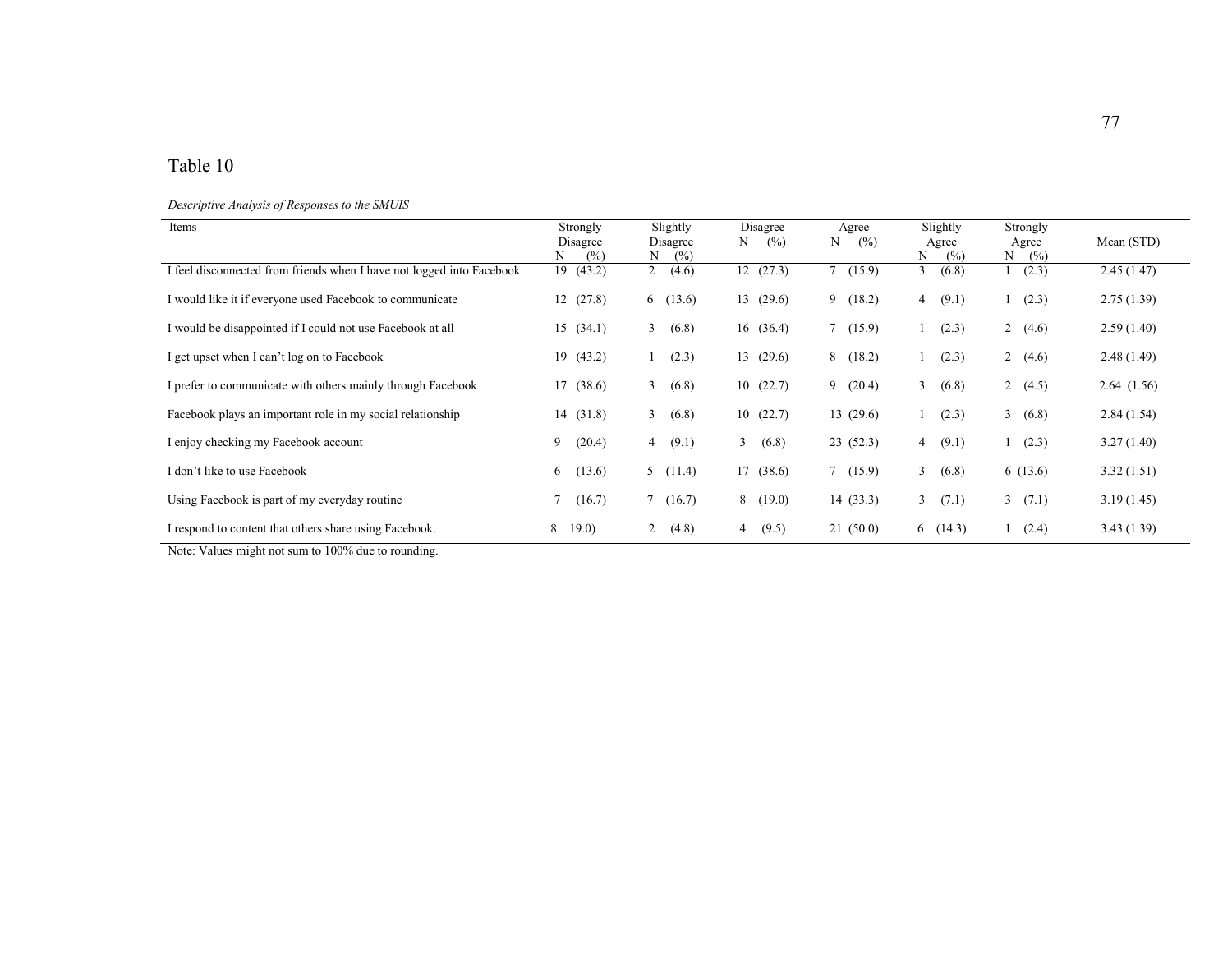Table 10

*Descriptive Analysis of Responses to the SMUIS*

| Items | Strongly Disagree N (%) | Slightly Disagree N (%) | Disagree N (%) | Agree N (%) | Slightly Agree N (%) | Strongly Agree N (%) | Mean (STD) |
|---|---|---|---|---|---|---|---|
| I feel disconnected from friends when I have not logged into Facebook | 19 (43.2) | 2 (4.6) | 12 (27.3) | 7 (15.9) | 3 (6.8) | 1 (2.3) | 2.45 (1.47) |
| I would like it if everyone used Facebook to communicate | 12 (27.8) | 6 (13.6) | 13 (29.6) | 9 (18.2) | 4 (9.1) | 1 (2.3) | 2.75 (1.39) |
| I would be disappointed if I could not use Facebook at all | 15 (34.1) | 3 (6.8) | 16 (36.4) | 7 (15.9) | 1 (2.3) | 2 (4.6) | 2.59 (1.40) |
| I get upset when I can't log on to Facebook | 19 (43.2) | 1 (2.3) | 13 (29.6) | 8 (18.2) | 1 (2.3) | 2 (4.6) | 2.48 (1.49) |
| I prefer to communicate with others mainly through Facebook | 17 (38.6) | 3 (6.8) | 10 (22.7) | 9 (20.4) | 3 (6.8) | 2 (4.5) | 2.64 (1.56) |
| Facebook plays an important role in my social relationship | 14 (31.8) | 3 (6.8) | 10 (22.7) | 13 (29.6) | 1 (2.3) | 3 (6.8) | 2.84 (1.54) |
| I enjoy checking my Facebook account | 9 (20.4) | 4 (9.1) | 3 (6.8) | 23 (52.3) | 4 (9.1) | 1 (2.3) | 3.27 (1.40) |
| I don't like to use Facebook | 6 (13.6) | 5 (11.4) | 17 (38.6) | 7 (15.9) | 3 (6.8) | 6 (13.6) | 3.32 (1.51) |
| Using Facebook is part of my everyday routine | 7 (16.7) | 7 (16.7) | 8 (19.0) | 14 (33.3) | 3 (7.1) | 3 (7.1) | 3.19 (1.45) |
| I respond to content that others share using Facebook. | 8 19.0) | 2 (4.8) | 4 (9.5) | 21 (50.0) | 6 (14.3) | 1 (2.4) | 3.43 (1.39) |

Note: Values might not sum to 100% due to rounding.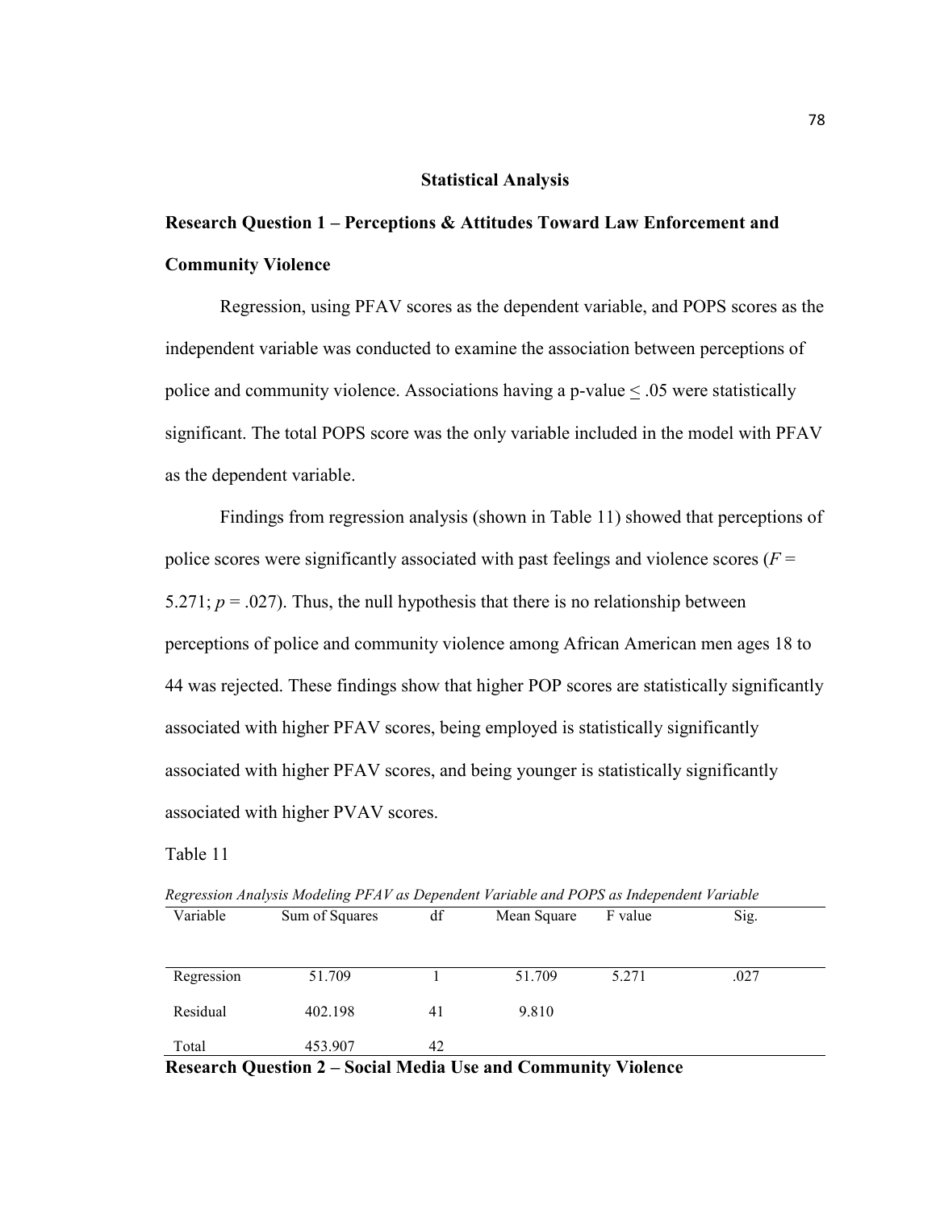## Statistical Analysis

### Research Question 1 – Perceptions & Attitudes Toward Law Enforcement and Community Violence

Regression, using PFAV scores as the dependent variable, and POPS scores as the independent variable was conducted to examine the association between perceptions of police and community violence. Associations having a p-value $\leq .05$ were statistically significant. The total POPS score was the only variable included in the model with PFAV as the dependent variable.

Findings from regression analysis (shown in Table 11) showed that perceptions of police scores were significantly associated with past feelings and violence scores ($F = 5.271$; $p = .027$). Thus, the null hypothesis that there is no relationship between perceptions of police and community violence among African American men ages 18 to 44 was rejected. These findings show that higher POP scores are statistically significantly associated with higher PFAV scores, being employed is statistically significantly associated with higher PFAV scores, and being younger is statistically significantly associated with higher PVAV scores.

Table 11

*Regression Analysis Modeling PFAV as Dependent Variable and POPS as Independent Variable*

| Variable | Sum of Squares | df | Mean Square | F value | Sig. |
|---|---|---|---|---|---|
| Regression | 51.709 | 1 | 51.709 | 5.271 | .027 |
| Residual | 402.198 | 41 | 9.810 | | |
| Total | 453.907 | 42 | | | |

### Research Question 2 – Social Media Use and Community Violence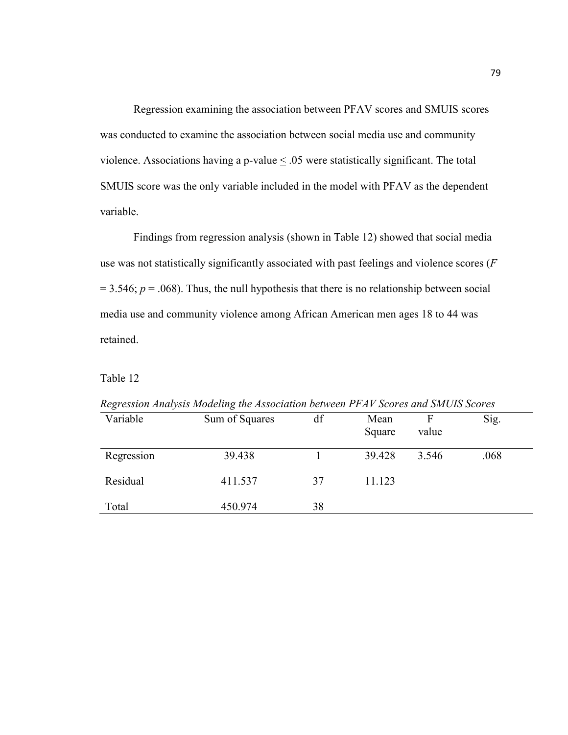Regression examining the association between PFAV scores and SMUIS scores was conducted to examine the association between social media use and community violence. Associations having a p-value $\leq .05$ were statistically significant. The total SMUIS score was the only variable included in the model with PFAV as the dependent variable.

Findings from regression analysis (shown in Table 12) showed that social media use was not statistically significantly associated with past feelings and violence scores ($F = 3.546$; $p = .068$). Thus, the null hypothesis that there is no relationship between social media use and community violence among African American men ages 18 to 44 was retained.

Table 12

*Regression Analysis Modeling the Association between PFAV Scores and SMUIS Scores*

| Variable | Sum of Squares | df | Mean Square | F value | Sig. |
|---|---|---|---|---|---|
| Regression | 39.438 | 1 | 39.428 | 3.546 | .068 |
| Residual | 411.537 | 37 | 11.123 | | |
| Total | 450.974 | 38 | | | |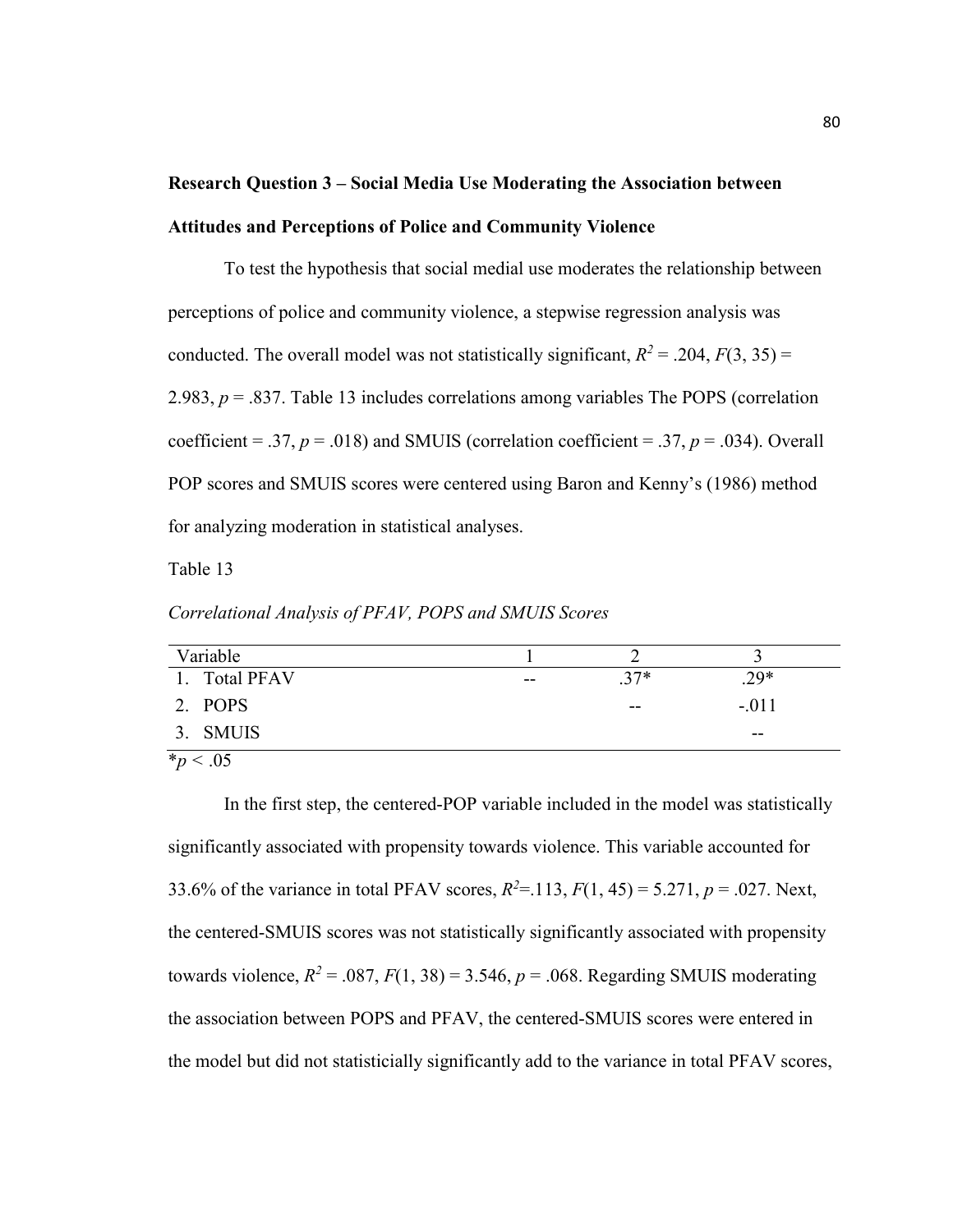**Research Question 3 – Social Media Use Moderating the Association between Attitudes and Perceptions of Police and Community Violence**

To test the hypothesis that social medial use moderates the relationship between perceptions of police and community violence, a stepwise regression analysis was conducted. The overall model was not statistically significant, $R^2$ = .204, $F(3, 35)$ = 2.983, $p$ = .837. Table 13 includes correlations among variables The POPS (correlation coefficient = .37, $p$ = .018) and SMUIS (correlation coefficient = .37, $p$ = .034). Overall POP scores and SMUIS scores were centered using Baron and Kenny's (1986) method for analyzing moderation in statistical analyses.

Table 13

*Correlational Analysis of PFAV, POPS and SMUIS Scores*

| Variable | 1 | 2 | 3 |
|---|---|---|---|
| 1. Total PFAV | -- | .37* | .29* |
| 2. POPS | | -- | -.011 |
| 3. SMUIS | | | -- |

*$p$ < .05

In the first step, the centered-POP variable included in the model was statistically significantly associated with propensity towards violence. This variable accounted for 33.6% of the variance in total PFAV scores, $R^2$=.113, $F(1, 45)$ = 5.271, $p$ = .027. Next, the centered-SMUIS scores was not statistically significantly associated with propensity towards violence, $R^2$ = .087, $F(1, 38)$ = 3.546, $p$ = .068. Regarding SMUIS moderating the association between POPS and PFAV, the centered-SMUIS scores were entered in the model but did not statisticially significantly add to the variance in total PFAV scores,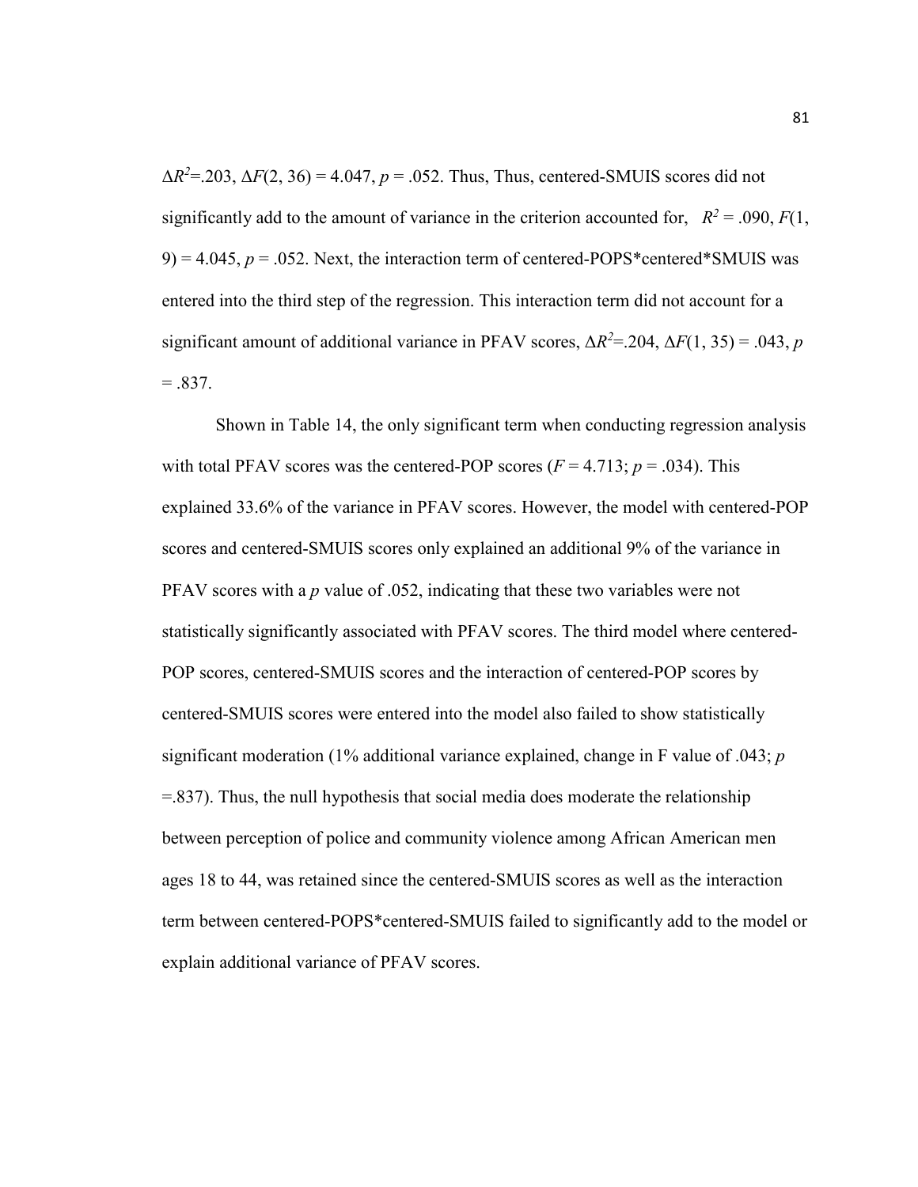$\Delta R^2$=.203, $\Delta F(2, 36)$ = 4.047, $p$ = .052. Thus, Thus, centered-SMUIS scores did not significantly add to the amount of variance in the criterion accounted for, $R^2$ = .090, $F$(1, 9) = 4.045, $p$ = .052. Next, the interaction term of centered-POPS*centered*SMUIS was entered into the third step of the regression. This interaction term did not account for a significant amount of additional variance in PFAV scores, $\Delta R^2$=.204, $\Delta F(1, 35)$ = .043, $p$ = .837.

Shown in Table 14, the only significant term when conducting regression analysis with total PFAV scores was the centered-POP scores ($F$ = 4.713; $p$ = .034). This explained 33.6% of the variance in PFAV scores. However, the model with centered-POP scores and centered-SMUIS scores only explained an additional 9% of the variance in PFAV scores with a $p$ value of .052, indicating that these two variables were not statistically significantly associated with PFAV scores. The third model where centered-POP scores, centered-SMUIS scores and the interaction of centered-POP scores by centered-SMUIS scores were entered into the model also failed to show statistically significant moderation (1% additional variance explained, change in F value of .043; $p$ =.837). Thus, the null hypothesis that social media does moderate the relationship between perception of police and community violence among African American men ages 18 to 44, was retained since the centered-SMUIS scores as well as the interaction term between centered-POPS*centered-SMUIS failed to significantly add to the model or explain additional variance of PFAV scores.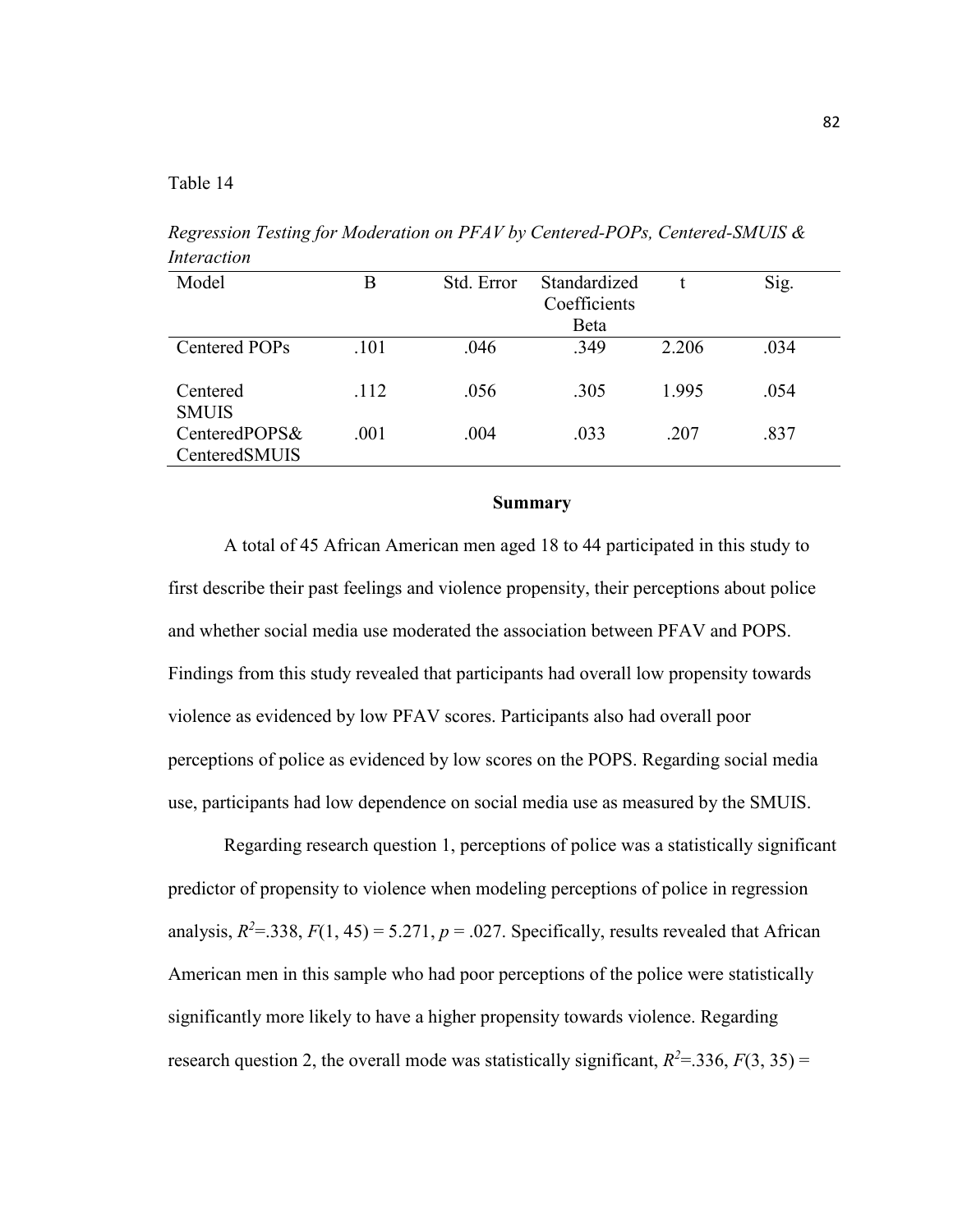Table 14

*Regression Testing for Moderation on PFAV by Centered-POPs, Centered-SMUIS & Interaction*

| Model | B | Std. Error | Standardized Coefficients Beta | t | Sig. |
|---|---|---|---|---|---|
| Centered POPs | .101 | .046 | .349 | 2.206 | .034 |
| Centered SMUIS | .112 | .056 | .305 | 1.995 | .054 |
| CenteredPOPS& CenteredSMUIS | .001 | .004 | .033 | .207 | .837 |

## Summary

A total of 45 African American men aged 18 to 44 participated in this study to first describe their past feelings and violence propensity, their perceptions about police and whether social media use moderated the association between PFAV and POPS. Findings from this study revealed that participants had overall low propensity towards violence as evidenced by low PFAV scores. Participants also had overall poor perceptions of police as evidenced by low scores on the POPS. Regarding social media use, participants had low dependence on social media use as measured by the SMUIS.

Regarding research question 1, perceptions of police was a statistically significant predictor of propensity to violence when modeling perceptions of police in regression analysis, $R^2$=.338, $F(1, 45) = 5.271$, $p = .027$. Specifically, results revealed that African American men in this sample who had poor perceptions of the police were statistically significantly more likely to have a higher propensity towards violence. Regarding research question 2, the overall mode was statistically significant, $R^2$=.336, $F(3, 35) =$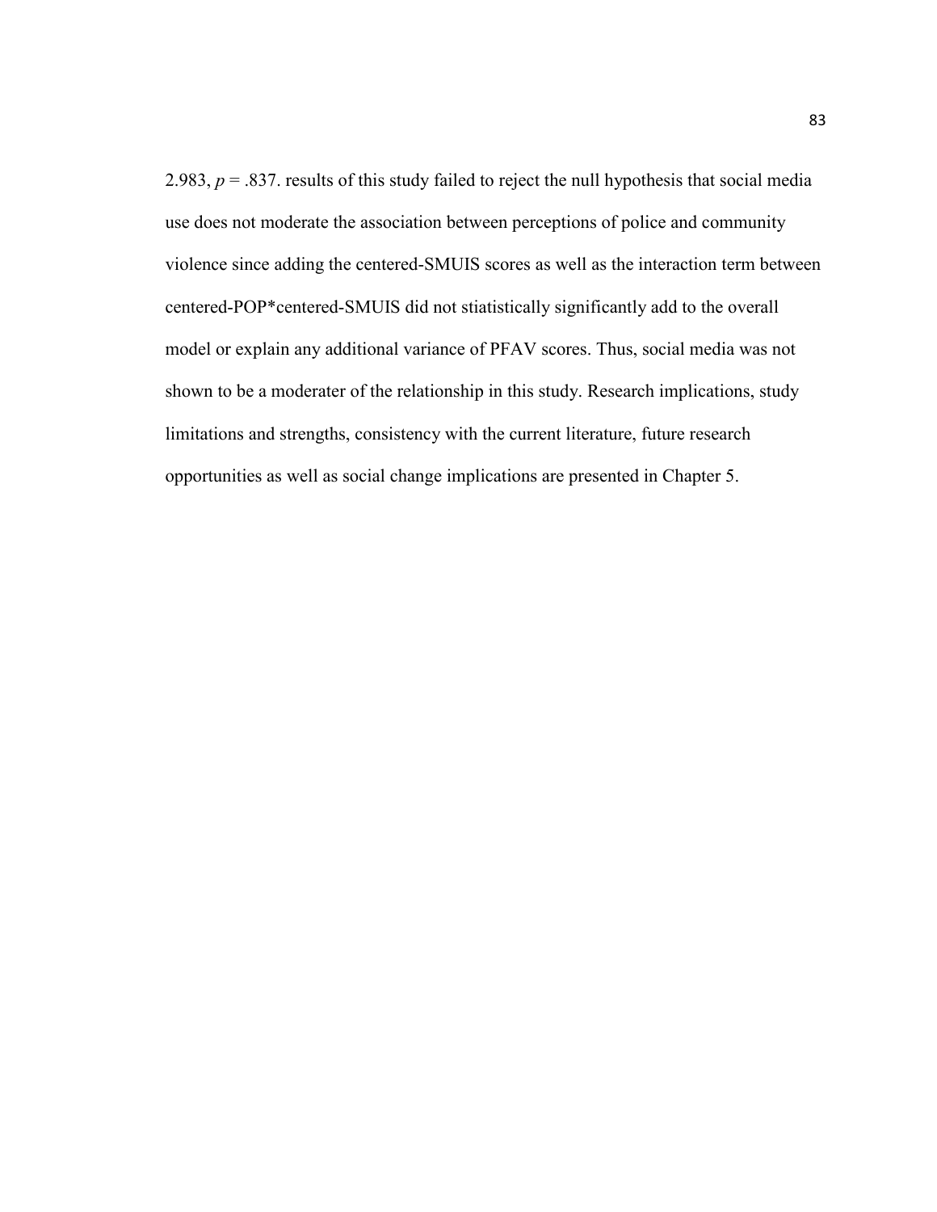2.983, $p = .837$. results of this study failed to reject the null hypothesis that social media use does not moderate the association between perceptions of police and community violence since adding the centered-SMUIS scores as well as the interaction term between centered-POP*centered-SMUIS did not stiatistically significantly add to the overall model or explain any additional variance of PFAV scores. Thus, social media was not shown to be a moderater of the relationship in this study. Research implications, study limitations and strengths, consistency with the current literature, future research opportunities as well as social change implications are presented in Chapter 5.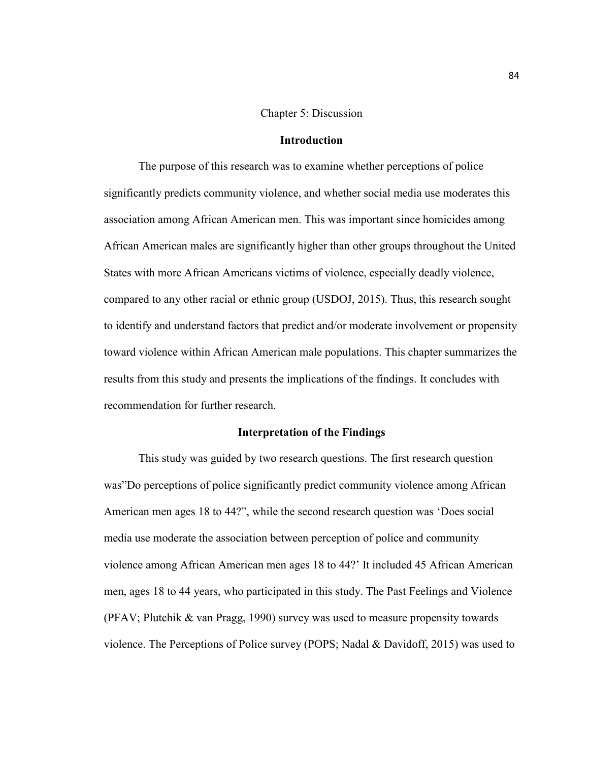# Chapter 5: Discussion

## Introduction

The purpose of this research was to examine whether perceptions of police significantly predicts community violence, and whether social media use moderates this association among African American men. This was important since homicides among African American males are significantly higher than other groups throughout the United States with more African Americans victims of violence, especially deadly violence, compared to any other racial or ethnic group (USDOJ, 2015). Thus, this research sought to identify and understand factors that predict and/or moderate involvement or propensity toward violence within African American male populations. This chapter summarizes the results from this study and presents the implications of the findings. It concludes with recommendation for further research.

## Interpretation of the Findings

This study was guided by two research questions. The first research question was"Do perceptions of police significantly predict community violence among African American men ages 18 to 44?", while the second research question was 'Does social media use moderate the association between perception of police and community violence among African American men ages 18 to 44?' It included 45 African American men, ages 18 to 44 years, who participated in this study. The Past Feelings and Violence (PFAV; Plutchik & van Pragg, 1990) survey was used to measure propensity towards violence. The Perceptions of Police survey (POPS; Nadal & Davidoff, 2015) was used to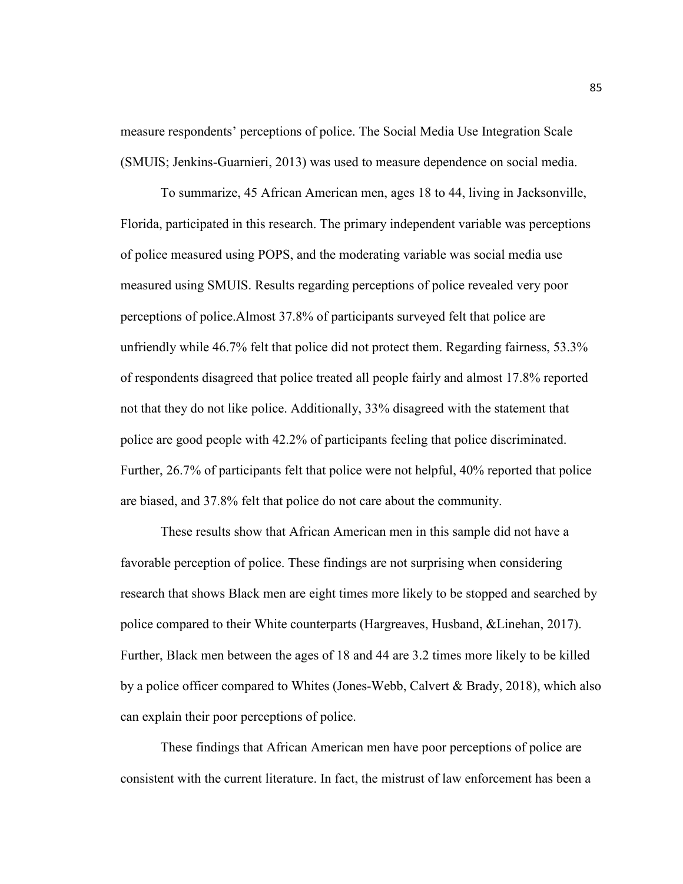measure respondents' perceptions of police. The Social Media Use Integration Scale (SMUIS; Jenkins-Guarnieri, 2013) was used to measure dependence on social media.

To summarize, 45 African American men, ages 18 to 44, living in Jacksonville, Florida, participated in this research. The primary independent variable was perceptions of police measured using POPS, and the moderating variable was social media use measured using SMUIS. Results regarding perceptions of police revealed very poor perceptions of police.Almost 37.8% of participants surveyed felt that police are unfriendly while 46.7% felt that police did not protect them. Regarding fairness, 53.3% of respondents disagreed that police treated all people fairly and almost 17.8% reported not that they do not like police. Additionally, 33% disagreed with the statement that police are good people with 42.2% of participants feeling that police discriminated. Further, 26.7% of participants felt that police were not helpful, 40% reported that police are biased, and 37.8% felt that police do not care about the community.

These results show that African American men in this sample did not have a favorable perception of police. These findings are not surprising when considering research that shows Black men are eight times more likely to be stopped and searched by police compared to their White counterparts (Hargreaves, Husband, &Linehan, 2017). Further, Black men between the ages of 18 and 44 are 3.2 times more likely to be killed by a police officer compared to Whites (Jones-Webb, Calvert & Brady, 2018), which also can explain their poor perceptions of police.

These findings that African American men have poor perceptions of police are consistent with the current literature. In fact, the mistrust of law enforcement has been a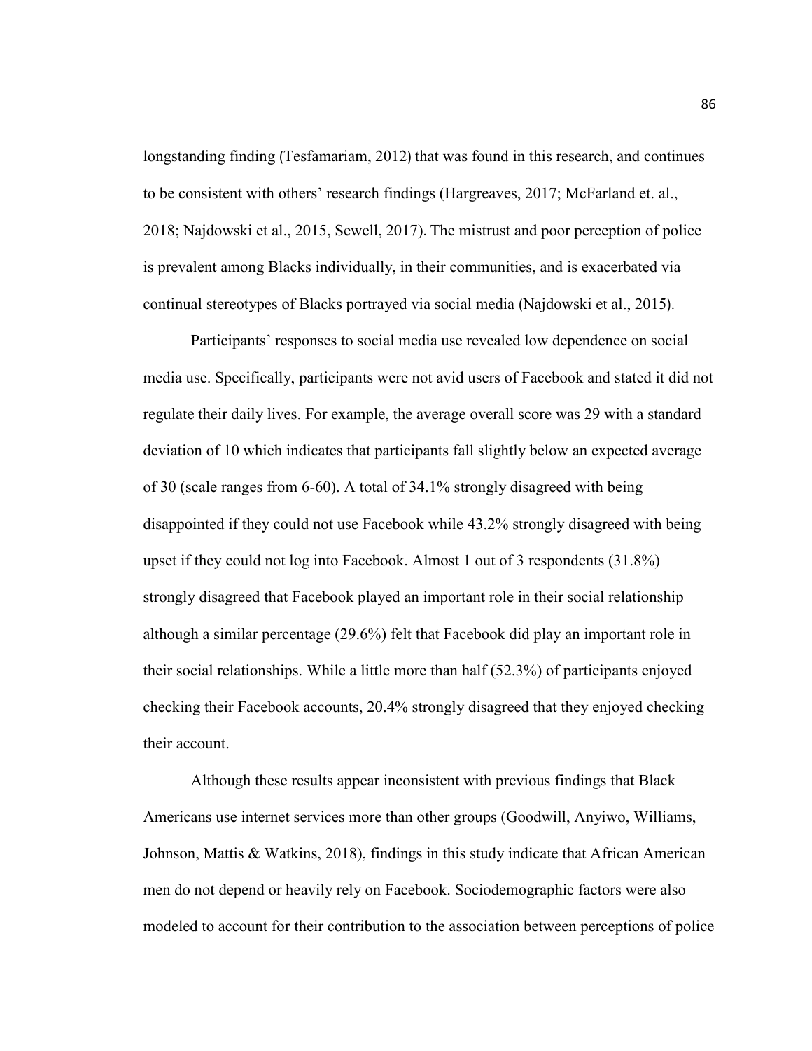longstanding finding (Tesfamariam, 2012) that was found in this research, and continues to be consistent with others' research findings (Hargreaves, 2017; McFarland et. al., 2018; Najdowski et al., 2015, Sewell, 2017). The mistrust and poor perception of police is prevalent among Blacks individually, in their communities, and is exacerbated via continual stereotypes of Blacks portrayed via social media (Najdowski et al., 2015).

Participants' responses to social media use revealed low dependence on social media use. Specifically, participants were not avid users of Facebook and stated it did not regulate their daily lives. For example, the average overall score was 29 with a standard deviation of 10 which indicates that participants fall slightly below an expected average of 30 (scale ranges from 6-60). A total of 34.1% strongly disagreed with being disappointed if they could not use Facebook while 43.2% strongly disagreed with being upset if they could not log into Facebook. Almost 1 out of 3 respondents (31.8%) strongly disagreed that Facebook played an important role in their social relationship although a similar percentage (29.6%) felt that Facebook did play an important role in their social relationships. While a little more than half (52.3%) of participants enjoyed checking their Facebook accounts, 20.4% strongly disagreed that they enjoyed checking their account.

Although these results appear inconsistent with previous findings that Black Americans use internet services more than other groups (Goodwill, Anyiwo, Williams, Johnson, Mattis & Watkins, 2018), findings in this study indicate that African American men do not depend or heavily rely on Facebook. Sociodemographic factors were also modeled to account for their contribution to the association between perceptions of police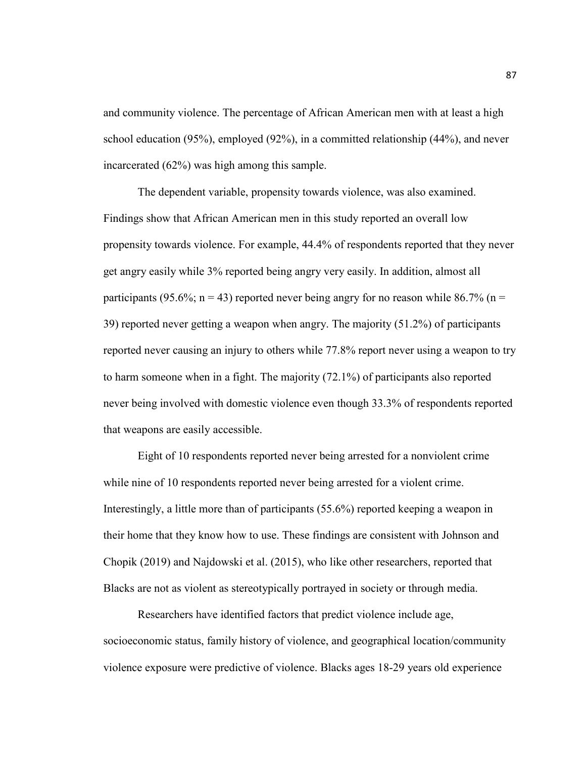and community violence. The percentage of African American men with at least a high school education (95%), employed (92%), in a committed relationship (44%), and never incarcerated (62%) was high among this sample.

The dependent variable, propensity towards violence, was also examined. Findings show that African American men in this study reported an overall low propensity towards violence. For example, 44.4% of respondents reported that they never get angry easily while 3% reported being angry very easily. In addition, almost all participants (95.6%; n = 43) reported never being angry for no reason while 86.7% (n = 39) reported never getting a weapon when angry. The majority (51.2%) of participants reported never causing an injury to others while 77.8% report never using a weapon to try to harm someone when in a fight. The majority (72.1%) of participants also reported never being involved with domestic violence even though 33.3% of respondents reported that weapons are easily accessible.

Eight of 10 respondents reported never being arrested for a nonviolent crime while nine of 10 respondents reported never being arrested for a violent crime. Interestingly, a little more than of participants (55.6%) reported keeping a weapon in their home that they know how to use. These findings are consistent with Johnson and Chopik (2019) and Najdowski et al. (2015), who like other researchers, reported that Blacks are not as violent as stereotypically portrayed in society or through media.

Researchers have identified factors that predict violence include age, socioeconomic status, family history of violence, and geographical location/community violence exposure were predictive of violence. Blacks ages 18-29 years old experience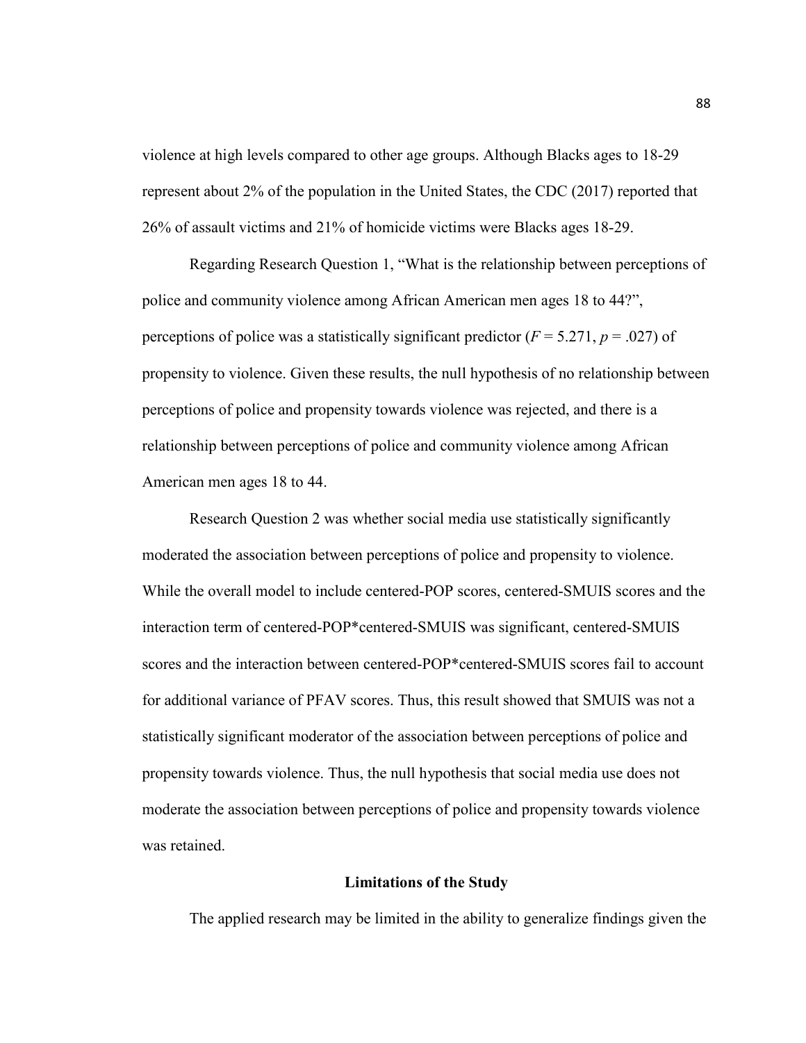violence at high levels compared to other age groups. Although Blacks ages to 18-29 represent about 2% of the population in the United States, the CDC (2017) reported that 26% of assault victims and 21% of homicide victims were Blacks ages 18-29.

Regarding Research Question 1, "What is the relationship between perceptions of police and community violence among African American men ages 18 to 44?", perceptions of police was a statistically significant predictor ($F = 5.271$, $p = .027$) of propensity to violence. Given these results, the null hypothesis of no relationship between perceptions of police and propensity towards violence was rejected, and there is a relationship between perceptions of police and community violence among African American men ages 18 to 44.

Research Question 2 was whether social media use statistically significantly moderated the association between perceptions of police and propensity to violence. While the overall model to include centered-POP scores, centered-SMUIS scores and the interaction term of centered-POP*centered-SMUIS was significant, centered-SMUIS scores and the interaction between centered-POP*centered-SMUIS scores fail to account for additional variance of PFAV scores. Thus, this result showed that SMUIS was not a statistically significant moderator of the association between perceptions of police and propensity towards violence. Thus, the null hypothesis that social media use does not moderate the association between perceptions of police and propensity towards violence was retained.

## Limitations of the Study

The applied research may be limited in the ability to generalize findings given the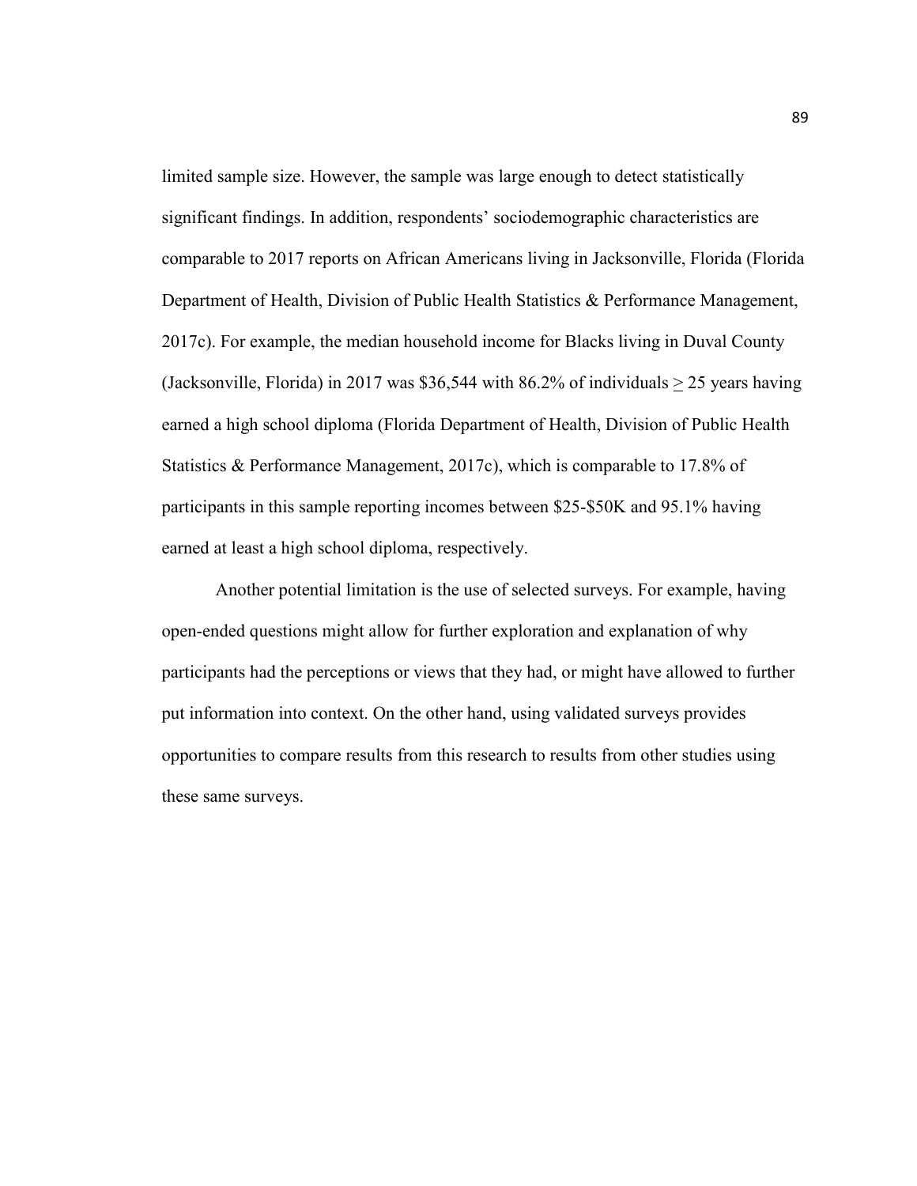limited sample size. However, the sample was large enough to detect statistically significant findings. In addition, respondents' sociodemographic characteristics are comparable to 2017 reports on African Americans living in Jacksonville, Florida (Florida Department of Health, Division of Public Health Statistics & Performance Management, 2017c). For example, the median household income for Blacks living in Duval County (Jacksonville, Florida) in 2017 was $36,544 with 86.2% of individuals $\geq$ 25 years having earned a high school diploma (Florida Department of Health, Division of Public Health Statistics & Performance Management, 2017c), which is comparable to 17.8% of participants in this sample reporting incomes between $25-$50K and 95.1% having earned at least a high school diploma, respectively.

Another potential limitation is the use of selected surveys. For example, having open-ended questions might allow for further exploration and explanation of why participants had the perceptions or views that they had, or might have allowed to further put information into context. On the other hand, using validated surveys provides opportunities to compare results from this research to results from other studies using these same surveys.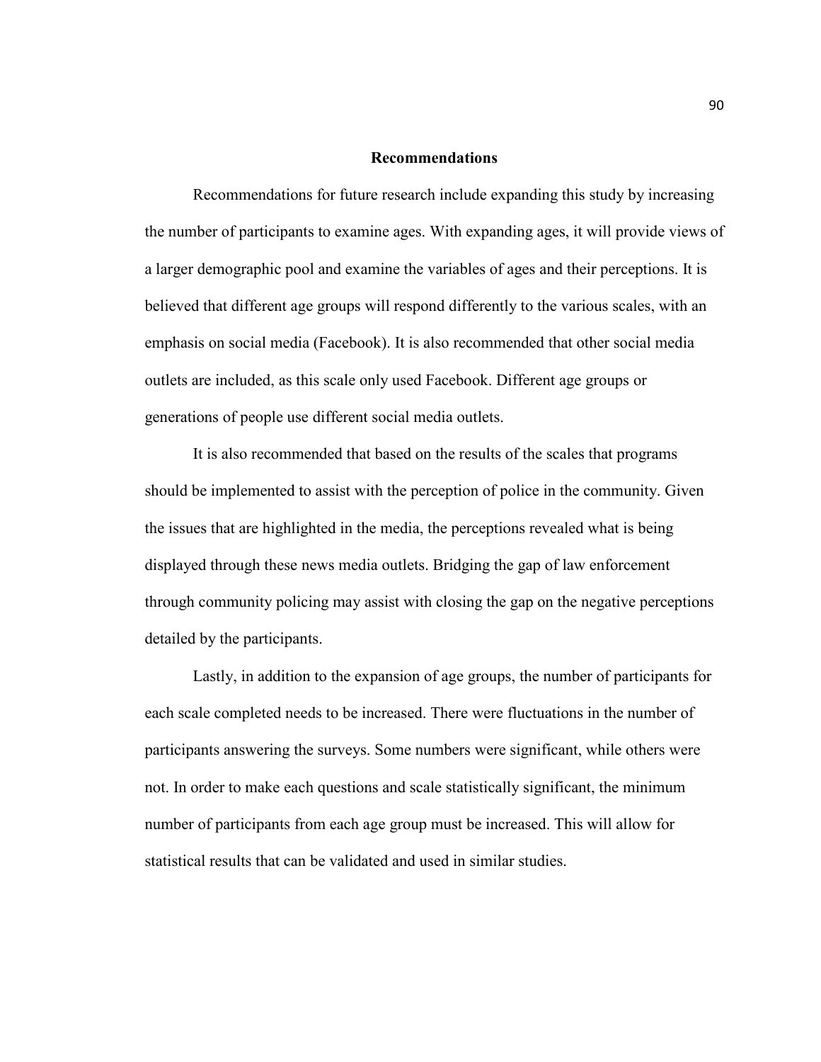## Recommendations

Recommendations for future research include expanding this study by increasing the number of participants to examine ages. With expanding ages, it will provide views of a larger demographic pool and examine the variables of ages and their perceptions. It is believed that different age groups will respond differently to the various scales, with an emphasis on social media (Facebook). It is also recommended that other social media outlets are included, as this scale only used Facebook. Different age groups or generations of people use different social media outlets.

It is also recommended that based on the results of the scales that programs should be implemented to assist with the perception of police in the community. Given the issues that are highlighted in the media, the perceptions revealed what is being displayed through these news media outlets. Bridging the gap of law enforcement through community policing may assist with closing the gap on the negative perceptions detailed by the participants.

Lastly, in addition to the expansion of age groups, the number of participants for each scale completed needs to be increased. There were fluctuations in the number of participants answering the surveys. Some numbers were significant, while others were not. In order to make each questions and scale statistically significant, the minimum number of participants from each age group must be increased. This will allow for statistical results that can be validated and used in similar studies.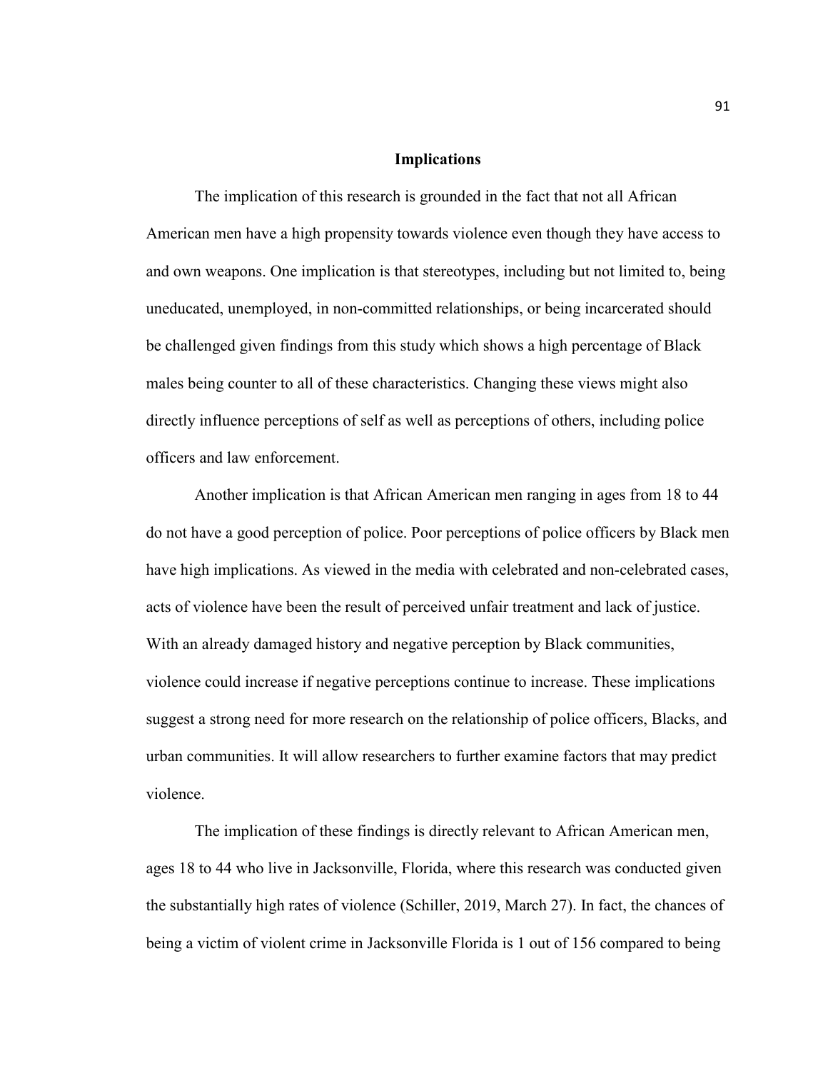## Implications

The implication of this research is grounded in the fact that not all African American men have a high propensity towards violence even though they have access to and own weapons. One implication is that stereotypes, including but not limited to, being uneducated, unemployed, in non-committed relationships, or being incarcerated should be challenged given findings from this study which shows a high percentage of Black males being counter to all of these characteristics. Changing these views might also directly influence perceptions of self as well as perceptions of others, including police officers and law enforcement.

Another implication is that African American men ranging in ages from 18 to 44 do not have a good perception of police. Poor perceptions of police officers by Black men have high implications. As viewed in the media with celebrated and non-celebrated cases, acts of violence have been the result of perceived unfair treatment and lack of justice. With an already damaged history and negative perception by Black communities, violence could increase if negative perceptions continue to increase. These implications suggest a strong need for more research on the relationship of police officers, Blacks, and urban communities. It will allow researchers to further examine factors that may predict violence.

The implication of these findings is directly relevant to African American men, ages 18 to 44 who live in Jacksonville, Florida, where this research was conducted given the substantially high rates of violence (Schiller, 2019, March 27). In fact, the chances of being a victim of violent crime in Jacksonville Florida is 1 out of 156 compared to being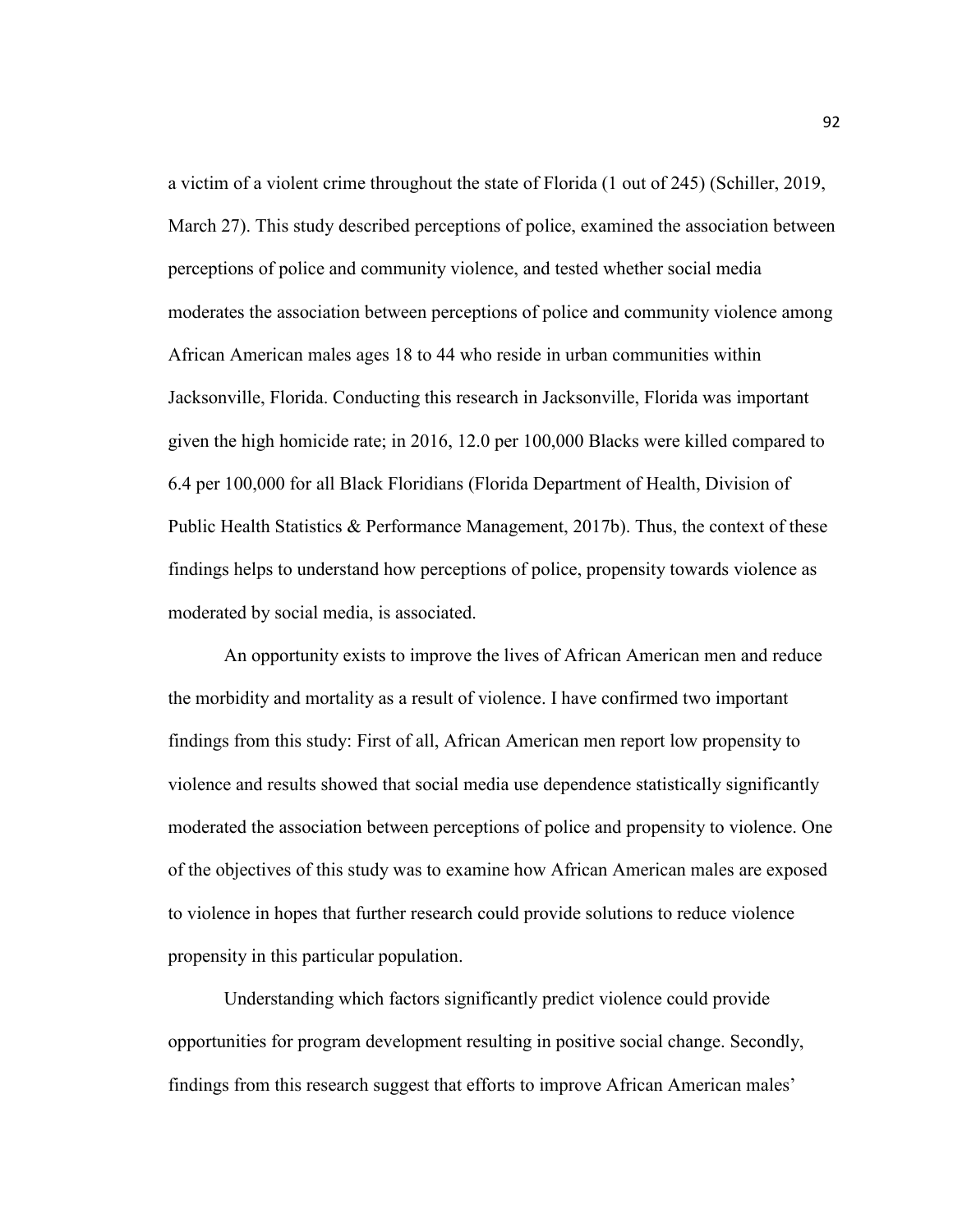a victim of a violent crime throughout the state of Florida (1 out of 245) (Schiller, 2019, March 27). This study described perceptions of police, examined the association between perceptions of police and community violence, and tested whether social media moderates the association between perceptions of police and community violence among African American males ages 18 to 44 who reside in urban communities within Jacksonville, Florida. Conducting this research in Jacksonville, Florida was important given the high homicide rate; in 2016, 12.0 per 100,000 Blacks were killed compared to 6.4 per 100,000 for all Black Floridians (Florida Department of Health, Division of Public Health Statistics & Performance Management, 2017b). Thus, the context of these findings helps to understand how perceptions of police, propensity towards violence as moderated by social media, is associated.

An opportunity exists to improve the lives of African American men and reduce the morbidity and mortality as a result of violence. I have confirmed two important findings from this study: First of all, African American men report low propensity to violence and results showed that social media use dependence statistically significantly moderated the association between perceptions of police and propensity to violence. One of the objectives of this study was to examine how African American males are exposed to violence in hopes that further research could provide solutions to reduce violence propensity in this particular population.

Understanding which factors significantly predict violence could provide opportunities for program development resulting in positive social change. Secondly, findings from this research suggest that efforts to improve African American males'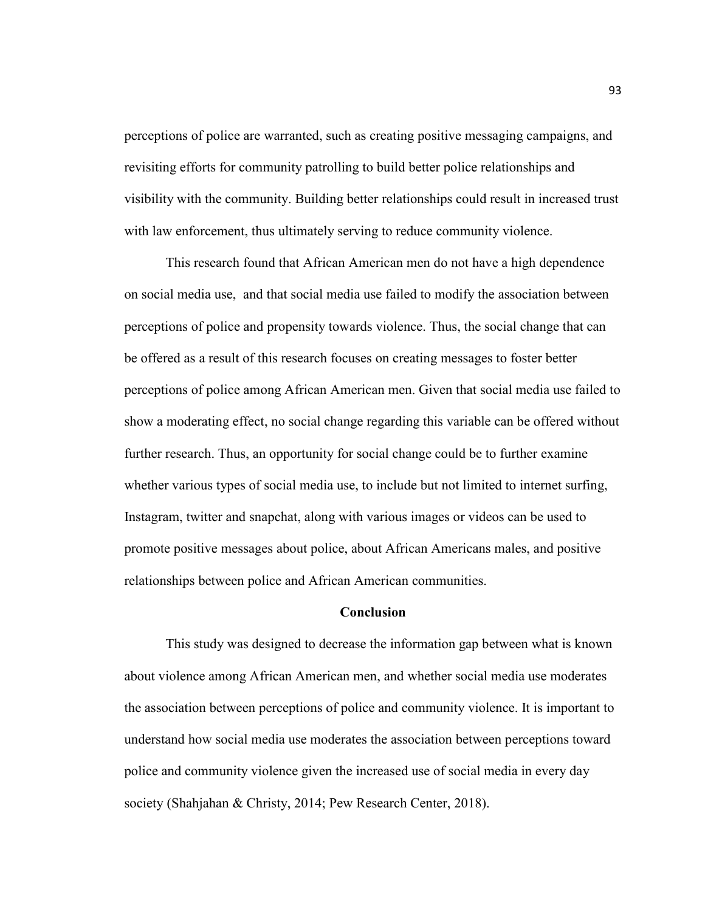perceptions of police are warranted, such as creating positive messaging campaigns, and revisiting efforts for community patrolling to build better police relationships and visibility with the community. Building better relationships could result in increased trust with law enforcement, thus ultimately serving to reduce community violence.

This research found that African American men do not have a high dependence on social media use,  and that social media use failed to modify the association between perceptions of police and propensity towards violence. Thus, the social change that can be offered as a result of this research focuses on creating messages to foster better perceptions of police among African American men. Given that social media use failed to show a moderating effect, no social change regarding this variable can be offered without further research. Thus, an opportunity for social change could be to further examine whether various types of social media use, to include but not limited to internet surfing, Instagram, twitter and snapchat, along with various images or videos can be used to promote positive messages about police, about African Americans males, and positive relationships between police and African American communities.

## Conclusion

This study was designed to decrease the information gap between what is known about violence among African American men, and whether social media use moderates the association between perceptions of police and community violence. It is important to understand how social media use moderates the association between perceptions toward police and community violence given the increased use of social media in every day society (Shahjahan & Christy, 2014; Pew Research Center, 2018).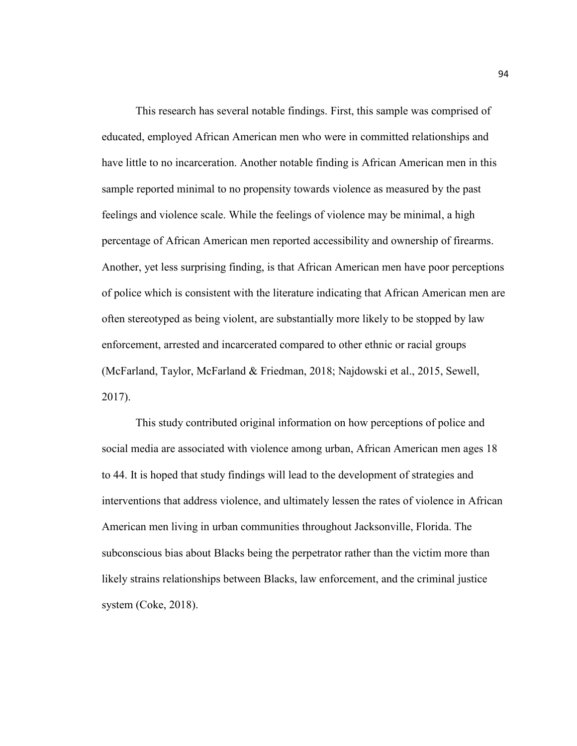This research has several notable findings. First, this sample was comprised of educated, employed African American men who were in committed relationships and have little to no incarceration. Another notable finding is African American men in this sample reported minimal to no propensity towards violence as measured by the past feelings and violence scale. While the feelings of violence may be minimal, a high percentage of African American men reported accessibility and ownership of firearms. Another, yet less surprising finding, is that African American men have poor perceptions of police which is consistent with the literature indicating that African American men are often stereotyped as being violent, are substantially more likely to be stopped by law enforcement, arrested and incarcerated compared to other ethnic or racial groups (McFarland, Taylor, McFarland & Friedman, 2018; Najdowski et al., 2015, Sewell, 2017).

This study contributed original information on how perceptions of police and social media are associated with violence among urban, African American men ages 18 to 44. It is hoped that study findings will lead to the development of strategies and interventions that address violence, and ultimately lessen the rates of violence in African American men living in urban communities throughout Jacksonville, Florida. The subconscious bias about Blacks being the perpetrator rather than the victim more than likely strains relationships between Blacks, law enforcement, and the criminal justice system (Coke, 2018).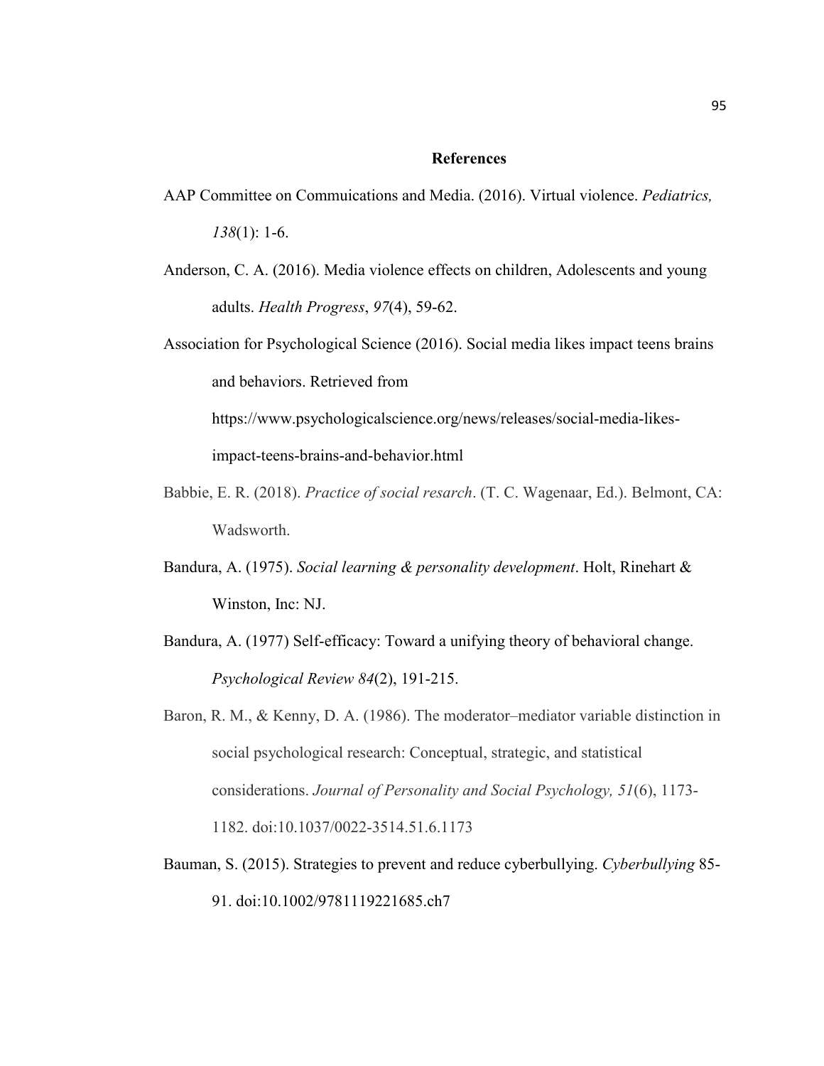## References

AAP Committee on Commuications and Media. (2016). Virtual violence. *Pediatrics, 138*(1): 1-6.

Anderson, C. A. (2016). Media violence effects on children, Adolescents and young adults. *Health Progress*, *97*(4), 59-62.

Association for Psychological Science (2016). Social media likes impact teens brains and behaviors. Retrieved from https://www.psychologicalscience.org/news/releases/social-media-likes-impact-teens-brains-and-behavior.html

Babbie, E. R. (2018). *Practice of social resarch*. (T. C. Wagenaar, Ed.). Belmont, CA: Wadsworth.

Bandura, A. (1975). *Social learning & personality development*. Holt, Rinehart & Winston, Inc: NJ.

Bandura, A. (1977) Self-efficacy: Toward a unifying theory of behavioral change. *Psychological Review 84*(2), 191-215.

Baron, R. M., & Kenny, D. A. (1986). The moderator–mediator variable distinction in social psychological research: Conceptual, strategic, and statistical considerations. *Journal of Personality and Social Psychology, 51*(6), 1173-1182. doi:10.1037/0022-3514.51.6.1173

Bauman, S. (2015). Strategies to prevent and reduce cyberbullying. *Cyberbullying* 85-91. doi:10.1002/9781119221685.ch7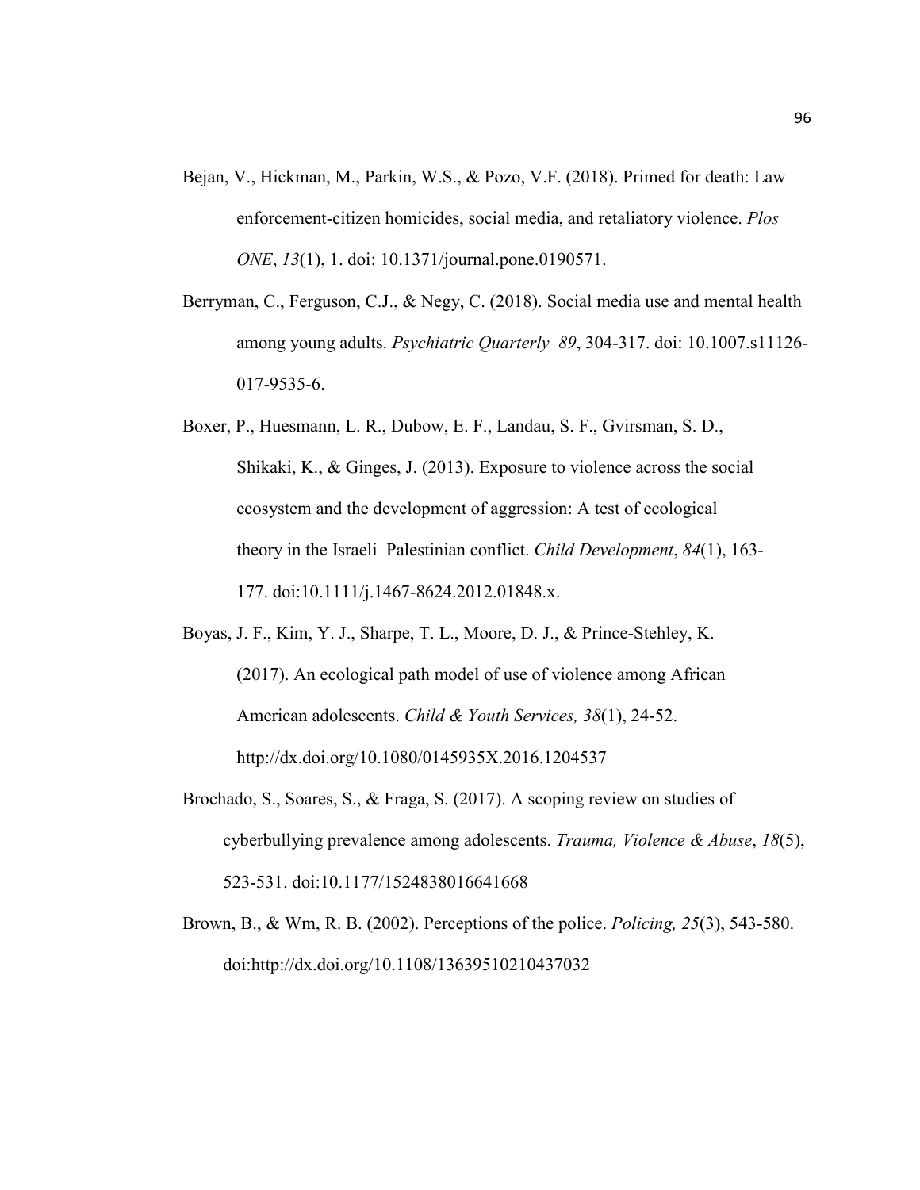Bejan, V., Hickman, M., Parkin, W.S., & Pozo, V.F. (2018). Primed for death: Law enforcement-citizen homicides, social media, and retaliatory violence. *Plos ONE*, *13*(1), 1. doi: 10.1371/journal.pone.0190571.

Berryman, C., Ferguson, C.J., & Negy, C. (2018). Social media use and mental health among young adults. *Psychiatric Quarterly 89*, 304-317. doi: 10.1007.s11126-017-9535-6.

Boxer, P., Huesmann, L. R., Dubow, E. F., Landau, S. F., Gvirsman, S. D., Shikaki, K., & Ginges, J. (2013). Exposure to violence across the social ecosystem and the development of aggression: A test of ecological theory in the Israeli–Palestinian conflict. *Child Development*, *84*(1), 163-177. doi:10.1111/j.1467-8624.2012.01848.x.

Boyas, J. F., Kim, Y. J., Sharpe, T. L., Moore, D. J., & Prince-Stehley, K. (2017). An ecological path model of use of violence among African American adolescents. *Child & Youth Services, 38*(1), 24-52. http://dx.doi.org/10.1080/0145935X.2016.1204537

Brochado, S., Soares, S., & Fraga, S. (2017). A scoping review on studies of cyberbullying prevalence among adolescents. *Trauma, Violence & Abuse*, *18*(5), 523-531. doi:10.1177/1524838016641668

Brown, B., & Wm, R. B. (2002). Perceptions of the police. *Policing, 25*(3), 543-580. doi:http://dx.doi.org/10.1108/13639510210437032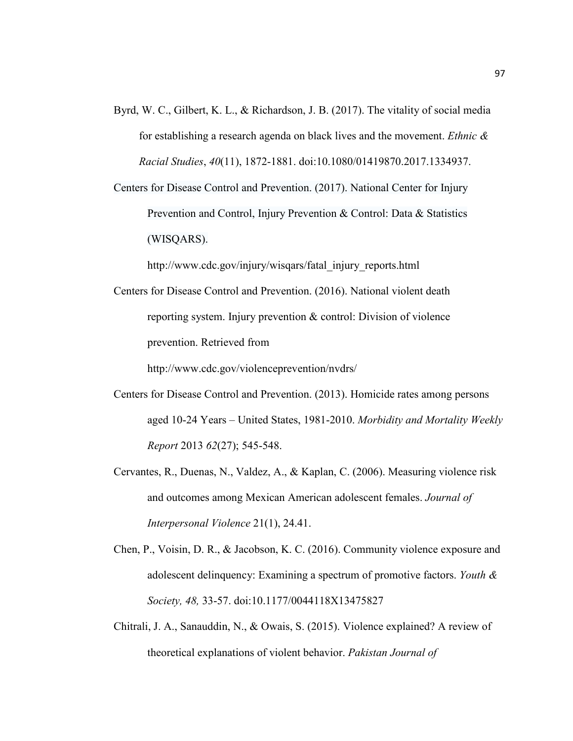Byrd, W. C., Gilbert, K. L., & Richardson, J. B. (2017). The vitality of social media for establishing a research agenda on black lives and the movement. *Ethnic & Racial Studies*, *40*(11), 1872-1881. doi:10.1080/01419870.2017.1334937.

Centers for Disease Control and Prevention. (2017). National Center for Injury Prevention and Control, Injury Prevention & Control: Data & Statistics (WISQARS). http://www.cdc.gov/injury/wisqars/fatal_injury_reports.html

Centers for Disease Control and Prevention. (2016). National violent death reporting system. Injury prevention & control: Division of violence prevention. Retrieved from http://www.cdc.gov/violenceprevention/nvdrs/

Centers for Disease Control and Prevention. (2013). Homicide rates among persons aged 10-24 Years – United States, 1981-2010. *Morbidity and Mortality Weekly Report* 2013 *62*(27); 545-548.

Cervantes, R., Duenas, N., Valdez, A., & Kaplan, C. (2006). Measuring violence risk and outcomes among Mexican American adolescent females. *Journal of Interpersonal Violence* 21(1), 24.41.

Chen, P., Voisin, D. R., & Jacobson, K. C. (2016). Community violence exposure and adolescent delinquency: Examining a spectrum of promotive factors. *Youth & Society, 48,* 33-57. doi:10.1177/0044118X13475827

Chitrali, J. A., Sanauddin, N., & Owais, S. (2015). Violence explained? A review of theoretical explanations of violent behavior. *Pakistan Journal of*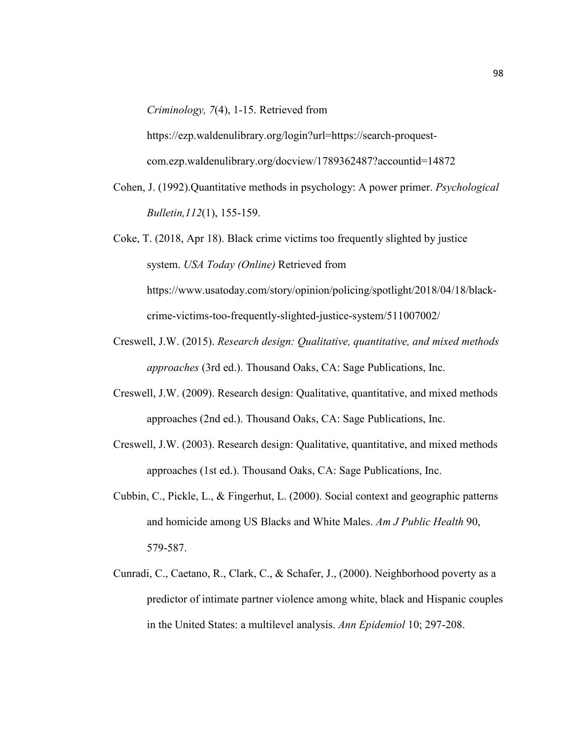*Criminology, 7*(4), 1-15. Retrieved from https://ezp.waldenulibrary.org/login?url=https://search-proquest-com.ezp.waldenulibrary.org/docview/1789362487?accountid=14872

Cohen, J. (1992).Quantitative methods in psychology: A power primer. *Psychological Bulletin,112*(1), 155-159.

Coke, T. (2018, Apr 18). Black crime victims too frequently slighted by justice system. *USA Today (Online)* Retrieved from https://www.usatoday.com/story/opinion/policing/spotlight/2018/04/18/black-crime-victims-too-frequently-slighted-justice-system/511007002/

Creswell, J.W. (2015). *Research design: Qualitative, quantitative, and mixed methods approaches* (3rd ed.). Thousand Oaks, CA: Sage Publications, Inc.

Creswell, J.W. (2009). Research design: Qualitative, quantitative, and mixed methods approaches (2nd ed.). Thousand Oaks, CA: Sage Publications, Inc.

Creswell, J.W. (2003). Research design: Qualitative, quantitative, and mixed methods approaches (1st ed.). Thousand Oaks, CA: Sage Publications, Inc.

Cubbin, C., Pickle, L., & Fingerhut, L. (2000). Social context and geographic patterns and homicide among US Blacks and White Males. *Am J Public Health* 90, 579-587.

Cunradi, C., Caetano, R., Clark, C., & Schafer, J., (2000). Neighborhood poverty as a predictor of intimate partner violence among white, black and Hispanic couples in the United States: a multilevel analysis. *Ann Epidemiol* 10; 297-208.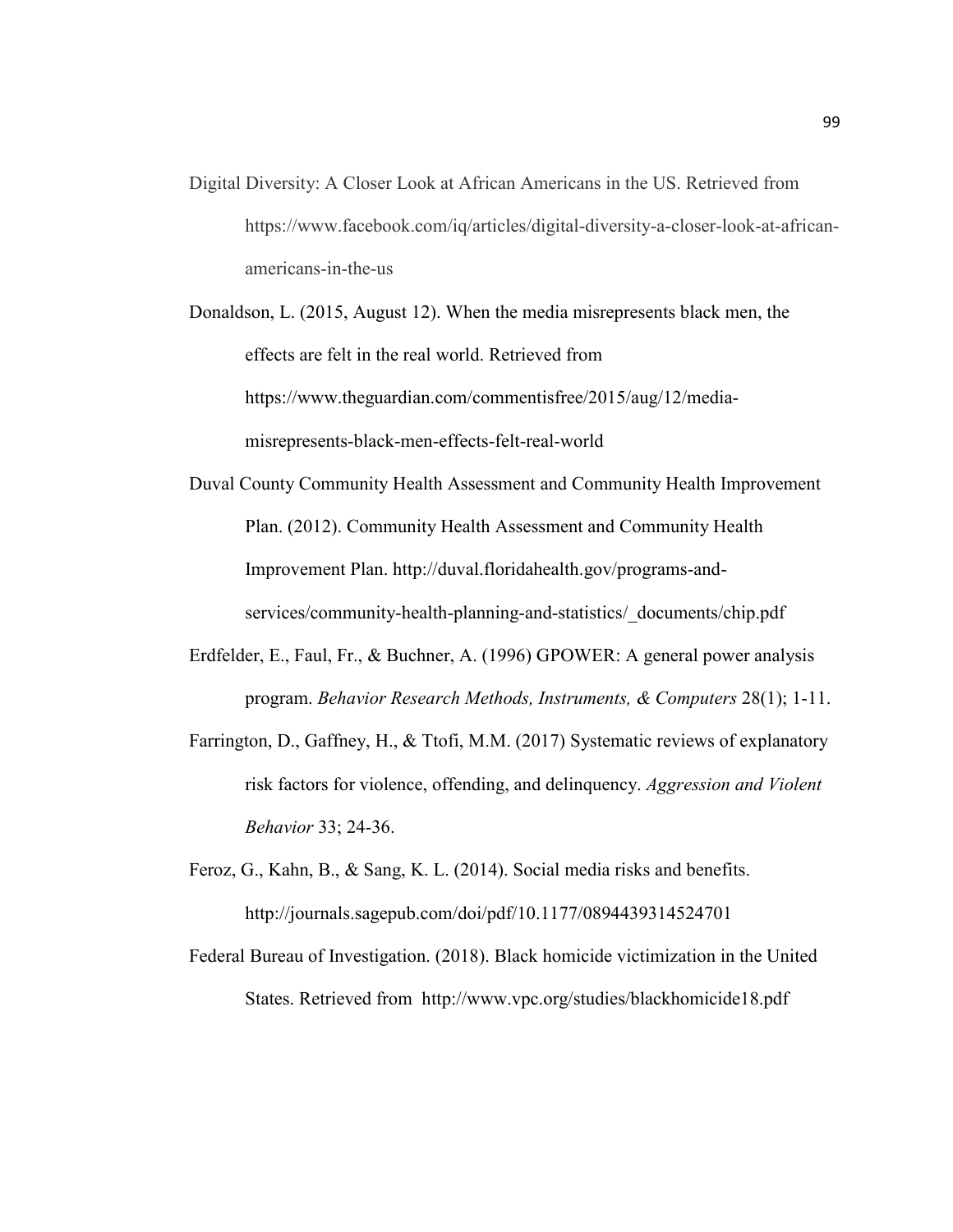Digital Diversity: A Closer Look at African Americans in the US. Retrieved from https://www.facebook.com/iq/articles/digital-diversity-a-closer-look-at-african-americans-in-the-us

Donaldson, L. (2015, August 12). When the media misrepresents black men, the effects are felt in the real world. Retrieved from https://www.theguardian.com/commentisfree/2015/aug/12/media-misrepresents-black-men-effects-felt-real-world

Duval County Community Health Assessment and Community Health Improvement Plan. (2012). Community Health Assessment and Community Health Improvement Plan. http://duval.floridahealth.gov/programs-and-services/community-health-planning-and-statistics/_documents/chip.pdf

Erdfelder, E., Faul, Fr., & Buchner, A. (1996) GPOWER: A general power analysis program. *Behavior Research Methods, Instruments, & Computers* 28(1); 1-11.

Farrington, D., Gaffney, H., & Ttofi, M.M. (2017) Systematic reviews of explanatory risk factors for violence, offending, and delinquency. *Aggression and Violent Behavior* 33; 24-36.

Feroz, G., Kahn, B., & Sang, K. L. (2014). Social media risks and benefits. http://journals.sagepub.com/doi/pdf/10.1177/0894439314524701

Federal Bureau of Investigation. (2018). Black homicide victimization in the United States. Retrieved from http://www.vpc.org/studies/blackhomicide18.pdf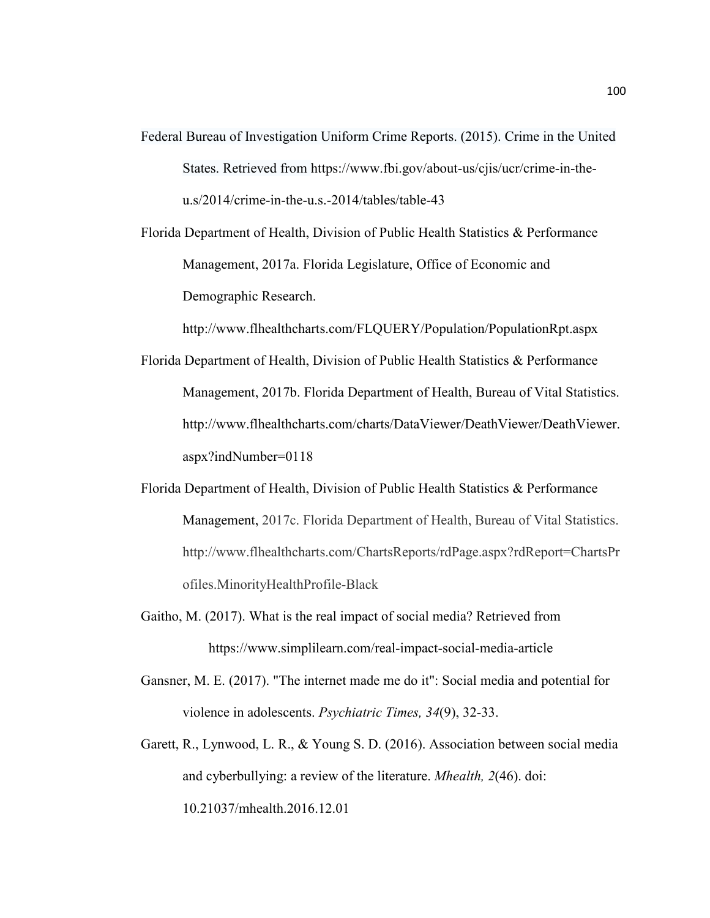Federal Bureau of Investigation Uniform Crime Reports. (2015). Crime in the United States. Retrieved from https://www.fbi.gov/about-us/cjis/ucr/crime-in-the-u.s/2014/crime-in-the-u.s.-2014/tables/table-43

Florida Department of Health, Division of Public Health Statistics & Performance Management, 2017a. Florida Legislature, Office of Economic and Demographic Research. http://www.flhealthcharts.com/FLQUERY/Population/PopulationRpt.aspx

Florida Department of Health, Division of Public Health Statistics & Performance Management, 2017b. Florida Department of Health, Bureau of Vital Statistics. http://www.flhealthcharts.com/charts/DataViewer/DeathViewer/DeathViewer.aspx?indNumber=0118

Florida Department of Health, Division of Public Health Statistics & Performance Management, 2017c. Florida Department of Health, Bureau of Vital Statistics. http://www.flhealthcharts.com/ChartsReports/rdPage.aspx?rdReport=ChartsProfiles.MinorityHealthProfile-Black

Gaitho, M. (2017). What is the real impact of social media? Retrieved from https://www.simplilearn.com/real-impact-social-media-article

Gansner, M. E. (2017). "The internet made me do it": Social media and potential for violence in adolescents. *Psychiatric Times, 34*(9), 32-33.

Garett, R., Lynwood, L. R., & Young S. D. (2016). Association between social media and cyberbullying: a review of the literature. *Mhealth, 2*(46). doi: 10.21037/mhealth.2016.12.01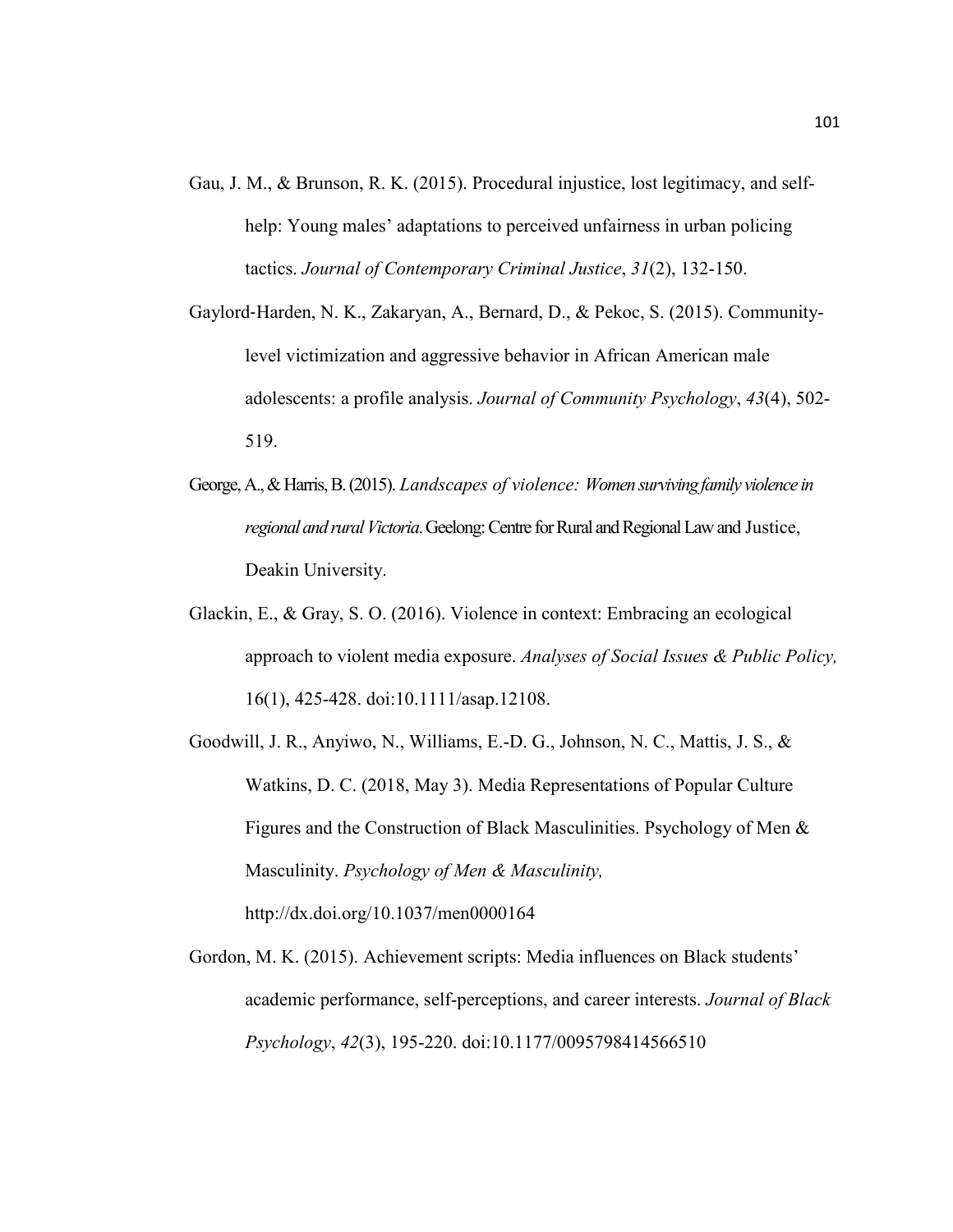Gau, J. M., & Brunson, R. K. (2015). Procedural injustice, lost legitimacy, and self-help: Young males' adaptations to perceived unfairness in urban policing tactics. *Journal of Contemporary Criminal Justice*, *31*(2), 132-150.

Gaylord-Harden, N. K., Zakaryan, A., Bernard, D., & Pekoc, S. (2015). Community-level victimization and aggressive behavior in African American male adolescents: a profile analysis. *Journal of Community Psychology*, *43*(4), 502-519.

George, A., & Harris, B. (2015). *Landscapes of violence: Women surviving family violence in regional and rural Victoria*. Geelong: Centre for Rural and Regional Law and Justice, Deakin University.

Glackin, E., & Gray, S. O. (2016). Violence in context: Embracing an ecological approach to violent media exposure. *Analyses of Social Issues & Public Policy,* 16(1), 425-428. doi:10.1111/asap.12108.

Goodwill, J. R., Anyiwo, N., Williams, E.-D. G., Johnson, N. C., Mattis, J. S., & Watkins, D. C. (2018, May 3). Media Representations of Popular Culture Figures and the Construction of Black Masculinities. Psychology of Men & Masculinity. *Psychology of Men & Masculinity,* http://dx.doi.org/10.1037/men0000164

Gordon, M. K. (2015). Achievement scripts: Media influences on Black students' academic performance, self-perceptions, and career interests. *Journal of Black Psychology*, *42*(3), 195-220. doi:10.1177/0095798414566510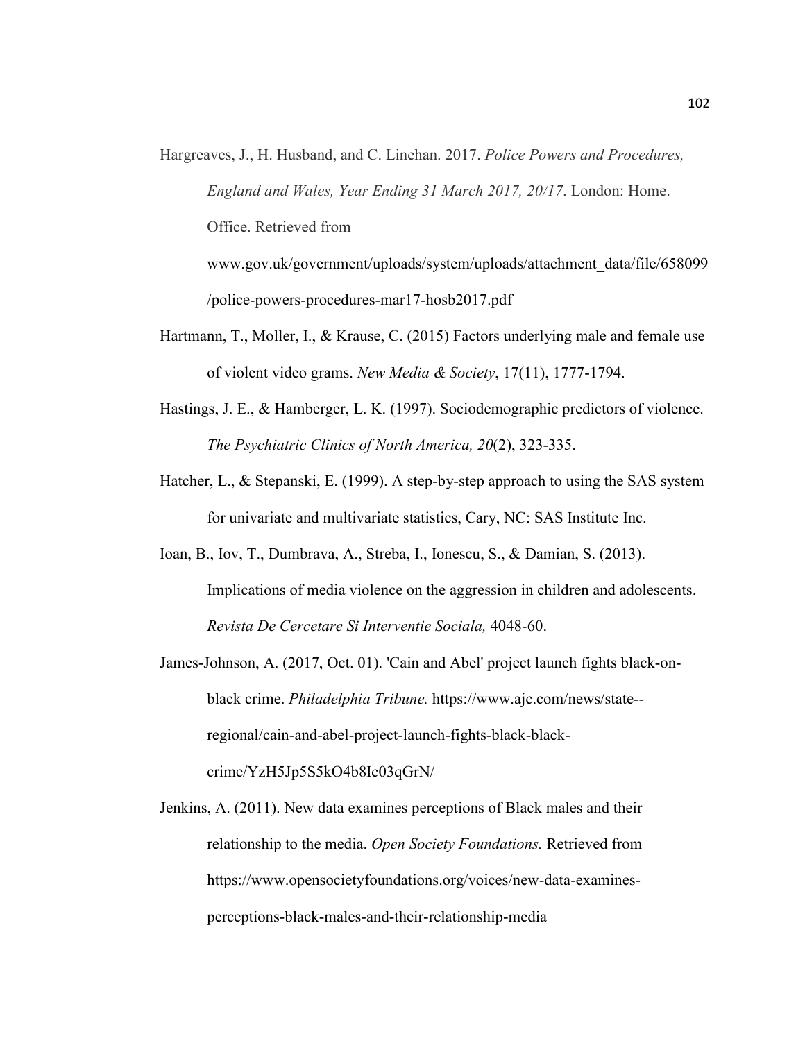Hargreaves, J., H. Husband, and C. Linehan. 2017. *Police Powers and Procedures, England and Wales, Year Ending 31 March 2017, 20/17*. London: Home. Office. Retrieved from www.gov.uk/government/uploads/system/uploads/attachment_data/file/658099/police-powers-procedures-mar17-hosb2017.pdf

Hartmann, T., Moller, I., & Krause, C. (2015) Factors underlying male and female use of violent video grams. *New Media & Society*, 17(11), 1777-1794.

Hastings, J. E., & Hamberger, L. K. (1997). Sociodemographic predictors of violence. *The Psychiatric Clinics of North America, 20*(2), 323-335.

Hatcher, L., & Stepanski, E. (1999). A step-by-step approach to using the SAS system for univariate and multivariate statistics, Cary, NC: SAS Institute Inc.

Ioan, B., Iov, T., Dumbrava, A., Streba, I., Ionescu, S., & Damian, S. (2013). Implications of media violence on the aggression in children and adolescents. *Revista De Cercetare Si Interventie Sociala,* 4048-60.

James-Johnson, A. (2017, Oct. 01). 'Cain and Abel' project launch fights black-on-black crime. *Philadelphia Tribune.* https://www.ajc.com/news/state--regional/cain-and-abel-project-launch-fights-black-black-crime/YzH5Jp5S5kO4b8Ic03qGrN/

Jenkins, A. (2011). New data examines perceptions of Black males and their relationship to the media. *Open Society Foundations.* Retrieved from https://www.opensocietyfoundations.org/voices/new-data-examines-perceptions-black-males-and-their-relationship-media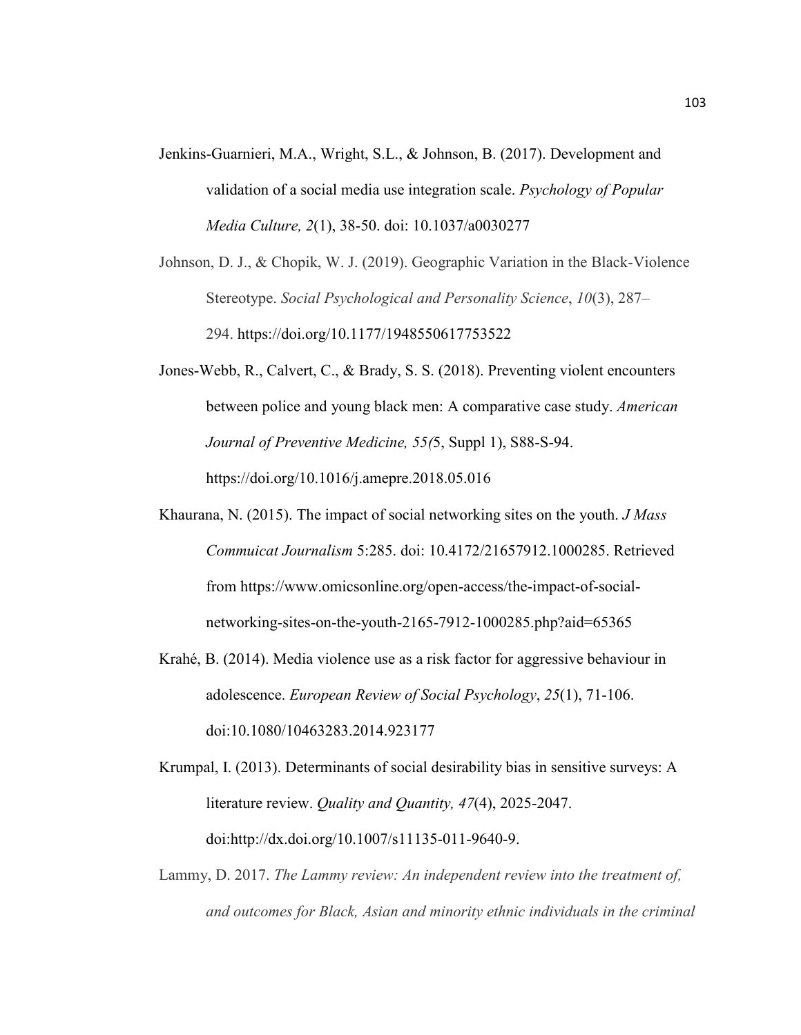Jenkins-Guarnieri, M.A., Wright, S.L., & Johnson, B. (2017). Development and validation of a social media use integration scale. *Psychology of Popular Media Culture, 2*(1), 38-50. doi: 10.1037/a0030277

Johnson, D. J., & Chopik, W. J. (2019). Geographic Variation in the Black-Violence Stereotype. *Social Psychological and Personality Science*, *10*(3), 287–294. https://doi.org/10.1177/1948550617753522

Jones-Webb, R., Calvert, C., & Brady, S. S. (2018). Preventing violent encounters between police and young black men: A comparative case study. *American Journal of Preventive Medicine, 55(*5, Suppl 1), S88-S-94. https://doi.org/10.1016/j.amepre.2018.05.016

Khaurana, N. (2015). The impact of social networking sites on the youth. *J Mass Commuicat Journalism* 5:285. doi: 10.4172/21657912.1000285. Retrieved from https://www.omicsonline.org/open-access/the-impact-of-social-networking-sites-on-the-youth-2165-7912-1000285.php?aid=65365

Krahé, B. (2014). Media violence use as a risk factor for aggressive behaviour in adolescence. *European Review of Social Psychology*, *25*(1), 71-106. doi:10.1080/10463283.2014.923177

Krumpal, I. (2013). Determinants of social desirability bias in sensitive surveys: A literature review. *Quality and Quantity, 47*(4), 2025-2047. doi:http://dx.doi.org/10.1007/s11135-011-9640-9.

Lammy, D. 2017. *The Lammy review: An independent review into the treatment of, and outcomes for Black, Asian and minority ethnic individuals in the criminal*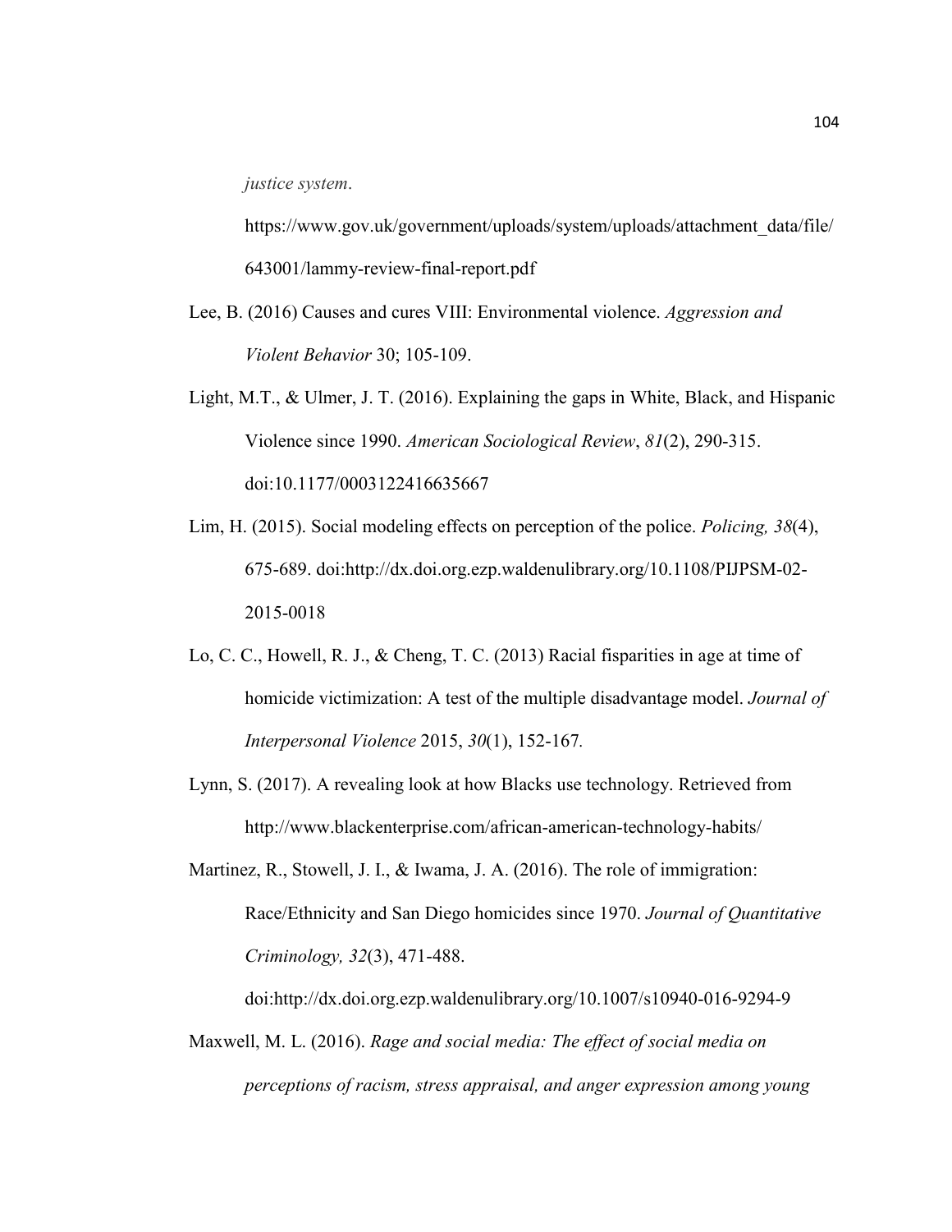*justice system*.

https://www.gov.uk/government/uploads/system/uploads/attachment_data/file/643001/lammy-review-final-report.pdf

Lee, B. (2016) Causes and cures VIII: Environmental violence. *Aggression and Violent Behavior* 30; 105-109.

Light, M.T., & Ulmer, J. T. (2016). Explaining the gaps in White, Black, and Hispanic Violence since 1990. *American Sociological Review*, *81*(2), 290-315. doi:10.1177/0003122416635667

Lim, H. (2015). Social modeling effects on perception of the police. *Policing, 38*(4), 675-689. doi:http://dx.doi.org.ezp.waldenulibrary.org/10.1108/PIJPSM-02-2015-0018

Lo, C. C., Howell, R. J., & Cheng, T. C. (2013) Racial fisparities in age at time of homicide victimization: A test of the multiple disadvantage model. *Journal of Interpersonal Violence* 2015, *30*(1), 152-167.

Lynn, S. (2017). A revealing look at how Blacks use technology. Retrieved from http://www.blackenterprise.com/african-american-technology-habits/

Martinez, R., Stowell, J. I., & Iwama, J. A. (2016). The role of immigration: Race/Ethnicity and San Diego homicides since 1970. *Journal of Quantitative Criminology, 32*(3), 471-488. doi:http://dx.doi.org.ezp.waldenulibrary.org/10.1007/s10940-016-9294-9

Maxwell, M. L. (2016). *Rage and social media: The effect of social media on perceptions of racism, stress appraisal, and anger expression among young*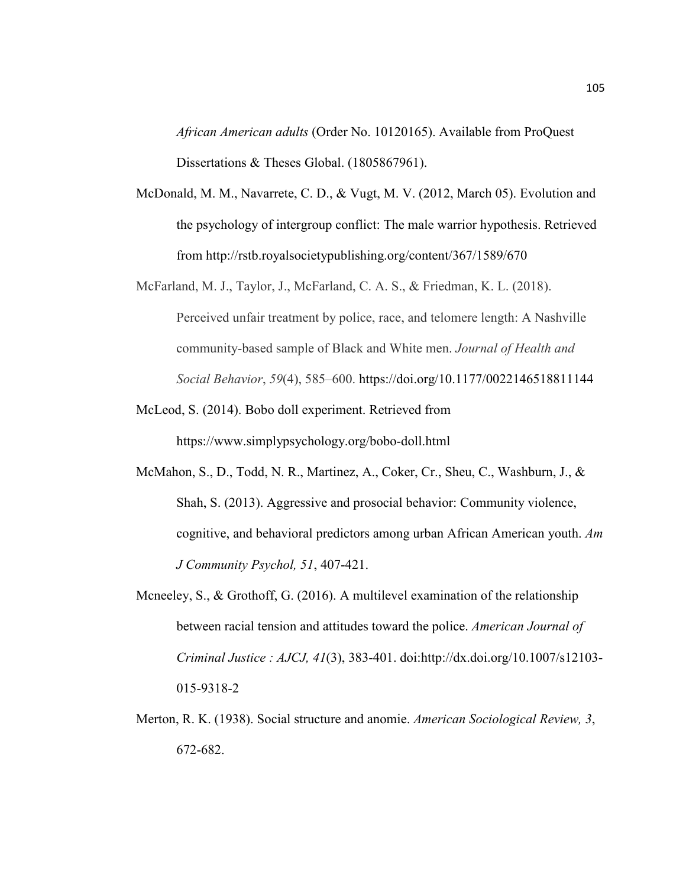*African American adults* (Order No. 10120165). Available from ProQuest Dissertations & Theses Global. (1805867961).

McDonald, M. M., Navarrete, C. D., & Vugt, M. V. (2012, March 05). Evolution and the psychology of intergroup conflict: The male warrior hypothesis. Retrieved from http://rstb.royalsocietypublishing.org/content/367/1589/670

McFarland, M. J., Taylor, J., McFarland, C. A. S., & Friedman, K. L. (2018). Perceived unfair treatment by police, race, and telomere length: A Nashville community-based sample of Black and White men. *Journal of Health and Social Behavior*, *59*(4), 585–600. https://doi.org/10.1177/0022146518811144

McLeod, S. (2014). Bobo doll experiment. Retrieved from https://www.simplypsychology.org/bobo-doll.html

McMahon, S., D., Todd, N. R., Martinez, A., Coker, Cr., Sheu, C., Washburn, J., & Shah, S. (2013). Aggressive and prosocial behavior: Community violence, cognitive, and behavioral predictors among urban African American youth. *Am J Community Psychol, 51*, 407-421.

Mcneeley, S., & Grothoff, G. (2016). A multilevel examination of the relationship between racial tension and attitudes toward the police. *American Journal of Criminal Justice : AJCJ, 41*(3), 383-401. doi:http://dx.doi.org/10.1007/s12103-015-9318-2

Merton, R. K. (1938). Social structure and anomie. *American Sociological Review, 3*, 672-682.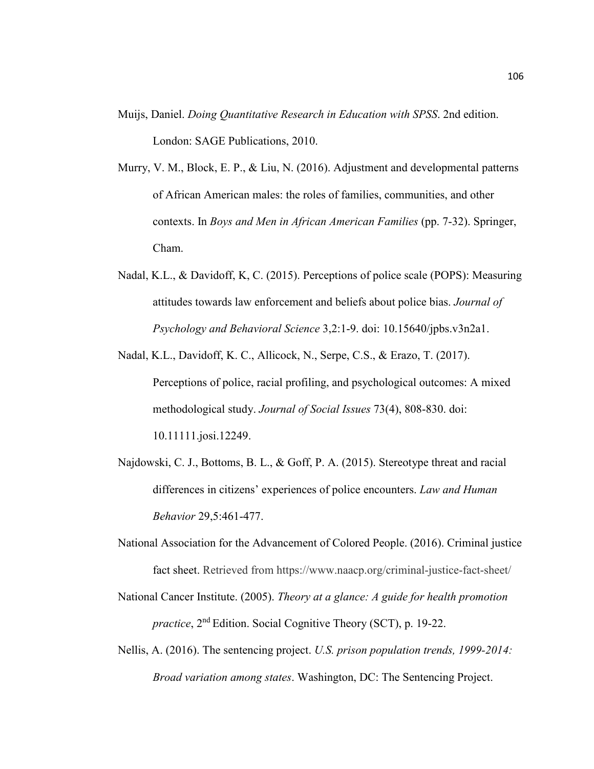Muijs, Daniel. *Doing Quantitative Research in Education with SPSS*. 2nd edition. London: SAGE Publications, 2010.

Murry, V. M., Block, E. P., & Liu, N. (2016). Adjustment and developmental patterns of African American males: the roles of families, communities, and other contexts. In *Boys and Men in African American Families* (pp. 7-32). Springer, Cham.

Nadal, K.L., & Davidoff, K, C. (2015). Perceptions of police scale (POPS): Measuring attitudes towards law enforcement and beliefs about police bias. *Journal of Psychology and Behavioral Science* 3,2:1-9. doi: 10.15640/jpbs.v3n2a1.

Nadal, K.L., Davidoff, K. C., Allicock, N., Serpe, C.S., & Erazo, T. (2017). Perceptions of police, racial profiling, and psychological outcomes: A mixed methodological study. *Journal of Social Issues* 73(4), 808-830. doi: 10.11111.josi.12249.

Najdowski, C. J., Bottoms, B. L., & Goff, P. A. (2015). Stereotype threat and racial differences in citizens' experiences of police encounters. *Law and Human Behavior* 29,5:461-477.

National Association for the Advancement of Colored People. (2016). Criminal justice fact sheet. Retrieved from https://www.naacp.org/criminal-justice-fact-sheet/

National Cancer Institute. (2005). *Theory at a glance: A guide for health promotion practice*, 2nd Edition. Social Cognitive Theory (SCT), p. 19-22.

Nellis, A. (2016). The sentencing project. *U.S. prison population trends, 1999-2014: Broad variation among states*. Washington, DC: The Sentencing Project.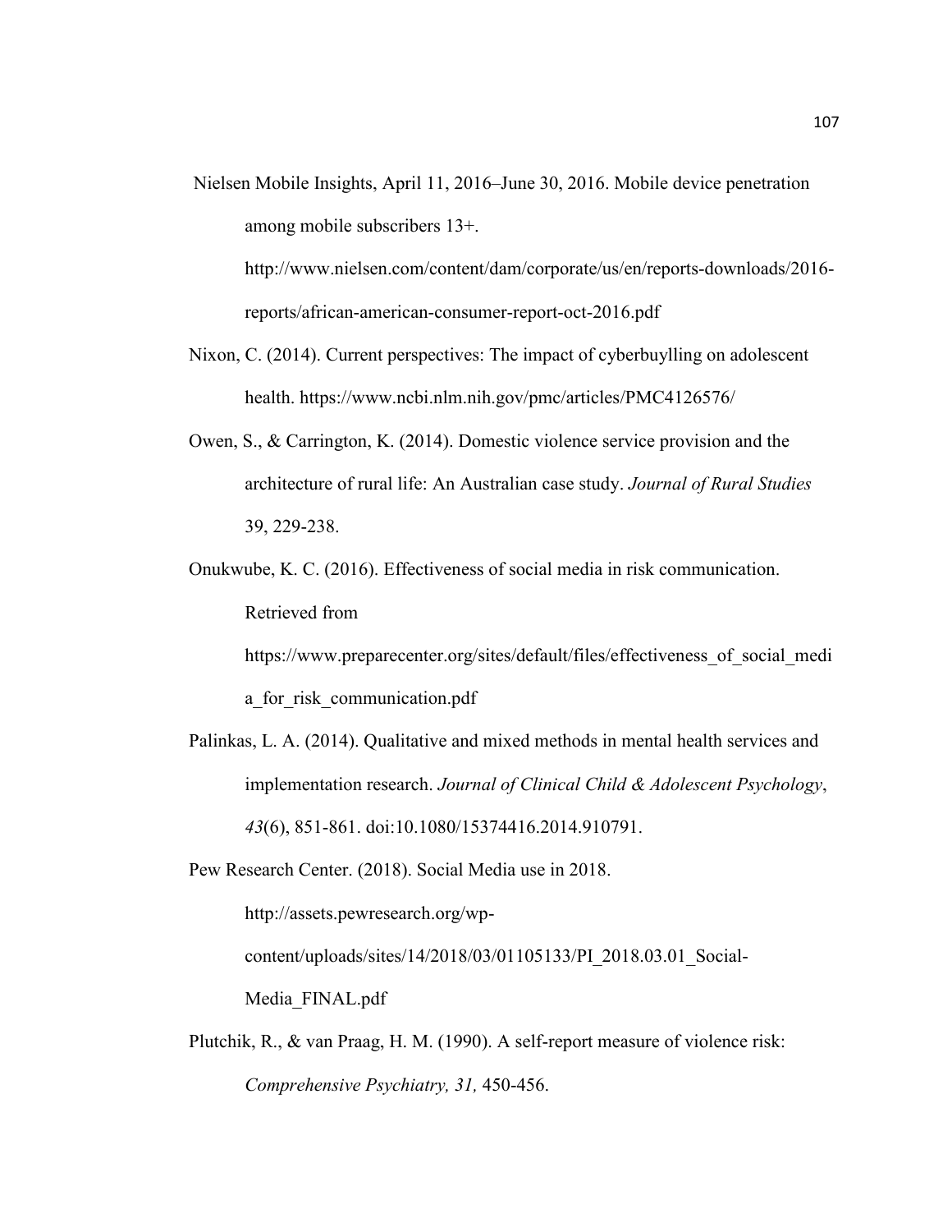Nielsen Mobile Insights, April 11, 2016–June 30, 2016. Mobile device penetration among mobile subscribers 13+. http://www.nielsen.com/content/dam/corporate/us/en/reports-downloads/2016-reports/african-american-consumer-report-oct-2016.pdf

Nixon, C. (2014). Current perspectives: The impact of cyberbuylling on adolescent health. https://www.ncbi.nlm.nih.gov/pmc/articles/PMC4126576/

Owen, S., & Carrington, K. (2014). Domestic violence service provision and the architecture of rural life: An Australian case study. *Journal of Rural Studies* 39, 229-238.

Onukwube, K. C. (2016). Effectiveness of social media in risk communication. Retrieved from https://www.preparecenter.org/sites/default/files/effectiveness_of_social_media_for_risk_communication.pdf

Palinkas, L. A. (2014). Qualitative and mixed methods in mental health services and implementation research. *Journal of Clinical Child & Adolescent Psychology*, *43*(6), 851-861. doi:10.1080/15374416.2014.910791.

Pew Research Center. (2018). Social Media use in 2018. http://assets.pewresearch.org/wp-content/uploads/sites/14/2018/03/01105133/PI_2018.03.01_Social-Media_FINAL.pdf

Plutchik, R., & van Praag, H. M. (1990). A self-report measure of violence risk: *Comprehensive Psychiatry, 31,* 450-456.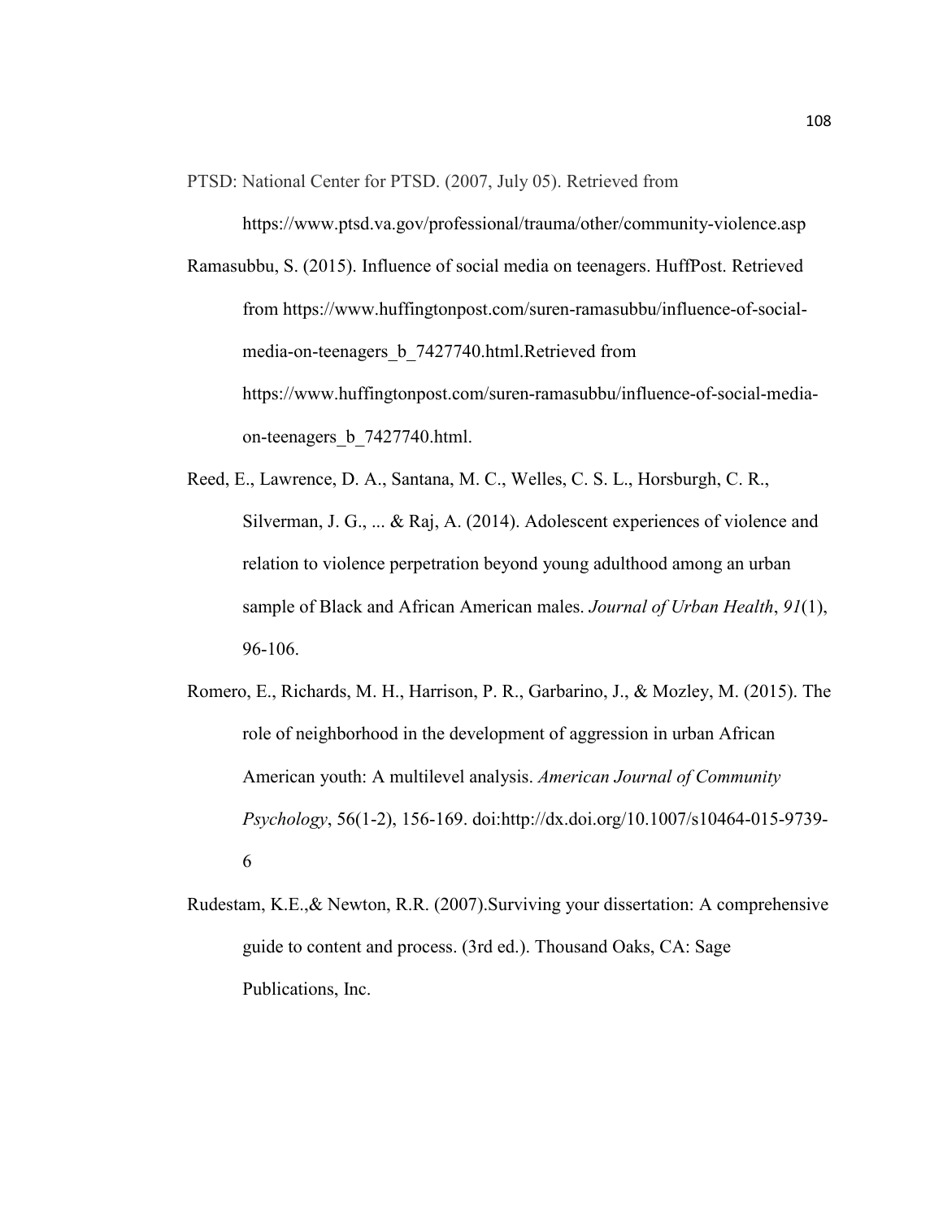PTSD: National Center for PTSD. (2007, July 05). Retrieved from https://www.ptsd.va.gov/professional/trauma/other/community-violence.asp

Ramasubbu, S. (2015). Influence of social media on teenagers. HuffPost. Retrieved from https://www.huffingtonpost.com/suren-ramasubbu/influence-of-social-media-on-teenagers_b_7427740.html.Retrieved from https://www.huffingtonpost.com/suren-ramasubbu/influence-of-social-media-on-teenagers_b_7427740.html.

Reed, E., Lawrence, D. A., Santana, M. C., Welles, C. S. L., Horsburgh, C. R., Silverman, J. G., ... & Raj, A. (2014). Adolescent experiences of violence and relation to violence perpetration beyond young adulthood among an urban sample of Black and African American males. *Journal of Urban Health*, *91*(1), 96-106.

Romero, E., Richards, M. H., Harrison, P. R., Garbarino, J., & Mozley, M. (2015). The role of neighborhood in the development of aggression in urban African American youth: A multilevel analysis. *American Journal of Community Psychology*, 56(1-2), 156-169. doi:http://dx.doi.org/10.1007/s10464-015-9739-6

Rudestam, K.E.,& Newton, R.R. (2007).Surviving your dissertation: A comprehensive guide to content and process. (3rd ed.). Thousand Oaks, CA: Sage Publications, Inc.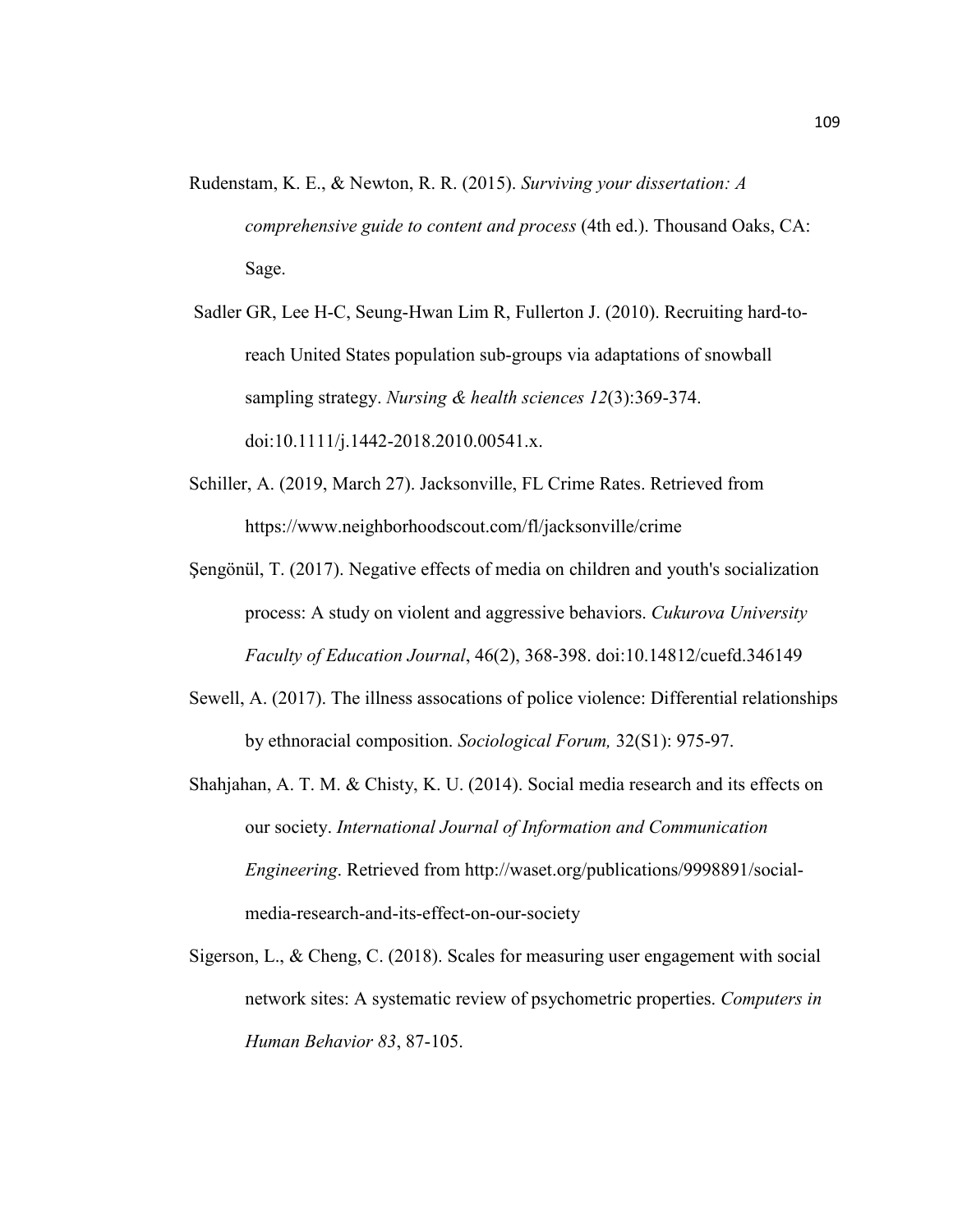Rudenstam, K. E., & Newton, R. R. (2015). *Surviving your dissertation: A comprehensive guide to content and process* (4th ed.). Thousand Oaks, CA: Sage.

Sadler GR, Lee H-C, Seung-Hwan Lim R, Fullerton J. (2010). Recruiting hard-to-reach United States population sub-groups via adaptations of snowball sampling strategy. *Nursing & health sciences 12*(3):369-374. doi:10.1111/j.1442-2018.2010.00541.x.

Schiller, A. (2019, March 27). Jacksonville, FL Crime Rates. Retrieved from https://www.neighborhoodscout.com/fl/jacksonville/crime

Şengönül, T. (2017). Negative effects of media on children and youth's socialization process: A study on violent and aggressive behaviors. *Cukurova University Faculty of Education Journal*, 46(2), 368-398. doi:10.14812/cuefd.346149

Sewell, A. (2017). The illness assocations of police violence: Differential relationships by ethnoracial composition. *Sociological Forum,* 32(S1): 975-97.

Shahjahan, A. T. M. & Chisty, K. U. (2014). Social media research and its effects on our society. *International Journal of Information and Communication Engineering*. Retrieved from http://waset.org/publications/9998891/social-media-research-and-its-effect-on-our-society

Sigerson, L., & Cheng, C. (2018). Scales for measuring user engagement with social network sites: A systematic review of psychometric properties. *Computers in Human Behavior 83*, 87-105.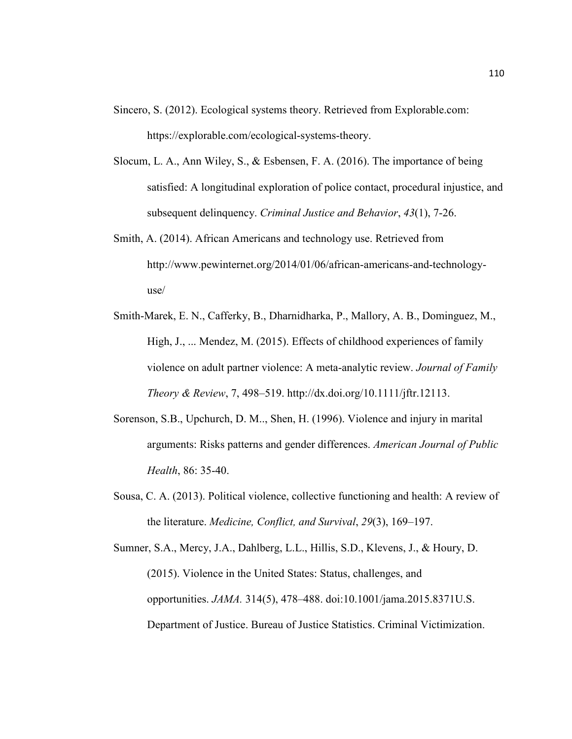Sincero, S. (2012). Ecological systems theory. Retrieved from Explorable.com: https://explorable.com/ecological-systems-theory.

Slocum, L. A., Ann Wiley, S., & Esbensen, F. A. (2016). The importance of being satisfied: A longitudinal exploration of police contact, procedural injustice, and subsequent delinquency. *Criminal Justice and Behavior*, *43*(1), 7-26.

Smith, A. (2014). African Americans and technology use. Retrieved from http://www.pewinternet.org/2014/01/06/african-americans-and-technology-use/

Smith-Marek, E. N., Cafferky, B., Dharnidharka, P., Mallory, A. B., Dominguez, M., High, J., ... Mendez, M. (2015). Effects of childhood experiences of family violence on adult partner violence: A meta-analytic review. *Journal of Family Theory & Review*, 7, 498–519. http://dx.doi.org/10.1111/jftr.12113.

Sorenson, S.B., Upchurch, D. M.., Shen, H. (1996). Violence and injury in marital arguments: Risks patterns and gender differences. *American Journal of Public Health*, 86: 35-40.

Sousa, C. A. (2013). Political violence, collective functioning and health: A review of the literature. *Medicine, Conflict, and Survival*, *29*(3), 169–197.

Sumner, S.A., Mercy, J.A., Dahlberg, L.L., Hillis, S.D., Klevens, J., & Houry, D. (2015). Violence in the United States: Status, challenges, and opportunities. *JAMA.* 314(5), 478–488. doi:10.1001/jama.2015.8371U.S. Department of Justice. Bureau of Justice Statistics. Criminal Victimization.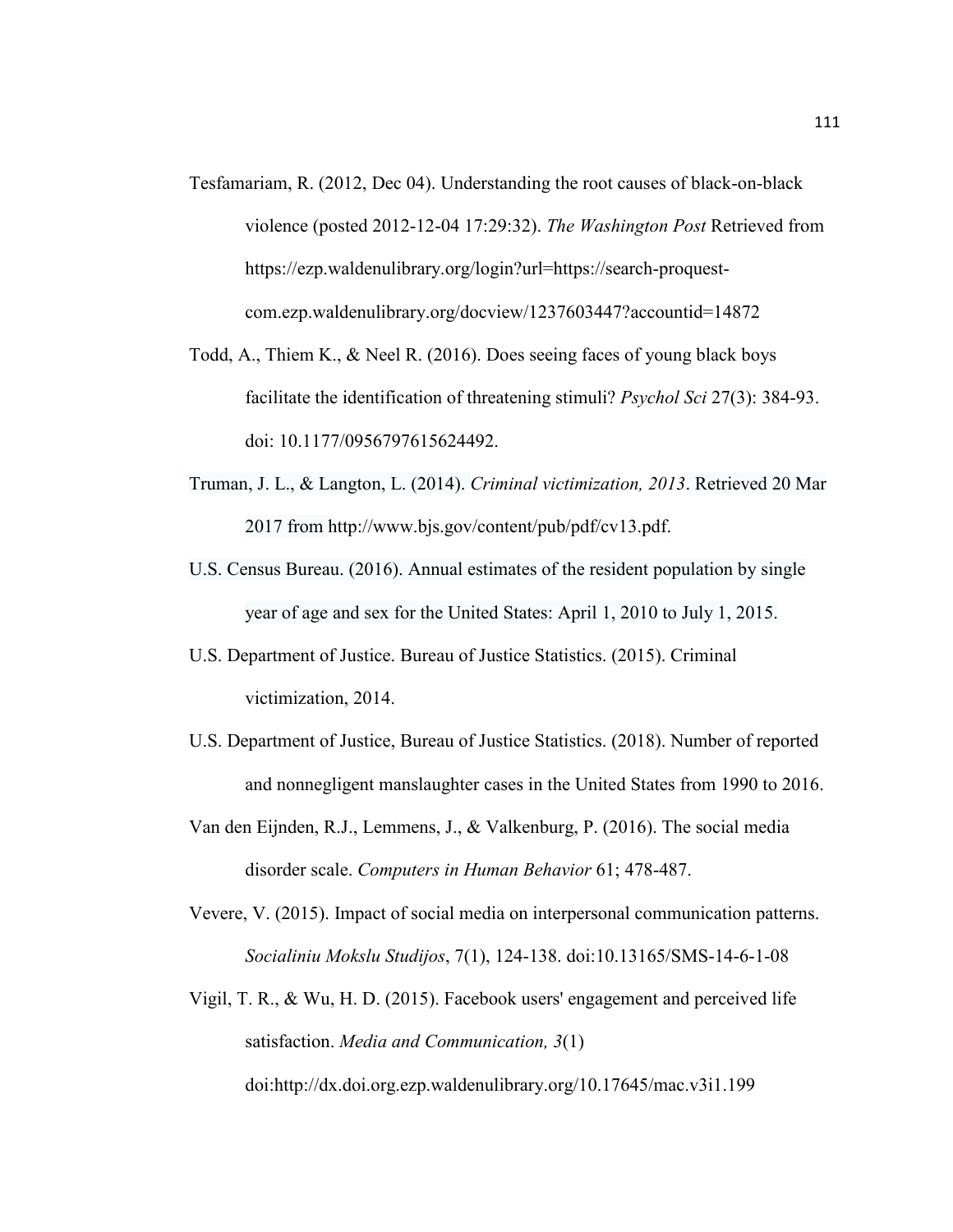Tesfamariam, R. (2012, Dec 04). Understanding the root causes of black-on-black violence (posted 2012-12-04 17:29:32). *The Washington Post* Retrieved from https://ezp.waldenulibrary.org/login?url=https://search-proquest-com.ezp.waldenulibrary.org/docview/1237603447?accountid=14872

Todd, A., Thiem K., & Neel R. (2016). Does seeing faces of young black boys facilitate the identification of threatening stimuli? *Psychol Sci* 27(3): 384-93. doi: 10.1177/0956797615624492.

Truman, J. L., & Langton, L. (2014). *Criminal victimization, 2013*. Retrieved 20 Mar 2017 from http://www.bjs.gov/content/pub/pdf/cv13.pdf.

U.S. Census Bureau. (2016). Annual estimates of the resident population by single year of age and sex for the United States: April 1, 2010 to July 1, 2015.

U.S. Department of Justice. Bureau of Justice Statistics. (2015). Criminal victimization, 2014.

U.S. Department of Justice, Bureau of Justice Statistics. (2018). Number of reported and nonnegligent manslaughter cases in the United States from 1990 to 2016.

Van den Eijnden, R.J., Lemmens, J., & Valkenburg, P. (2016). The social media disorder scale. *Computers in Human Behavior* 61; 478-487.

Vevere, V. (2015). Impact of social media on interpersonal communication patterns. *Socialiniu Mokslu Studijos*, 7(1), 124-138. doi:10.13165/SMS-14-6-1-08

Vigil, T. R., & Wu, H. D. (2015). Facebook users' engagement and perceived life satisfaction. *Media and Communication, 3*(1) doi:http://dx.doi.org.ezp.waldenulibrary.org/10.17645/mac.v3i1.199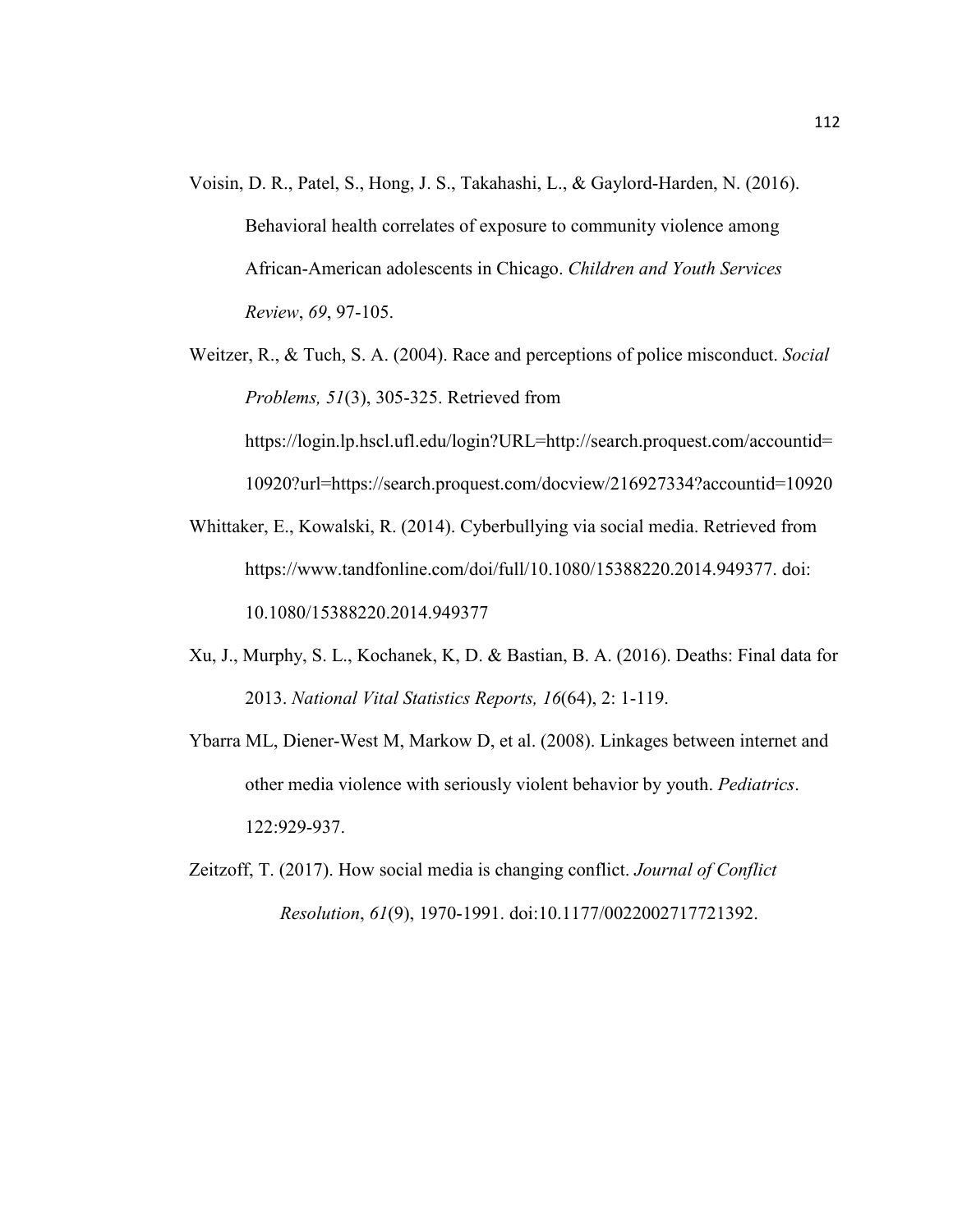Voisin, D. R., Patel, S., Hong, J. S., Takahashi, L., & Gaylord-Harden, N. (2016). Behavioral health correlates of exposure to community violence among African-American adolescents in Chicago. *Children and Youth Services Review*, *69*, 97-105.

Weitzer, R., & Tuch, S. A. (2004). Race and perceptions of police misconduct. *Social Problems, 51*(3), 305-325. Retrieved from https://login.lp.hscl.ufl.edu/login?URL=http://search.proquest.com/accountid=10920?url=https://search.proquest.com/docview/216927334?accountid=10920

Whittaker, E., Kowalski, R. (2014). Cyberbullying via social media. Retrieved from https://www.tandfonline.com/doi/full/10.1080/15388220.2014.949377. doi: 10.1080/15388220.2014.949377

Xu, J., Murphy, S. L., Kochanek, K, D. & Bastian, B. A. (2016). Deaths: Final data for 2013. *National Vital Statistics Reports, 16*(64), 2: 1-119.

Ybarra ML, Diener-West M, Markow D, et al. (2008). Linkages between internet and other media violence with seriously violent behavior by youth. *Pediatrics*. 122:929-937.

Zeitzoff, T. (2017). How social media is changing conflict. *Journal of Conflict Resolution*, *61*(9), 1970-1991. doi:10.1177/0022002717721392.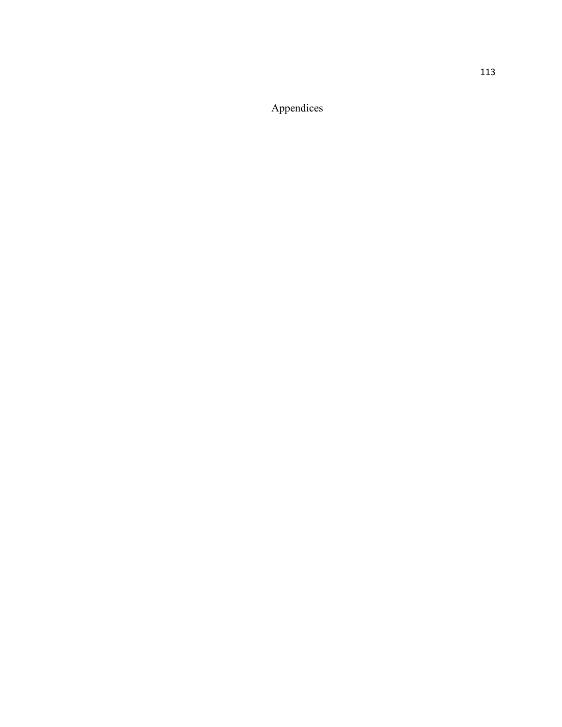# Appendices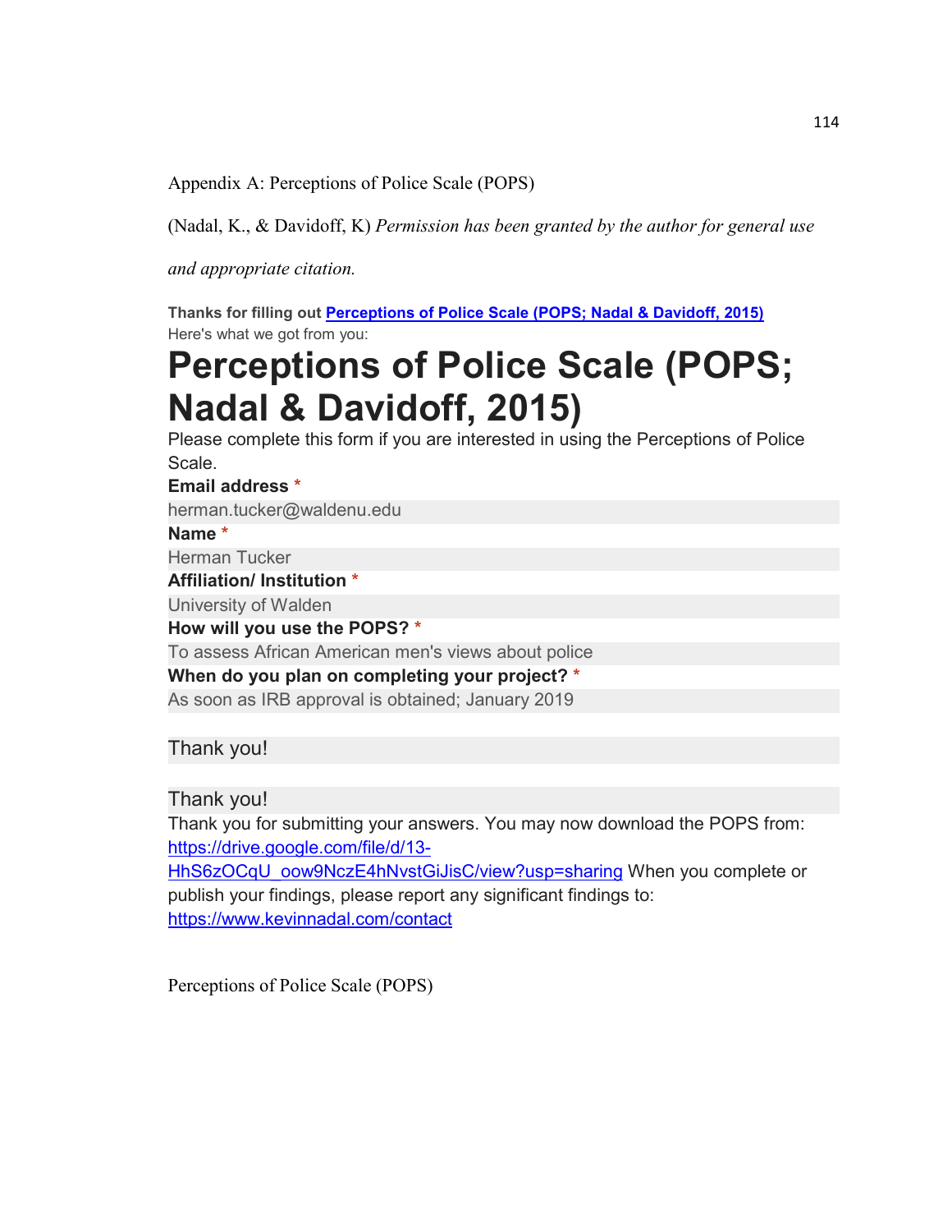Appendix A: Perceptions of Police Scale (POPS)

(Nadal, K., & Davidoff, K) *Permission has been granted by the author for general use and appropriate citation.*

**Thanks for filling out [Perceptions of Police Scale (POPS; Nadal & Davidoff, 2015)](#)**
Here's what we got from you:

# Perceptions of Police Scale (POPS; Nadal & Davidoff, 2015)

Please complete this form if you are interested in using the Perceptions of Police Scale.

**Email address** *

herman.tucker@waldenu.edu

**Name** *

Herman Tucker

**Affiliation/ Institution** *

University of Walden

**How will you use the POPS?** *

To assess African American men's views about police

**When do you plan on completing your project?** *

As soon as IRB approval is obtained; January 2019

Thank you!

Thank you!

Thank you for submitting your answers. You may now download the POPS from: https://drive.google.com/file/d/13-HhS6zOCqU_oow9NczE4hNvstGiJisC/view?usp=sharing When you complete or publish your findings, please report any significant findings to: https://www.kevinnadal.com/contact

Perceptions of Police Scale (POPS)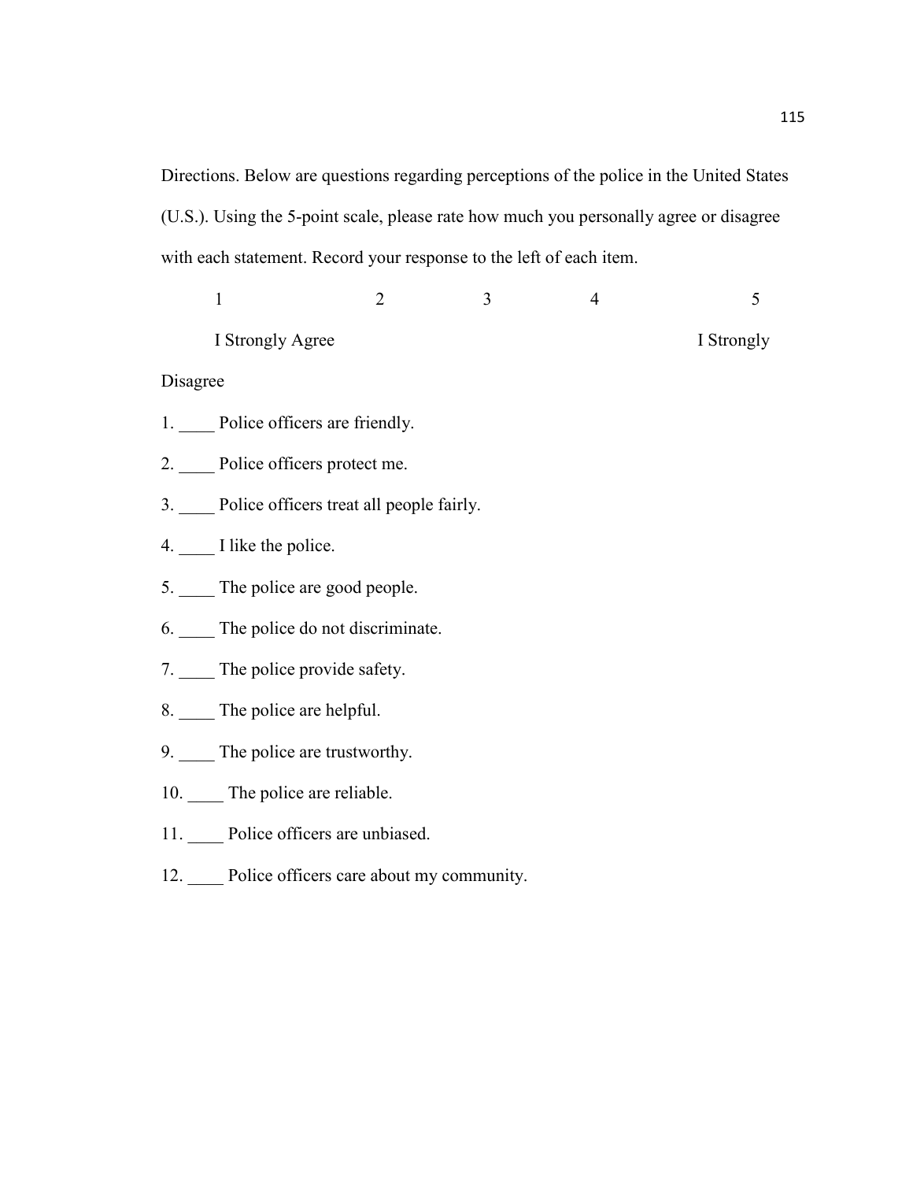Directions. Below are questions regarding perceptions of the police in the United States (U.S.). Using the 5-point scale, please rate how much you personally agree or disagree with each statement. Record your response to the left of each item.

| 1 | 2 | 3 | 4 | 5 |
|---|---|---|---|---|
| I Strongly Agree | | | | I Strongly Disagree |

1. ____ Police officers are friendly.
2. ____ Police officers protect me.
3. ____ Police officers treat all people fairly.
4. ____ I like the police.
5. ____ The police are good people.
6. ____ The police do not discriminate.
7. ____ The police provide safety.
8. ____ The police are helpful.
9. ____ The police are trustworthy.
10. ____ The police are reliable.
11. ____ Police officers are unbiased.
12. ____ Police officers care about my community.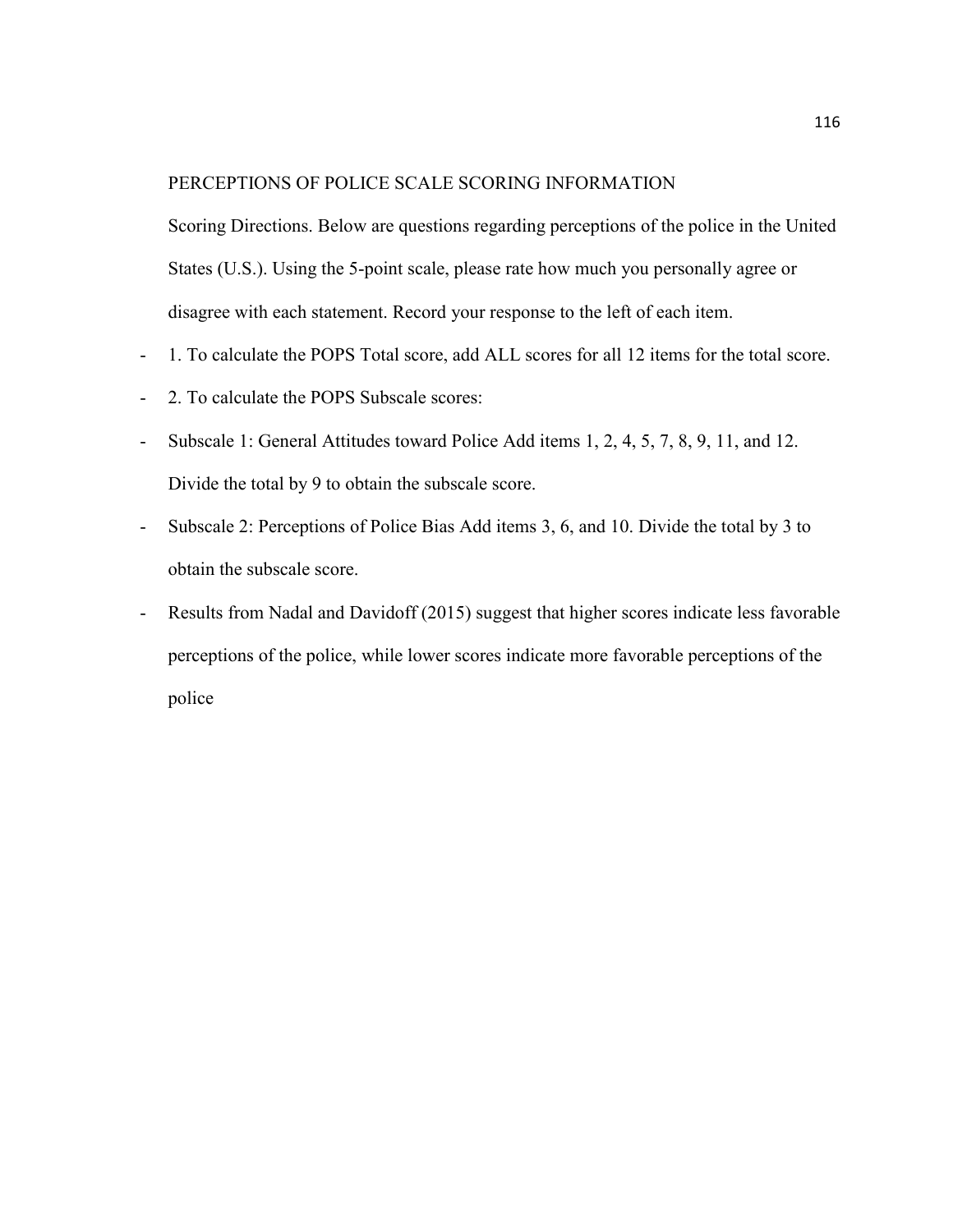## PERCEPTIONS OF POLICE SCALE SCORING INFORMATION

Scoring Directions. Below are questions regarding perceptions of the police in the United States (U.S.). Using the 5-point scale, please rate how much you personally agree or disagree with each statement. Record your response to the left of each item.

- 1. To calculate the POPS Total score, add ALL scores for all 12 items for the total score.
- 2. To calculate the POPS Subscale scores:
- Subscale 1: General Attitudes toward Police Add items 1, 2, 4, 5, 7, 8, 9, 11, and 12. Divide the total by 9 to obtain the subscale score.
- Subscale 2: Perceptions of Police Bias Add items 3, 6, and 10. Divide the total by 3 to obtain the subscale score.
- Results from Nadal and Davidoff (2015) suggest that higher scores indicate less favorable perceptions of the police, while lower scores indicate more favorable perceptions of the police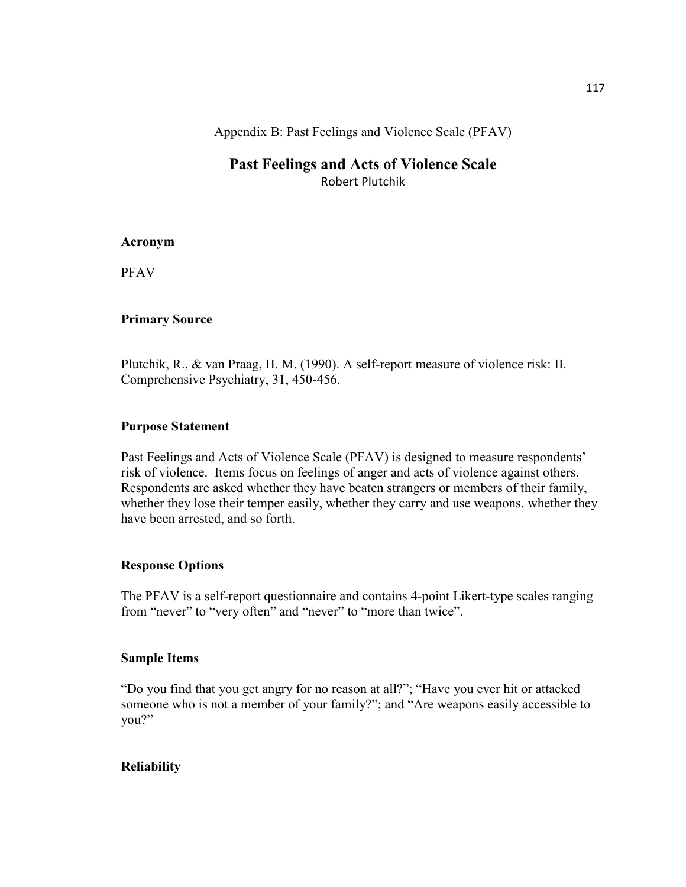Appendix B: Past Feelings and Violence Scale (PFAV)

# Past Feelings and Acts of Violence Scale

Robert Plutchik

**Acronym**

PFAV

**Primary Source**

Plutchik, R., & van Praag, H. M. (1990). A self-report measure of violence risk: II. Comprehensive Psychiatry, 31, 450-456.

**Purpose Statement**

Past Feelings and Acts of Violence Scale (PFAV) is designed to measure respondents' risk of violence. Items focus on feelings of anger and acts of violence against others. Respondents are asked whether they have beaten strangers or members of their family, whether they lose their temper easily, whether they carry and use weapons, whether they have been arrested, and so forth.

**Response Options**

The PFAV is a self-report questionnaire and contains 4-point Likert-type scales ranging from "never" to "very often" and "never" to "more than twice".

**Sample Items**

"Do you find that you get angry for no reason at all?"; "Have you ever hit or attacked someone who is not a member of your family?"; and "Are weapons easily accessible to you?"

**Reliability**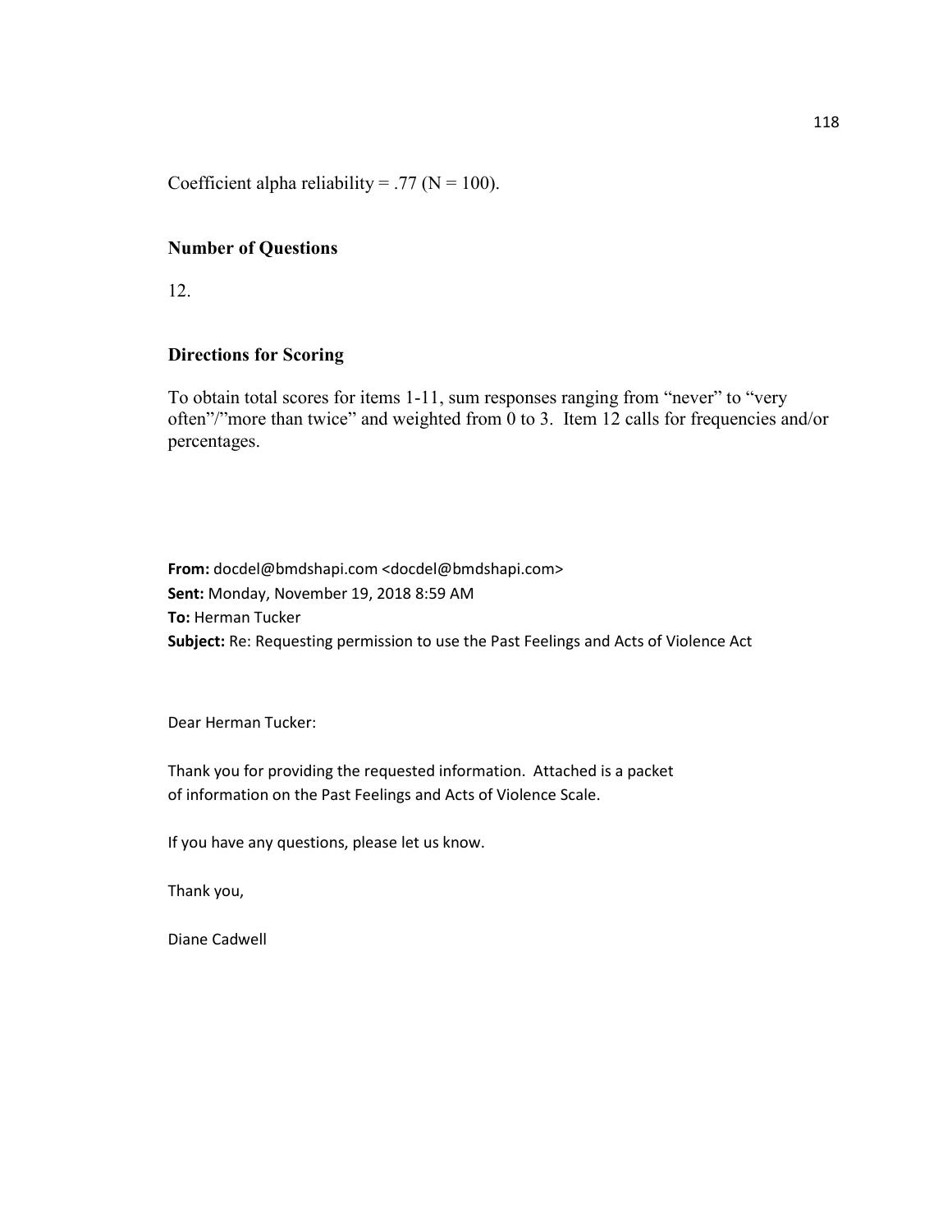Coefficient alpha reliability = .77 (N = 100).

### Number of Questions

12.

### Directions for Scoring

To obtain total scores for items 1-11, sum responses ranging from "never" to "very often"/"more than twice" and weighted from 0 to 3. Item 12 calls for frequencies and/or percentages.

**From:** docdel@bmdshapi.com <docdel@bmdshapi.com>
**Sent:** Monday, November 19, 2018 8:59 AM
**To:** Herman Tucker
**Subject:** Re: Requesting permission to use the Past Feelings and Acts of Violence Act

Dear Herman Tucker:

Thank you for providing the requested information. Attached is a packet of information on the Past Feelings and Acts of Violence Scale.

If you have any questions, please let us know.

Thank you,

Diane Cadwell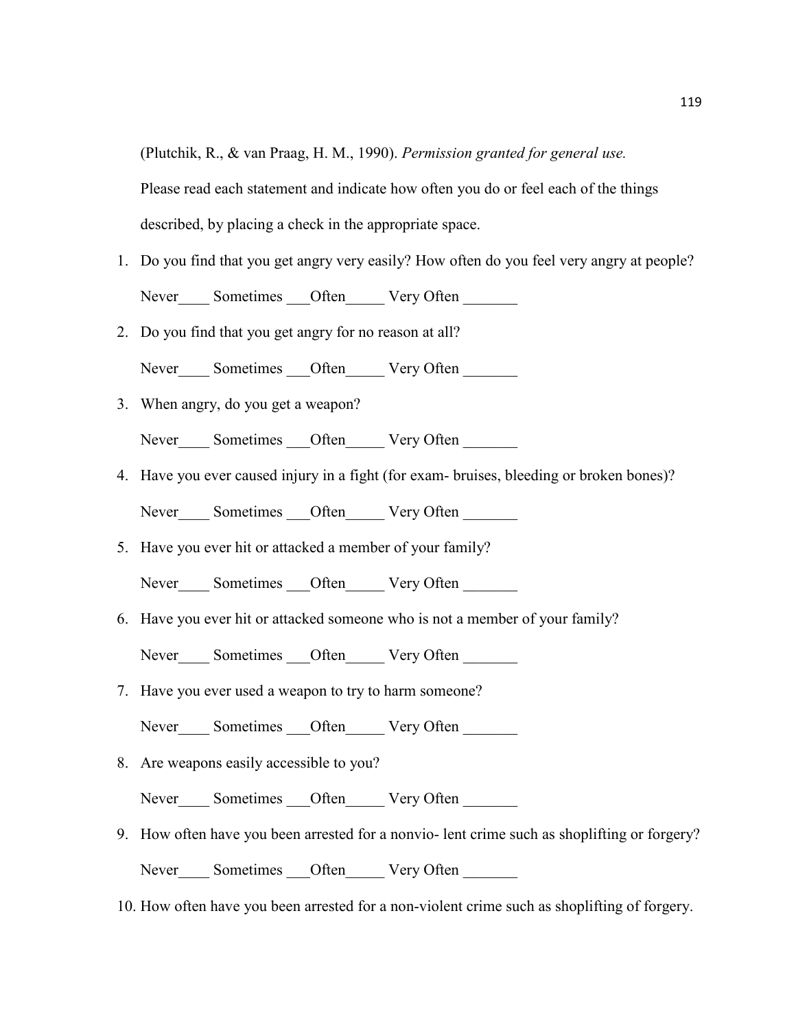(Plutchik, R., & van Praag, H. M., 1990). *Permission granted for general use.*

Please read each statement and indicate how often you do or feel each of the things described, by placing a check in the appropriate space.

1. Do you find that you get angry very easily? How often do you feel very angry at people?

   Never____ Sometimes ___Often_____ Very Often _______

2. Do you find that you get angry for no reason at all?

   Never____ Sometimes ___Often_____ Very Often _______

3. When angry, do you get a weapon?

   Never____ Sometimes ___Often_____ Very Often _______

4. Have you ever caused injury in a fight (for exam- bruises, bleeding or broken bones)?

   Never____ Sometimes ___Often_____ Very Often _______

5. Have you ever hit or attacked a member of your family?

   Never____ Sometimes ___Often_____ Very Often _______

6. Have you ever hit or attacked someone who is not a member of your family?

   Never____ Sometimes ___Often_____ Very Often _______

7. Have you ever used a weapon to try to harm someone?

   Never____ Sometimes ___Often_____ Very Often _______

8. Are weapons easily accessible to you?

   Never____ Sometimes ___Often_____ Very Often _______

9. How often have you been arrested for a nonvio- lent crime such as shoplifting or forgery?

   Never____ Sometimes ___Often_____ Very Often _______

10. How often have you been arrested for a non-violent crime such as shoplifting of forgery.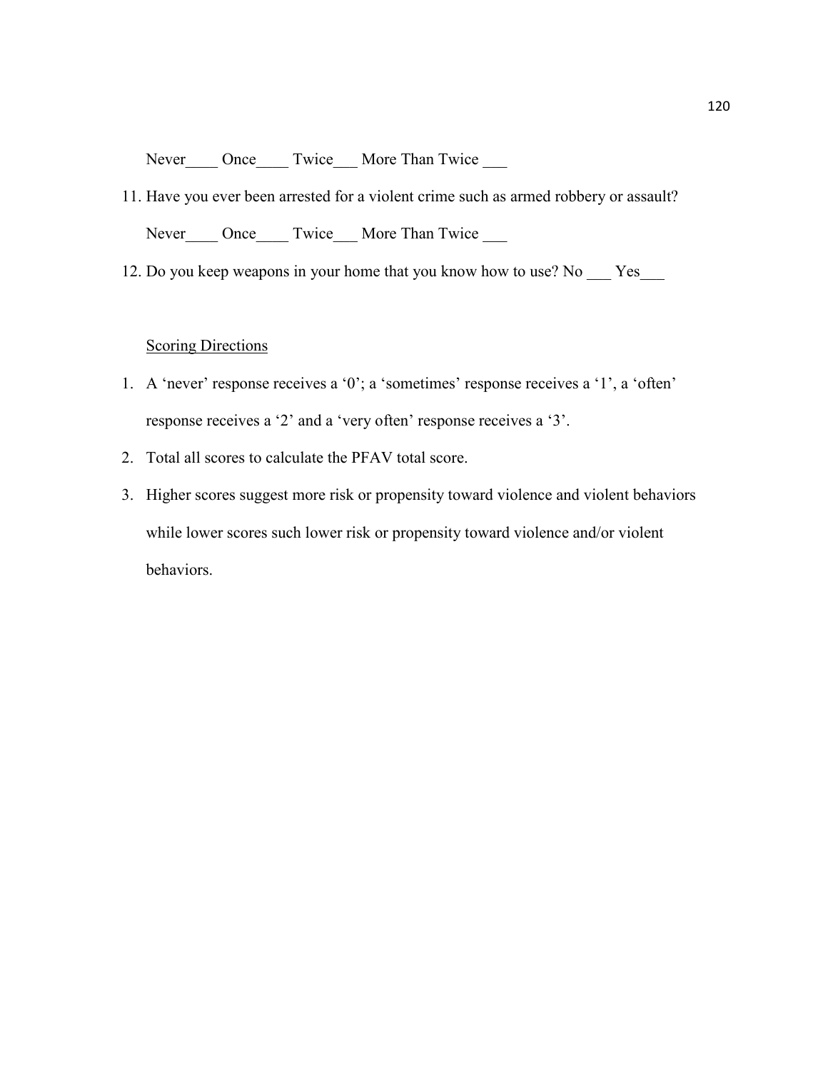Never____ Once____ Twice___ More Than Twice ___

11. Have you ever been arrested for a violent crime such as armed robbery or assault?

    Never____ Once____ Twice___ More Than Twice ___

12. Do you keep weapons in your home that you know how to use? No ___ Yes___

<u>Scoring Directions</u>

1. A 'never' response receives a '0'; a 'sometimes' response receives a '1', a 'often' response receives a '2' and a 'very often' response receives a '3'.
2. Total all scores to calculate the PFAV total score.
3. Higher scores suggest more risk or propensity toward violence and violent behaviors while lower scores such lower risk or propensity toward violence and/or violent behaviors.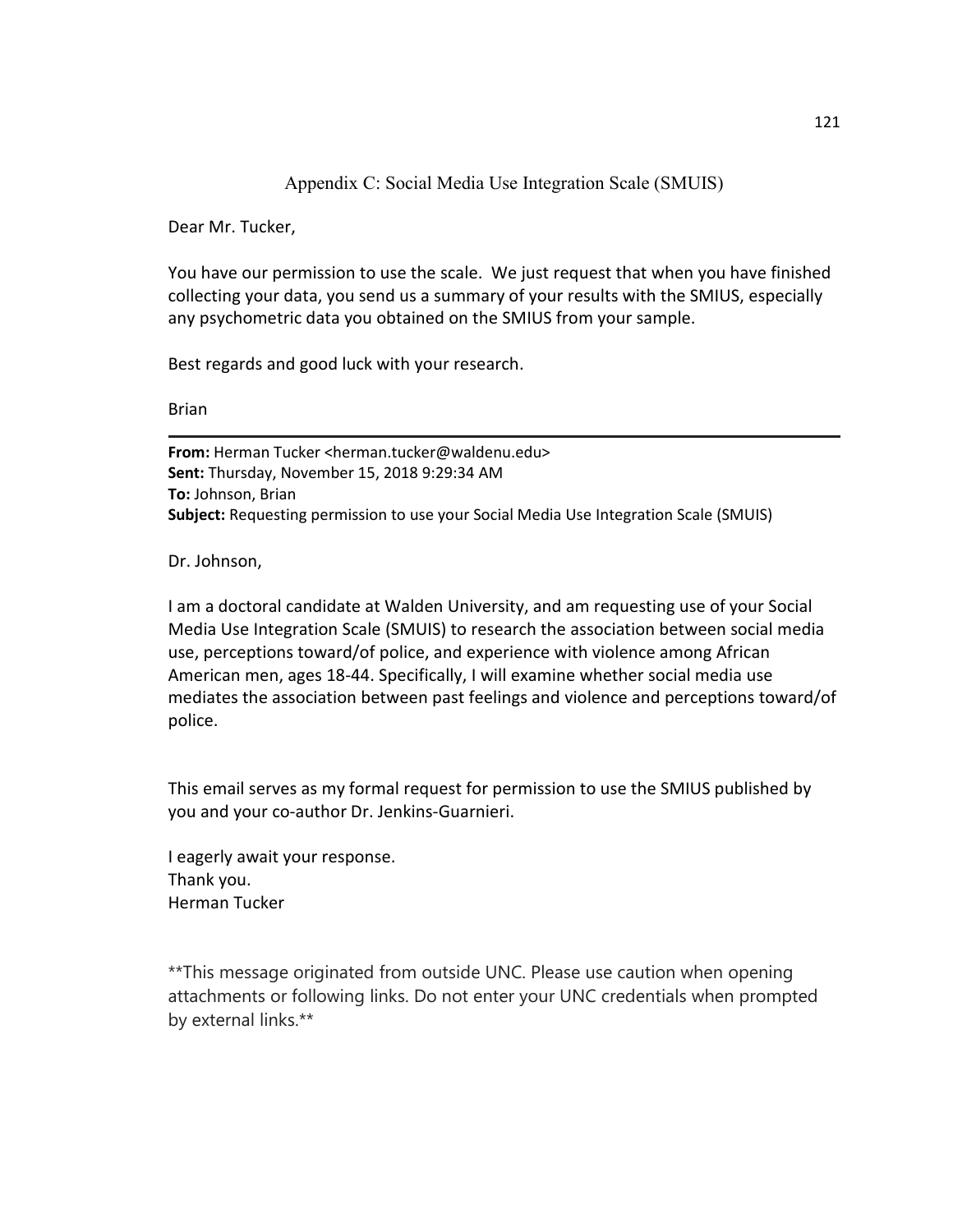# Appendix C: Social Media Use Integration Scale (SMUIS)

Dear Mr. Tucker,

You have our permission to use the scale. We just request that when you have finished collecting your data, you send us a summary of your results with the SMIUS, especially any psychometric data you obtained on the SMIUS from your sample.

Best regards and good luck with your research.

Brian

---

**From:** Herman Tucker <herman.tucker@waldenu.edu>
**Sent:** Thursday, November 15, 2018 9:29:34 AM
**To:** Johnson, Brian
**Subject:** Requesting permission to use your Social Media Use Integration Scale (SMUIS)

Dr. Johnson,

I am a doctoral candidate at Walden University, and am requesting use of your Social Media Use Integration Scale (SMUIS) to research the association between social media use, perceptions toward/of police, and experience with violence among African American men, ages 18-44. Specifically, I will examine whether social media use mediates the association between past feelings and violence and perceptions toward/of police.

This email serves as my formal request for permission to use the SMIUS published by you and your co-author Dr. Jenkins-Guarnieri.

I eagerly await your response.
Thank you.
Herman Tucker

**This message originated from outside UNC. Please use caution when opening attachments or following links. Do not enter your UNC credentials when prompted by external links.**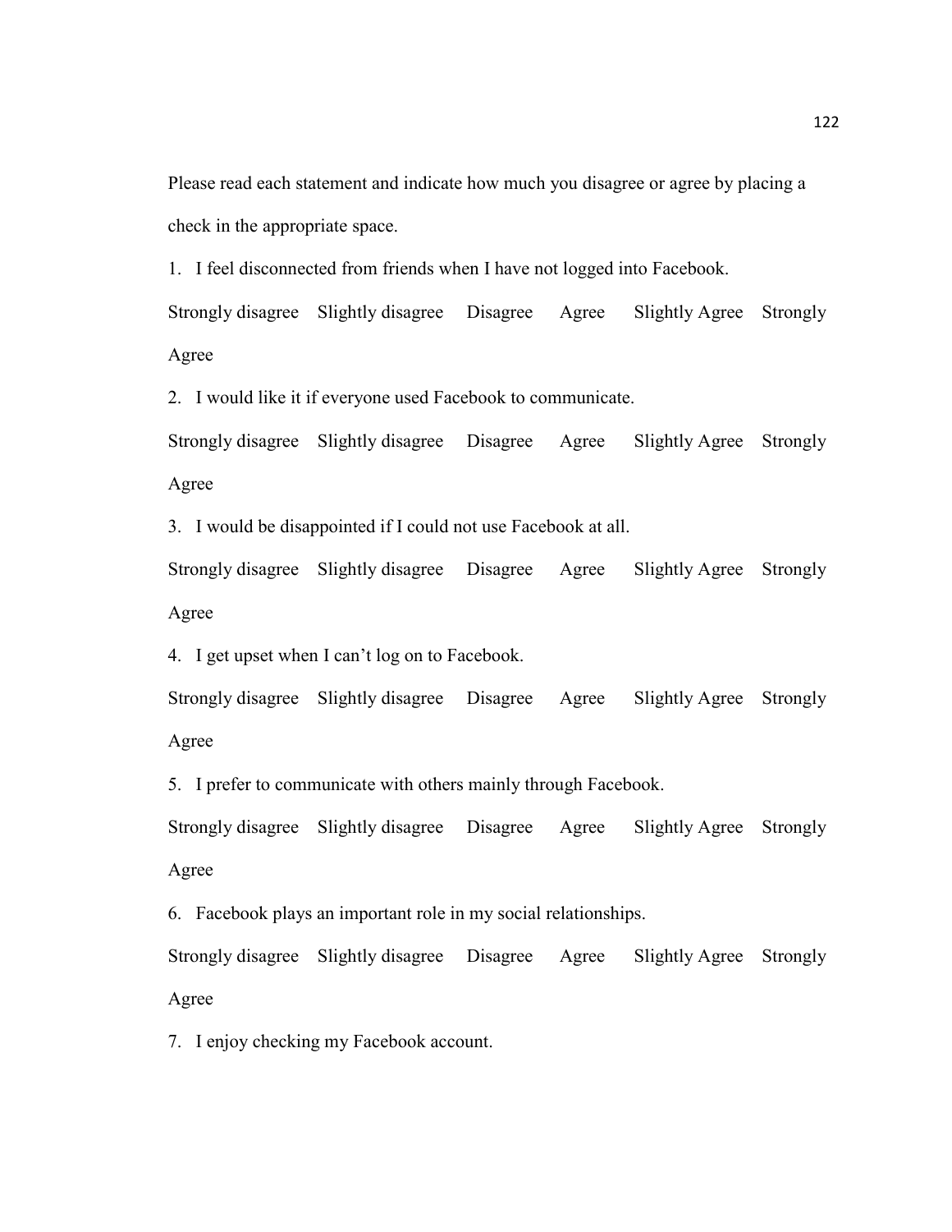Please read each statement and indicate how much you disagree or agree by placing a check in the appropriate space.

1. I feel disconnected from friends when I have not logged into Facebook.

Strongly disagree Slightly disagree Disagree Agree Slightly Agree Strongly Agree

2. I would like it if everyone used Facebook to communicate.

Strongly disagree Slightly disagree Disagree Agree Slightly Agree Strongly Agree

3. I would be disappointed if I could not use Facebook at all.

Strongly disagree Slightly disagree Disagree Agree Slightly Agree Strongly Agree

4. I get upset when I can't log on to Facebook.

Strongly disagree Slightly disagree Disagree Agree Slightly Agree Strongly Agree

5. I prefer to communicate with others mainly through Facebook.

Strongly disagree Slightly disagree Disagree Agree Slightly Agree Strongly Agree

6. Facebook plays an important role in my social relationships.

Strongly disagree Slightly disagree Disagree Agree Slightly Agree Strongly Agree

7. I enjoy checking my Facebook account.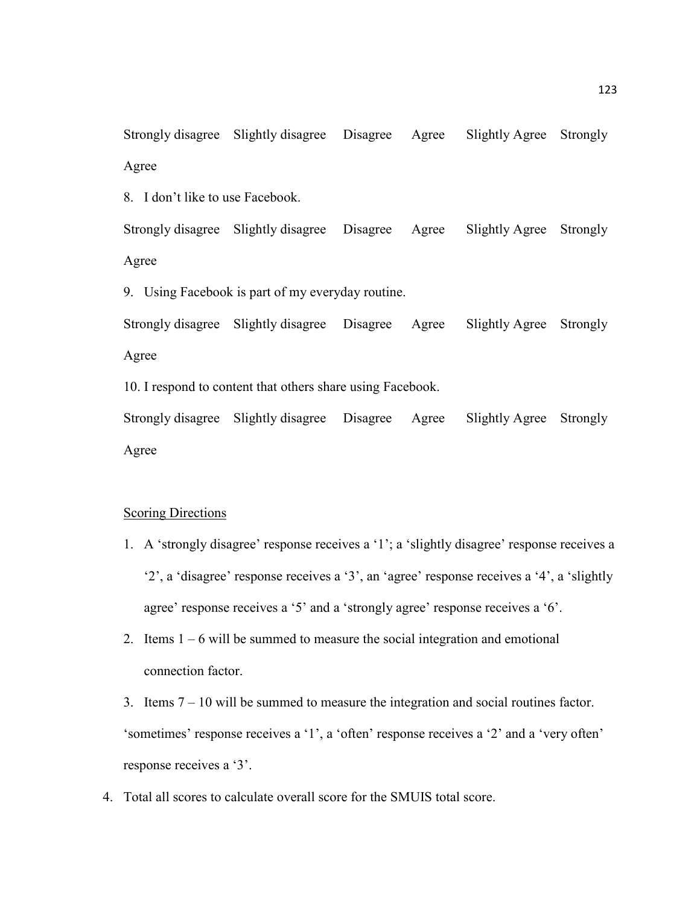Strongly disagree  Slightly disagree  Disagree  Agree  Slightly Agree  Strongly Agree

8. I don't like to use Facebook.

Strongly disagree  Slightly disagree  Disagree  Agree  Slightly Agree  Strongly Agree

9. Using Facebook is part of my everyday routine.

Strongly disagree  Slightly disagree  Disagree  Agree  Slightly Agree  Strongly Agree

10. I respond to content that others share using Facebook.

Strongly disagree  Slightly disagree  Disagree  Agree  Slightly Agree  Strongly Agree

<u>Scoring Directions</u>

1. A 'strongly disagree' response receives a '1'; a 'slightly disagree' response receives a '2', a 'disagree' response receives a '3', an 'agree' response receives a '4', a 'slightly agree' response receives a '5' and a 'strongly agree' response receives a '6'.
2. Items 1 – 6 will be summed to measure the social integration and emotional connection factor.
3. Items 7 – 10 will be summed to measure the integration and social routines factor.

'sometimes' response receives a '1', a 'often' response receives a '2' and a 'very often' response receives a '3'.

4. Total all scores to calculate overall score for the SMUIS total score.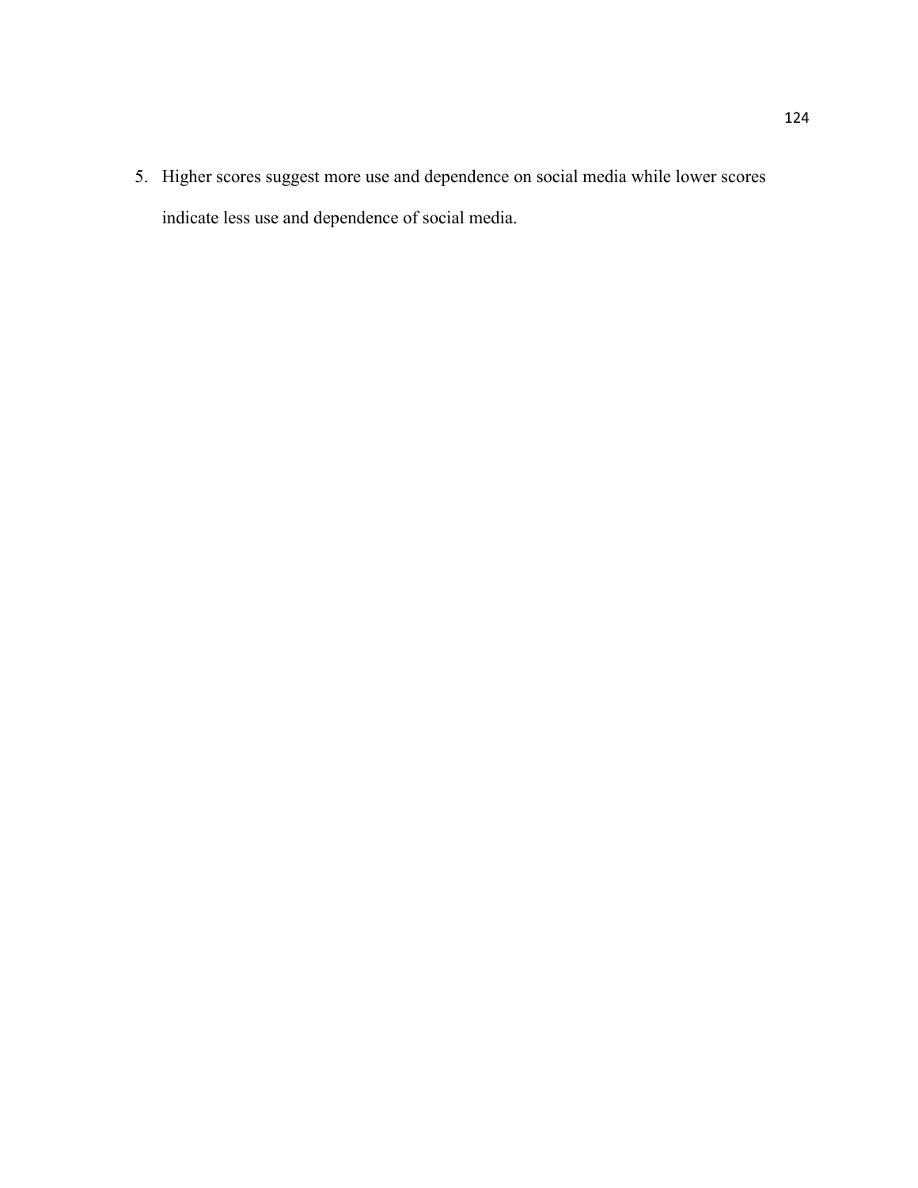5. Higher scores suggest more use and dependence on social media while lower scores indicate less use and dependence of social media.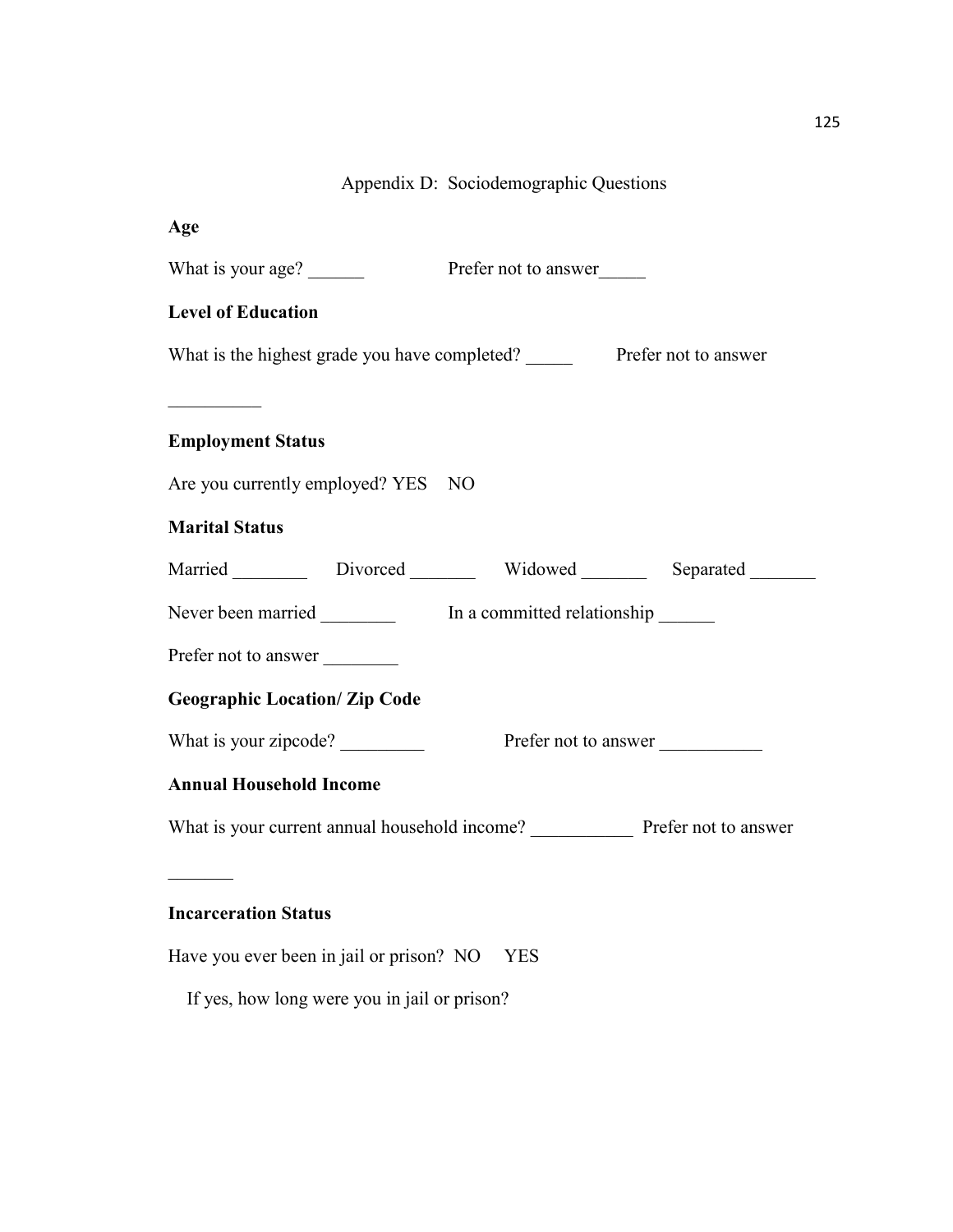## Appendix D: Sociodemographic Questions

**Age**

What is your age? ______ Prefer not to answer_____

**Level of Education**

What is the highest grade you have completed? _____ Prefer not to answer __________

**Employment Status**

Are you currently employed? YES NO

**Marital Status**

Married ________ Divorced _______ Widowed _______ Separated _______

Never been married ________ In a committed relationship ______

Prefer not to answer ________

**Geographic Location/ Zip Code**

What is your zipcode? _________ Prefer not to answer ___________

**Annual Household Income**

What is your current annual household income? ___________ Prefer not to answer _______

**Incarceration Status**

Have you ever been in jail or prison? NO YES

If yes, how long were you in jail or prison?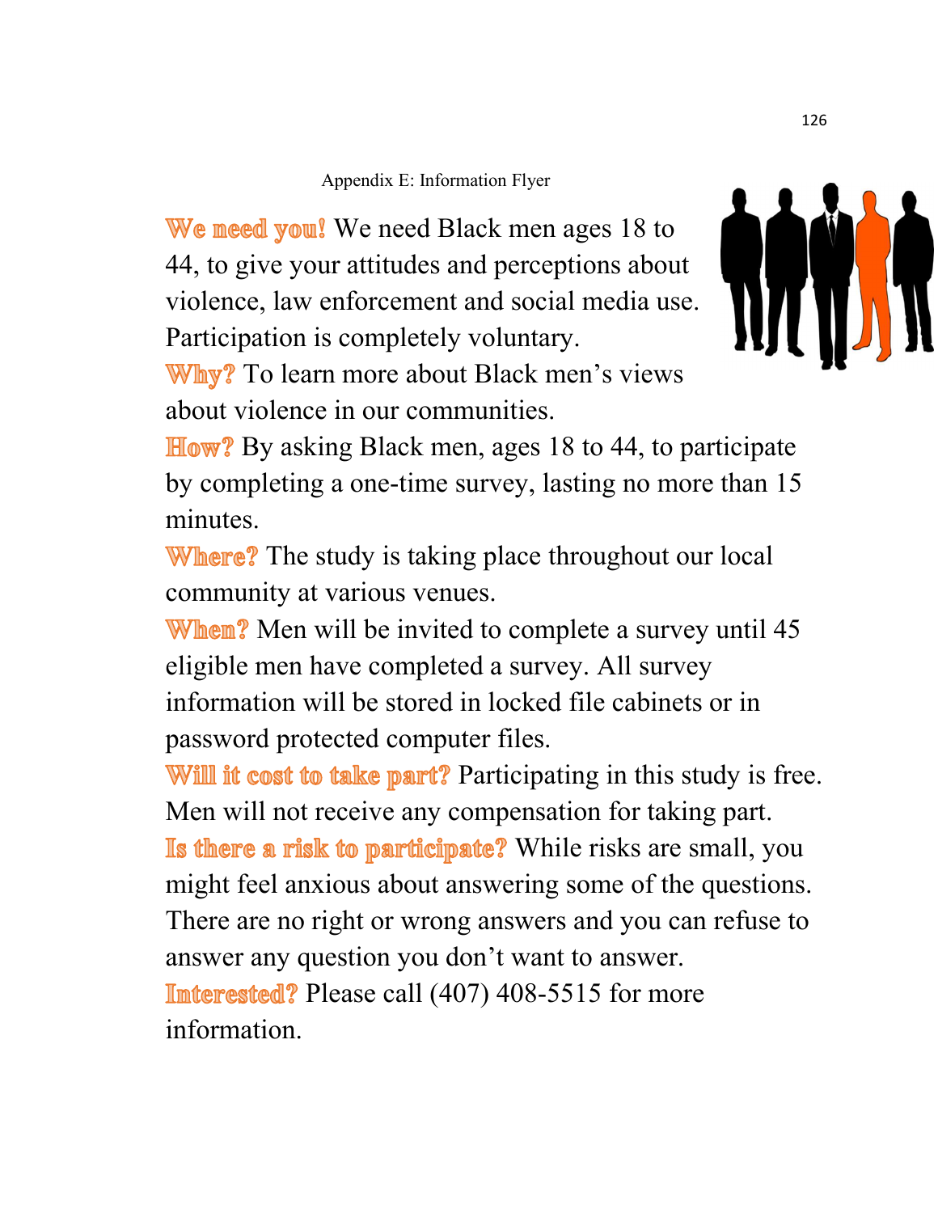Appendix E: Information Flyer

**We need you!** We need Black men ages 18 to 44, to give your attitudes and perceptions about violence, law enforcement and social media use. Participation is completely voluntary.

**Why?** To learn more about Black men's views about violence in our communities.

**How?** By asking Black men, ages 18 to 44, to participate by completing a one-time survey, lasting no more than 15 minutes.

**Where?** The study is taking place throughout our local community at various venues.

**When?** Men will be invited to complete a survey until 45 eligible men have completed a survey. All survey information will be stored in locked file cabinets or in password protected computer files.

**Will it cost to take part?** Participating in this study is free. Men will not receive any compensation for taking part.

**Is there a risk to participate?** While risks are small, you might feel anxious about answering some of the questions. There are no right or wrong answers and you can refuse to answer any question you don't want to answer.

**Interested?** Please call (407) 408-5515 for more information.